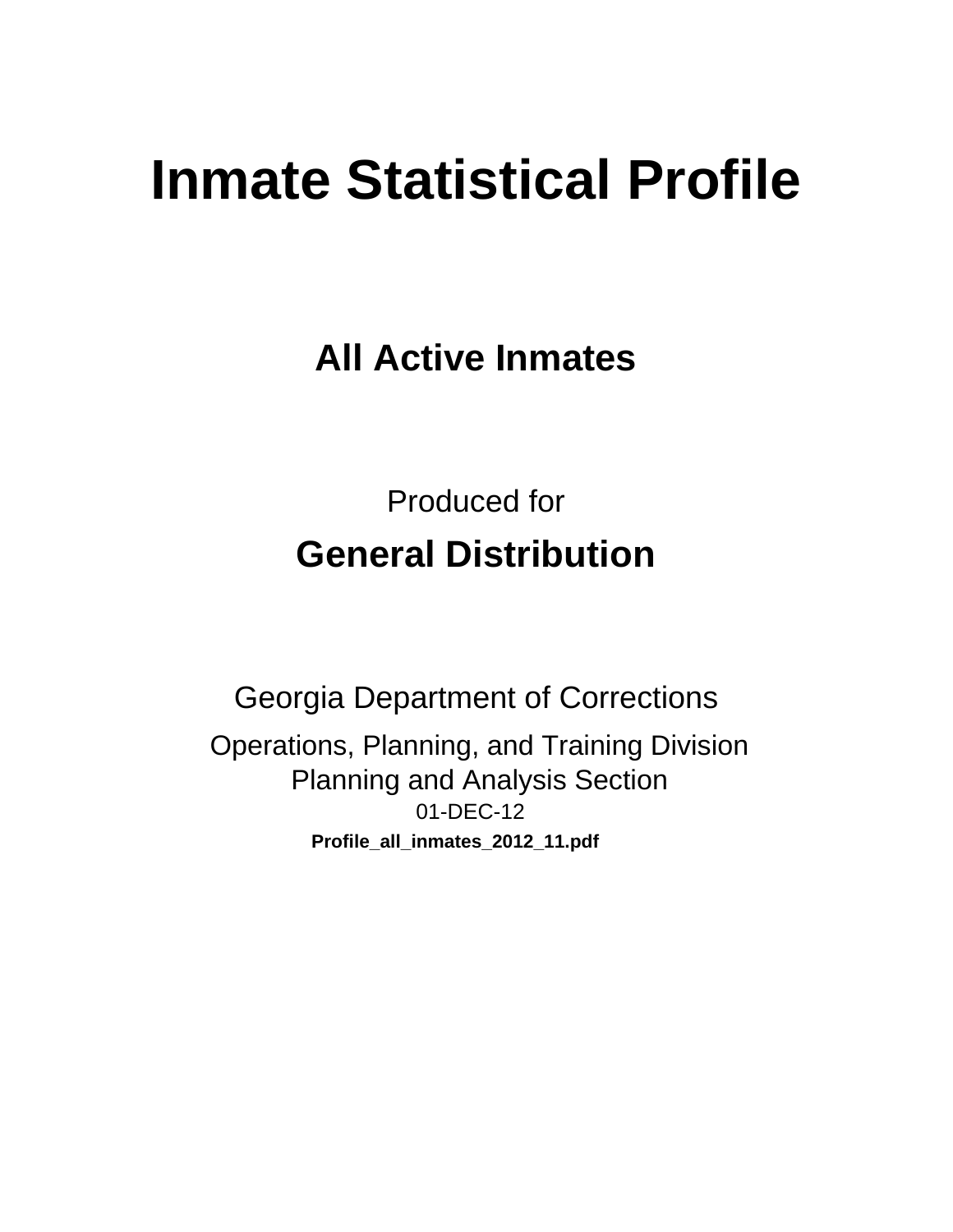# Inmate Statistical Profile

## All Active Inmates

Produced for

## General Distribution

Georgia Department of Corrections

Operations, Planning, and Training Division
Planning and Analysis Section
01-DEC-12

**Profile_all_inmates_2012_11.pdf**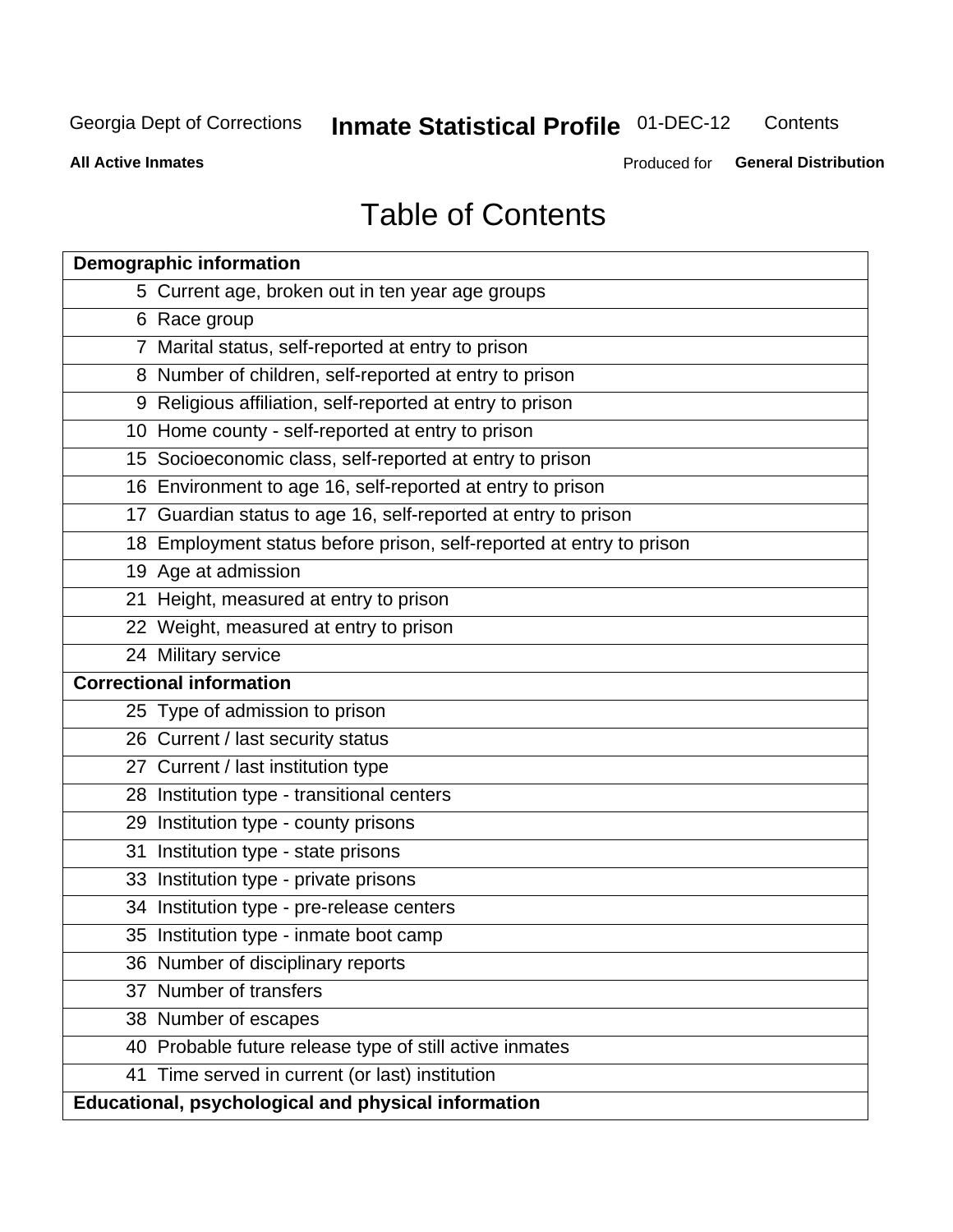# Table of Contents

| Page | Section |
|---|---|
| **Demographic information** | |
| 5 | Current age, broken out in ten year age groups |
| 6 | Race group |
| 7 | Marital status, self-reported at entry to prison |
| 8 | Number of children, self-reported at entry to prison |
| 9 | Religious affiliation, self-reported at entry to prison |
| 10 | Home county - self-reported at entry to prison |
| 15 | Socioeconomic class, self-reported at entry to prison |
| 16 | Environment to age 16, self-reported at entry to prison |
| 17 | Guardian status to age 16, self-reported at entry to prison |
| 18 | Employment status before prison, self-reported at entry to prison |
| 19 | Age at admission |
| 21 | Height, measured at entry to prison |
| 22 | Weight, measured at entry to prison |
| 24 | Military service |
| **Correctional information** | |
| 25 | Type of admission to prison |
| 26 | Current / last security status |
| 27 | Current / last institution type |
| 28 | Institution type - transitional centers |
| 29 | Institution type - county prisons |
| 31 | Institution type - state prisons |
| 33 | Institution type - private prisons |
| 34 | Institution type - pre-release centers |
| 35 | Institution type - inmate boot camp |
| 36 | Number of disciplinary reports |
| 37 | Number of transfers |
| 38 | Number of escapes |
| 40 | Probable future release type of still active inmates |
| 41 | Time served in current (or last) institution |
| **Educational, psychological and physical information** | |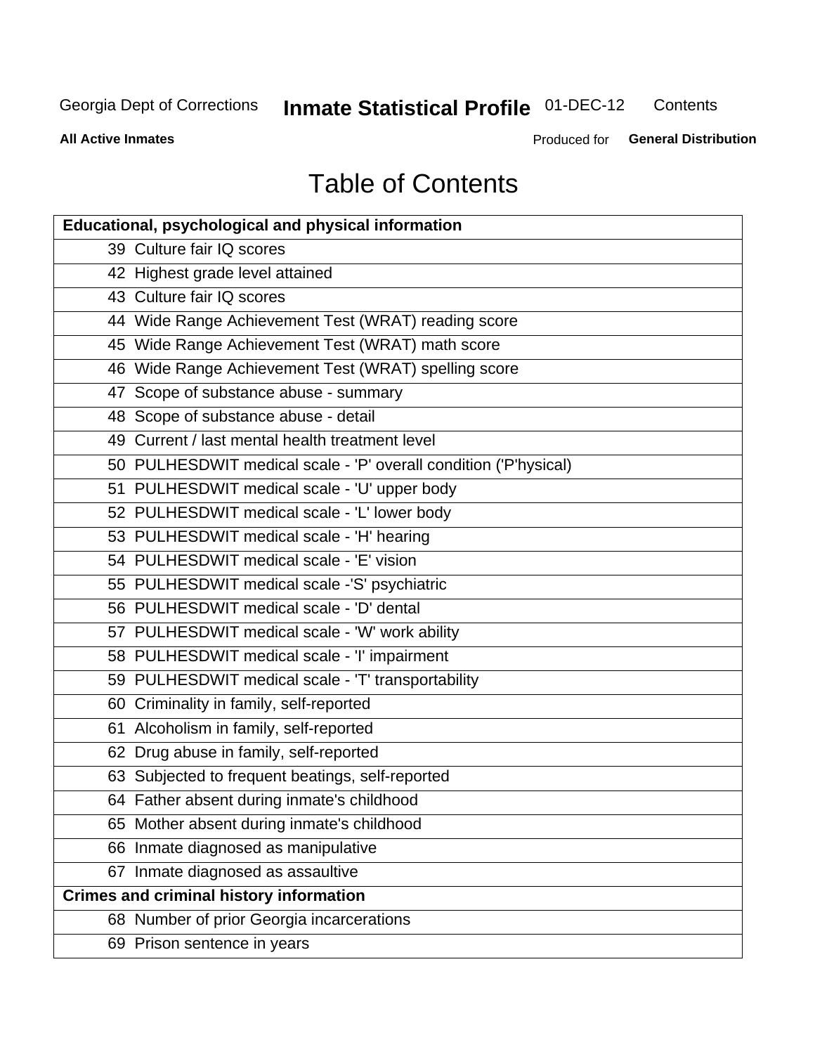# Table of Contents

| Educational, psychological and physical information |
|---|
| 39 Culture fair IQ scores |
| 42 Highest grade level attained |
| 43 Culture fair IQ scores |
| 44 Wide Range Achievement Test (WRAT) reading score |
| 45 Wide Range Achievement Test (WRAT) math score |
| 46 Wide Range Achievement Test (WRAT) spelling score |
| 47 Scope of substance abuse - summary |
| 48 Scope of substance abuse - detail |
| 49 Current / last mental health treatment level |
| 50 PULHESDWIT medical scale - 'P' overall condition ('P'hysical) |
| 51 PULHESDWIT medical scale - 'U' upper body |
| 52 PULHESDWIT medical scale - 'L' lower body |
| 53 PULHESDWIT medical scale - 'H' hearing |
| 54 PULHESDWIT medical scale - 'E' vision |
| 55 PULHESDWIT medical scale -'S' psychiatric |
| 56 PULHESDWIT medical scale - 'D' dental |
| 57 PULHESDWIT medical scale - 'W' work ability |
| 58 PULHESDWIT medical scale - 'I' impairment |
| 59 PULHESDWIT medical scale - 'T' transportability |
| 60 Criminality in family, self-reported |
| 61 Alcoholism in family, self-reported |
| 62 Drug abuse in family, self-reported |
| 63 Subjected to frequent beatings, self-reported |
| 64 Father absent during inmate's childhood |
| 65 Mother absent during inmate's childhood |
| 66 Inmate diagnosed as manipulative |
| 67 Inmate diagnosed as assaultive |
| **Crimes and criminal history information** |
| 68 Number of prior Georgia incarcerations |
| 69 Prison sentence in years |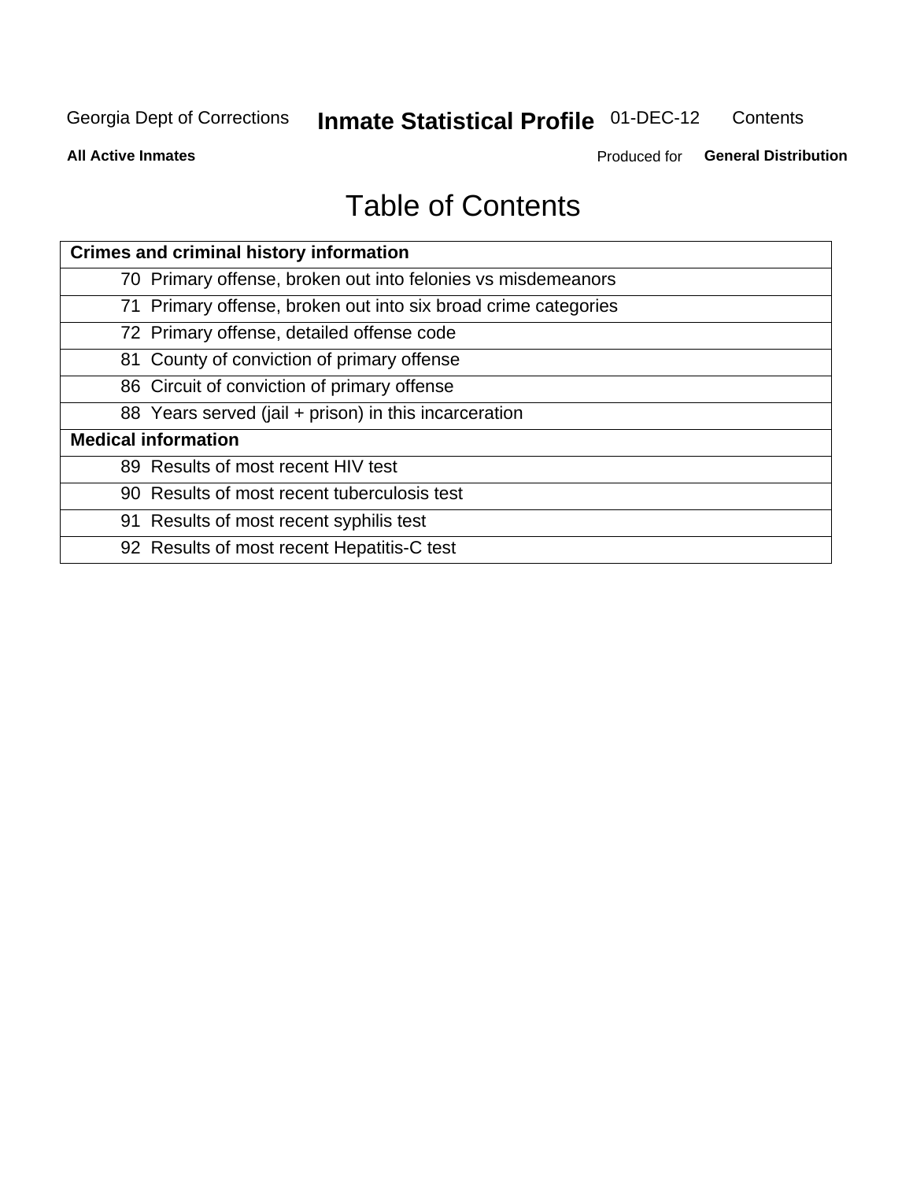# Table of Contents

| Crimes and criminal history information | |
|---|---|
| 70 | Primary offense, broken out into felonies vs misdemeanors |
| 71 | Primary offense, broken out into six broad crime categories |
| 72 | Primary offense, detailed offense code |
| 81 | County of conviction of primary offense |
| 86 | Circuit of conviction of primary offense |
| 88 | Years served (jail + prison) in this incarceration |
| **Medical information** | |
| 89 | Results of most recent HIV test |
| 90 | Results of most recent tuberculosis test |
| 91 | Results of most recent syphilis test |
| 92 | Results of most recent Hepatitis-C test |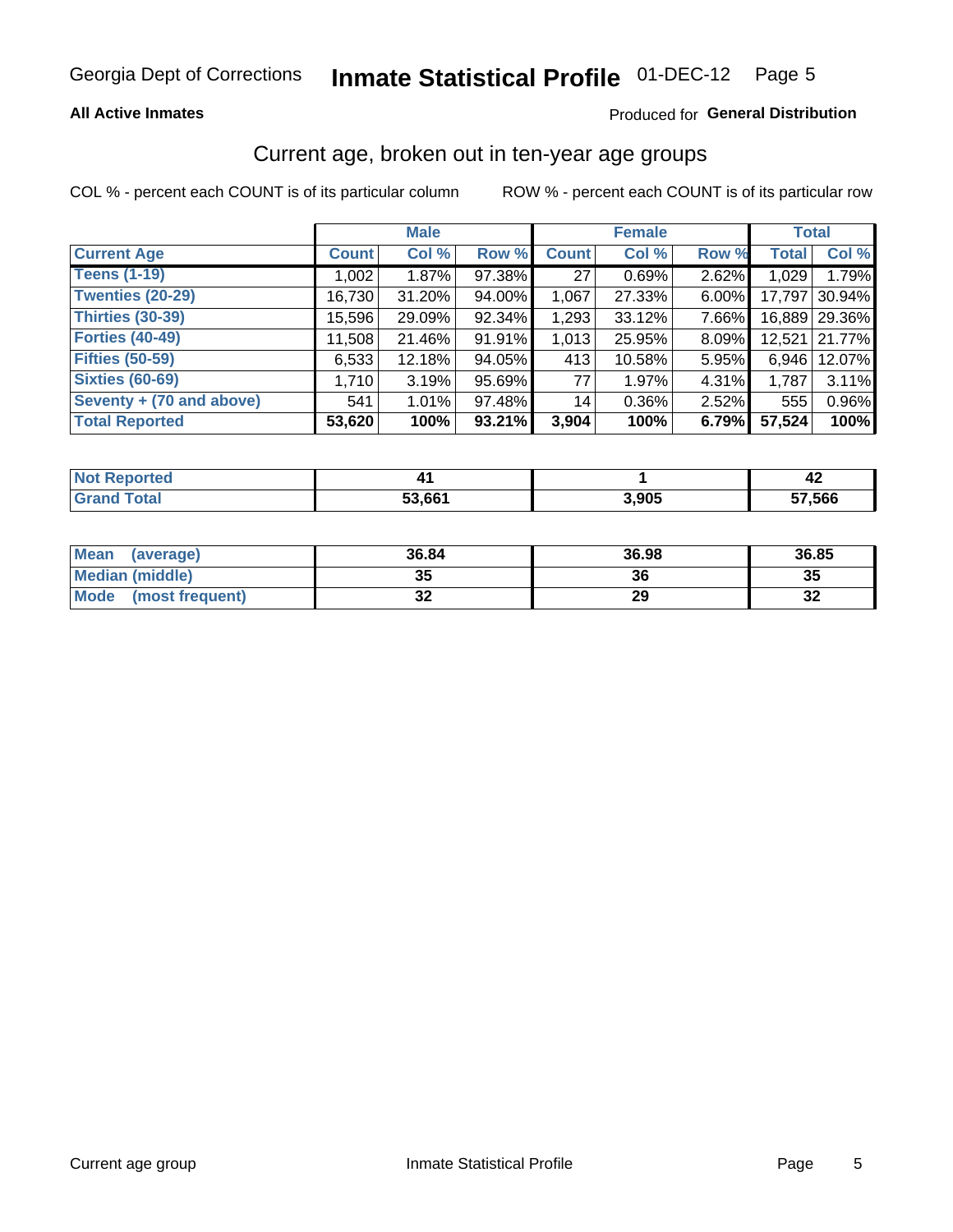Georgia Dept of Corrections **Inmate Statistical Profile** 01-DEC-12

**All Active Inmates**

Produced for **General Distribution**

## Current age, broken out in ten-year age groups

COL % - percent each COUNT is of its particular column ROW % - percent each COUNT is of its particular row

| | Male | | | Female | | | Total | |
|---|---|---|---|---|---|---|---|---|
| **Current Age** | **Count** | **Col %** | **Row %** | **Count** | **Col %** | **Row %** | **Total** | **Col %** |
| **Teens (1-19)** | 1,002 | 1.87% | 97.38% | 27 | 0.69% | 2.62% | 1,029 | 1.79% |
| **Twenties (20-29)** | 16,730 | 31.20% | 94.00% | 1,067 | 27.33% | 6.00% | 17,797 | 30.94% |
| **Thirties (30-39)** | 15,596 | 29.09% | 92.34% | 1,293 | 33.12% | 7.66% | 16,889 | 29.36% |
| **Forties (40-49)** | 11,508 | 21.46% | 91.91% | 1,013 | 25.95% | 8.09% | 12,521 | 21.77% |
| **Fifties (50-59)** | 6,533 | 12.18% | 94.05% | 413 | 10.58% | 5.95% | 6,946 | 12.07% |
| **Sixties (60-69)** | 1,710 | 3.19% | 95.69% | 77 | 1.97% | 4.31% | 1,787 | 3.11% |
| **Seventy + (70 and above)** | 541 | 1.01% | 97.48% | 14 | 0.36% | 2.52% | 555 | 0.96% |
| **Total Reported** | **53,620** | **100%** | **93.21%** | **3,904** | **100%** | **6.79%** | **57,524** | **100%** |

| | Male | Female | Total |
|---|---|---|---|
| **Not Reported** | **41** | **1** | **42** |
| **Grand Total** | **53,661** | **3,905** | **57,566** |

| | Male | Female | Total |
|---|---|---|---|
| **Mean (average)** | **36.84** | **36.98** | **36.85** |
| **Median (middle)** | **35** | **36** | **35** |
| **Mode (most frequent)** | **32** | **29** | **32** |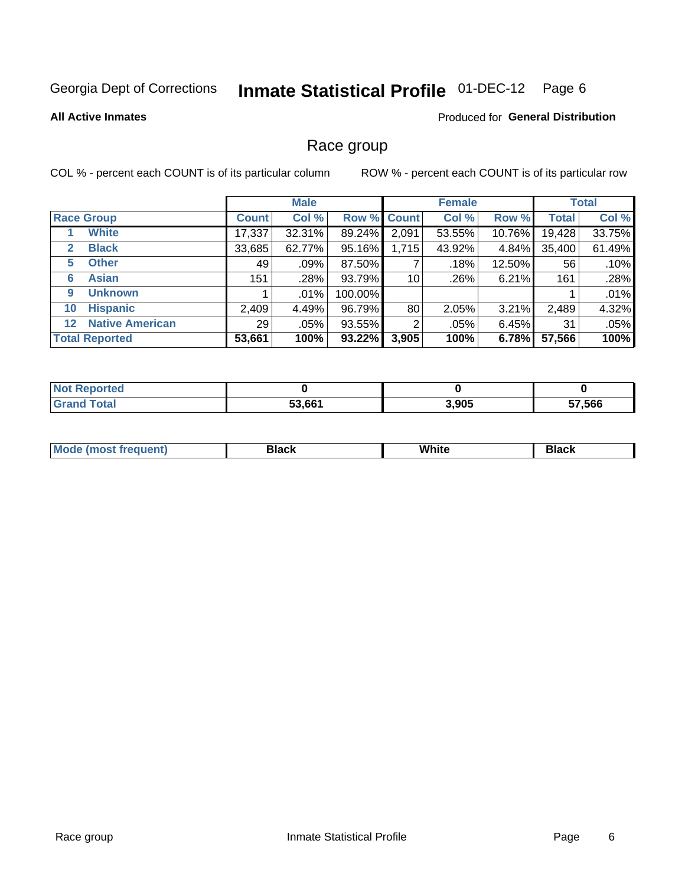Georgia Dept of Corrections **Inmate Statistical Profile** 01-DEC-12 Page 6

**All Active Inmates**

Produced for **General Distribution**

## Race group

COL % - percent each COUNT is of its particular column ROW % - percent each COUNT is of its particular row

| | Male | | | Female | | | Total | |
|---|---|---|---|---|---|---|---|---|
| **Race Group** | **Count** | **Col %** | **Row %** | **Count** | **Col %** | **Row %** | **Total** | **Col %** |
| 1 **White** | 17,337 | 32.31% | 89.24% | 2,091 | 53.55% | 10.76% | 19,428 | 33.75% |
| 2 **Black** | 33,685 | 62.77% | 95.16% | 1,715 | 43.92% | 4.84% | 35,400 | 61.49% |
| 5 **Other** | 49 | .09% | 87.50% | 7 | .18% | 12.50% | 56 | .10% |
| 6 **Asian** | 151 | .28% | 93.79% | 10 | .26% | 6.21% | 161 | .28% |
| 9 **Unknown** | 1 | .01% | 100.00% | | | | 1 | .01% |
| 10 **Hispanic** | 2,409 | 4.49% | 96.79% | 80 | 2.05% | 3.21% | 2,489 | 4.32% |
| 12 **Native American** | 29 | .05% | 93.55% | 2 | .05% | 6.45% | 31 | .05% |
| **Total Reported** | **53,661** | **100%** | **93.22%** | **3,905** | **100%** | **6.78%** | **57,566** | **100%** |

| | Male | Female | Total |
|---|---|---|---|
| **Not Reported** | **0** | **0** | **0** |
| **Grand Total** | **53,661** | **3,905** | **57,566** |

| | Male | Female | Total |
|---|---|---|---|
| **Mode (most frequent)** | **Black** | **White** | **Black** |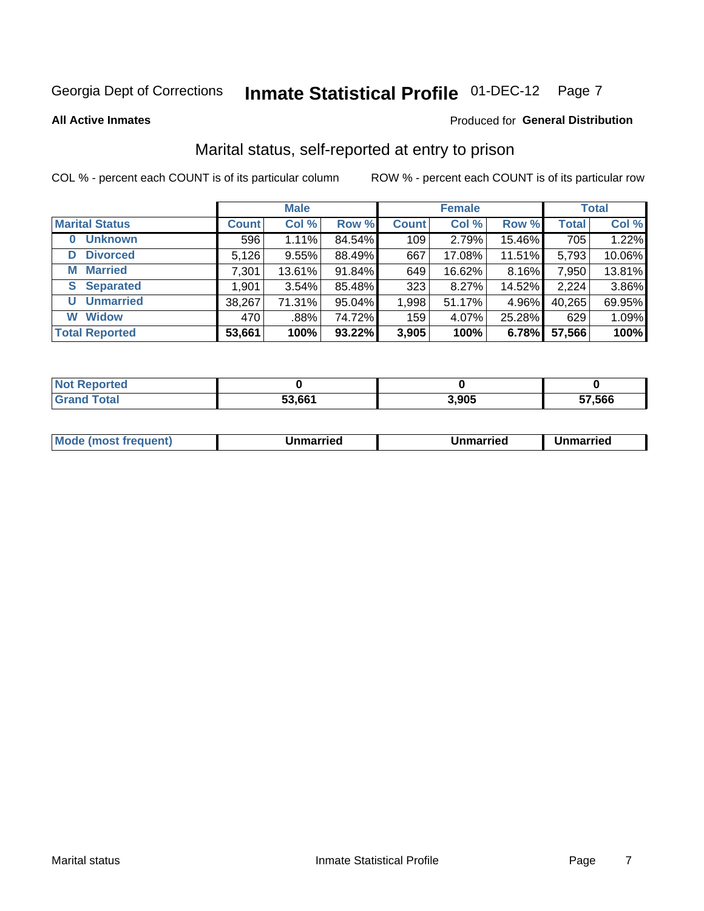Georgia Dept of Corrections **Inmate Statistical Profile** 01-DEC-12

**All Active Inmates**

Produced for **General Distribution**

## Marital status, self-reported at entry to prison

COL % - percent each COUNT is of its particular column    ROW % - percent each COUNT is of its particular row

| | Male | | | Female | | | Total | |
|---|---|---|---|---|---|---|---|---|
| **Marital Status** | **Count** | **Col %** | **Row %** | **Count** | **Col %** | **Row %** | **Total** | **Col %** |
| **0 Unknown** | 596 | 1.11% | 84.54% | 109 | 2.79% | 15.46% | 705 | 1.22% |
| **D Divorced** | 5,126 | 9.55% | 88.49% | 667 | 17.08% | 11.51% | 5,793 | 10.06% |
| **M Married** | 7,301 | 13.61% | 91.84% | 649 | 16.62% | 8.16% | 7,950 | 13.81% |
| **S Separated** | 1,901 | 3.54% | 85.48% | 323 | 8.27% | 14.52% | 2,224 | 3.86% |
| **U Unmarried** | 38,267 | 71.31% | 95.04% | 1,998 | 51.17% | 4.96% | 40,265 | 69.95% |
| **W Widow** | 470 | .88% | 74.72% | 159 | 4.07% | 25.28% | 629 | 1.09% |
| **Total Reported** | **53,661** | **100%** | **93.22%** | **3,905** | **100%** | **6.78%** | **57,566** | **100%** |

| | Male | Female | Total |
|---|---|---|---|
| **Not Reported** | **0** | **0** | **0** |
| **Grand Total** | **53,661** | **3,905** | **57,566** |

| | Male | Female | Total |
|---|---|---|---|
| **Mode (most frequent)** | **Unmarried** | **Unmarried** | **Unmarried** |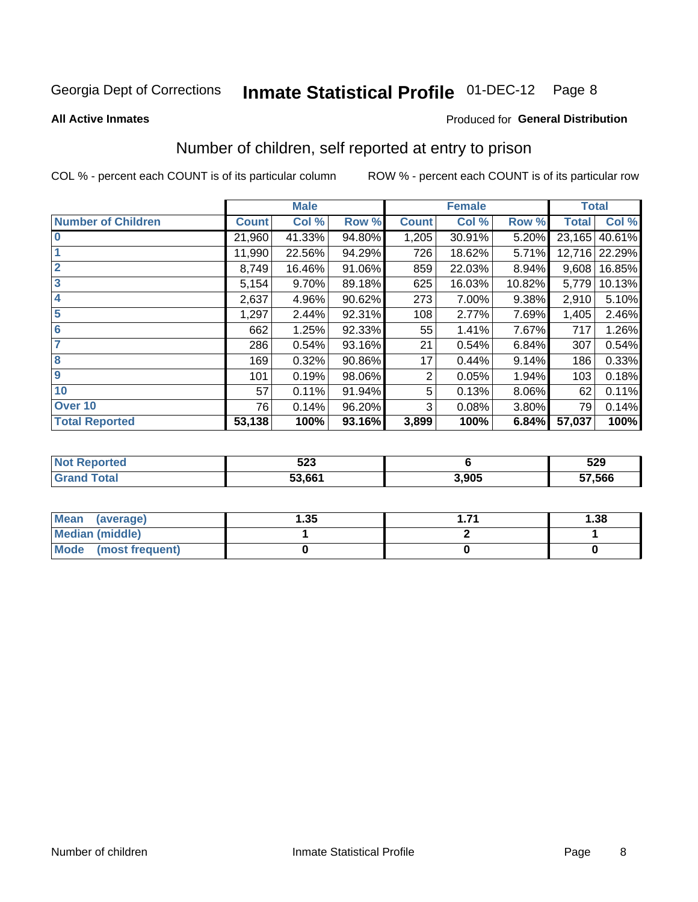Georgia Dept of Corrections **Inmate Statistical Profile** 01-DEC-12

**All Active Inmates**

Produced for **General Distribution**

## Number of children, self reported at entry to prison

COL % - percent each COUNT is of its particular column ROW % - percent each COUNT is of its particular row

| | Male | | | Female | | | Total | |
|---|---|---|---|---|---|---|---|---|
| **Number of Children** | **Count** | **Col %** | **Row %** | **Count** | **Col %** | **Row %** | **Total** | **Col %** |
| **0** | 21,960 | 41.33% | 94.80% | 1,205 | 30.91% | 5.20% | 23,165 | 40.61% |
| **1** | 11,990 | 22.56% | 94.29% | 726 | 18.62% | 5.71% | 12,716 | 22.29% |
| **2** | 8,749 | 16.46% | 91.06% | 859 | 22.03% | 8.94% | 9,608 | 16.85% |
| **3** | 5,154 | 9.70% | 89.18% | 625 | 16.03% | 10.82% | 5,779 | 10.13% |
| **4** | 2,637 | 4.96% | 90.62% | 273 | 7.00% | 9.38% | 2,910 | 5.10% |
| **5** | 1,297 | 2.44% | 92.31% | 108 | 2.77% | 7.69% | 1,405 | 2.46% |
| **6** | 662 | 1.25% | 92.33% | 55 | 1.41% | 7.67% | 717 | 1.26% |
| **7** | 286 | 0.54% | 93.16% | 21 | 0.54% | 6.84% | 307 | 0.54% |
| **8** | 169 | 0.32% | 90.86% | 17 | 0.44% | 9.14% | 186 | 0.33% |
| **9** | 101 | 0.19% | 98.06% | 2 | 0.05% | 1.94% | 103 | 0.18% |
| **10** | 57 | 0.11% | 91.94% | 5 | 0.13% | 8.06% | 62 | 0.11% |
| **Over 10** | 76 | 0.14% | 96.20% | 3 | 0.08% | 3.80% | 79 | 0.14% |
| **Total Reported** | **53,138** | **100%** | **93.16%** | **3,899** | **100%** | **6.84%** | **57,037** | **100%** |

| | Male | Female | Total |
|---|---|---|---|
| **Not Reported** | **523** | **6** | **529** |
| **Grand Total** | **53,661** | **3,905** | **57,566** |

| | Male | Female | Total |
|---|---|---|---|
| **Mean (average)** | **1.35** | **1.71** | **1.38** |
| **Median (middle)** | **1** | **2** | **1** |
| **Mode (most frequent)** | **0** | **0** | **0** |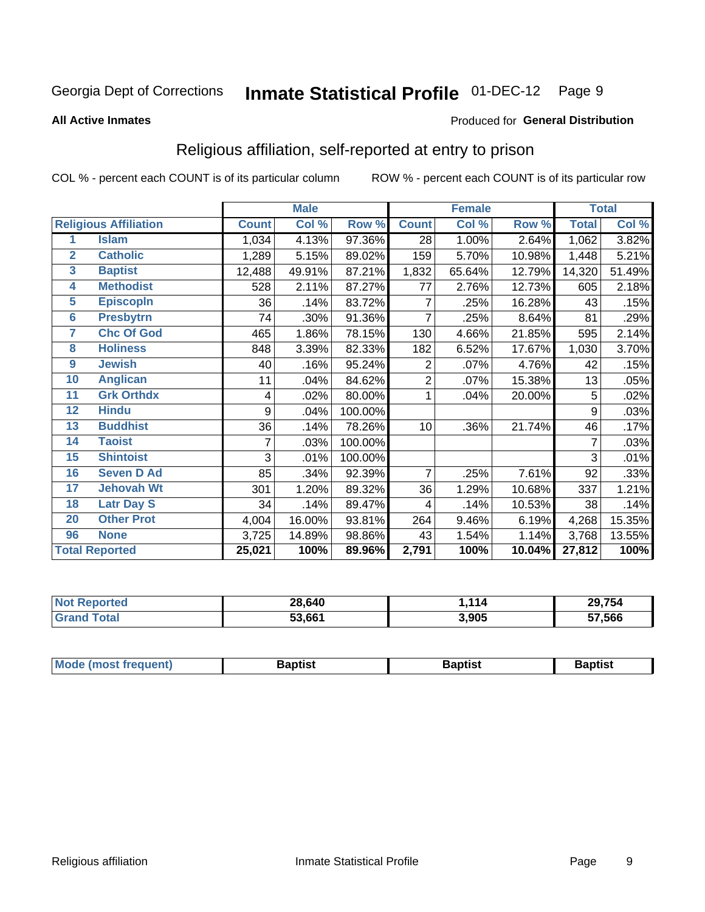Georgia Dept of Corrections **Inmate Statistical Profile** 01-DEC-12

**All Active Inmates**

Produced for **General Distribution**

## Religious affiliation, self-reported at entry to prison

COL % - percent each COUNT is of its particular column    ROW % - percent each COUNT is of its particular row

| Religious Affiliation | | Male | | | Female | | | Total | |
|---|---|---|---|---|---|---|---|---|---|
| | | Count | Col % | Row % | Count | Col % | Row % | Total | Col % |
| 1 | Islam | 1,034 | 4.13% | 97.36% | 28 | 1.00% | 2.64% | 1,062 | 3.82% |
| 2 | Catholic | 1,289 | 5.15% | 89.02% | 159 | 5.70% | 10.98% | 1,448 | 5.21% |
| 3 | Baptist | 12,488 | 49.91% | 87.21% | 1,832 | 65.64% | 12.79% | 14,320 | 51.49% |
| 4 | Methodist | 528 | 2.11% | 87.27% | 77 | 2.76% | 12.73% | 605 | 2.18% |
| 5 | Episcopln | 36 | .14% | 83.72% | 7 | .25% | 16.28% | 43 | .15% |
| 6 | Presbytrn | 74 | .30% | 91.36% | 7 | .25% | 8.64% | 81 | .29% |
| 7 | Chc Of God | 465 | 1.86% | 78.15% | 130 | 4.66% | 21.85% | 595 | 2.14% |
| 8 | Holiness | 848 | 3.39% | 82.33% | 182 | 6.52% | 17.67% | 1,030 | 3.70% |
| 9 | Jewish | 40 | .16% | 95.24% | 2 | .07% | 4.76% | 42 | .15% |
| 10 | Anglican | 11 | .04% | 84.62% | 2 | .07% | 15.38% | 13 | .05% |
| 11 | Grk Orthdx | 4 | .02% | 80.00% | 1 | .04% | 20.00% | 5 | .02% |
| 12 | Hindu | 9 | .04% | 100.00% | | | | 9 | .03% |
| 13 | Buddhist | 36 | .14% | 78.26% | 10 | .36% | 21.74% | 46 | .17% |
| 14 | Taoist | 7 | .03% | 100.00% | | | | 7 | .03% |
| 15 | Shintoist | 3 | .01% | 100.00% | | | | 3 | .01% |
| 16 | Seven D Ad | 85 | .34% | 92.39% | 7 | .25% | 7.61% | 92 | .33% |
| 17 | Jehovah Wt | 301 | 1.20% | 89.32% | 36 | 1.29% | 10.68% | 337 | 1.21% |
| 18 | Latr Day S | 34 | .14% | 89.47% | 4 | .14% | 10.53% | 38 | .14% |
| 20 | Other Prot | 4,004 | 16.00% | 93.81% | 264 | 9.46% | 6.19% | 4,268 | 15.35% |
| 96 | None | 3,725 | 14.89% | 98.86% | 43 | 1.54% | 1.14% | 3,768 | 13.55% |
| **Total Reported** | | **25,021** | **100%** | **89.96%** | **2,791** | **100%** | **10.04%** | **27,812** | **100%** |

| | Male | Female | Total |
|---|---|---|---|
| Not Reported | **28,640** | **1,114** | **29,754** |
| Grand Total | **53,661** | **3,905** | **57,566** |

| | Male | Female | Total |
|---|---|---|---|
| Mode (most frequent) | **Baptist** | **Baptist** | **Baptist** |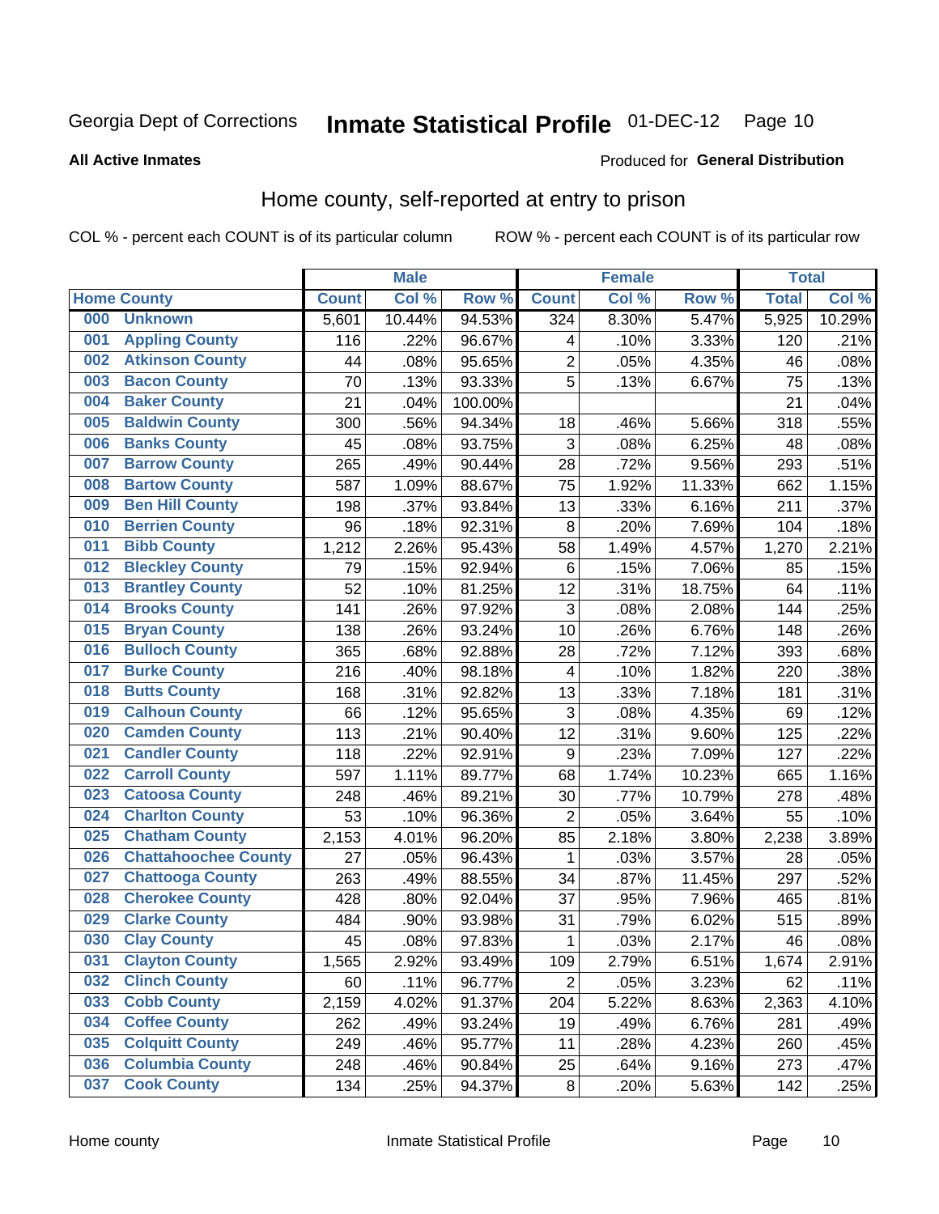Georgia Dept of Corrections **Inmate Statistical Profile** 01-DEC-12

**All Active Inmates**

Produced for **General Distribution**

## Home county, self-reported at entry to prison

COL % - percent each COUNT is of its particular column ROW % - percent each COUNT is of its particular row

| Home County | | Male | | | Female | | | Total | |
|---|---|---|---|---|---|---|---|---|---|
| | | Count | Col % | Row % | Count | Col % | Row % | Total | Col % |
| 000 | Unknown | 5,601 | 10.44% | 94.53% | 324 | 8.30% | 5.47% | 5,925 | 10.29% |
| 001 | Appling County | 116 | .22% | 96.67% | 4 | .10% | 3.33% | 120 | .21% |
| 002 | Atkinson County | 44 | .08% | 95.65% | 2 | .05% | 4.35% | 46 | .08% |
| 003 | Bacon County | 70 | .13% | 93.33% | 5 | .13% | 6.67% | 75 | .13% |
| 004 | Baker County | 21 | .04% | 100.00% | | | | 21 | .04% |
| 005 | Baldwin County | 300 | .56% | 94.34% | 18 | .46% | 5.66% | 318 | .55% |
| 006 | Banks County | 45 | .08% | 93.75% | 3 | .08% | 6.25% | 48 | .08% |
| 007 | Barrow County | 265 | .49% | 90.44% | 28 | .72% | 9.56% | 293 | .51% |
| 008 | Bartow County | 587 | 1.09% | 88.67% | 75 | 1.92% | 11.33% | 662 | 1.15% |
| 009 | Ben Hill County | 198 | .37% | 93.84% | 13 | .33% | 6.16% | 211 | .37% |
| 010 | Berrien County | 96 | .18% | 92.31% | 8 | .20% | 7.69% | 104 | .18% |
| 011 | Bibb County | 1,212 | 2.26% | 95.43% | 58 | 1.49% | 4.57% | 1,270 | 2.21% |
| 012 | Bleckley County | 79 | .15% | 92.94% | 6 | .15% | 7.06% | 85 | .15% |
| 013 | Brantley County | 52 | .10% | 81.25% | 12 | .31% | 18.75% | 64 | .11% |
| 014 | Brooks County | 141 | .26% | 97.92% | 3 | .08% | 2.08% | 144 | .25% |
| 015 | Bryan County | 138 | .26% | 93.24% | 10 | .26% | 6.76% | 148 | .26% |
| 016 | Bulloch County | 365 | .68% | 92.88% | 28 | .72% | 7.12% | 393 | .68% |
| 017 | Burke County | 216 | .40% | 98.18% | 4 | .10% | 1.82% | 220 | .38% |
| 018 | Butts County | 168 | .31% | 92.82% | 13 | .33% | 7.18% | 181 | .31% |
| 019 | Calhoun County | 66 | .12% | 95.65% | 3 | .08% | 4.35% | 69 | .12% |
| 020 | Camden County | 113 | .21% | 90.40% | 12 | .31% | 9.60% | 125 | .22% |
| 021 | Candler County | 118 | .22% | 92.91% | 9 | .23% | 7.09% | 127 | .22% |
| 022 | Carroll County | 597 | 1.11% | 89.77% | 68 | 1.74% | 10.23% | 665 | 1.16% |
| 023 | Catoosa County | 248 | .46% | 89.21% | 30 | .77% | 10.79% | 278 | .48% |
| 024 | Charlton County | 53 | .10% | 96.36% | 2 | .05% | 3.64% | 55 | .10% |
| 025 | Chatham County | 2,153 | 4.01% | 96.20% | 85 | 2.18% | 3.80% | 2,238 | 3.89% |
| 026 | Chattahoochee County | 27 | .05% | 96.43% | 1 | .03% | 3.57% | 28 | .05% |
| 027 | Chattooga County | 263 | .49% | 88.55% | 34 | .87% | 11.45% | 297 | .52% |
| 028 | Cherokee County | 428 | .80% | 92.04% | 37 | .95% | 7.96% | 465 | .81% |
| 029 | Clarke County | 484 | .90% | 93.98% | 31 | .79% | 6.02% | 515 | .89% |
| 030 | Clay County | 45 | .08% | 97.83% | 1 | .03% | 2.17% | 46 | .08% |
| 031 | Clayton County | 1,565 | 2.92% | 93.49% | 109 | 2.79% | 6.51% | 1,674 | 2.91% |
| 032 | Clinch County | 60 | .11% | 96.77% | 2 | .05% | 3.23% | 62 | .11% |
| 033 | Cobb County | 2,159 | 4.02% | 91.37% | 204 | 5.22% | 8.63% | 2,363 | 4.10% |
| 034 | Coffee County | 262 | .49% | 93.24% | 19 | .49% | 6.76% | 281 | .49% |
| 035 | Colquitt County | 249 | .46% | 95.77% | 11 | .28% | 4.23% | 260 | .45% |
| 036 | Columbia County | 248 | .46% | 90.84% | 25 | .64% | 9.16% | 273 | .47% |
| 037 | Cook County | 134 | .25% | 94.37% | 8 | .20% | 5.63% | 142 | .25% |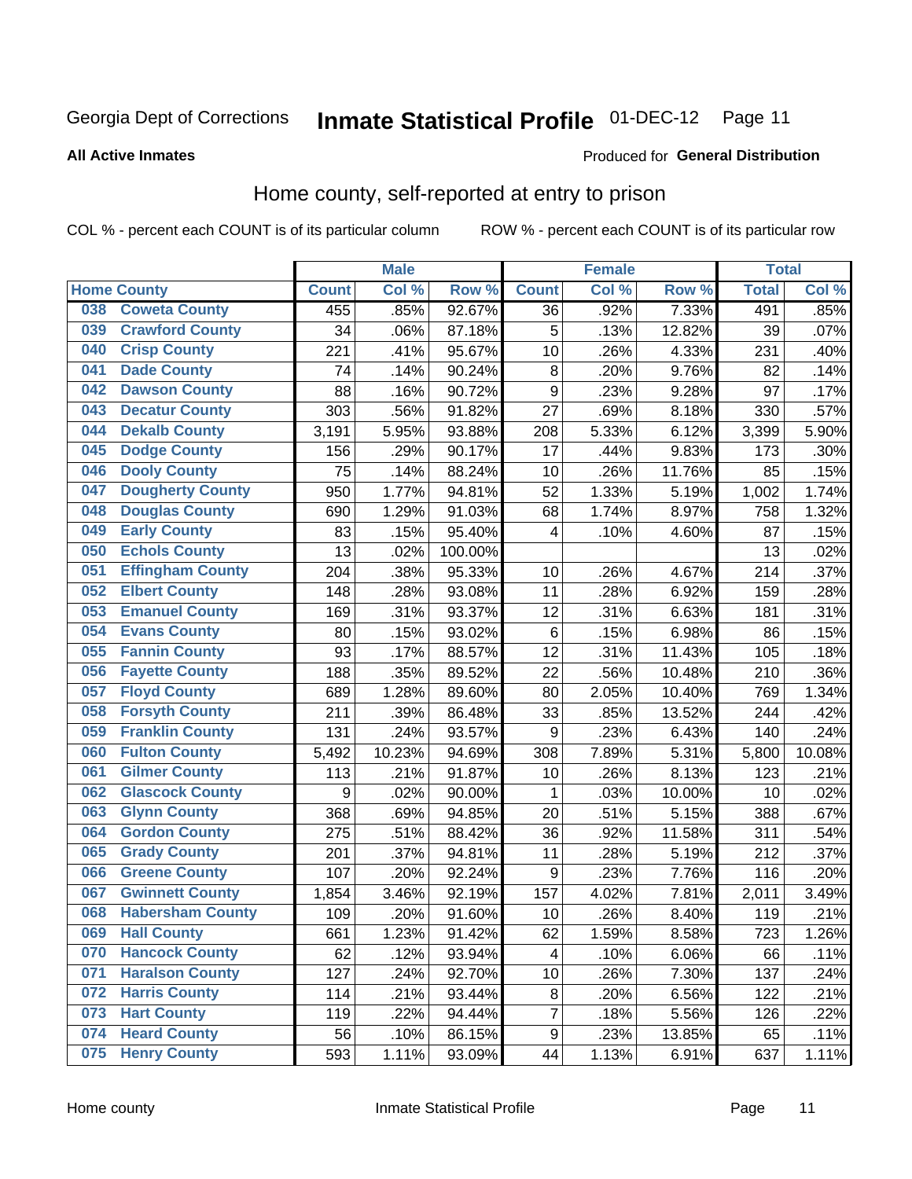Georgia Dept of Corrections **Inmate Statistical Profile** 01-DEC-12 Page 11

**All Active Inmates**

Produced for **General Distribution**

## Home county, self-reported at entry to prison

COL % - percent each COUNT is of its particular column ROW % - percent each COUNT is of its particular row

| Home County | | Male | | | Female | | | Total | |
|---|---|---|---|---|---|---|---|---|---|
| | | Count | Col % | Row % | Count | Col % | Row % | Total | Col % |
| 038 | Coweta County | 455 | .85% | 92.67% | 36 | .92% | 7.33% | 491 | .85% |
| 039 | Crawford County | 34 | .06% | 87.18% | 5 | .13% | 12.82% | 39 | .07% |
| 040 | Crisp County | 221 | .41% | 95.67% | 10 | .26% | 4.33% | 231 | .40% |
| 041 | Dade County | 74 | .14% | 90.24% | 8 | .20% | 9.76% | 82 | .14% |
| 042 | Dawson County | 88 | .16% | 90.72% | 9 | .23% | 9.28% | 97 | .17% |
| 043 | Decatur County | 303 | .56% | 91.82% | 27 | .69% | 8.18% | 330 | .57% |
| 044 | Dekalb County | 3,191 | 5.95% | 93.88% | 208 | 5.33% | 6.12% | 3,399 | 5.90% |
| 045 | Dodge County | 156 | .29% | 90.17% | 17 | .44% | 9.83% | 173 | .30% |
| 046 | Dooly County | 75 | .14% | 88.24% | 10 | .26% | 11.76% | 85 | .15% |
| 047 | Dougherty County | 950 | 1.77% | 94.81% | 52 | 1.33% | 5.19% | 1,002 | 1.74% |
| 048 | Douglas County | 690 | 1.29% | 91.03% | 68 | 1.74% | 8.97% | 758 | 1.32% |
| 049 | Early County | 83 | .15% | 95.40% | 4 | .10% | 4.60% | 87 | .15% |
| 050 | Echols County | 13 | .02% | 100.00% | | | | 13 | .02% |
| 051 | Effingham County | 204 | .38% | 95.33% | 10 | .26% | 4.67% | 214 | .37% |
| 052 | Elbert County | 148 | .28% | 93.08% | 11 | .28% | 6.92% | 159 | .28% |
| 053 | Emanuel County | 169 | .31% | 93.37% | 12 | .31% | 6.63% | 181 | .31% |
| 054 | Evans County | 80 | .15% | 93.02% | 6 | .15% | 6.98% | 86 | .15% |
| 055 | Fannin County | 93 | .17% | 88.57% | 12 | .31% | 11.43% | 105 | .18% |
| 056 | Fayette County | 188 | .35% | 89.52% | 22 | .56% | 10.48% | 210 | .36% |
| 057 | Floyd County | 689 | 1.28% | 89.60% | 80 | 2.05% | 10.40% | 769 | 1.34% |
| 058 | Forsyth County | 211 | .39% | 86.48% | 33 | .85% | 13.52% | 244 | .42% |
| 059 | Franklin County | 131 | .24% | 93.57% | 9 | .23% | 6.43% | 140 | .24% |
| 060 | Fulton County | 5,492 | 10.23% | 94.69% | 308 | 7.89% | 5.31% | 5,800 | 10.08% |
| 061 | Gilmer County | 113 | .21% | 91.87% | 10 | .26% | 8.13% | 123 | .21% |
| 062 | Glascock County | 9 | .02% | 90.00% | 1 | .03% | 10.00% | 10 | .02% |
| 063 | Glynn County | 368 | .69% | 94.85% | 20 | .51% | 5.15% | 388 | .67% |
| 064 | Gordon County | 275 | .51% | 88.42% | 36 | .92% | 11.58% | 311 | .54% |
| 065 | Grady County | 201 | .37% | 94.81% | 11 | .28% | 5.19% | 212 | .37% |
| 066 | Greene County | 107 | .20% | 92.24% | 9 | .23% | 7.76% | 116 | .20% |
| 067 | Gwinnett County | 1,854 | 3.46% | 92.19% | 157 | 4.02% | 7.81% | 2,011 | 3.49% |
| 068 | Habersham County | 109 | .20% | 91.60% | 10 | .26% | 8.40% | 119 | .21% |
| 069 | Hall County | 661 | 1.23% | 91.42% | 62 | 1.59% | 8.58% | 723 | 1.26% |
| 070 | Hancock County | 62 | .12% | 93.94% | 4 | .10% | 6.06% | 66 | .11% |
| 071 | Haralson County | 127 | .24% | 92.70% | 10 | .26% | 7.30% | 137 | .24% |
| 072 | Harris County | 114 | .21% | 93.44% | 8 | .20% | 6.56% | 122 | .21% |
| 073 | Hart County | 119 | .22% | 94.44% | 7 | .18% | 5.56% | 126 | .22% |
| 074 | Heard County | 56 | .10% | 86.15% | 9 | .23% | 13.85% | 65 | .11% |
| 075 | Henry County | 593 | 1.11% | 93.09% | 44 | 1.13% | 6.91% | 637 | 1.11% |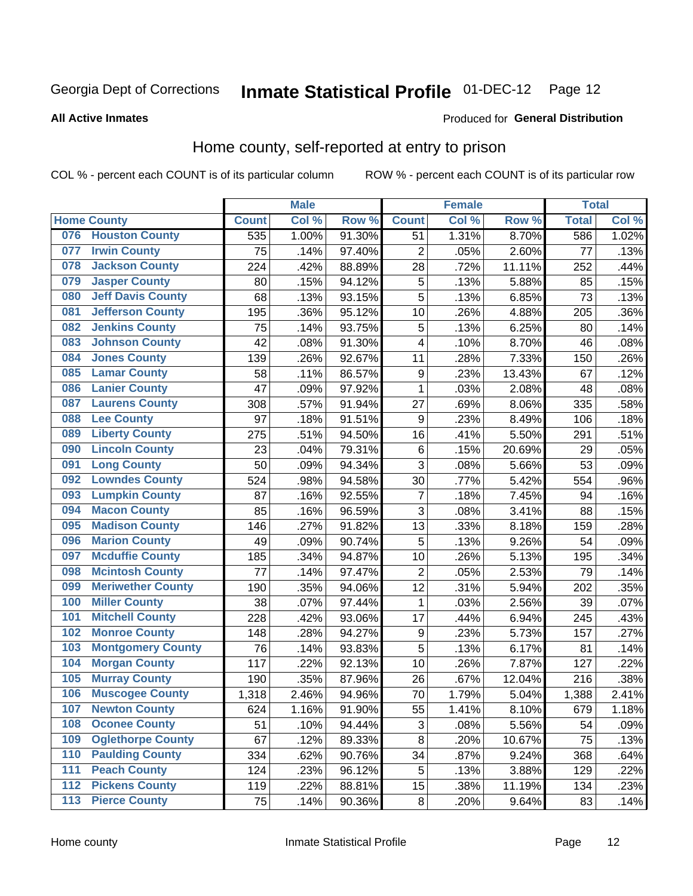Georgia Dept of Corrections **Inmate Statistical Profile** 01-DEC-12 Page 12

**All Active Inmates**

Produced for **General Distribution**

## Home county, self-reported at entry to prison

COL % - percent each COUNT is of its particular column ROW % - percent each COUNT is of its particular row

| Home County | | Male | | | Female | | | Total | |
|---|---|---|---|---|---|---|---|---|---|
| | | Count | Col % | Row % | Count | Col % | Row % | Total | Col % |
| 076 | Houston County | 535 | 1.00% | 91.30% | 51 | 1.31% | 8.70% | 586 | 1.02% |
| 077 | Irwin County | 75 | .14% | 97.40% | 2 | .05% | 2.60% | 77 | .13% |
| 078 | Jackson County | 224 | .42% | 88.89% | 28 | .72% | 11.11% | 252 | .44% |
| 079 | Jasper County | 80 | .15% | 94.12% | 5 | .13% | 5.88% | 85 | .15% |
| 080 | Jeff Davis County | 68 | .13% | 93.15% | 5 | .13% | 6.85% | 73 | .13% |
| 081 | Jefferson County | 195 | .36% | 95.12% | 10 | .26% | 4.88% | 205 | .36% |
| 082 | Jenkins County | 75 | .14% | 93.75% | 5 | .13% | 6.25% | 80 | .14% |
| 083 | Johnson County | 42 | .08% | 91.30% | 4 | .10% | 8.70% | 46 | .08% |
| 084 | Jones County | 139 | .26% | 92.67% | 11 | .28% | 7.33% | 150 | .26% |
| 085 | Lamar County | 58 | .11% | 86.57% | 9 | .23% | 13.43% | 67 | .12% |
| 086 | Lanier County | 47 | .09% | 97.92% | 1 | .03% | 2.08% | 48 | .08% |
| 087 | Laurens County | 308 | .57% | 91.94% | 27 | .69% | 8.06% | 335 | .58% |
| 088 | Lee County | 97 | .18% | 91.51% | 9 | .23% | 8.49% | 106 | .18% |
| 089 | Liberty County | 275 | .51% | 94.50% | 16 | .41% | 5.50% | 291 | .51% |
| 090 | Lincoln County | 23 | .04% | 79.31% | 6 | .15% | 20.69% | 29 | .05% |
| 091 | Long County | 50 | .09% | 94.34% | 3 | .08% | 5.66% | 53 | .09% |
| 092 | Lowndes County | 524 | .98% | 94.58% | 30 | .77% | 5.42% | 554 | .96% |
| 093 | Lumpkin County | 87 | .16% | 92.55% | 7 | .18% | 7.45% | 94 | .16% |
| 094 | Macon County | 85 | .16% | 96.59% | 3 | .08% | 3.41% | 88 | .15% |
| 095 | Madison County | 146 | .27% | 91.82% | 13 | .33% | 8.18% | 159 | .28% |
| 096 | Marion County | 49 | .09% | 90.74% | 5 | .13% | 9.26% | 54 | .09% |
| 097 | Mcduffie County | 185 | .34% | 94.87% | 10 | .26% | 5.13% | 195 | .34% |
| 098 | Mcintosh County | 77 | .14% | 97.47% | 2 | .05% | 2.53% | 79 | .14% |
| 099 | Meriwether County | 190 | .35% | 94.06% | 12 | .31% | 5.94% | 202 | .35% |
| 100 | Miller County | 38 | .07% | 97.44% | 1 | .03% | 2.56% | 39 | .07% |
| 101 | Mitchell County | 228 | .42% | 93.06% | 17 | .44% | 6.94% | 245 | .43% |
| 102 | Monroe County | 148 | .28% | 94.27% | 9 | .23% | 5.73% | 157 | .27% |
| 103 | Montgomery County | 76 | .14% | 93.83% | 5 | .13% | 6.17% | 81 | .14% |
| 104 | Morgan County | 117 | .22% | 92.13% | 10 | .26% | 7.87% | 127 | .22% |
| 105 | Murray County | 190 | .35% | 87.96% | 26 | .67% | 12.04% | 216 | .38% |
| 106 | Muscogee County | 1,318 | 2.46% | 94.96% | 70 | 1.79% | 5.04% | 1,388 | 2.41% |
| 107 | Newton County | 624 | 1.16% | 91.90% | 55 | 1.41% | 8.10% | 679 | 1.18% |
| 108 | Oconee County | 51 | .10% | 94.44% | 3 | .08% | 5.56% | 54 | .09% |
| 109 | Oglethorpe County | 67 | .12% | 89.33% | 8 | .20% | 10.67% | 75 | .13% |
| 110 | Paulding County | 334 | .62% | 90.76% | 34 | .87% | 9.24% | 368 | .64% |
| 111 | Peach County | 124 | .23% | 96.12% | 5 | .13% | 3.88% | 129 | .22% |
| 112 | Pickens County | 119 | .22% | 88.81% | 15 | .38% | 11.19% | 134 | .23% |
| 113 | Pierce County | 75 | .14% | 90.36% | 8 | .20% | 9.64% | 83 | .14% |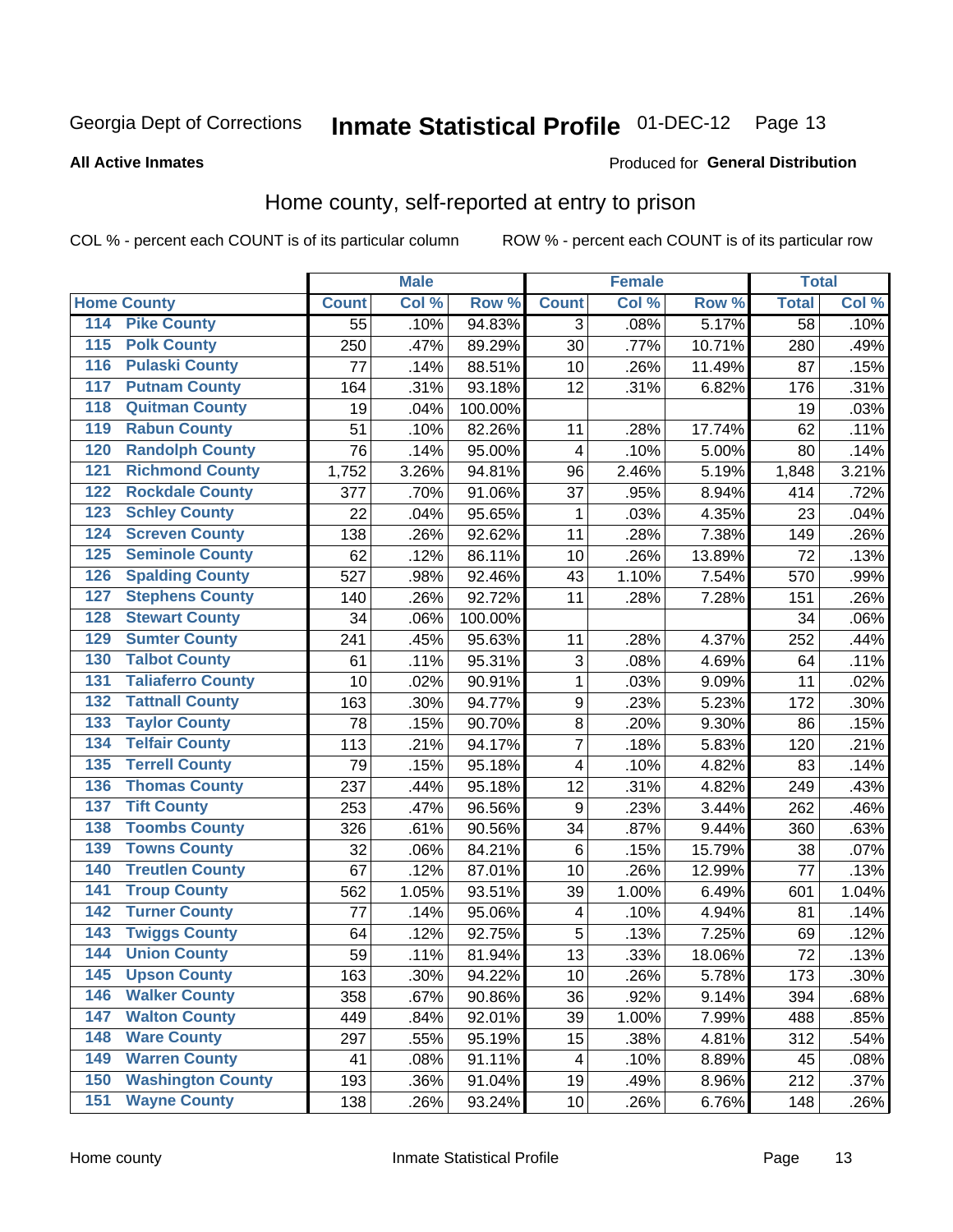Georgia Dept of Corrections **Inmate Statistical Profile** 01-DEC-12

**All Active Inmates**

Produced for **General Distribution**

## Home county, self-reported at entry to prison

COL % - percent each COUNT is of its particular column ROW % - percent each COUNT is of its particular row

| Home County | | Male | | | Female | | | Total | |
|---|---|---|---|---|---|---|---|---|---|
| | | Count | Col % | Row % | Count | Col % | Row % | Total | Col % |
| 114 | Pike County | 55 | .10% | 94.83% | 3 | .08% | 5.17% | 58 | .10% |
| 115 | Polk County | 250 | .47% | 89.29% | 30 | .77% | 10.71% | 280 | .49% |
| 116 | Pulaski County | 77 | .14% | 88.51% | 10 | .26% | 11.49% | 87 | .15% |
| 117 | Putnam County | 164 | .31% | 93.18% | 12 | .31% | 6.82% | 176 | .31% |
| 118 | Quitman County | 19 | .04% | 100.00% | | | | 19 | .03% |
| 119 | Rabun County | 51 | .10% | 82.26% | 11 | .28% | 17.74% | 62 | .11% |
| 120 | Randolph County | 76 | .14% | 95.00% | 4 | .10% | 5.00% | 80 | .14% |
| 121 | Richmond County | 1,752 | 3.26% | 94.81% | 96 | 2.46% | 5.19% | 1,848 | 3.21% |
| 122 | Rockdale County | 377 | .70% | 91.06% | 37 | .95% | 8.94% | 414 | .72% |
| 123 | Schley County | 22 | .04% | 95.65% | 1 | .03% | 4.35% | 23 | .04% |
| 124 | Screven County | 138 | .26% | 92.62% | 11 | .28% | 7.38% | 149 | .26% |
| 125 | Seminole County | 62 | .12% | 86.11% | 10 | .26% | 13.89% | 72 | .13% |
| 126 | Spalding County | 527 | .98% | 92.46% | 43 | 1.10% | 7.54% | 570 | .99% |
| 127 | Stephens County | 140 | .26% | 92.72% | 11 | .28% | 7.28% | 151 | .26% |
| 128 | Stewart County | 34 | .06% | 100.00% | | | | 34 | .06% |
| 129 | Sumter County | 241 | .45% | 95.63% | 11 | .28% | 4.37% | 252 | .44% |
| 130 | Talbot County | 61 | .11% | 95.31% | 3 | .08% | 4.69% | 64 | .11% |
| 131 | Taliaferro County | 10 | .02% | 90.91% | 1 | .03% | 9.09% | 11 | .02% |
| 132 | Tattnall County | 163 | .30% | 94.77% | 9 | .23% | 5.23% | 172 | .30% |
| 133 | Taylor County | 78 | .15% | 90.70% | 8 | .20% | 9.30% | 86 | .15% |
| 134 | Telfair County | 113 | .21% | 94.17% | 7 | .18% | 5.83% | 120 | .21% |
| 135 | Terrell County | 79 | .15% | 95.18% | 4 | .10% | 4.82% | 83 | .14% |
| 136 | Thomas County | 237 | .44% | 95.18% | 12 | .31% | 4.82% | 249 | .43% |
| 137 | Tift County | 253 | .47% | 96.56% | 9 | .23% | 3.44% | 262 | .46% |
| 138 | Toombs County | 326 | .61% | 90.56% | 34 | .87% | 9.44% | 360 | .63% |
| 139 | Towns County | 32 | .06% | 84.21% | 6 | .15% | 15.79% | 38 | .07% |
| 140 | Treutlen County | 67 | .12% | 87.01% | 10 | .26% | 12.99% | 77 | .13% |
| 141 | Troup County | 562 | 1.05% | 93.51% | 39 | 1.00% | 6.49% | 601 | 1.04% |
| 142 | Turner County | 77 | .14% | 95.06% | 4 | .10% | 4.94% | 81 | .14% |
| 143 | Twiggs County | 64 | .12% | 92.75% | 5 | .13% | 7.25% | 69 | .12% |
| 144 | Union County | 59 | .11% | 81.94% | 13 | .33% | 18.06% | 72 | .13% |
| 145 | Upson County | 163 | .30% | 94.22% | 10 | .26% | 5.78% | 173 | .30% |
| 146 | Walker County | 358 | .67% | 90.86% | 36 | .92% | 9.14% | 394 | .68% |
| 147 | Walton County | 449 | .84% | 92.01% | 39 | 1.00% | 7.99% | 488 | .85% |
| 148 | Ware County | 297 | .55% | 95.19% | 15 | .38% | 4.81% | 312 | .54% |
| 149 | Warren County | 41 | .08% | 91.11% | 4 | .10% | 8.89% | 45 | .08% |
| 150 | Washington County | 193 | .36% | 91.04% | 19 | .49% | 8.96% | 212 | .37% |
| 151 | Wayne County | 138 | .26% | 93.24% | 10 | .26% | 6.76% | 148 | .26% |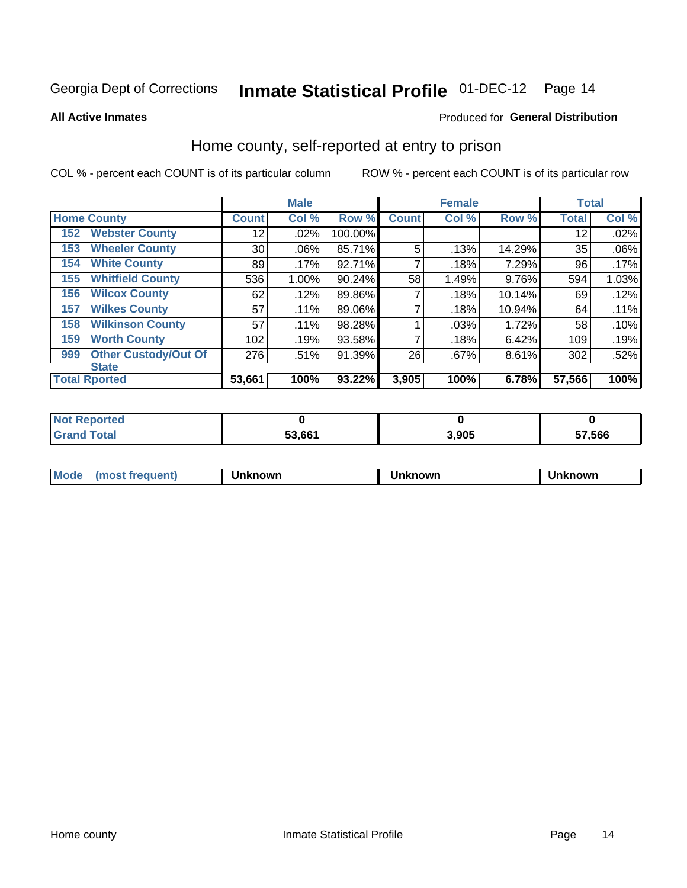Georgia Dept of Corrections **Inmate Statistical Profile** 01-DEC-12

**All Active Inmates**

Produced for **General Distribution**

## Home county, self-reported at entry to prison

COL % - percent each COUNT is of its particular column ROW % - percent each COUNT is of its particular row

| Home County | | Male | | | Female | | | Total | |
|---|---|---|---|---|---|---|---|---|---|
| | | Count | Col % | Row % | Count | Col % | Row % | Total | Col % |
| 152 | Webster County | 12 | .02% | 100.00% | | | | 12 | .02% |
| 153 | Wheeler County | 30 | .06% | 85.71% | 5 | .13% | 14.29% | 35 | .06% |
| 154 | White County | 89 | .17% | 92.71% | 7 | .18% | 7.29% | 96 | .17% |
| 155 | Whitfield County | 536 | 1.00% | 90.24% | 58 | 1.49% | 9.76% | 594 | 1.03% |
| 156 | Wilcox County | 62 | .12% | 89.86% | 7 | .18% | 10.14% | 69 | .12% |
| 157 | Wilkes County | 57 | .11% | 89.06% | 7 | .18% | 10.94% | 64 | .11% |
| 158 | Wilkinson County | 57 | .11% | 98.28% | 1 | .03% | 1.72% | 58 | .10% |
| 159 | Worth County | 102 | .19% | 93.58% | 7 | .18% | 6.42% | 109 | .19% |
| 999 | Other Custody/Out Of State | 276 | .51% | 91.39% | 26 | .67% | 8.61% | 302 | .52% |
| **Total Rported** | | **53,661** | **100%** | **93.22%** | **3,905** | **100%** | **6.78%** | **57,566** | **100%** |

| | Male | Female | Total |
|---|---|---|---|
| Not Reported | 0 | 0 | 0 |
| Grand Total | 53,661 | 3,905 | 57,566 |

| | Male | Female | Total |
|---|---|---|---|
| Mode (most frequent) | Unknown | Unknown | Unknown |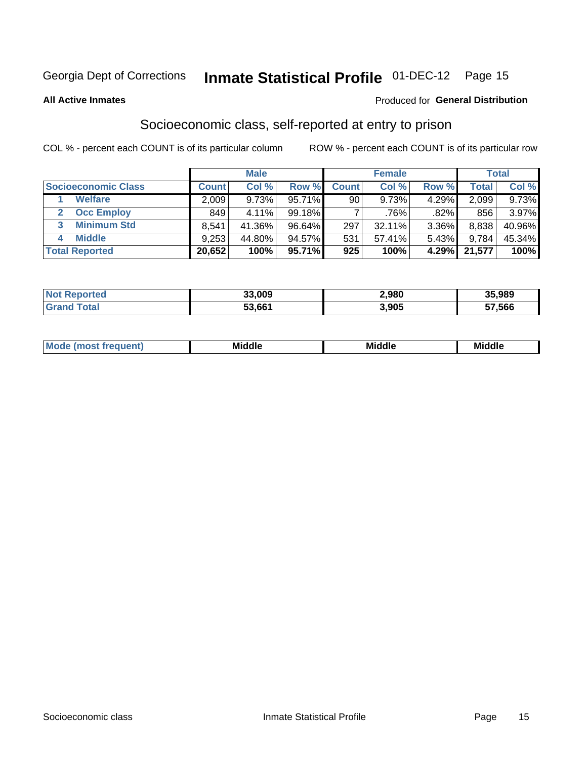Georgia Dept of Corrections **Inmate Statistical Profile** 01-DEC-12

**All Active Inmates**

Produced for **General Distribution**

## Socioeconomic class, self-reported at entry to prison

COL % - percent each COUNT is of its particular column

ROW % - percent each COUNT is of its particular row

| | Male | | | Female | | | Total | |
|---|---|---|---|---|---|---|---|---|
| **Socioeconomic Class** | **Count** | **Col %** | **Row %** | **Count** | **Col %** | **Row %** | **Total** | **Col %** |
| 1 **Welfare** | 2,009 | 9.73% | 95.71% | 90 | 9.73% | 4.29% | 2,099 | 9.73% |
| 2 **Occ Employ** | 849 | 4.11% | 99.18% | 7 | .76% | .82% | 856 | 3.97% |
| 3 **Minimum Std** | 8,541 | 41.36% | 96.64% | 297 | 32.11% | 3.36% | 8,838 | 40.96% |
| 4 **Middle** | 9,253 | 44.80% | 94.57% | 531 | 57.41% | 5.43% | 9,784 | 45.34% |
| **Total Reported** | **20,652** | **100%** | **95.71%** | **925** | **100%** | **4.29%** | **21,577** | **100%** |

| | Male | Female | Total |
|---|---|---|---|
| **Not Reported** | **33,009** | **2,980** | **35,989** |
| **Grand Total** | **53,661** | **3,905** | **57,566** |

| | Male | Female | Total |
|---|---|---|---|
| **Mode (most frequent)** | **Middle** | **Middle** | **Middle** |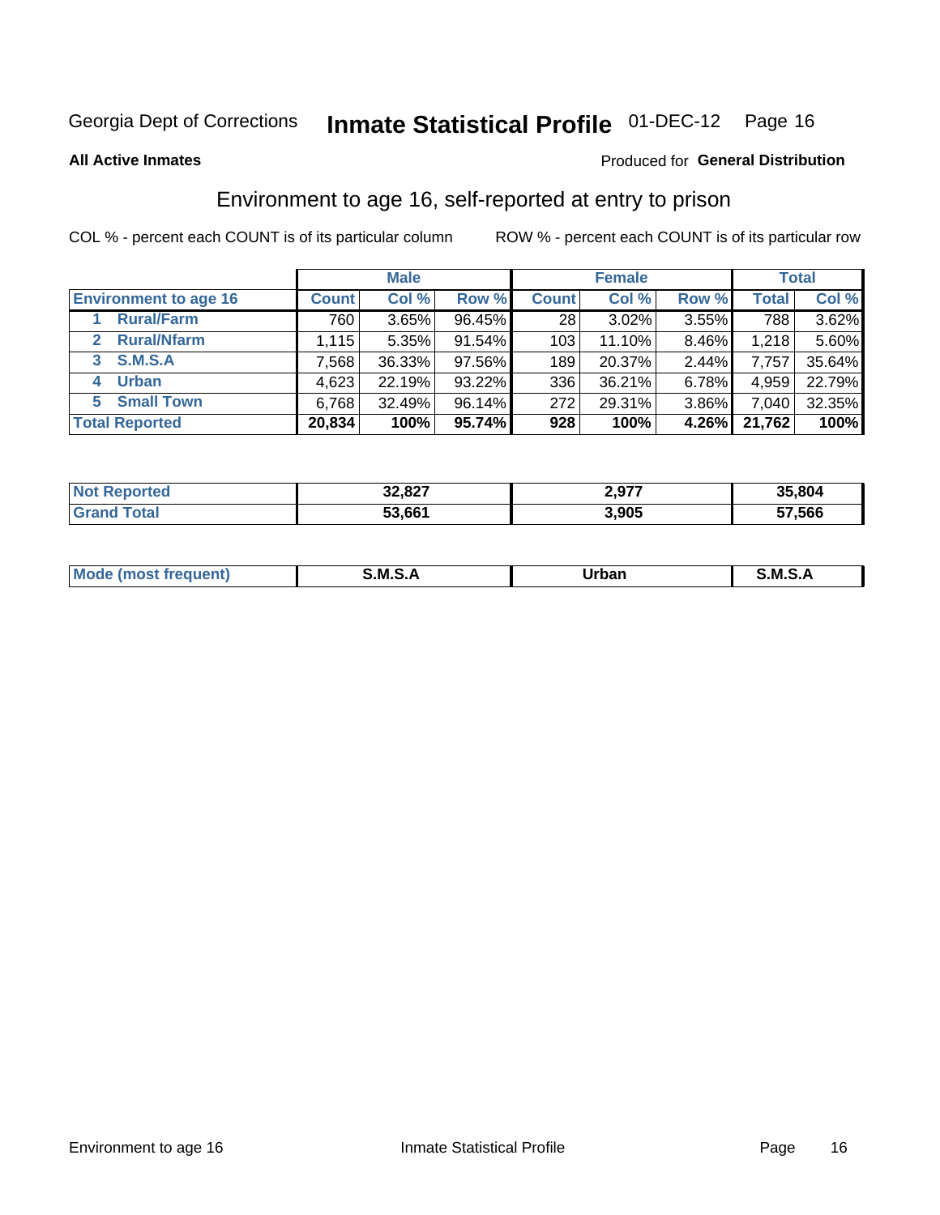Georgia Dept of Corrections **Inmate Statistical Profile** 01-DEC-12 Page 16

**All Active Inmates**

Produced for **General Distribution**

## Environment to age 16, self-reported at entry to prison

COL % - percent each COUNT is of its particular column

ROW % - percent each COUNT is of its particular row

| | Male | | | Female | | | Total | |
|---|---|---|---|---|---|---|---|---|
| **Environment to age 16** | **Count** | **Col %** | **Row %** | **Count** | **Col %** | **Row %** | **Total** | **Col %** |
| 1 **Rural/Farm** | 760 | 3.65% | 96.45% | 28 | 3.02% | 3.55% | 788 | 3.62% |
| 2 **Rural/Nfarm** | 1,115 | 5.35% | 91.54% | 103 | 11.10% | 8.46% | 1,218 | 5.60% |
| 3 **S.M.S.A** | 7,568 | 36.33% | 97.56% | 189 | 20.37% | 2.44% | 7,757 | 35.64% |
| 4 **Urban** | 4,623 | 22.19% | 93.22% | 336 | 36.21% | 6.78% | 4,959 | 22.79% |
| 5 **Small Town** | 6,768 | 32.49% | 96.14% | 272 | 29.31% | 3.86% | 7,040 | 32.35% |
| **Total Reported** | **20,834** | **100%** | **95.74%** | **928** | **100%** | **4.26%** | **21,762** | **100%** |

| | Male | Female | Total |
|---|---|---|---|
| **Not Reported** | **32,827** | **2,977** | **35,804** |
| **Grand Total** | **53,661** | **3,905** | **57,566** |

| | Male | Female | Total |
|---|---|---|---|
| **Mode (most frequent)** | **S.M.S.A** | **Urban** | **S.M.S.A** |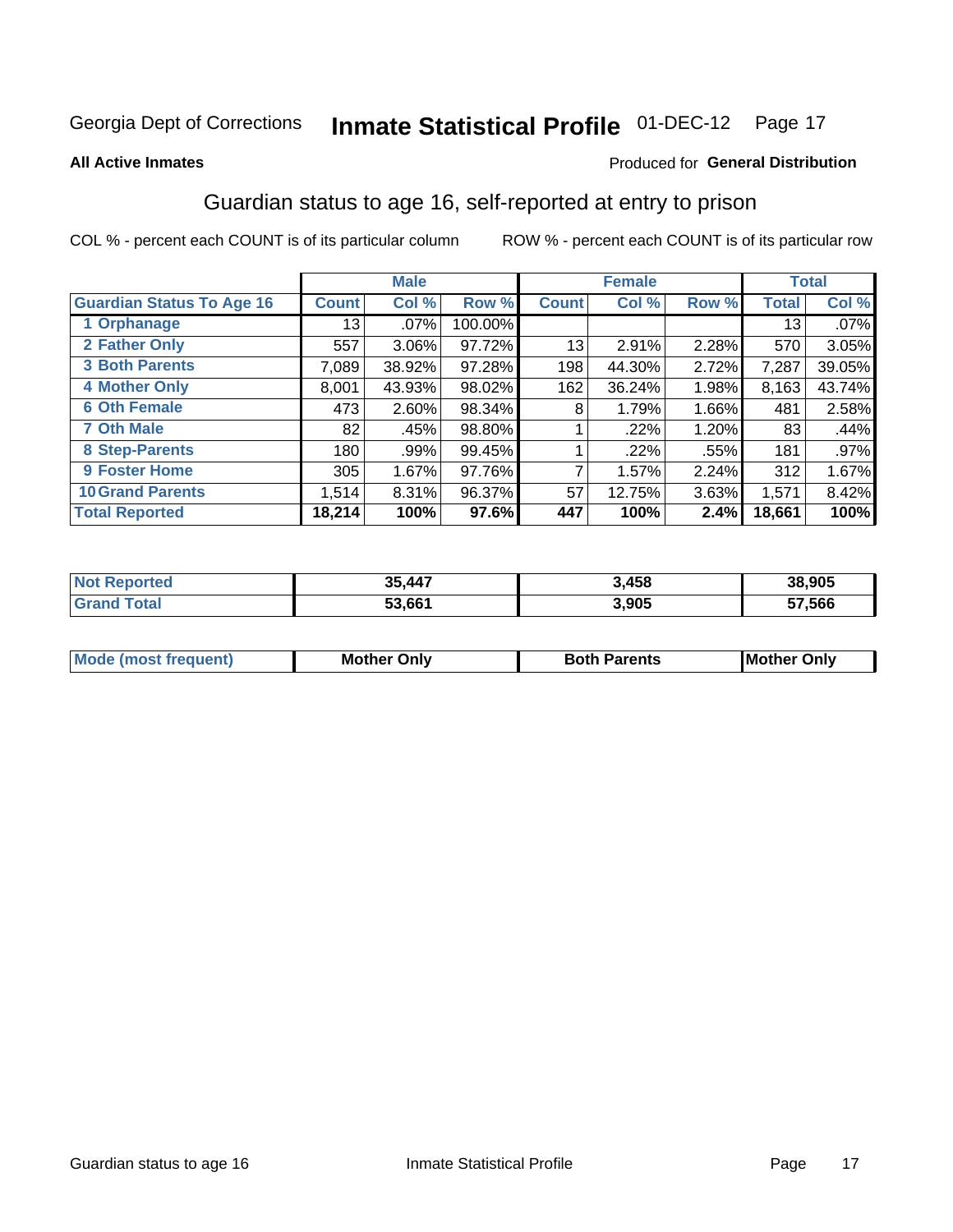Georgia Dept of Corrections **Inmate Statistical Profile** 01-DEC-12 Page 17

**All Active Inmates**

Produced for **General Distribution**

## Guardian status to age 16, self-reported at entry to prison

COL % - percent each COUNT is of its particular column ROW % - percent each COUNT is of its particular row

| | Male | | | Female | | | Total | |
|---|---|---|---|---|---|---|---|---|
| **Guardian Status To Age 16** | **Count** | **Col %** | **Row %** | **Count** | **Col %** | **Row %** | **Total** | **Col %** |
| 1 Orphanage | 13 | .07% | 100.00% | | | | 13 | .07% |
| 2 Father Only | 557 | 3.06% | 97.72% | 13 | 2.91% | 2.28% | 570 | 3.05% |
| 3 Both Parents | 7,089 | 38.92% | 97.28% | 198 | 44.30% | 2.72% | 7,287 | 39.05% |
| 4 Mother Only | 8,001 | 43.93% | 98.02% | 162 | 36.24% | 1.98% | 8,163 | 43.74% |
| 6 Oth Female | 473 | 2.60% | 98.34% | 8 | 1.79% | 1.66% | 481 | 2.58% |
| 7 Oth Male | 82 | .45% | 98.80% | 1 | .22% | 1.20% | 83 | .44% |
| 8 Step-Parents | 180 | .99% | 99.45% | 1 | .22% | .55% | 181 | .97% |
| 9 Foster Home | 305 | 1.67% | 97.76% | 7 | 1.57% | 2.24% | 312 | 1.67% |
| 10 Grand Parents | 1,514 | 8.31% | 96.37% | 57 | 12.75% | 3.63% | 1,571 | 8.42% |
| **Total Reported** | **18,214** | **100%** | **97.6%** | **447** | **100%** | **2.4%** | **18,661** | **100%** |

| | Male | Female | Total |
|---|---|---|---|
| Not Reported | 35,447 | 3,458 | 38,905 |
| Grand Total | 53,661 | 3,905 | 57,566 |

| | Male | Female | Total |
|---|---|---|---|
| Mode (most frequent) | Mother Only | Both Parents | Mother Only |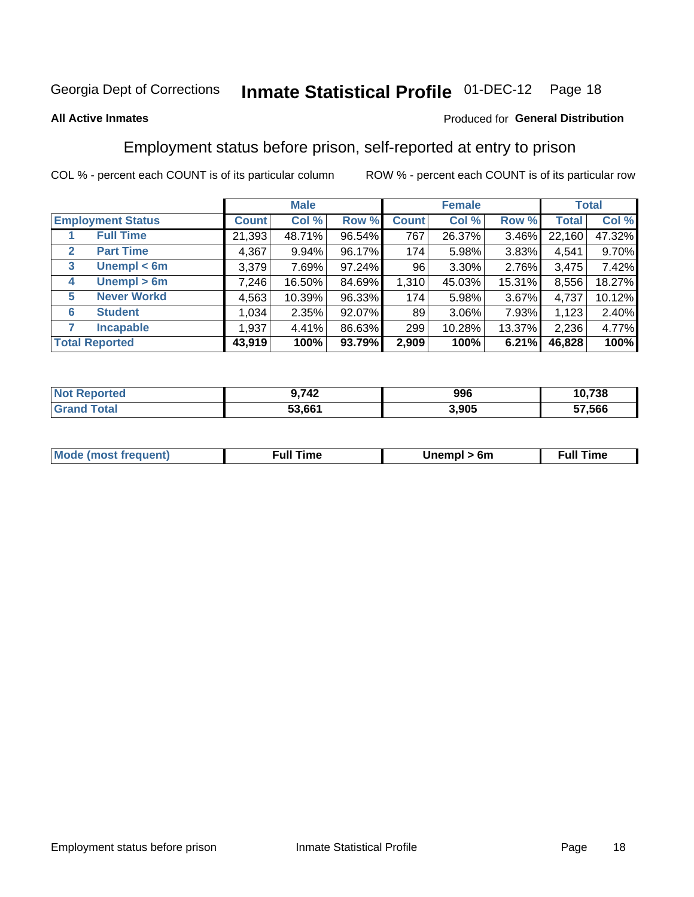Georgia Dept of Corrections **Inmate Statistical Profile** 01-DEC-12

**All Active Inmates**

Produced for **General Distribution**

## Employment status before prison, self-reported at entry to prison

COL % - percent each COUNT is of its particular column ROW % - percent each COUNT is of its particular row

| | | Male | | | Female | | | Total | |
|---|---|---|---|---|---|---|---|---|---|
| **Employment Status** | | **Count** | **Col %** | **Row %** | **Count** | **Col %** | **Row %** | **Total** | **Col %** |
| 1 | Full Time | 21,393 | 48.71% | 96.54% | 767 | 26.37% | 3.46% | 22,160 | 47.32% |
| 2 | Part Time | 4,367 | 9.94% | 96.17% | 174 | 5.98% | 3.83% | 4,541 | 9.70% |
| 3 | Unempl < 6m | 3,379 | 7.69% | 97.24% | 96 | 3.30% | 2.76% | 3,475 | 7.42% |
| 4 | Unempl > 6m | 7,246 | 16.50% | 84.69% | 1,310 | 45.03% | 15.31% | 8,556 | 18.27% |
| 5 | Never Workd | 4,563 | 10.39% | 96.33% | 174 | 5.98% | 3.67% | 4,737 | 10.12% |
| 6 | Student | 1,034 | 2.35% | 92.07% | 89 | 3.06% | 7.93% | 1,123 | 2.40% |
| 7 | Incapable | 1,937 | 4.41% | 86.63% | 299 | 10.28% | 13.37% | 2,236 | 4.77% |
| **Total Reported** | | **43,919** | **100%** | **93.79%** | **2,909** | **100%** | **6.21%** | **46,828** | **100%** |

| | Male | Female | Total |
|---|---|---|---|
| Not Reported | 9,742 | 996 | 10,738 |
| Grand Total | 53,661 | 3,905 | 57,566 |

| | Male | Female | Total |
|---|---|---|---|
| Mode (most frequent) | Full Time | Unempl > 6m | Full Time |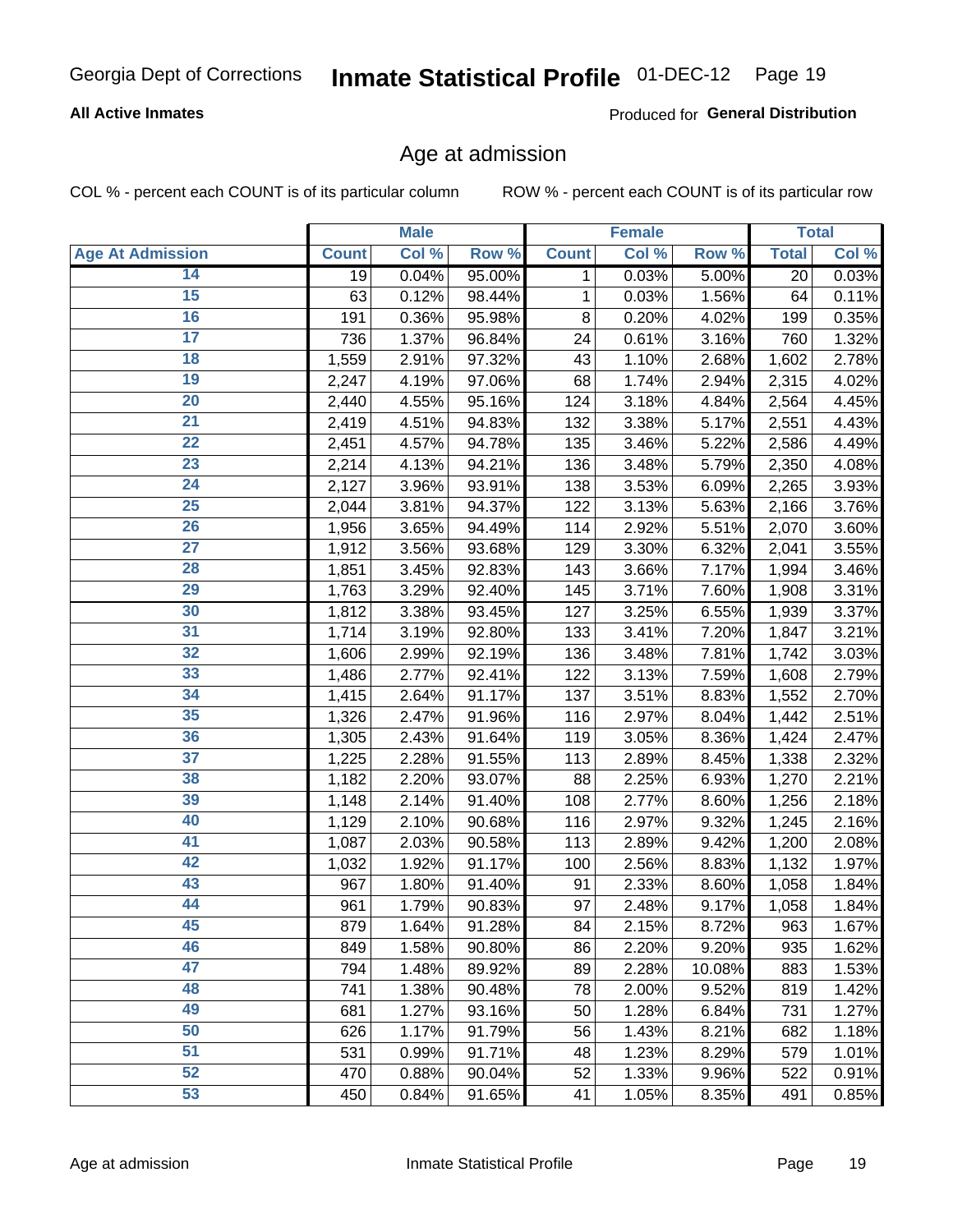Georgia Dept of Corrections **Inmate Statistical Profile** 01-DEC-12

**All Active Inmates**

Produced for **General Distribution**

## Age at admission

COL % - percent each COUNT is of its particular column ROW % - percent each COUNT is of its particular row

| Age At Admission | Male | | | Female | | | Total | |
|---|---|---|---|---|---|---|---|---|
| | Count | Col % | Row % | Count | Col % | Row % | Total | Col % |
| 14 | 19 | 0.04% | 95.00% | 1 | 0.03% | 5.00% | 20 | 0.03% |
| 15 | 63 | 0.12% | 98.44% | 1 | 0.03% | 1.56% | 64 | 0.11% |
| 16 | 191 | 0.36% | 95.98% | 8 | 0.20% | 4.02% | 199 | 0.35% |
| 17 | 736 | 1.37% | 96.84% | 24 | 0.61% | 3.16% | 760 | 1.32% |
| 18 | 1,559 | 2.91% | 97.32% | 43 | 1.10% | 2.68% | 1,602 | 2.78% |
| 19 | 2,247 | 4.19% | 97.06% | 68 | 1.74% | 2.94% | 2,315 | 4.02% |
| 20 | 2,440 | 4.55% | 95.16% | 124 | 3.18% | 4.84% | 2,564 | 4.45% |
| 21 | 2,419 | 4.51% | 94.83% | 132 | 3.38% | 5.17% | 2,551 | 4.43% |
| 22 | 2,451 | 4.57% | 94.78% | 135 | 3.46% | 5.22% | 2,586 | 4.49% |
| 23 | 2,214 | 4.13% | 94.21% | 136 | 3.48% | 5.79% | 2,350 | 4.08% |
| 24 | 2,127 | 3.96% | 93.91% | 138 | 3.53% | 6.09% | 2,265 | 3.93% |
| 25 | 2,044 | 3.81% | 94.37% | 122 | 3.13% | 5.63% | 2,166 | 3.76% |
| 26 | 1,956 | 3.65% | 94.49% | 114 | 2.92% | 5.51% | 2,070 | 3.60% |
| 27 | 1,912 | 3.56% | 93.68% | 129 | 3.30% | 6.32% | 2,041 | 3.55% |
| 28 | 1,851 | 3.45% | 92.83% | 143 | 3.66% | 7.17% | 1,994 | 3.46% |
| 29 | 1,763 | 3.29% | 92.40% | 145 | 3.71% | 7.60% | 1,908 | 3.31% |
| 30 | 1,812 | 3.38% | 93.45% | 127 | 3.25% | 6.55% | 1,939 | 3.37% |
| 31 | 1,714 | 3.19% | 92.80% | 133 | 3.41% | 7.20% | 1,847 | 3.21% |
| 32 | 1,606 | 2.99% | 92.19% | 136 | 3.48% | 7.81% | 1,742 | 3.03% |
| 33 | 1,486 | 2.77% | 92.41% | 122 | 3.13% | 7.59% | 1,608 | 2.79% |
| 34 | 1,415 | 2.64% | 91.17% | 137 | 3.51% | 8.83% | 1,552 | 2.70% |
| 35 | 1,326 | 2.47% | 91.96% | 116 | 2.97% | 8.04% | 1,442 | 2.51% |
| 36 | 1,305 | 2.43% | 91.64% | 119 | 3.05% | 8.36% | 1,424 | 2.47% |
| 37 | 1,225 | 2.28% | 91.55% | 113 | 2.89% | 8.45% | 1,338 | 2.32% |
| 38 | 1,182 | 2.20% | 93.07% | 88 | 2.25% | 6.93% | 1,270 | 2.21% |
| 39 | 1,148 | 2.14% | 91.40% | 108 | 2.77% | 8.60% | 1,256 | 2.18% |
| 40 | 1,129 | 2.10% | 90.68% | 116 | 2.97% | 9.32% | 1,245 | 2.16% |
| 41 | 1,087 | 2.03% | 90.58% | 113 | 2.89% | 9.42% | 1,200 | 2.08% |
| 42 | 1,032 | 1.92% | 91.17% | 100 | 2.56% | 8.83% | 1,132 | 1.97% |
| 43 | 967 | 1.80% | 91.40% | 91 | 2.33% | 8.60% | 1,058 | 1.84% |
| 44 | 961 | 1.79% | 90.83% | 97 | 2.48% | 9.17% | 1,058 | 1.84% |
| 45 | 879 | 1.64% | 91.28% | 84 | 2.15% | 8.72% | 963 | 1.67% |
| 46 | 849 | 1.58% | 90.80% | 86 | 2.20% | 9.20% | 935 | 1.62% |
| 47 | 794 | 1.48% | 89.92% | 89 | 2.28% | 10.08% | 883 | 1.53% |
| 48 | 741 | 1.38% | 90.48% | 78 | 2.00% | 9.52% | 819 | 1.42% |
| 49 | 681 | 1.27% | 93.16% | 50 | 1.28% | 6.84% | 731 | 1.27% |
| 50 | 626 | 1.17% | 91.79% | 56 | 1.43% | 8.21% | 682 | 1.18% |
| 51 | 531 | 0.99% | 91.71% | 48 | 1.23% | 8.29% | 579 | 1.01% |
| 52 | 470 | 0.88% | 90.04% | 52 | 1.33% | 9.96% | 522 | 0.91% |
| 53 | 450 | 0.84% | 91.65% | 41 | 1.05% | 8.35% | 491 | 0.85% |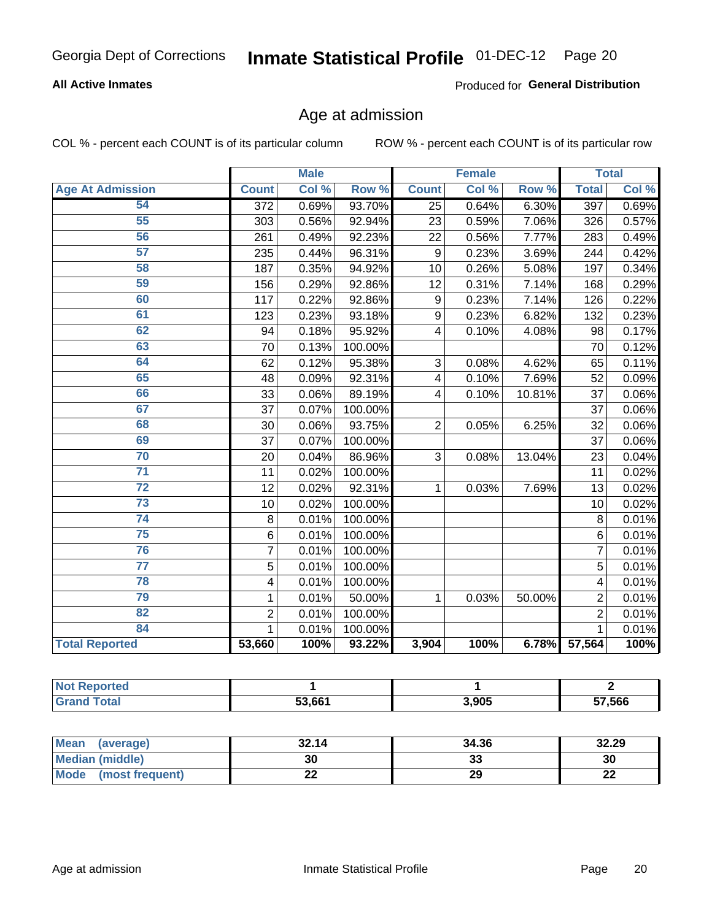Georgia Dept of Corrections **Inmate Statistical Profile** 01-DEC-12

**All Active Inmates**

Produced for **General Distribution**

## Age at admission

COL % - percent each COUNT is of its particular column

ROW % - percent each COUNT is of its particular row

| | Male | | | Female | | | Total | |
|---|---|---|---|---|---|---|---|---|
| **Age At Admission** | **Count** | **Col %** | **Row %** | **Count** | **Col %** | **Row %** | **Total** | **Col %** |
| 54 | 372 | 0.69% | 93.70% | 25 | 0.64% | 6.30% | 397 | 0.69% |
| 55 | 303 | 0.56% | 92.94% | 23 | 0.59% | 7.06% | 326 | 0.57% |
| 56 | 261 | 0.49% | 92.23% | 22 | 0.56% | 7.77% | 283 | 0.49% |
| 57 | 235 | 0.44% | 96.31% | 9 | 0.23% | 3.69% | 244 | 0.42% |
| 58 | 187 | 0.35% | 94.92% | 10 | 0.26% | 5.08% | 197 | 0.34% |
| 59 | 156 | 0.29% | 92.86% | 12 | 0.31% | 7.14% | 168 | 0.29% |
| 60 | 117 | 0.22% | 92.86% | 9 | 0.23% | 7.14% | 126 | 0.22% |
| 61 | 123 | 0.23% | 93.18% | 9 | 0.23% | 6.82% | 132 | 0.23% |
| 62 | 94 | 0.18% | 95.92% | 4 | 0.10% | 4.08% | 98 | 0.17% |
| 63 | 70 | 0.13% | 100.00% | | | | 70 | 0.12% |
| 64 | 62 | 0.12% | 95.38% | 3 | 0.08% | 4.62% | 65 | 0.11% |
| 65 | 48 | 0.09% | 92.31% | 4 | 0.10% | 7.69% | 52 | 0.09% |
| 66 | 33 | 0.06% | 89.19% | 4 | 0.10% | 10.81% | 37 | 0.06% |
| 67 | 37 | 0.07% | 100.00% | | | | 37 | 0.06% |
| 68 | 30 | 0.06% | 93.75% | 2 | 0.05% | 6.25% | 32 | 0.06% |
| 69 | 37 | 0.07% | 100.00% | | | | 37 | 0.06% |
| 70 | 20 | 0.04% | 86.96% | 3 | 0.08% | 13.04% | 23 | 0.04% |
| 71 | 11 | 0.02% | 100.00% | | | | 11 | 0.02% |
| 72 | 12 | 0.02% | 92.31% | 1 | 0.03% | 7.69% | 13 | 0.02% |
| 73 | 10 | 0.02% | 100.00% | | | | 10 | 0.02% |
| 74 | 8 | 0.01% | 100.00% | | | | 8 | 0.01% |
| 75 | 6 | 0.01% | 100.00% | | | | 6 | 0.01% |
| 76 | 7 | 0.01% | 100.00% | | | | 7 | 0.01% |
| 77 | 5 | 0.01% | 100.00% | | | | 5 | 0.01% |
| 78 | 4 | 0.01% | 100.00% | | | | 4 | 0.01% |
| 79 | 1 | 0.01% | 50.00% | 1 | 0.03% | 50.00% | 2 | 0.01% |
| 82 | 2 | 0.01% | 100.00% | | | | 2 | 0.01% |
| 84 | 1 | 0.01% | 100.00% | | | | 1 | 0.01% |
| **Total Reported** | **53,660** | **100%** | **93.22%** | **3,904** | **100%** | **6.78%** | **57,564** | **100%** |

| | Male | Female | Total |
|---|---|---|---|
| **Not Reported** | **1** | **1** | **2** |
| **Grand Total** | **53,661** | **3,905** | **57,566** |

| | Male | Female | Total |
|---|---|---|---|
| **Mean (average)** | **32.14** | **34.36** | **32.29** |
| **Median (middle)** | **30** | **33** | **30** |
| **Mode (most frequent)** | **22** | **29** | **22** |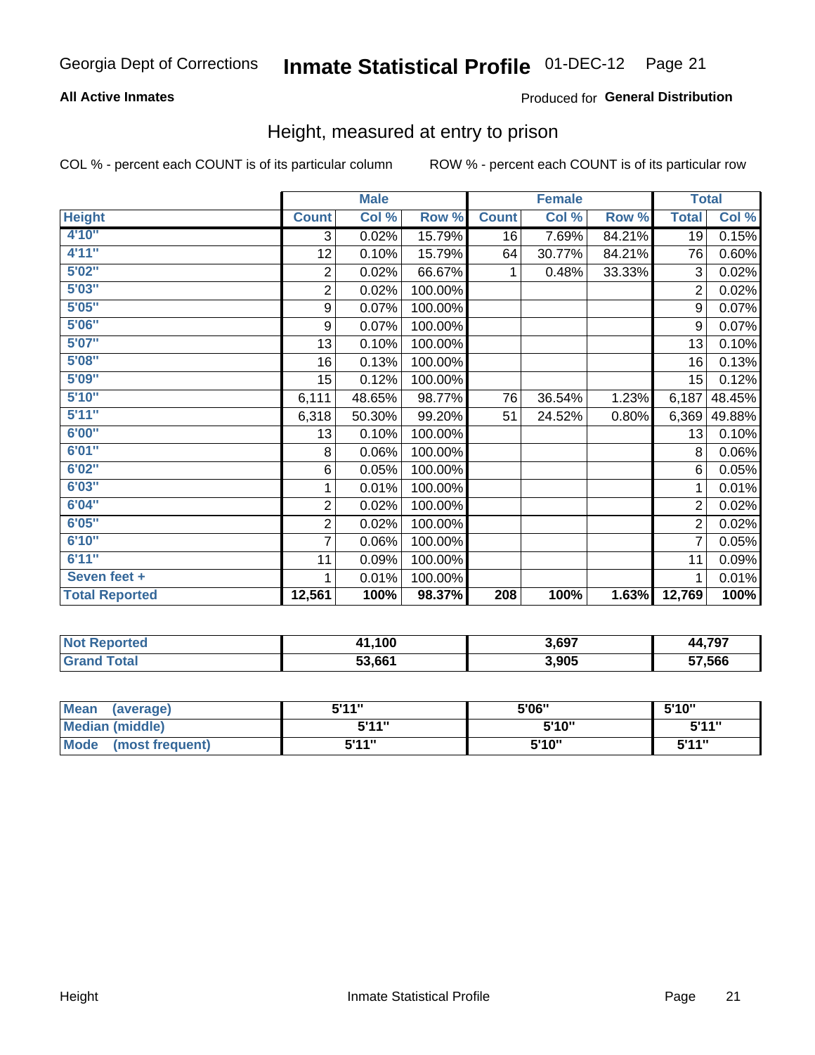Georgia Dept of Corrections **Inmate Statistical Profile** 01-DEC-12

**All Active Inmates**

Produced for **General Distribution**

## Height, measured at entry to prison

COL % - percent each COUNT is of its particular column

ROW % - percent each COUNT is of its particular row

| | Male | | | Female | | | Total | |
|---|---|---|---|---|---|---|---|---|
| **Height** | **Count** | **Col %** | **Row %** | **Count** | **Col %** | **Row %** | **Total** | **Col %** |
| **4'10"** | 3 | 0.02% | 15.79% | 16 | 7.69% | 84.21% | 19 | 0.15% |
| **4'11"** | 12 | 0.10% | 15.79% | 64 | 30.77% | 84.21% | 76 | 0.60% |
| **5'02"** | 2 | 0.02% | 66.67% | 1 | 0.48% | 33.33% | 3 | 0.02% |
| **5'03"** | 2 | 0.02% | 100.00% | | | | 2 | 0.02% |
| **5'05"** | 9 | 0.07% | 100.00% | | | | 9 | 0.07% |
| **5'06"** | 9 | 0.07% | 100.00% | | | | 9 | 0.07% |
| **5'07"** | 13 | 0.10% | 100.00% | | | | 13 | 0.10% |
| **5'08"** | 16 | 0.13% | 100.00% | | | | 16 | 0.13% |
| **5'09"** | 15 | 0.12% | 100.00% | | | | 15 | 0.12% |
| **5'10"** | 6,111 | 48.65% | 98.77% | 76 | 36.54% | 1.23% | 6,187 | 48.45% |
| **5'11"** | 6,318 | 50.30% | 99.20% | 51 | 24.52% | 0.80% | 6,369 | 49.88% |
| **6'00"** | 13 | 0.10% | 100.00% | | | | 13 | 0.10% |
| **6'01"** | 8 | 0.06% | 100.00% | | | | 8 | 0.06% |
| **6'02"** | 6 | 0.05% | 100.00% | | | | 6 | 0.05% |
| **6'03"** | 1 | 0.01% | 100.00% | | | | 1 | 0.01% |
| **6'04"** | 2 | 0.02% | 100.00% | | | | 2 | 0.02% |
| **6'05"** | 2 | 0.02% | 100.00% | | | | 2 | 0.02% |
| **6'10"** | 7 | 0.06% | 100.00% | | | | 7 | 0.05% |
| **6'11"** | 11 | 0.09% | 100.00% | | | | 11 | 0.09% |
| **Seven feet +** | 1 | 0.01% | 100.00% | | | | 1 | 0.01% |
| **Total Reported** | **12,561** | **100%** | **98.37%** | **208** | **100%** | **1.63%** | **12,769** | **100%** |

| | Male | Female | Total |
|---|---|---|---|
| **Not Reported** | **41,100** | **3,697** | **44,797** |
| **Grand Total** | **53,661** | **3,905** | **57,566** |

| | Male | Female | Total |
|---|---|---|---|
| **Mean (average)** | **5'11"** | **5'06"** | **5'10"** |
| **Median (middle)** | **5'11"** | **5'10"** | **5'11"** |
| **Mode (most frequent)** | **5'11"** | **5'10"** | **5'11"** |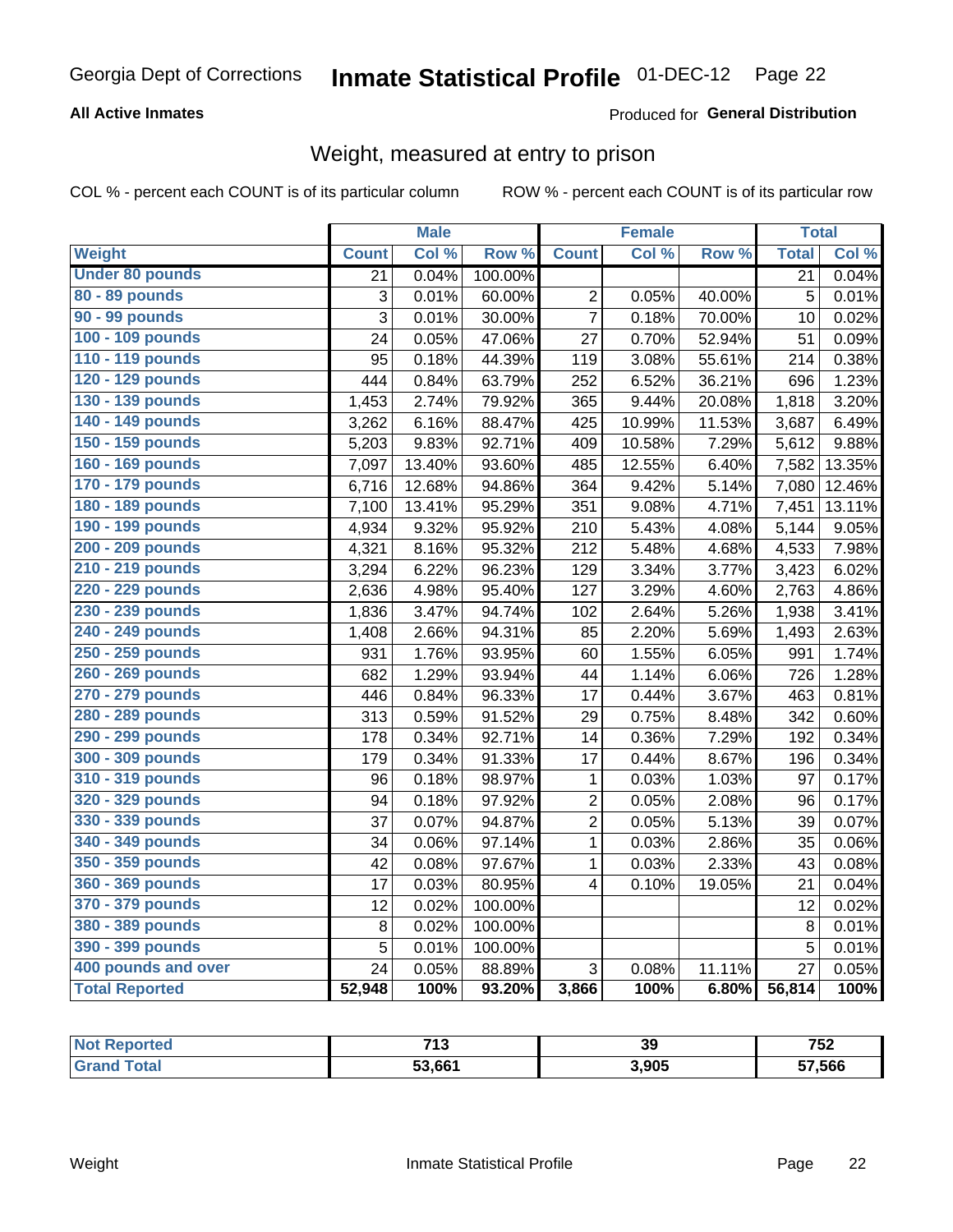Georgia Dept of Corrections **Inmate Statistical Profile** 01-DEC-12

**All Active Inmates**

Produced for **General Distribution**

## Weight, measured at entry to prison

COL % - percent each COUNT is of its particular column    ROW % - percent each COUNT is of its particular row

| | Male | | | Female | | | Total | |
|---|---|---|---|---|---|---|---|---|
| **Weight** | **Count** | **Col %** | **Row %** | **Count** | **Col %** | **Row %** | **Total** | **Col %** |
| **Under 80 pounds** | 21 | 0.04% | 100.00% | | | | 21 | 0.04% |
| **80 - 89 pounds** | 3 | 0.01% | 60.00% | 2 | 0.05% | 40.00% | 5 | 0.01% |
| **90 - 99 pounds** | 3 | 0.01% | 30.00% | 7 | 0.18% | 70.00% | 10 | 0.02% |
| **100 - 109 pounds** | 24 | 0.05% | 47.06% | 27 | 0.70% | 52.94% | 51 | 0.09% |
| **110 - 119 pounds** | 95 | 0.18% | 44.39% | 119 | 3.08% | 55.61% | 214 | 0.38% |
| **120 - 129 pounds** | 444 | 0.84% | 63.79% | 252 | 6.52% | 36.21% | 696 | 1.23% |
| **130 - 139 pounds** | 1,453 | 2.74% | 79.92% | 365 | 9.44% | 20.08% | 1,818 | 3.20% |
| **140 - 149 pounds** | 3,262 | 6.16% | 88.47% | 425 | 10.99% | 11.53% | 3,687 | 6.49% |
| **150 - 159 pounds** | 5,203 | 9.83% | 92.71% | 409 | 10.58% | 7.29% | 5,612 | 9.88% |
| **160 - 169 pounds** | 7,097 | 13.40% | 93.60% | 485 | 12.55% | 6.40% | 7,582 | 13.35% |
| **170 - 179 pounds** | 6,716 | 12.68% | 94.86% | 364 | 9.42% | 5.14% | 7,080 | 12.46% |
| **180 - 189 pounds** | 7,100 | 13.41% | 95.29% | 351 | 9.08% | 4.71% | 7,451 | 13.11% |
| **190 - 199 pounds** | 4,934 | 9.32% | 95.92% | 210 | 5.43% | 4.08% | 5,144 | 9.05% |
| **200 - 209 pounds** | 4,321 | 8.16% | 95.32% | 212 | 5.48% | 4.68% | 4,533 | 7.98% |
| **210 - 219 pounds** | 3,294 | 6.22% | 96.23% | 129 | 3.34% | 3.77% | 3,423 | 6.02% |
| **220 - 229 pounds** | 2,636 | 4.98% | 95.40% | 127 | 3.29% | 4.60% | 2,763 | 4.86% |
| **230 - 239 pounds** | 1,836 | 3.47% | 94.74% | 102 | 2.64% | 5.26% | 1,938 | 3.41% |
| **240 - 249 pounds** | 1,408 | 2.66% | 94.31% | 85 | 2.20% | 5.69% | 1,493 | 2.63% |
| **250 - 259 pounds** | 931 | 1.76% | 93.95% | 60 | 1.55% | 6.05% | 991 | 1.74% |
| **260 - 269 pounds** | 682 | 1.29% | 93.94% | 44 | 1.14% | 6.06% | 726 | 1.28% |
| **270 - 279 pounds** | 446 | 0.84% | 96.33% | 17 | 0.44% | 3.67% | 463 | 0.81% |
| **280 - 289 pounds** | 313 | 0.59% | 91.52% | 29 | 0.75% | 8.48% | 342 | 0.60% |
| **290 - 299 pounds** | 178 | 0.34% | 92.71% | 14 | 0.36% | 7.29% | 192 | 0.34% |
| **300 - 309 pounds** | 179 | 0.34% | 91.33% | 17 | 0.44% | 8.67% | 196 | 0.34% |
| **310 - 319 pounds** | 96 | 0.18% | 98.97% | 1 | 0.03% | 1.03% | 97 | 0.17% |
| **320 - 329 pounds** | 94 | 0.18% | 97.92% | 2 | 0.05% | 2.08% | 96 | 0.17% |
| **330 - 339 pounds** | 37 | 0.07% | 94.87% | 2 | 0.05% | 5.13% | 39 | 0.07% |
| **340 - 349 pounds** | 34 | 0.06% | 97.14% | 1 | 0.03% | 2.86% | 35 | 0.06% |
| **350 - 359 pounds** | 42 | 0.08% | 97.67% | 1 | 0.03% | 2.33% | 43 | 0.08% |
| **360 - 369 pounds** | 17 | 0.03% | 80.95% | 4 | 0.10% | 19.05% | 21 | 0.04% |
| **370 - 379 pounds** | 12 | 0.02% | 100.00% | | | | 12 | 0.02% |
| **380 - 389 pounds** | 8 | 0.02% | 100.00% | | | | 8 | 0.01% |
| **390 - 399 pounds** | 5 | 0.01% | 100.00% | | | | 5 | 0.01% |
| **400 pounds and over** | 24 | 0.05% | 88.89% | 3 | 0.08% | 11.11% | 27 | 0.05% |
| **Total Reported** | **52,948** | **100%** | **93.20%** | **3,866** | **100%** | **6.80%** | **56,814** | **100%** |

| | Male | Female | Total |
|---|---|---|---|
| **Not Reported** | **713** | **39** | **752** |
| **Grand Total** | **53,661** | **3,905** | **57,566** |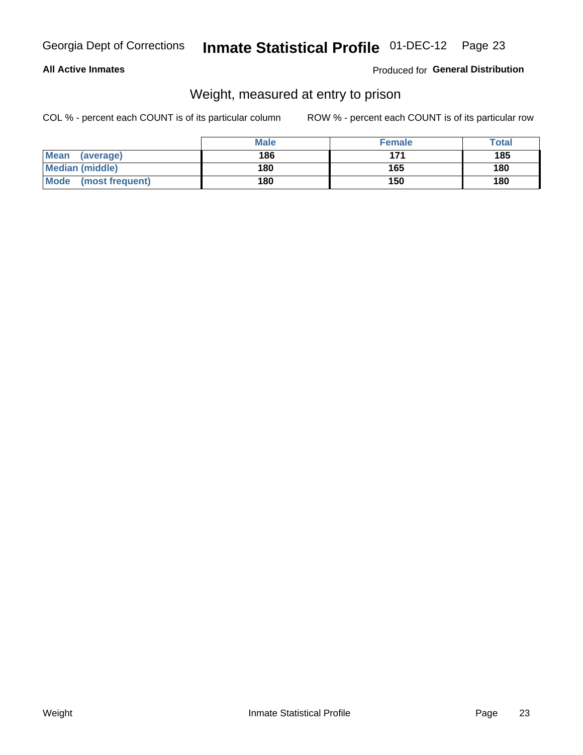**All Active Inmates** | Produced for **General Distribution**

## Weight, measured at entry to prison

COL % - percent each COUNT is of its particular column    ROW % - percent each COUNT is of its particular row

| | Male | Female | Total |
|---|---|---|---|
| **Mean (average)** | **186** | **171** | **185** |
| **Median (middle)** | **180** | **165** | **180** |
| **Mode (most frequent)** | **180** | **150** | **180** |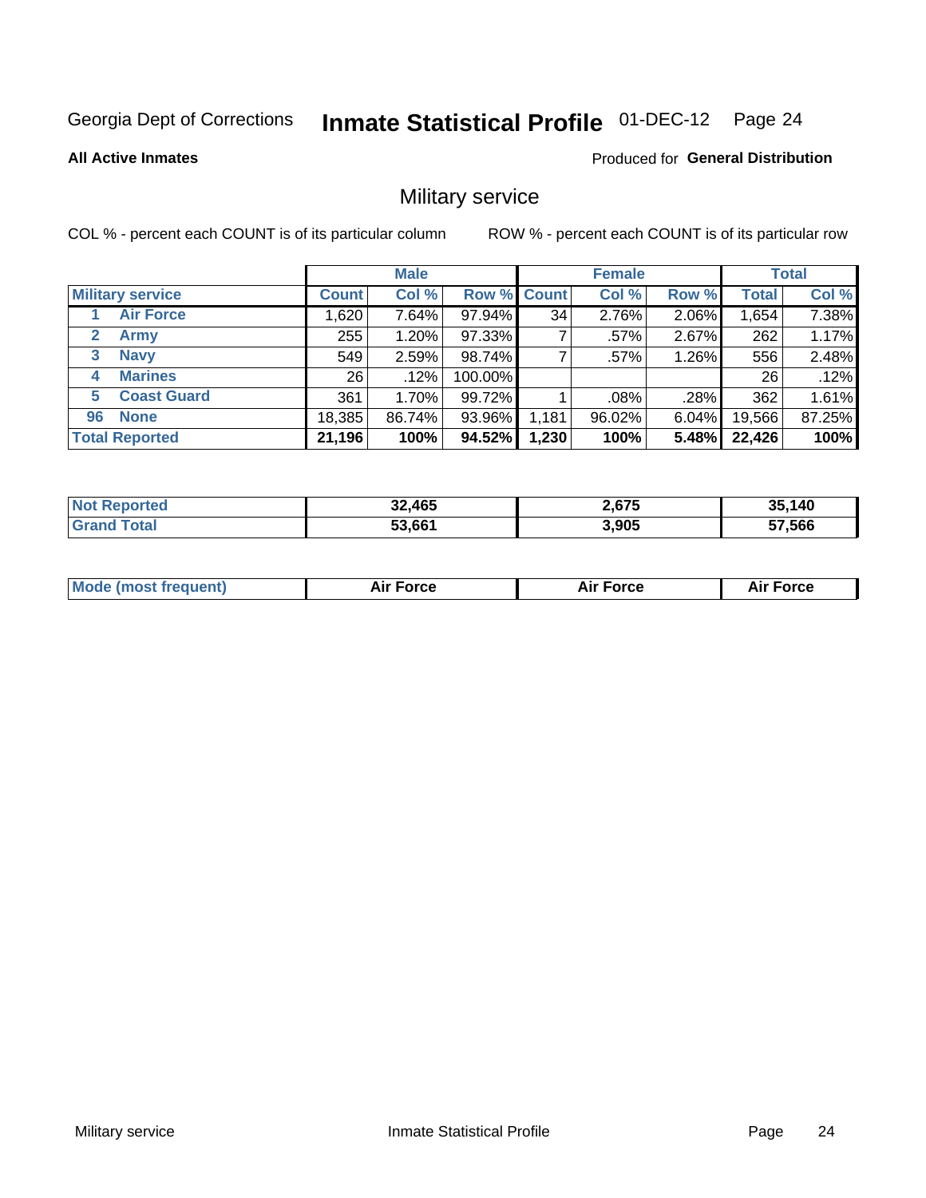Georgia Dept of Corrections **Inmate Statistical Profile** 01-DEC-12

**All Active Inmates**

Produced for **General Distribution**

## Military service

COL % - percent each COUNT is of its particular column ROW % - percent each COUNT is of its particular row

| Military service | Male | | | Female | | | Total | |
|---|---|---|---|---|---|---|---|---|
| | Count | Col % | Row % | Count | Col % | Row % | Total | Col % |
| 1 Air Force | 1,620 | 7.64% | 97.94% | 34 | 2.76% | 2.06% | 1,654 | 7.38% |
| 2 Army | 255 | 1.20% | 97.33% | 7 | .57% | 2.67% | 262 | 1.17% |
| 3 Navy | 549 | 2.59% | 98.74% | 7 | .57% | 1.26% | 556 | 2.48% |
| 4 Marines | 26 | .12% | 100.00% | | | | 26 | .12% |
| 5 Coast Guard | 361 | 1.70% | 99.72% | 1 | .08% | .28% | 362 | 1.61% |
| 96 None | 18,385 | 86.74% | 93.96% | 1,181 | 96.02% | 6.04% | 19,566 | 87.25% |
| **Total Reported** | **21,196** | **100%** | **94.52%** | **1,230** | **100%** | **5.48%** | **22,426** | **100%** |

| | Male | Female | Total |
|---|---|---|---|
| Not Reported | **32,465** | **2,675** | **35,140** |
| Grand Total | **53,661** | **3,905** | **57,566** |

| | Male | Female | Total |
|---|---|---|---|
| Mode (most frequent) | **Air Force** | **Air Force** | **Air Force** |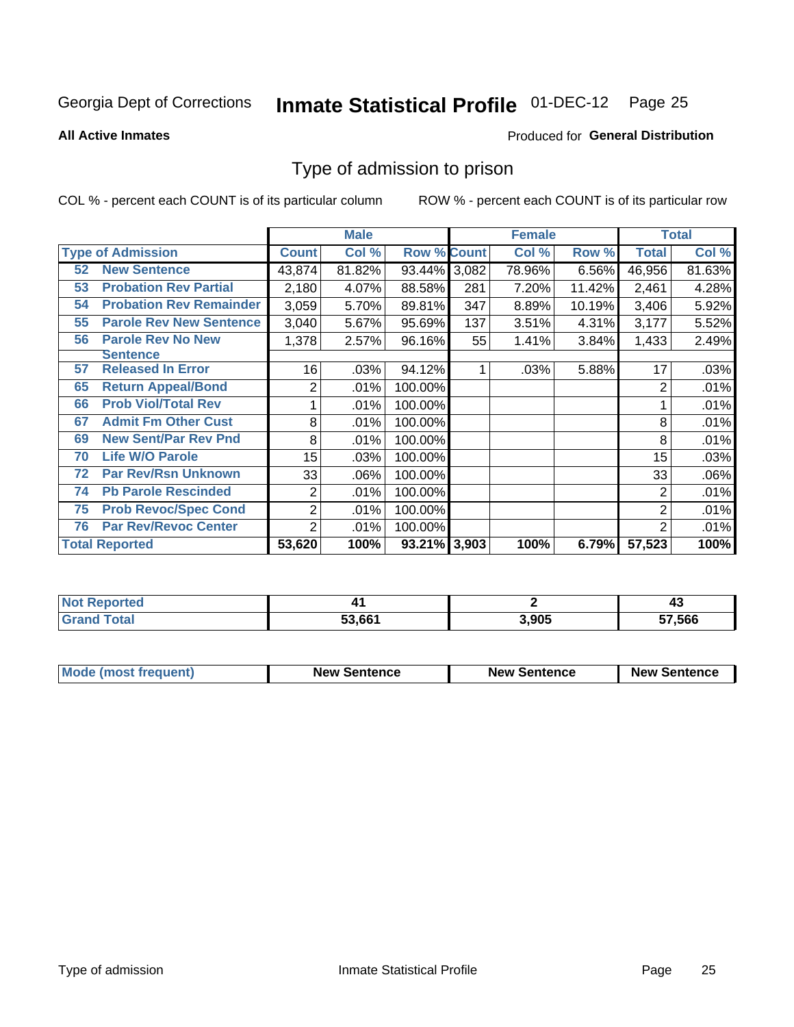Georgia Dept of Corrections **Inmate Statistical Profile** 01-DEC-12

**All Active Inmates**

Produced for **General Distribution**

## Type of admission to prison

COL % - percent each COUNT is of its particular column

ROW % - percent each COUNT is of its particular row

| | | Male | | | Female | | | Total | |
|---|---|---|---|---|---|---|---|---|---|
| **Type of Admission** | | **Count** | **Col %** | **Row %** | **Count** | **Col %** | **Row %** | **Total** | **Col %** |
| 52 | New Sentence | 43,874 | 81.82% | 93.44% | 3,082 | 78.96% | 6.56% | 46,956 | 81.63% |
| 53 | Probation Rev Partial | 2,180 | 4.07% | 88.58% | 281 | 7.20% | 11.42% | 2,461 | 4.28% |
| 54 | Probation Rev Remainder | 3,059 | 5.70% | 89.81% | 347 | 8.89% | 10.19% | 3,406 | 5.92% |
| 55 | Parole Rev New Sentence | 3,040 | 5.67% | 95.69% | 137 | 3.51% | 4.31% | 3,177 | 5.52% |
| 56 | Parole Rev No New Sentence | 1,378 | 2.57% | 96.16% | 55 | 1.41% | 3.84% | 1,433 | 2.49% |
| 57 | Released In Error | 16 | .03% | 94.12% | 1 | .03% | 5.88% | 17 | .03% |
| 65 | Return Appeal/Bond | 2 | .01% | 100.00% | | | | 2 | .01% |
| 66 | Prob Viol/Total Rev | 1 | .01% | 100.00% | | | | 1 | .01% |
| 67 | Admit Fm Other Cust | 8 | .01% | 100.00% | | | | 8 | .01% |
| 69 | New Sent/Par Rev Pnd | 8 | .01% | 100.00% | | | | 8 | .01% |
| 70 | Life W/O Parole | 15 | .03% | 100.00% | | | | 15 | .03% |
| 72 | Par Rev/Rsn Unknown | 33 | .06% | 100.00% | | | | 33 | .06% |
| 74 | Pb Parole Rescinded | 2 | .01% | 100.00% | | | | 2 | .01% |
| 75 | Prob Revoc/Spec Cond | 2 | .01% | 100.00% | | | | 2 | .01% |
| 76 | Par Rev/Revoc Center | 2 | .01% | 100.00% | | | | 2 | .01% |
| **Total Reported** | | **53,620** | **100%** | **93.21%** | **3,903** | **100%** | **6.79%** | **57,523** | **100%** |

| | Male | Female | Total |
|---|---|---|---|
| Not Reported | 41 | 2 | 43 |
| Grand Total | 53,661 | 3,905 | 57,566 |

| | Male | Female | Total |
|---|---|---|---|
| Mode (most frequent) | New Sentence | New Sentence | New Sentence |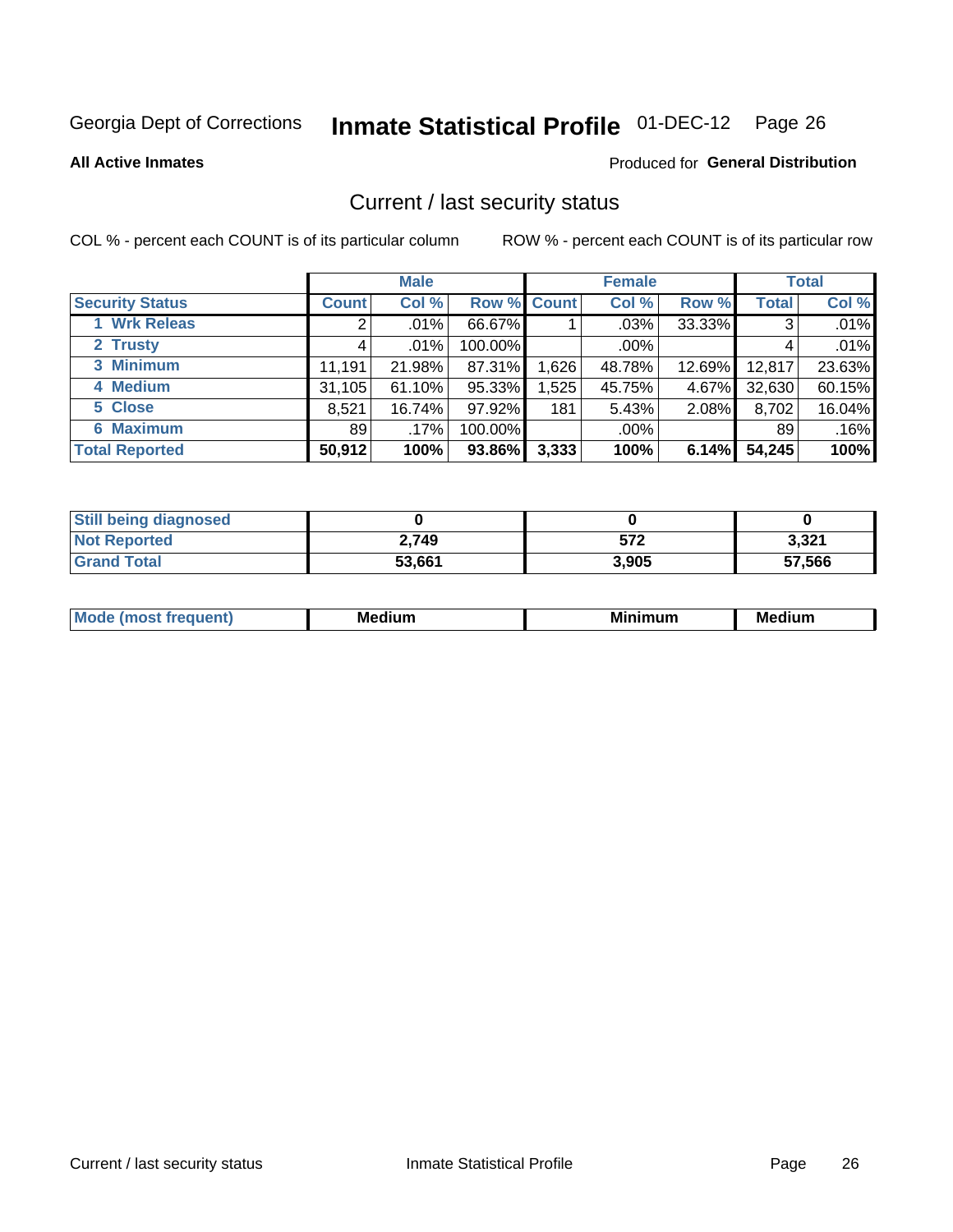Georgia Dept of Corrections **Inmate Statistical Profile** 01-DEC-12 Page 26

**All Active Inmates**

Produced for **General Distribution**

## Current / last security status

COL % - percent each COUNT is of its particular column

ROW % - percent each COUNT is of its particular row

| | Male | | | Female | | | Total | |
|---|---|---|---|---|---|---|---|---|
| **Security Status** | **Count** | **Col %** | **Row %** | **Count** | **Col %** | **Row %** | **Total** | **Col %** |
| 1 Wrk Releas | 2 | .01% | 66.67% | 1 | .03% | 33.33% | 3 | .01% |
| 2 Trusty | 4 | .01% | 100.00% | | .00% | | 4 | .01% |
| 3 Minimum | 11,191 | 21.98% | 87.31% | 1,626 | 48.78% | 12.69% | 12,817 | 23.63% |
| 4 Medium | 31,105 | 61.10% | 95.33% | 1,525 | 45.75% | 4.67% | 32,630 | 60.15% |
| 5 Close | 8,521 | 16.74% | 97.92% | 181 | 5.43% | 2.08% | 8,702 | 16.04% |
| 6 Maximum | 89 | .17% | 100.00% | | .00% | | 89 | .16% |
| **Total Reported** | **50,912** | **100%** | **93.86%** | **3,333** | **100%** | **6.14%** | **54,245** | **100%** |

| | Male | Female | Total |
|---|---|---|---|
| **Still being diagnosed** | **0** | **0** | **0** |
| **Not Reported** | **2,749** | **572** | **3,321** |
| **Grand Total** | **53,661** | **3,905** | **57,566** |

| | Male | Female | Total |
|---|---|---|---|
| **Mode (most frequent)** | **Medium** | **Minimum** | **Medium** |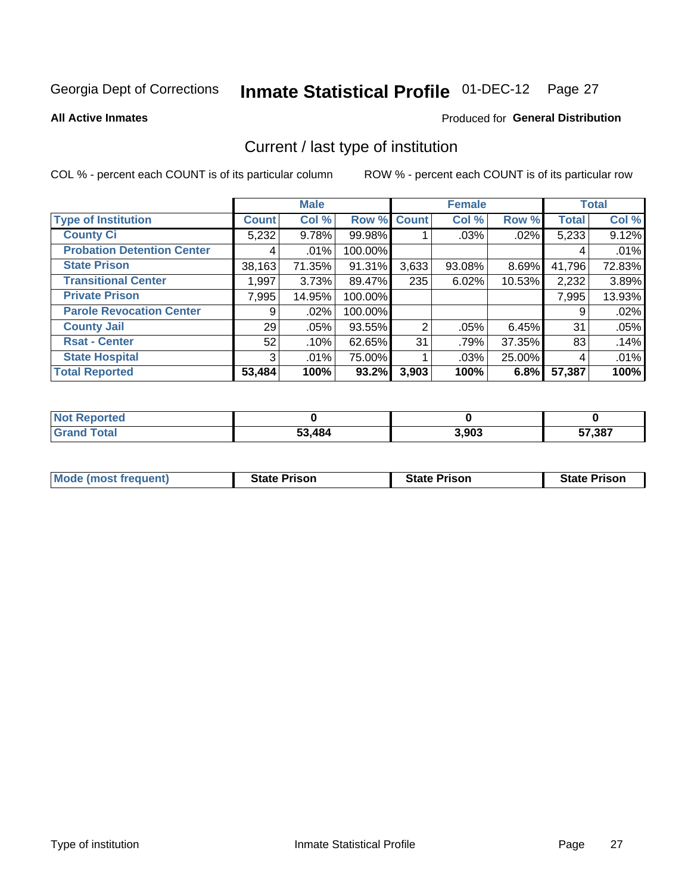Georgia Dept of Corrections **Inmate Statistical Profile** 01-DEC-12

**All Active Inmates**

Produced for **General Distribution**

## Current / last type of institution

COL % - percent each COUNT is of its particular column

ROW % - percent each COUNT is of its particular row

| | Male | | | Female | | | Total | |
|---|---|---|---|---|---|---|---|---|
| **Type of Institution** | **Count** | **Col %** | **Row %** | **Count** | **Col %** | **Row %** | **Total** | **Col %** |
| **County Ci** | 5,232 | 9.78% | 99.98% | 1 | .03% | .02% | 5,233 | 9.12% |
| **Probation Detention Center** | 4 | .01% | 100.00% | | | | 4 | .01% |
| **State Prison** | 38,163 | 71.35% | 91.31% | 3,633 | 93.08% | 8.69% | 41,796 | 72.83% |
| **Transitional Center** | 1,997 | 3.73% | 89.47% | 235 | 6.02% | 10.53% | 2,232 | 3.89% |
| **Private Prison** | 7,995 | 14.95% | 100.00% | | | | 7,995 | 13.93% |
| **Parole Revocation Center** | 9 | .02% | 100.00% | | | | 9 | .02% |
| **County Jail** | 29 | .05% | 93.55% | 2 | .05% | 6.45% | 31 | .05% |
| **Rsat - Center** | 52 | .10% | 62.65% | 31 | .79% | 37.35% | 83 | .14% |
| **State Hospital** | 3 | .01% | 75.00% | 1 | .03% | 25.00% | 4 | .01% |
| **Total Reported** | **53,484** | **100%** | **93.2%** | **3,903** | **100%** | **6.8%** | **57,387** | **100%** |

| | Male | Female | Total |
|---|---|---|---|
| **Not Reported** | **0** | **0** | **0** |
| **Grand Total** | **53,484** | **3,903** | **57,387** |

| | Male | Female | Total |
|---|---|---|---|
| **Mode (most frequent)** | **State Prison** | **State Prison** | **State Prison** |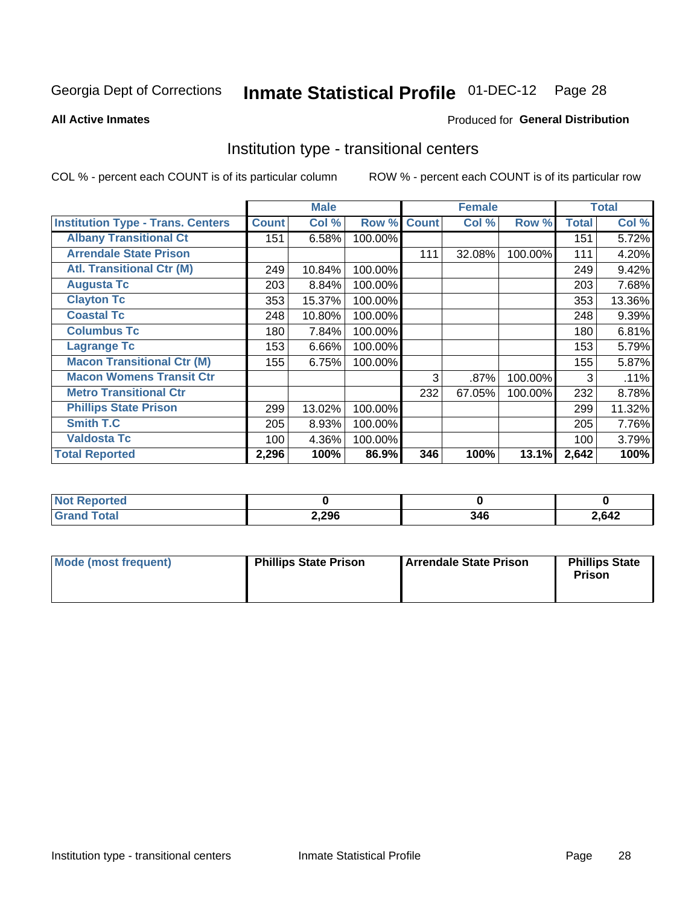Georgia Dept of Corrections **Inmate Statistical Profile** 01-DEC-12

**All Active Inmates**

Produced for **General Distribution**

## Institution type - transitional centers

COL % - percent each COUNT is of its particular column

ROW % - percent each COUNT is of its particular row

| | Male | | | Female | | | Total | |
|---|---|---|---|---|---|---|---|---|
| **Institution Type - Trans. Centers** | **Count** | **Col %** | **Row %** | **Count** | **Col %** | **Row %** | **Total** | **Col %** |
| Albany Transitional Ct | 151 | 6.58% | 100.00% | | | | 151 | 5.72% |
| Arrendale State Prison | | | | 111 | 32.08% | 100.00% | 111 | 4.20% |
| Atl. Transitional Ctr (M) | 249 | 10.84% | 100.00% | | | | 249 | 9.42% |
| Augusta Tc | 203 | 8.84% | 100.00% | | | | 203 | 7.68% |
| Clayton Tc | 353 | 15.37% | 100.00% | | | | 353 | 13.36% |
| Coastal Tc | 248 | 10.80% | 100.00% | | | | 248 | 9.39% |
| Columbus Tc | 180 | 7.84% | 100.00% | | | | 180 | 6.81% |
| Lagrange Tc | 153 | 6.66% | 100.00% | | | | 153 | 5.79% |
| Macon Transitional Ctr (M) | 155 | 6.75% | 100.00% | | | | 155 | 5.87% |
| Macon Womens Transit Ctr | | | | 3 | .87% | 100.00% | 3 | .11% |
| Metro Transitional Ctr | | | | 232 | 67.05% | 100.00% | 232 | 8.78% |
| Phillips State Prison | 299 | 13.02% | 100.00% | | | | 299 | 11.32% |
| Smith T.C | 205 | 8.93% | 100.00% | | | | 205 | 7.76% |
| Valdosta Tc | 100 | 4.36% | 100.00% | | | | 100 | 3.79% |
| **Total Reported** | **2,296** | **100%** | **86.9%** | **346** | **100%** | **13.1%** | **2,642** | **100%** |

| | Male | Female | Total |
|---|---|---|---|
| **Not Reported** | **0** | **0** | **0** |
| **Grand Total** | **2,296** | **346** | **2,642** |

| | Male | Female | Total |
|---|---|---|---|
| **Mode (most frequent)** | **Phillips State Prison** | **Arrendale State Prison** | **Phillips State Prison** |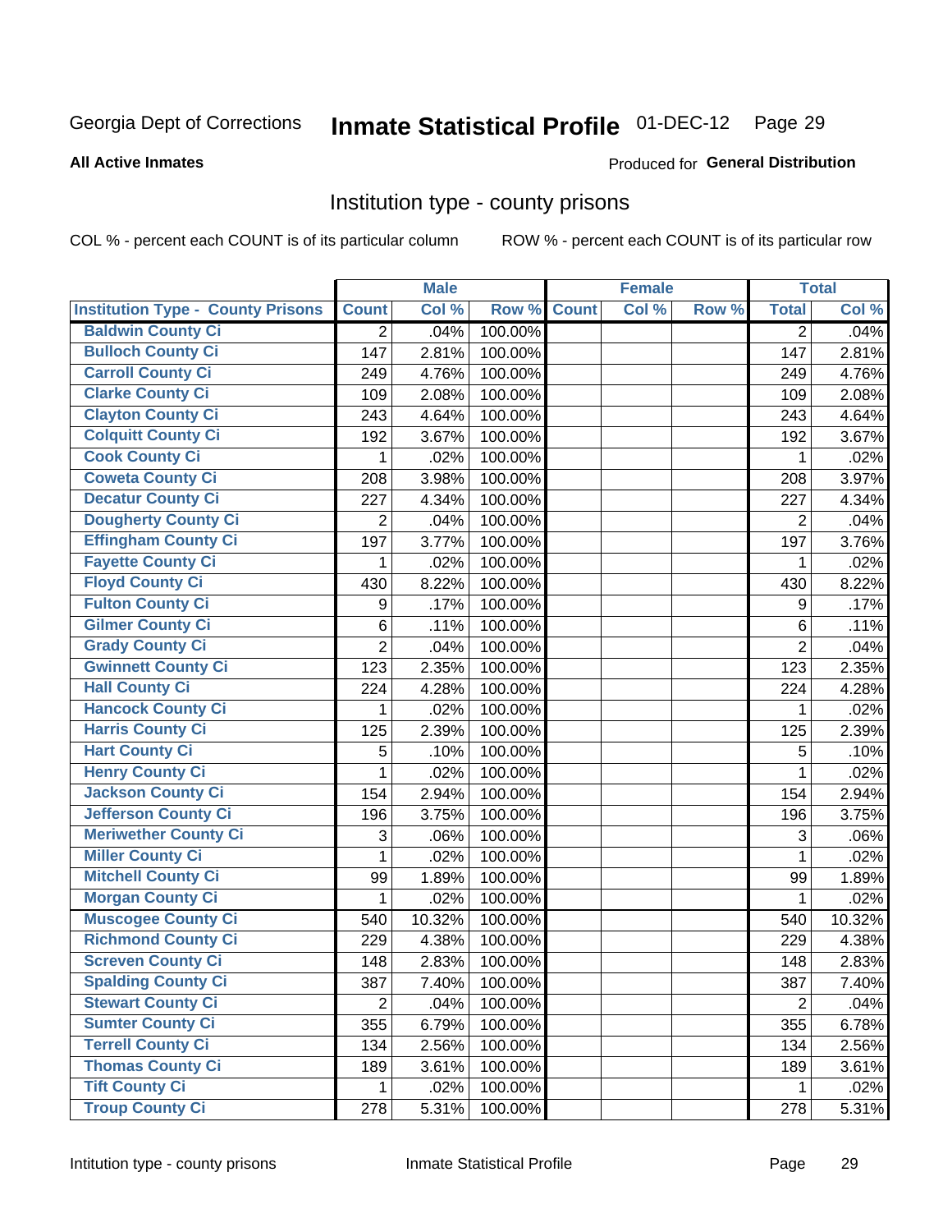Georgia Dept of Corrections **Inmate Statistical Profile** 01-DEC-12

**All Active Inmates**

Produced for **General Distribution**

## Institution type - county prisons

COL % - percent each COUNT is of its particular column

ROW % - percent each COUNT is of its particular row

| Institution Type - County Prisons | Male | | | Female | | | Total | |
|---|---|---|---|---|---|---|---|---|
| | Count | Col % | Row % | Count | Col % | Row % | Total | Col % |
| Baldwin County Ci | 2 | .04% | 100.00% | | | | 2 | .04% |
| Bulloch County Ci | 147 | 2.81% | 100.00% | | | | 147 | 2.81% |
| Carroll County Ci | 249 | 4.76% | 100.00% | | | | 249 | 4.76% |
| Clarke County Ci | 109 | 2.08% | 100.00% | | | | 109 | 2.08% |
| Clayton County Ci | 243 | 4.64% | 100.00% | | | | 243 | 4.64% |
| Colquitt County Ci | 192 | 3.67% | 100.00% | | | | 192 | 3.67% |
| Cook County Ci | 1 | .02% | 100.00% | | | | 1 | .02% |
| Coweta County Ci | 208 | 3.98% | 100.00% | | | | 208 | 3.97% |
| Decatur County Ci | 227 | 4.34% | 100.00% | | | | 227 | 4.34% |
| Dougherty County Ci | 2 | .04% | 100.00% | | | | 2 | .04% |
| Effingham County Ci | 197 | 3.77% | 100.00% | | | | 197 | 3.76% |
| Fayette County Ci | 1 | .02% | 100.00% | | | | 1 | .02% |
| Floyd County Ci | 430 | 8.22% | 100.00% | | | | 430 | 8.22% |
| Fulton County Ci | 9 | .17% | 100.00% | | | | 9 | .17% |
| Gilmer County Ci | 6 | .11% | 100.00% | | | | 6 | .11% |
| Grady County Ci | 2 | .04% | 100.00% | | | | 2 | .04% |
| Gwinnett County Ci | 123 | 2.35% | 100.00% | | | | 123 | 2.35% |
| Hall County Ci | 224 | 4.28% | 100.00% | | | | 224 | 4.28% |
| Hancock County Ci | 1 | .02% | 100.00% | | | | 1 | .02% |
| Harris County Ci | 125 | 2.39% | 100.00% | | | | 125 | 2.39% |
| Hart County Ci | 5 | .10% | 100.00% | | | | 5 | .10% |
| Henry County Ci | 1 | .02% | 100.00% | | | | 1 | .02% |
| Jackson County Ci | 154 | 2.94% | 100.00% | | | | 154 | 2.94% |
| Jefferson County Ci | 196 | 3.75% | 100.00% | | | | 196 | 3.75% |
| Meriwether County Ci | 3 | .06% | 100.00% | | | | 3 | .06% |
| Miller County Ci | 1 | .02% | 100.00% | | | | 1 | .02% |
| Mitchell County Ci | 99 | 1.89% | 100.00% | | | | 99 | 1.89% |
| Morgan County Ci | 1 | .02% | 100.00% | | | | 1 | .02% |
| Muscogee County Ci | 540 | 10.32% | 100.00% | | | | 540 | 10.32% |
| Richmond County Ci | 229 | 4.38% | 100.00% | | | | 229 | 4.38% |
| Screven County Ci | 148 | 2.83% | 100.00% | | | | 148 | 2.83% |
| Spalding County Ci | 387 | 7.40% | 100.00% | | | | 387 | 7.40% |
| Stewart County Ci | 2 | .04% | 100.00% | | | | 2 | .04% |
| Sumter County Ci | 355 | 6.79% | 100.00% | | | | 355 | 6.78% |
| Terrell County Ci | 134 | 2.56% | 100.00% | | | | 134 | 2.56% |
| Thomas County Ci | 189 | 3.61% | 100.00% | | | | 189 | 3.61% |
| Tift County Ci | 1 | .02% | 100.00% | | | | 1 | .02% |
| Troup County Ci | 278 | 5.31% | 100.00% | | | | 278 | 5.31% |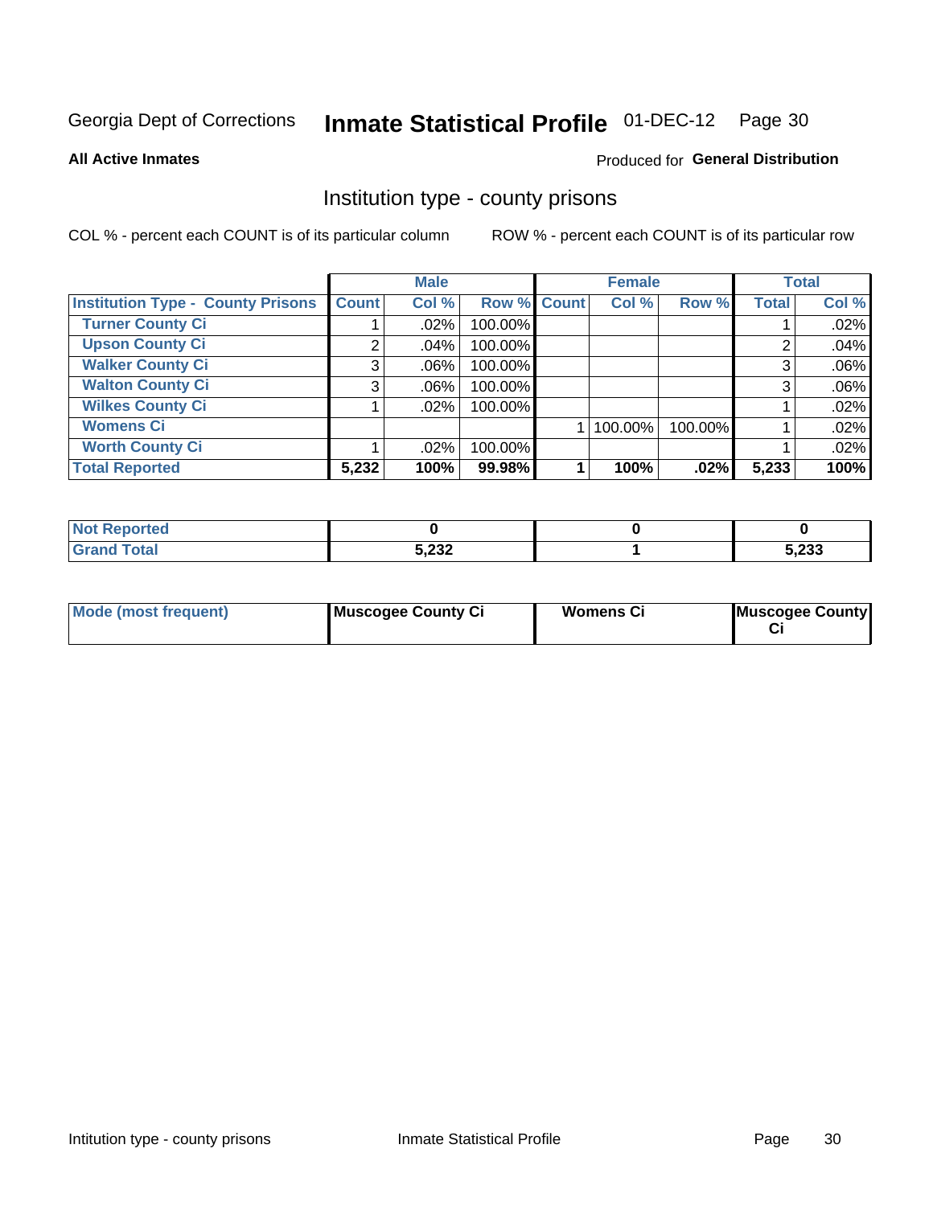Georgia Dept of Corrections **Inmate Statistical Profile** 01-DEC-12

**All Active Inmates**

Produced for **General Distribution**

## Institution type - county prisons

COL % - percent each COUNT is of its particular column

ROW % - percent each COUNT is of its particular row

| | Male | | | Female | | | Total | |
|---|---|---|---|---|---|---|---|---|
| **Institution Type - County Prisons** | **Count** | **Col %** | **Row %** | **Count** | **Col %** | **Row %** | **Total** | **Col %** |
| **Turner County Ci** | 1 | .02% | 100.00% | | | | 1 | .02% |
| **Upson County Ci** | 2 | .04% | 100.00% | | | | 2 | .04% |
| **Walker County Ci** | 3 | .06% | 100.00% | | | | 3 | .06% |
| **Walton County Ci** | 3 | .06% | 100.00% | | | | 3 | .06% |
| **Wilkes County Ci** | 1 | .02% | 100.00% | | | | 1 | .02% |
| **Womens Ci** | | | | 1 | 100.00% | 100.00% | 1 | .02% |
| **Worth County Ci** | 1 | .02% | 100.00% | | | | 1 | .02% |
| **Total Reported** | **5,232** | **100%** | **99.98%** | **1** | **100%** | **.02%** | **5,233** | **100%** |

| | Male | Female | Total |
|---|---|---|---|
| **Not Reported** | **0** | **0** | **0** |
| **Grand Total** | **5,232** | **1** | **5,233** |

| | Male | Female | Total |
|---|---|---|---|
| **Mode (most frequent)** | **Muscogee County Ci** | **Womens Ci** | **Muscogee County Ci** |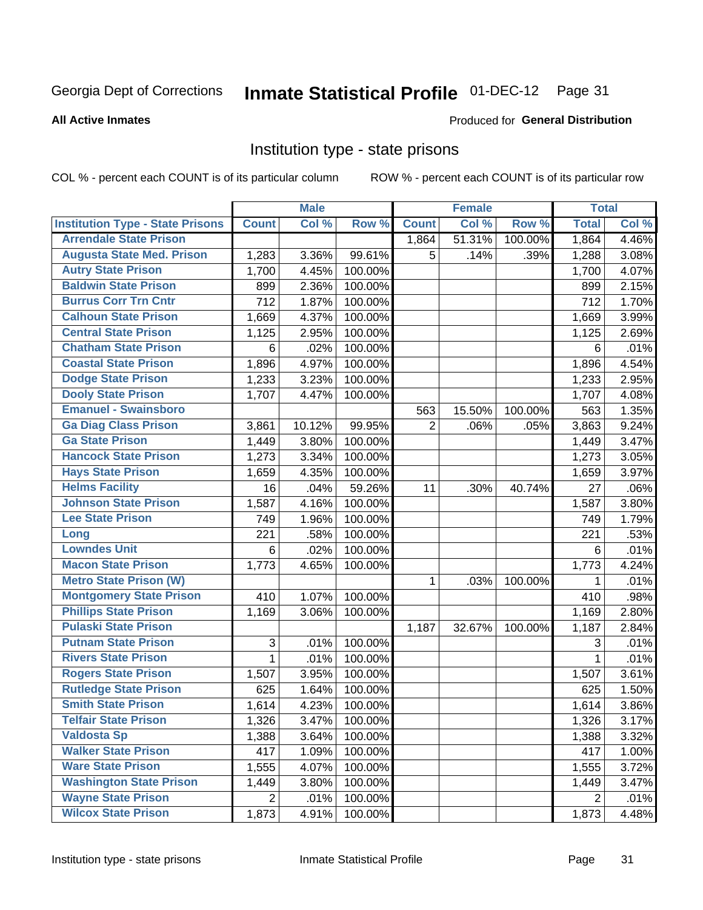Georgia Dept of Corrections **Inmate Statistical Profile** 01-DEC-12

**All Active Inmates**

Produced for **General Distribution**

## Institution type - state prisons

COL % - percent each COUNT is of its particular column    ROW % - percent each COUNT is of its particular row

| | Male | | | Female | | | Total | |
|---|---|---|---|---|---|---|---|---|
| **Institution Type - State Prisons** | **Count** | **Col %** | **Row %** | **Count** | **Col %** | **Row %** | **Total** | **Col %** |
| Arrendale State Prison | | | | 1,864 | 51.31% | 100.00% | 1,864 | 4.46% |
| Augusta State Med. Prison | 1,283 | 3.36% | 99.61% | 5 | .14% | .39% | 1,288 | 3.08% |
| Autry State Prison | 1,700 | 4.45% | 100.00% | | | | 1,700 | 4.07% |
| Baldwin State Prison | 899 | 2.36% | 100.00% | | | | 899 | 2.15% |
| Burrus Corr Trn Cntr | 712 | 1.87% | 100.00% | | | | 712 | 1.70% |
| Calhoun State Prison | 1,669 | 4.37% | 100.00% | | | | 1,669 | 3.99% |
| Central State Prison | 1,125 | 2.95% | 100.00% | | | | 1,125 | 2.69% |
| Chatham State Prison | 6 | .02% | 100.00% | | | | 6 | .01% |
| Coastal State Prison | 1,896 | 4.97% | 100.00% | | | | 1,896 | 4.54% |
| Dodge State Prison | 1,233 | 3.23% | 100.00% | | | | 1,233 | 2.95% |
| Dooly State Prison | 1,707 | 4.47% | 100.00% | | | | 1,707 | 4.08% |
| Emanuel - Swainsboro | | | | 563 | 15.50% | 100.00% | 563 | 1.35% |
| Ga Diag Class Prison | 3,861 | 10.12% | 99.95% | 2 | .06% | .05% | 3,863 | 9.24% |
| Ga State Prison | 1,449 | 3.80% | 100.00% | | | | 1,449 | 3.47% |
| Hancock State Prison | 1,273 | 3.34% | 100.00% | | | | 1,273 | 3.05% |
| Hays State Prison | 1,659 | 4.35% | 100.00% | | | | 1,659 | 3.97% |
| Helms Facility | 16 | .04% | 59.26% | 11 | .30% | 40.74% | 27 | .06% |
| Johnson State Prison | 1,587 | 4.16% | 100.00% | | | | 1,587 | 3.80% |
| Lee State Prison | 749 | 1.96% | 100.00% | | | | 749 | 1.79% |
| Long | 221 | .58% | 100.00% | | | | 221 | .53% |
| Lowndes Unit | 6 | .02% | 100.00% | | | | 6 | .01% |
| Macon State Prison | 1,773 | 4.65% | 100.00% | | | | 1,773 | 4.24% |
| Metro State Prison (W) | | | | 1 | .03% | 100.00% | 1 | .01% |
| Montgomery State Prison | 410 | 1.07% | 100.00% | | | | 410 | .98% |
| Phillips State Prison | 1,169 | 3.06% | 100.00% | | | | 1,169 | 2.80% |
| Pulaski State Prison | | | | 1,187 | 32.67% | 100.00% | 1,187 | 2.84% |
| Putnam State Prison | 3 | .01% | 100.00% | | | | 3 | .01% |
| Rivers State Prison | 1 | .01% | 100.00% | | | | 1 | .01% |
| Rogers State Prison | 1,507 | 3.95% | 100.00% | | | | 1,507 | 3.61% |
| Rutledge State Prison | 625 | 1.64% | 100.00% | | | | 625 | 1.50% |
| Smith State Prison | 1,614 | 4.23% | 100.00% | | | | 1,614 | 3.86% |
| Telfair State Prison | 1,326 | 3.47% | 100.00% | | | | 1,326 | 3.17% |
| Valdosta Sp | 1,388 | 3.64% | 100.00% | | | | 1,388 | 3.32% |
| Walker State Prison | 417 | 1.09% | 100.00% | | | | 417 | 1.00% |
| Ware State Prison | 1,555 | 4.07% | 100.00% | | | | 1,555 | 3.72% |
| Washington State Prison | 1,449 | 3.80% | 100.00% | | | | 1,449 | 3.47% |
| Wayne State Prison | 2 | .01% | 100.00% | | | | 2 | .01% |
| Wilcox State Prison | 1,873 | 4.91% | 100.00% | | | | 1,873 | 4.48% |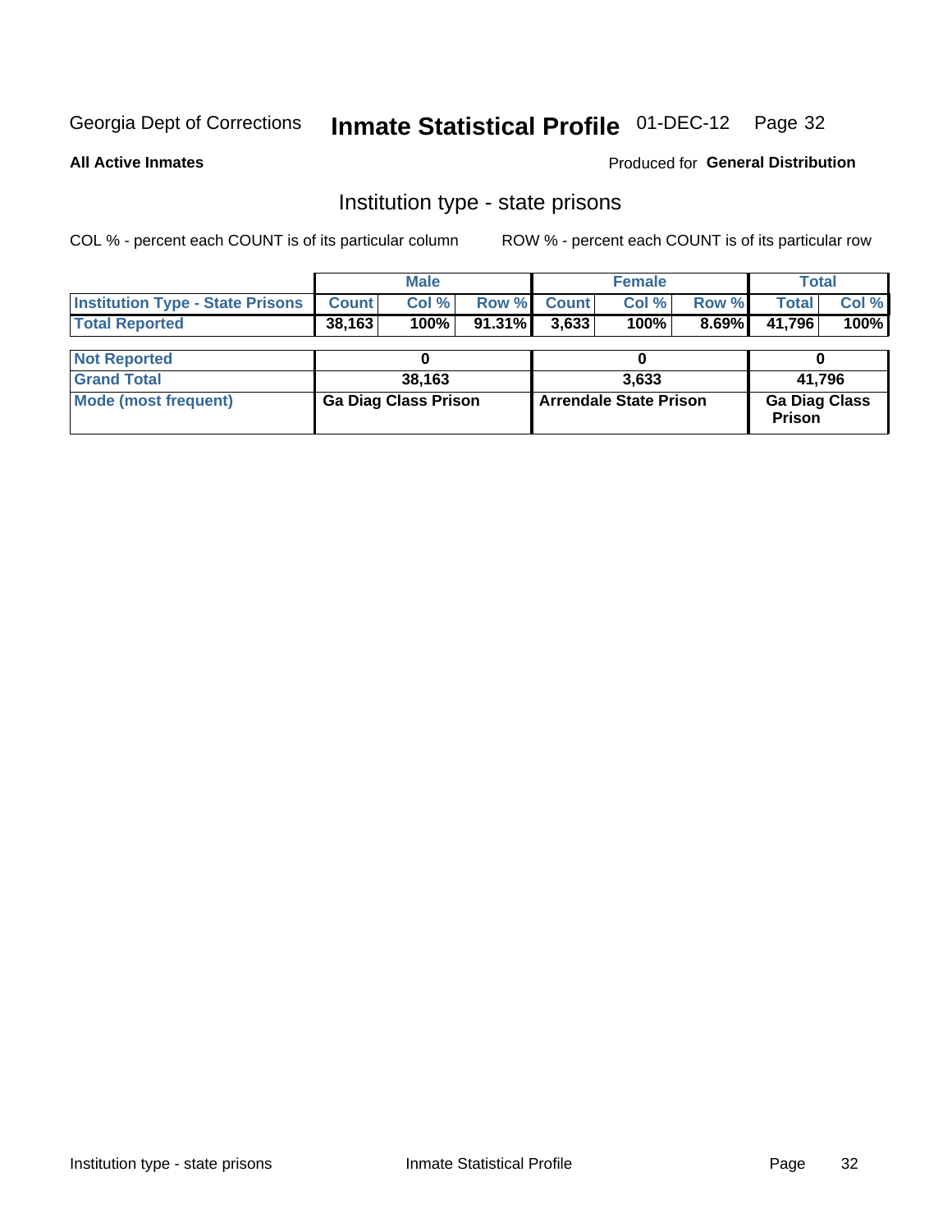Georgia Dept of Corrections **Inmate Statistical Profile** 01-DEC-12

**All Active Inmates**

Produced for **General Distribution**

## Institution type - state prisons

COL % - percent each COUNT is of its particular column ROW % - percent each COUNT is of its particular row

| | Male | | | Female | | | Total | |
|---|---|---|---|---|---|---|---|---|
| Institution Type - State Prisons | Count | Col % | Row % | Count | Col % | Row % | Total | Col % |
| Total Reported | 38,163 | 100% | 91.31% | 3,633 | 100% | 8.69% | 41,796 | 100% |
| Not Reported | 0 | | | 0 | | | 0 | |
| Grand Total | 38,163 | | | 3,633 | | | 41,796 | |
| Mode (most frequent) | Ga Diag Class Prison | | | Arrendale State Prison | | | Ga Diag Class Prison | |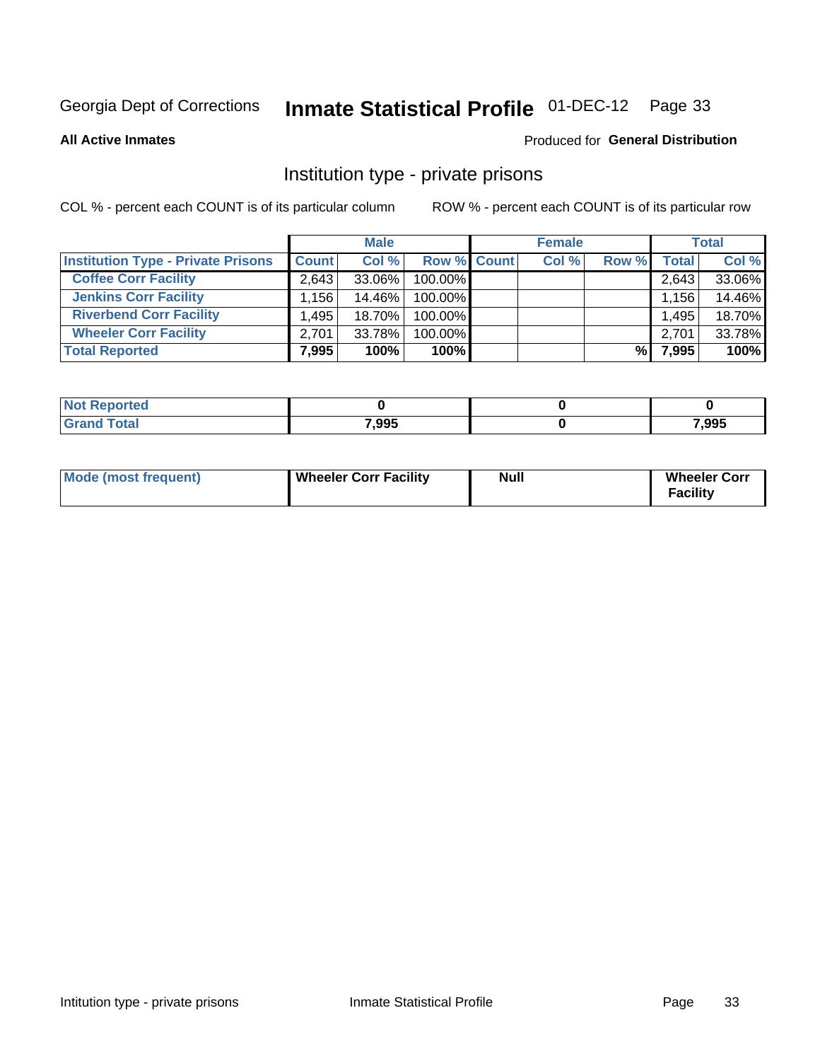Georgia Dept of Corrections **Inmate Statistical Profile** 01-DEC-12

**All Active Inmates**

Produced for **General Distribution**

## Institution type - private prisons

COL % - percent each COUNT is of its particular column ROW % - percent each COUNT is of its particular row

| | Male | | | Female | | | Total | |
|---|---|---|---|---|---|---|---|---|
| **Institution Type - Private Prisons** | **Count** | **Col %** | **Row %** | **Count** | **Col %** | **Row %** | **Total** | **Col %** |
| **Coffee Corr Facility** | 2,643 | 33.06% | 100.00% | | | | 2,643 | 33.06% |
| **Jenkins Corr Facility** | 1,156 | 14.46% | 100.00% | | | | 1,156 | 14.46% |
| **Riverbend Corr Facility** | 1,495 | 18.70% | 100.00% | | | | 1,495 | 18.70% |
| **Wheeler Corr Facility** | 2,701 | 33.78% | 100.00% | | | | 2,701 | 33.78% |
| **Total Reported** | **7,995** | **100%** | **100%** | | | **%** | **7,995** | **100%** |

| | Male | Female | Total |
|---|---|---|---|
| **Not Reported** | **0** | **0** | **0** |
| **Grand Total** | **7,995** | **0** | **7,995** |

| | Male | Female | Total |
|---|---|---|---|
| **Mode (most frequent)** | **Wheeler Corr Facility** | **Null** | **Wheeler Corr Facility** |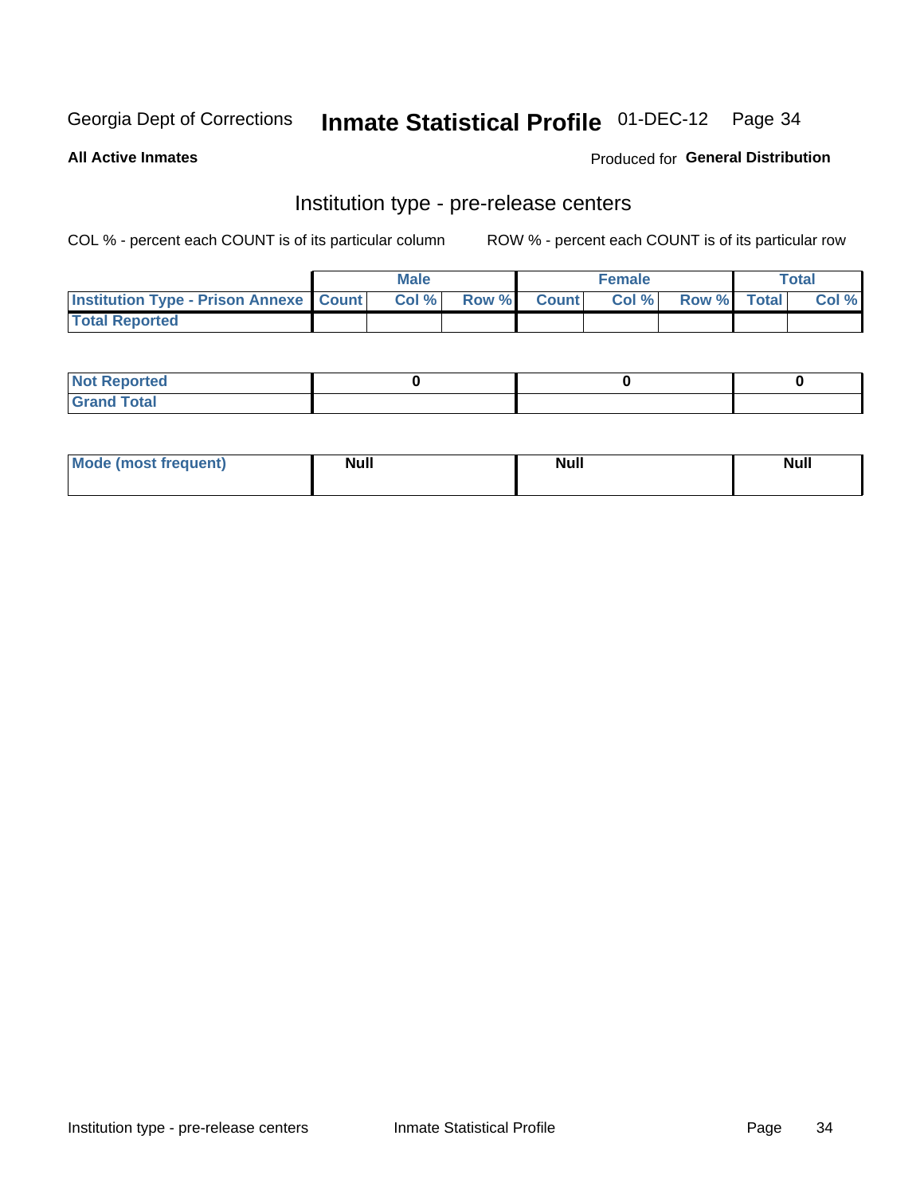Georgia Dept of Corrections **Inmate Statistical Profile** 01-DEC-12

**All Active Inmates**

Produced for **General Distribution**

## Institution type - pre-release centers

COL % - percent each COUNT is of its particular column ROW % - percent each COUNT is of its particular row

| | Male | | | Female | | | Total | |
|---|---|---|---|---|---|---|---|---|
| Institution Type - Prison Annexe | Count | Col % | Row % | Count | Col % | Row % | Total | Col % |
| Total Reported | | | | | | | | |

| | Male | Female | Total |
|---|---|---|---|
| Not Reported | 0 | 0 | 0 |
| Grand Total | | | |

| | Male | Female | Total |
|---|---|---|---|
| Mode (most frequent) | Null | Null | Null |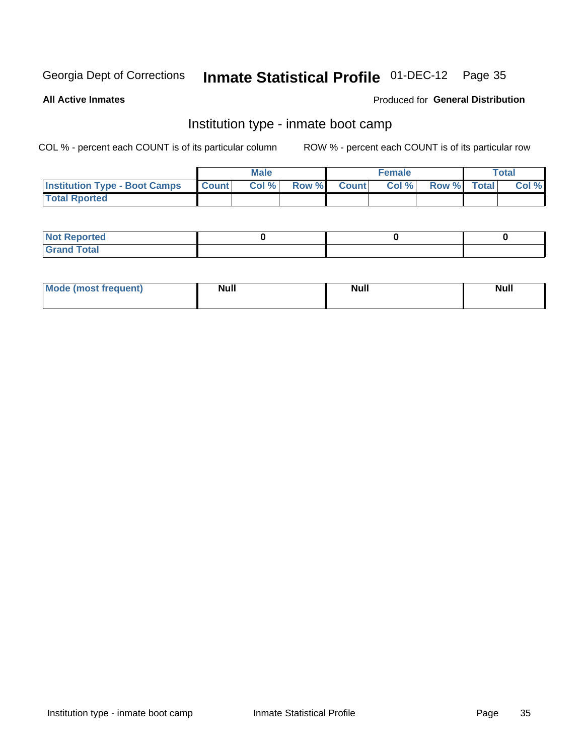Georgia Dept of Corrections **Inmate Statistical Profile** 01-DEC-12

**All Active Inmates**

Produced for **General Distribution**

## Institution type - inmate boot camp

COL % - percent each COUNT is of its particular column

ROW % - percent each COUNT is of its particular row

| | Male | | | Female | | | Total | |
|---|---|---|---|---|---|---|---|---|
| **Institution Type - Boot Camps** | **Count** | **Col %** | **Row %** | **Count** | **Col %** | **Row %** | **Total** | **Col %** |
| **Total Rported** | | | | | | | | |

| | Male | Female | Total |
|---|---|---|---|
| **Not Reported** | 0 | 0 | 0 |
| **Grand Total** | | | |

| | Male | Female | Total |
|---|---|---|---|
| **Mode (most frequent)** | Null | Null | Null |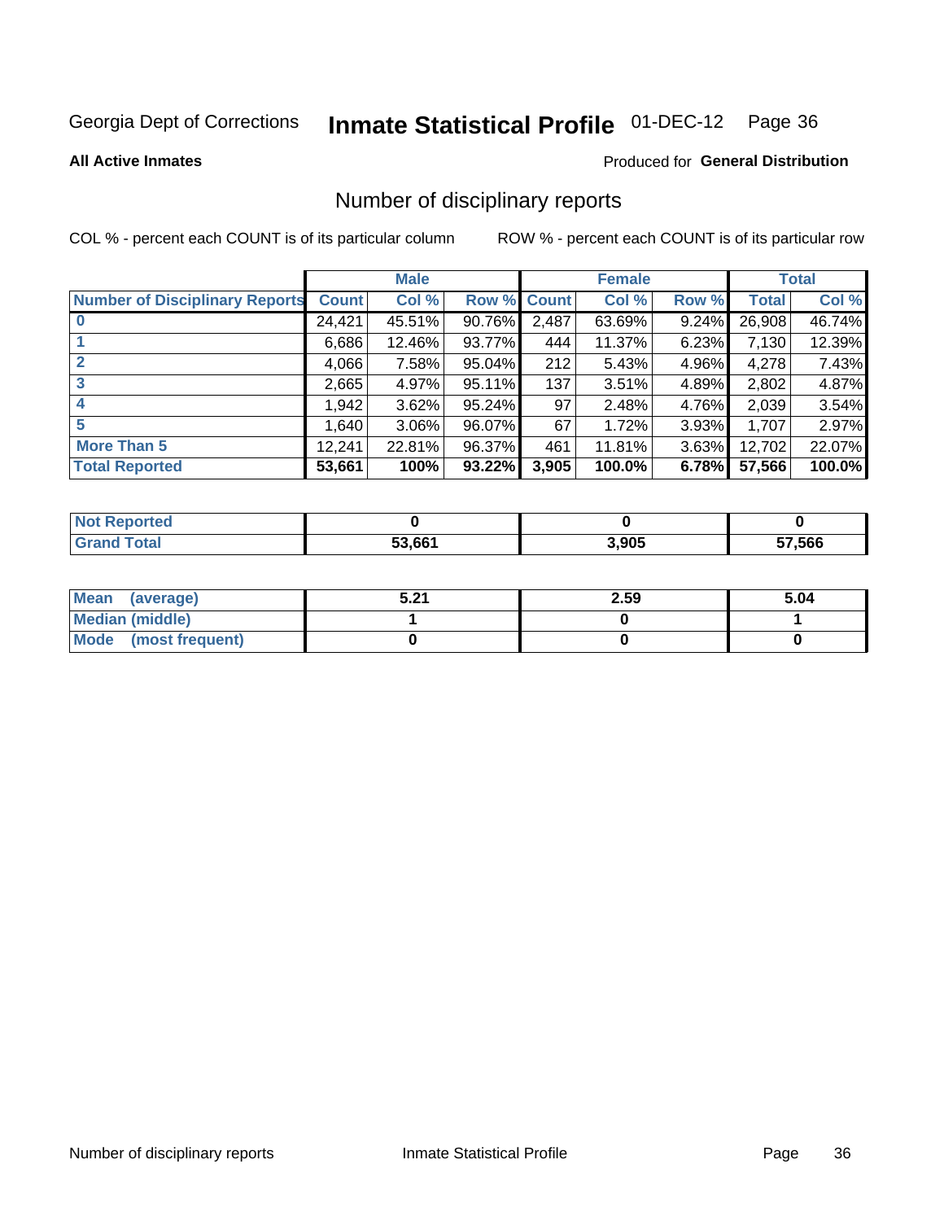Georgia Dept of Corrections **Inmate Statistical Profile** 01-DEC-12

**All Active Inmates**

Produced for **General Distribution**

## Number of disciplinary reports

COL % - percent each COUNT is of its particular column

ROW % - percent each COUNT is of its particular row

| | Male | | | Female | | | Total | |
|---|---|---|---|---|---|---|---|---|
| **Number of Disciplinary Reports** | **Count** | **Col %** | **Row %** | **Count** | **Col %** | **Row %** | **Total** | **Col %** |
| **0** | 24,421 | 45.51% | 90.76% | 2,487 | 63.69% | 9.24% | 26,908 | 46.74% |
| **1** | 6,686 | 12.46% | 93.77% | 444 | 11.37% | 6.23% | 7,130 | 12.39% |
| **2** | 4,066 | 7.58% | 95.04% | 212 | 5.43% | 4.96% | 4,278 | 7.43% |
| **3** | 2,665 | 4.97% | 95.11% | 137 | 3.51% | 4.89% | 2,802 | 4.87% |
| **4** | 1,942 | 3.62% | 95.24% | 97 | 2.48% | 4.76% | 2,039 | 3.54% |
| **5** | 1,640 | 3.06% | 96.07% | 67 | 1.72% | 3.93% | 1,707 | 2.97% |
| **More Than 5** | 12,241 | 22.81% | 96.37% | 461 | 11.81% | 3.63% | 12,702 | 22.07% |
| **Total Reported** | **53,661** | **100%** | **93.22%** | **3,905** | **100.0%** | **6.78%** | **57,566** | **100.0%** |

| | Male | Female | Total |
|---|---|---|---|
| **Not Reported** | **0** | **0** | **0** |
| **Grand Total** | **53,661** | **3,905** | **57,566** |

| | Male | Female | Total |
|---|---|---|---|
| **Mean (average)** | **5.21** | **2.59** | **5.04** |
| **Median (middle)** | **1** | **0** | **1** |
| **Mode (most frequent)** | **0** | **0** | **0** |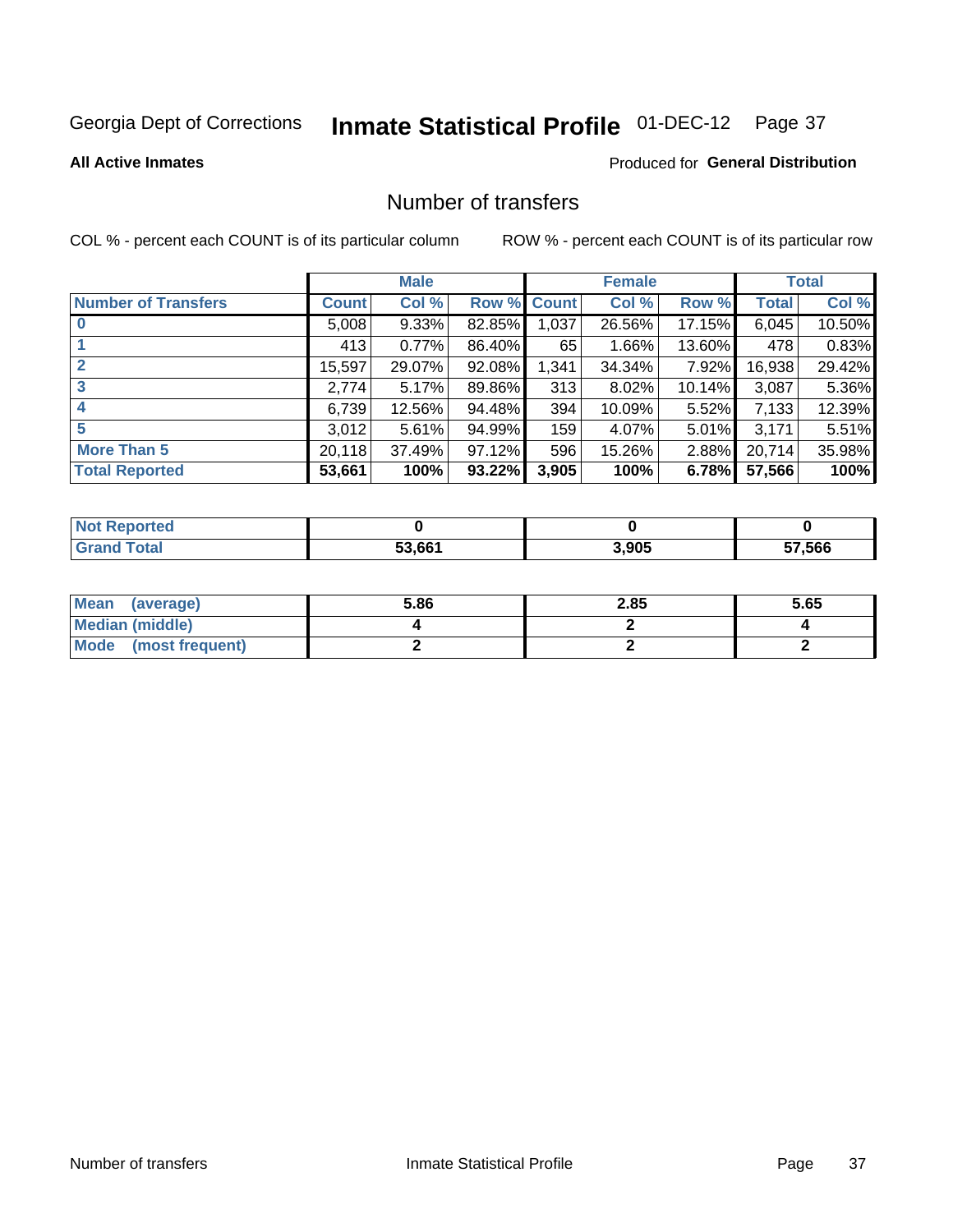Georgia Dept of Corrections **Inmate Statistical Profile** 01-DEC-12

**All Active Inmates**

Produced for **General Distribution**

## Number of transfers

COL % - percent each COUNT is of its particular column ROW % - percent each COUNT is of its particular row

| | Male | | | Female | | | Total | |
|---|---|---|---|---|---|---|---|---|
| **Number of Transfers** | **Count** | **Col %** | **Row %** | **Count** | **Col %** | **Row %** | **Total** | **Col %** |
| **0** | 5,008 | 9.33% | 82.85% | 1,037 | 26.56% | 17.15% | 6,045 | 10.50% |
| **1** | 413 | 0.77% | 86.40% | 65 | 1.66% | 13.60% | 478 | 0.83% |
| **2** | 15,597 | 29.07% | 92.08% | 1,341 | 34.34% | 7.92% | 16,938 | 29.42% |
| **3** | 2,774 | 5.17% | 89.86% | 313 | 8.02% | 10.14% | 3,087 | 5.36% |
| **4** | 6,739 | 12.56% | 94.48% | 394 | 10.09% | 5.52% | 7,133 | 12.39% |
| **5** | 3,012 | 5.61% | 94.99% | 159 | 4.07% | 5.01% | 3,171 | 5.51% |
| **More Than 5** | 20,118 | 37.49% | 97.12% | 596 | 15.26% | 2.88% | 20,714 | 35.98% |
| **Total Reported** | **53,661** | **100%** | **93.22%** | **3,905** | **100%** | **6.78%** | **57,566** | **100%** |

| | Male | Female | Total |
|---|---|---|---|
| **Not Reported** | **0** | **0** | **0** |
| **Grand Total** | **53,661** | **3,905** | **57,566** |

| | Male | Female | Total |
|---|---|---|---|
| **Mean (average)** | **5.86** | **2.85** | **5.65** |
| **Median (middle)** | **4** | **2** | **4** |
| **Mode (most frequent)** | **2** | **2** | **2** |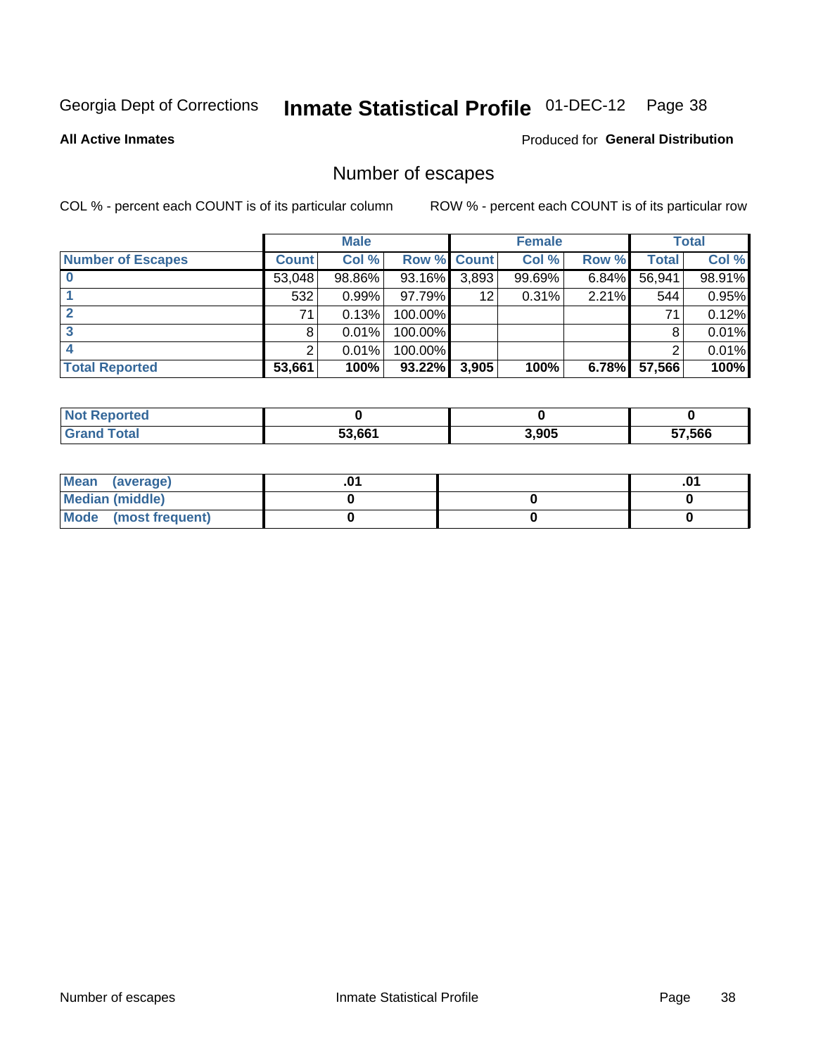Georgia Dept of Corrections **Inmate Statistical Profile** 01-DEC-12

**All Active Inmates**

Produced for **General Distribution**

## Number of escapes

COL % - percent each COUNT is of its particular column

ROW % - percent each COUNT is of its particular row

| | Male | | | Female | | | Total | |
|---|---|---|---|---|---|---|---|---|
| **Number of Escapes** | **Count** | **Col %** | **Row %** | **Count** | **Col %** | **Row %** | **Total** | **Col %** |
| **0** | 53,048 | 98.86% | 93.16% | 3,893 | 99.69% | 6.84% | 56,941 | 98.91% |
| **1** | 532 | 0.99% | 97.79% | 12 | 0.31% | 2.21% | 544 | 0.95% |
| **2** | 71 | 0.13% | 100.00% | | | | 71 | 0.12% |
| **3** | 8 | 0.01% | 100.00% | | | | 8 | 0.01% |
| **4** | 2 | 0.01% | 100.00% | | | | 2 | 0.01% |
| **Total Reported** | **53,661** | **100%** | **93.22%** | **3,905** | **100%** | **6.78%** | **57,566** | **100%** |

| | Male | Female | Total |
|---|---|---|---|
| **Not Reported** | **0** | **0** | **0** |
| **Grand Total** | **53,661** | **3,905** | **57,566** |

| | Male | Female | Total |
|---|---|---|---|
| **Mean (average)** | **.01** | | **.01** |
| **Median (middle)** | **0** | **0** | **0** |
| **Mode (most frequent)** | **0** | **0** | **0** |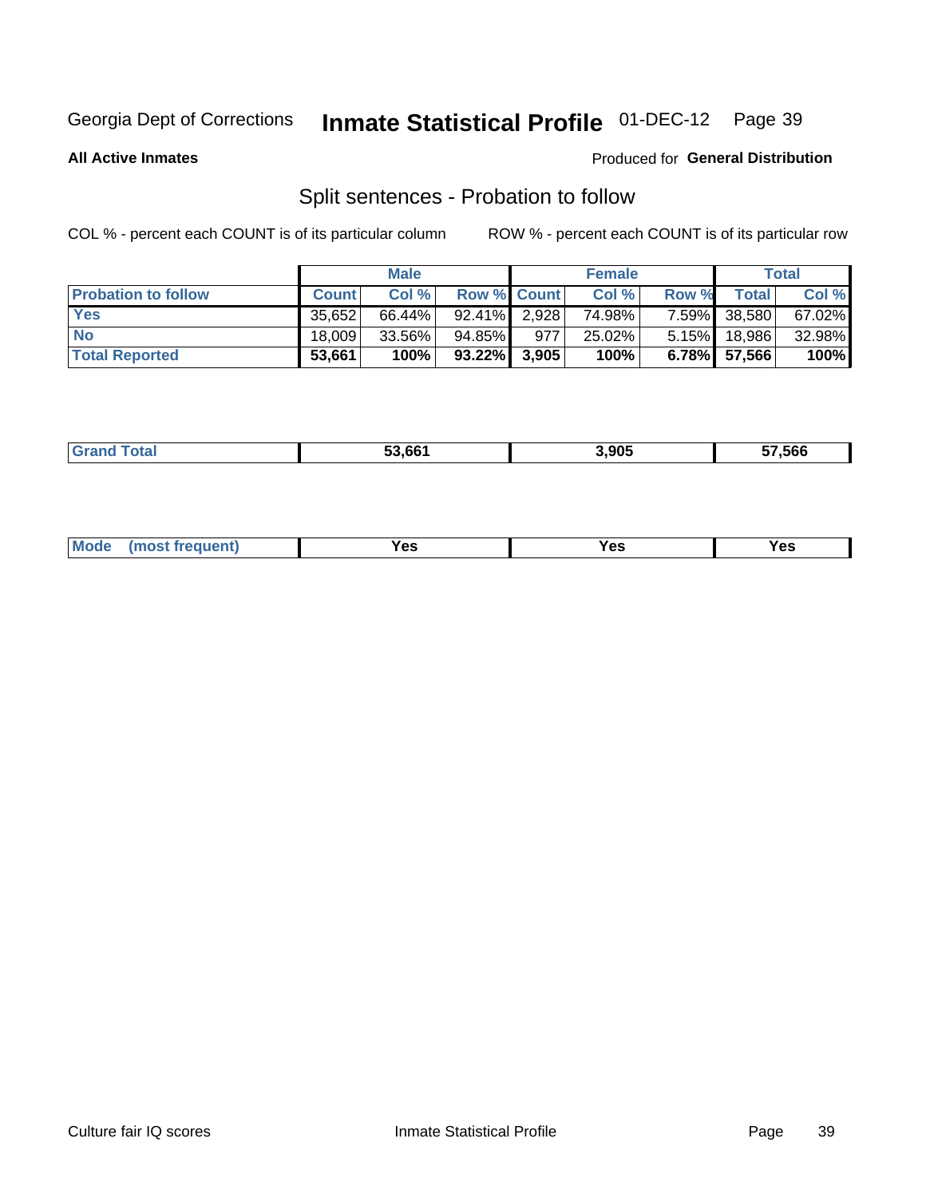Georgia Dept of Corrections **Inmate Statistical Profile** 01-DEC-12

**All Active Inmates**

Produced for **General Distribution**

## Split sentences - Probation to follow

COL % - percent each COUNT is of its particular column ROW % - percent each COUNT is of its particular row

| | Male | | | Female | | | Total | |
|---|---|---|---|---|---|---|---|---|
| **Probation to follow** | **Count** | **Col %** | **Row %** | **Count** | **Col %** | **Row %** | **Total** | **Col %** |
| **Yes** | 35,652 | 66.44% | 92.41% | 2,928 | 74.98% | 7.59% | 38,580 | 67.02% |
| **No** | 18,009 | 33.56% | 94.85% | 977 | 25.02% | 5.15% | 18,986 | 32.98% |
| **Total Reported** | **53,661** | **100%** | **93.22%** | **3,905** | **100%** | **6.78%** | **57,566** | **100%** |

| | | | |
|---|---|---|---|
| **Grand Total** | **53,661** | **3,905** | **57,566** |

| | | | |
|---|---|---|---|
| **Mode (most frequent)** | **Yes** | **Yes** | **Yes** |

Culture fair IQ scores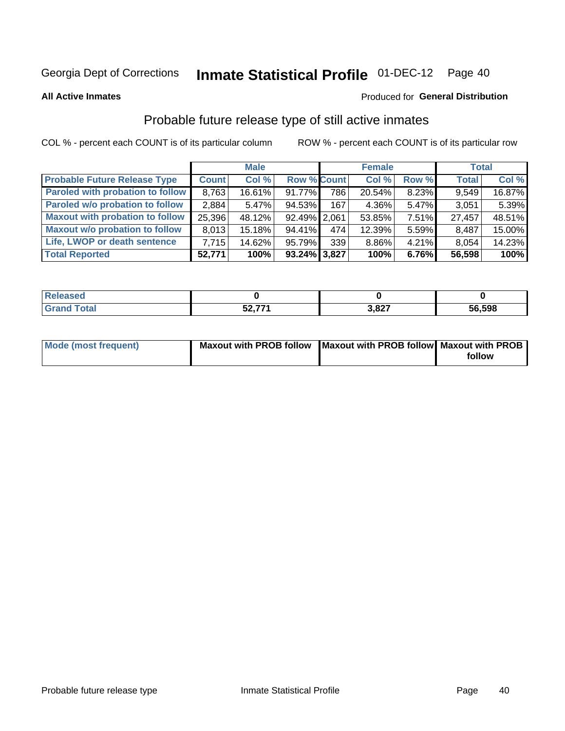Georgia Dept of Corrections **Inmate Statistical Profile** 01-DEC-12

**All Active Inmates**

Produced for **General Distribution**

## Probable future release type of still active inmates

COL % - percent each COUNT is of its particular column ROW % - percent each COUNT is of its particular row

| | Male | | | Female | | | Total | |
|---|---|---|---|---|---|---|---|---|
| **Probable Future Release Type** | **Count** | **Col %** | **Row %** | **Count** | **Col %** | **Row %** | **Total** | **Col %** |
| Paroled with probation to follow | 8,763 | 16.61% | 91.77% | 786 | 20.54% | 8.23% | 9,549 | 16.87% |
| Paroled w/o probation to follow | 2,884 | 5.47% | 94.53% | 167 | 4.36% | 5.47% | 3,051 | 5.39% |
| Maxout with probation to follow | 25,396 | 48.12% | 92.49% | 2,061 | 53.85% | 7.51% | 27,457 | 48.51% |
| Maxout w/o probation to follow | 8,013 | 15.18% | 94.41% | 474 | 12.39% | 5.59% | 8,487 | 15.00% |
| Life, LWOP or death sentence | 7,715 | 14.62% | 95.79% | 339 | 8.86% | 4.21% | 8,054 | 14.23% |
| **Total Reported** | **52,771** | **100%** | **93.24%** | **3,827** | **100%** | **6.76%** | **56,598** | **100%** |

| | Male | Female | Total |
|---|---|---|---|
| Released | 0 | 0 | 0 |
| Grand Total | 52,771 | 3,827 | 56,598 |

| | Male | Female | Total |
|---|---|---|---|
| Mode (most frequent) | Maxout with PROB follow | Maxout with PROB follow | Maxout with PROB follow |

Probable future release type Inmate Statistical Profile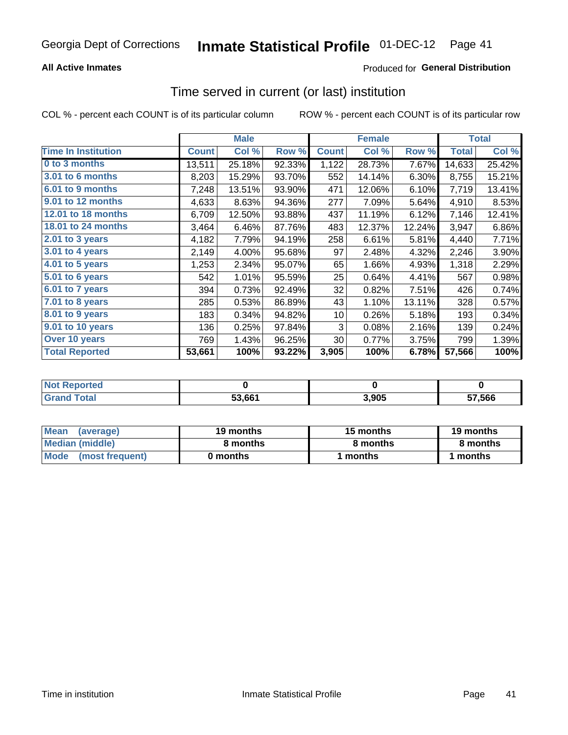# Georgia Dept of Corrections **Inmate Statistical Profile** 01-DEC-12

**All Active Inmates** Produced for **General Distribution**

## Time served in current (or last) institution

COL % - percent each COUNT is of its particular column ROW % - percent each COUNT is of its particular row

| | Male | | | Female | | | Total | |
|---|---|---|---|---|---|---|---|---|
| **Time In Institution** | **Count** | **Col %** | **Row %** | **Count** | **Col %** | **Row %** | **Total** | **Col %** |
| **0 to 3 months** | 13,511 | 25.18% | 92.33% | 1,122 | 28.73% | 7.67% | 14,633 | 25.42% |
| **3.01 to 6 months** | 8,203 | 15.29% | 93.70% | 552 | 14.14% | 6.30% | 8,755 | 15.21% |
| **6.01 to 9 months** | 7,248 | 13.51% | 93.90% | 471 | 12.06% | 6.10% | 7,719 | 13.41% |
| **9.01 to 12 months** | 4,633 | 8.63% | 94.36% | 277 | 7.09% | 5.64% | 4,910 | 8.53% |
| **12.01 to 18 months** | 6,709 | 12.50% | 93.88% | 437 | 11.19% | 6.12% | 7,146 | 12.41% |
| **18.01 to 24 months** | 3,464 | 6.46% | 87.76% | 483 | 12.37% | 12.24% | 3,947 | 6.86% |
| **2.01 to 3 years** | 4,182 | 7.79% | 94.19% | 258 | 6.61% | 5.81% | 4,440 | 7.71% |
| **3.01 to 4 years** | 2,149 | 4.00% | 95.68% | 97 | 2.48% | 4.32% | 2,246 | 3.90% |
| **4.01 to 5 years** | 1,253 | 2.34% | 95.07% | 65 | 1.66% | 4.93% | 1,318 | 2.29% |
| **5.01 to 6 years** | 542 | 1.01% | 95.59% | 25 | 0.64% | 4.41% | 567 | 0.98% |
| **6.01 to 7 years** | 394 | 0.73% | 92.49% | 32 | 0.82% | 7.51% | 426 | 0.74% |
| **7.01 to 8 years** | 285 | 0.53% | 86.89% | 43 | 1.10% | 13.11% | 328 | 0.57% |
| **8.01 to 9 years** | 183 | 0.34% | 94.82% | 10 | 0.26% | 5.18% | 193 | 0.34% |
| **9.01 to 10 years** | 136 | 0.25% | 97.84% | 3 | 0.08% | 2.16% | 139 | 0.24% |
| **Over 10 years** | 769 | 1.43% | 96.25% | 30 | 0.77% | 3.75% | 799 | 1.39% |
| **Total Reported** | **53,661** | **100%** | **93.22%** | **3,905** | **100%** | **6.78%** | **57,566** | **100%** |

| | Male | Female | Total |
|---|---|---|---|
| **Not Reported** | **0** | **0** | **0** |
| **Grand Total** | **53,661** | **3,905** | **57,566** |

| | Male | Female | Total |
|---|---|---|---|
| **Mean (average)** | **19 months** | **15 months** | **19 months** |
| **Median (middle)** | **8 months** | **8 months** | **8 months** |
| **Mode (most frequent)** | **0 months** | **1 months** | **1 months** |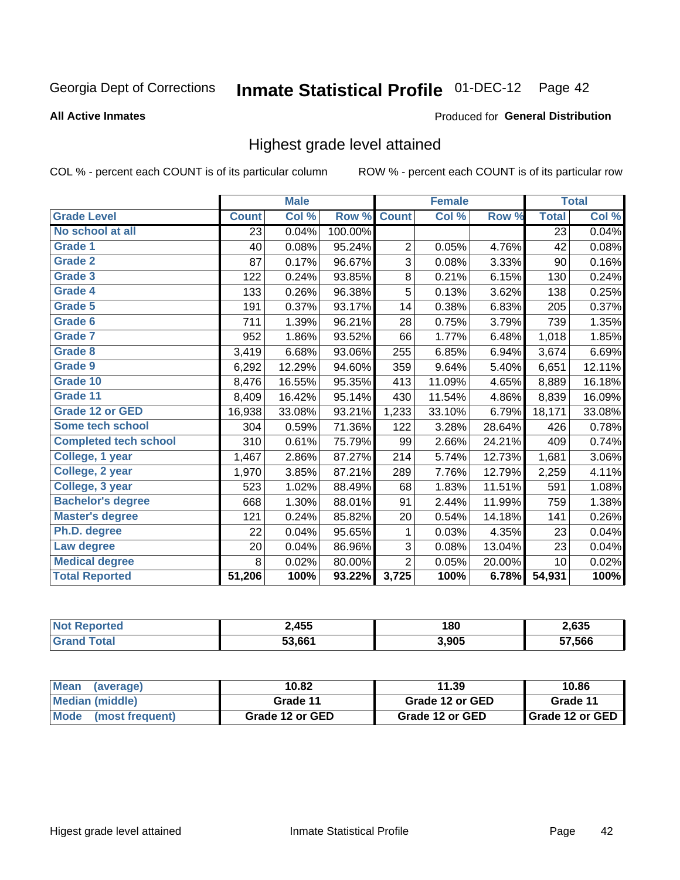Georgia Dept of Corrections **Inmate Statistical Profile** 01-DEC-12 Page 42

**All Active Inmates**

Produced for **General Distribution**

## Highest grade level attained

COL % - percent each COUNT is of its particular column    ROW % - percent each COUNT is of its particular row

| | Male | | | Female | | | Total | |
|---|---|---|---|---|---|---|---|---|
| **Grade Level** | **Count** | **Col %** | **Row %** | **Count** | **Col %** | **Row %** | **Total** | **Col %** |
| No school at all | 23 | 0.04% | 100.00% | | | | 23 | 0.04% |
| Grade 1 | 40 | 0.08% | 95.24% | 2 | 0.05% | 4.76% | 42 | 0.08% |
| Grade 2 | 87 | 0.17% | 96.67% | 3 | 0.08% | 3.33% | 90 | 0.16% |
| Grade 3 | 122 | 0.24% | 93.85% | 8 | 0.21% | 6.15% | 130 | 0.24% |
| Grade 4 | 133 | 0.26% | 96.38% | 5 | 0.13% | 3.62% | 138 | 0.25% |
| Grade 5 | 191 | 0.37% | 93.17% | 14 | 0.38% | 6.83% | 205 | 0.37% |
| Grade 6 | 711 | 1.39% | 96.21% | 28 | 0.75% | 3.79% | 739 | 1.35% |
| Grade 7 | 952 | 1.86% | 93.52% | 66 | 1.77% | 6.48% | 1,018 | 1.85% |
| Grade 8 | 3,419 | 6.68% | 93.06% | 255 | 6.85% | 6.94% | 3,674 | 6.69% |
| Grade 9 | 6,292 | 12.29% | 94.60% | 359 | 9.64% | 5.40% | 6,651 | 12.11% |
| Grade 10 | 8,476 | 16.55% | 95.35% | 413 | 11.09% | 4.65% | 8,889 | 16.18% |
| Grade 11 | 8,409 | 16.42% | 95.14% | 430 | 11.54% | 4.86% | 8,839 | 16.09% |
| Grade 12 or GED | 16,938 | 33.08% | 93.21% | 1,233 | 33.10% | 6.79% | 18,171 | 33.08% |
| Some tech school | 304 | 0.59% | 71.36% | 122 | 3.28% | 28.64% | 426 | 0.78% |
| Completed tech school | 310 | 0.61% | 75.79% | 99 | 2.66% | 24.21% | 409 | 0.74% |
| College, 1 year | 1,467 | 2.86% | 87.27% | 214 | 5.74% | 12.73% | 1,681 | 3.06% |
| College, 2 year | 1,970 | 3.85% | 87.21% | 289 | 7.76% | 12.79% | 2,259 | 4.11% |
| College, 3 year | 523 | 1.02% | 88.49% | 68 | 1.83% | 11.51% | 591 | 1.08% |
| Bachelor's degree | 668 | 1.30% | 88.01% | 91 | 2.44% | 11.99% | 759 | 1.38% |
| Master's degree | 121 | 0.24% | 85.82% | 20 | 0.54% | 14.18% | 141 | 0.26% |
| Ph.D. degree | 22 | 0.04% | 95.65% | 1 | 0.03% | 4.35% | 23 | 0.04% |
| Law degree | 20 | 0.04% | 86.96% | 3 | 0.08% | 13.04% | 23 | 0.04% |
| Medical degree | 8 | 0.02% | 80.00% | 2 | 0.05% | 20.00% | 10 | 0.02% |
| **Total Reported** | **51,206** | **100%** | **93.22%** | **3,725** | **100%** | **6.78%** | **54,931** | **100%** |

| | Male | Female | Total |
|---|---|---|---|
| Not Reported | 2,455 | 180 | 2,635 |
| Grand Total | 53,661 | 3,905 | 57,566 |

| | Male | Female | Total |
|---|---|---|---|
| Mean (average) | 10.82 | 11.39 | 10.86 |
| Median (middle) | Grade 11 | Grade 12 or GED | Grade 11 |
| Mode (most frequent) | Grade 12 or GED | Grade 12 or GED | Grade 12 or GED |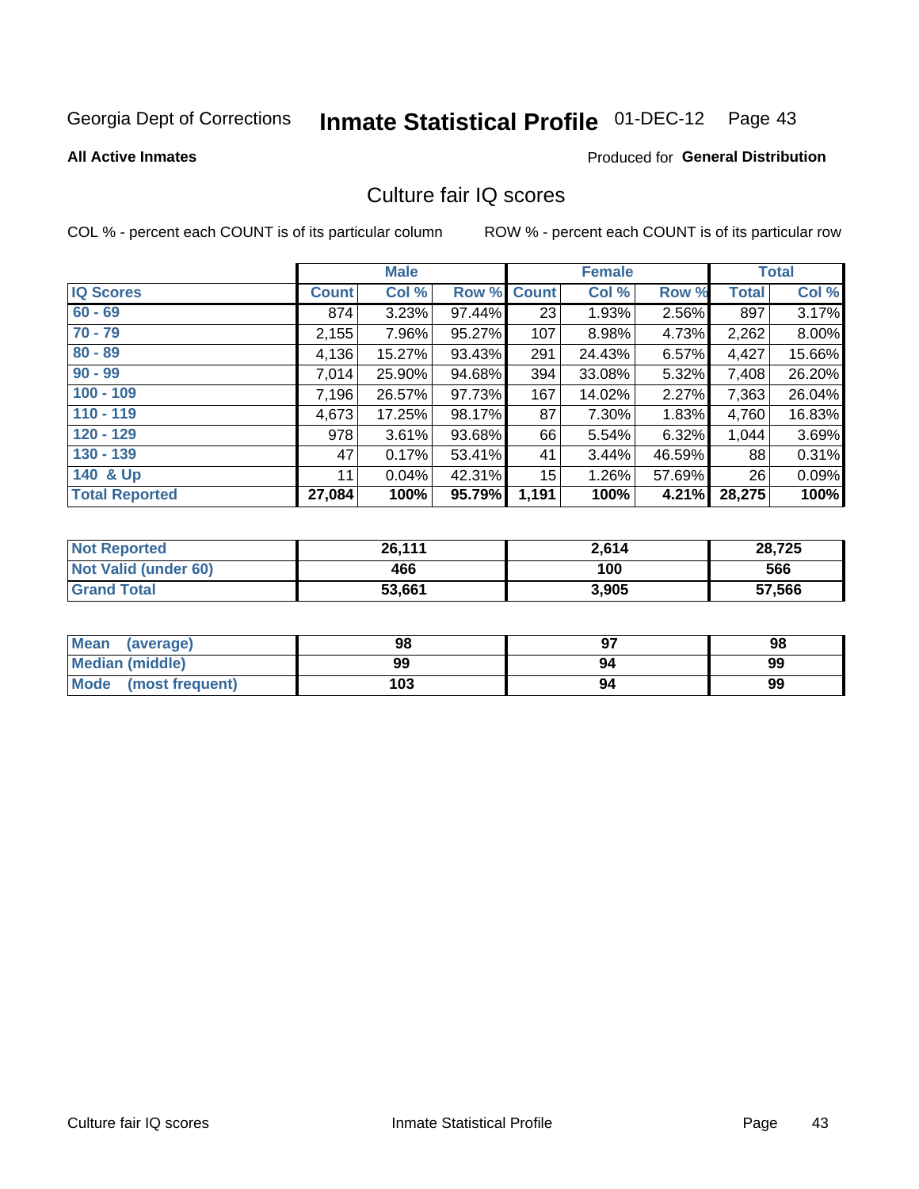Georgia Dept of Corrections **Inmate Statistical Profile** 01-DEC-12

**All Active Inmates**

Produced for **General Distribution**

## Culture fair IQ scores

COL % - percent each COUNT is of its particular column

ROW % - percent each COUNT is of its particular row

| | Male | | | Female | | | Total | |
|---|---|---|---|---|---|---|---|---|
| IQ Scores | Count | Col % | Row % | Count | Col % | Row % | Total | Col % |
| 60 - 69 | 874 | 3.23% | 97.44% | 23 | 1.93% | 2.56% | 897 | 3.17% |
| 70 - 79 | 2,155 | 7.96% | 95.27% | 107 | 8.98% | 4.73% | 2,262 | 8.00% |
| 80 - 89 | 4,136 | 15.27% | 93.43% | 291 | 24.43% | 6.57% | 4,427 | 15.66% |
| 90 - 99 | 7,014 | 25.90% | 94.68% | 394 | 33.08% | 5.32% | 7,408 | 26.20% |
| 100 - 109 | 7,196 | 26.57% | 97.73% | 167 | 14.02% | 2.27% | 7,363 | 26.04% |
| 110 - 119 | 4,673 | 17.25% | 98.17% | 87 | 7.30% | 1.83% | 4,760 | 16.83% |
| 120 - 129 | 978 | 3.61% | 93.68% | 66 | 5.54% | 6.32% | 1,044 | 3.69% |
| 130 - 139 | 47 | 0.17% | 53.41% | 41 | 3.44% | 46.59% | 88 | 0.31% |
| 140 & Up | 11 | 0.04% | 42.31% | 15 | 1.26% | 57.69% | 26 | 0.09% |
| **Total Reported** | **27,084** | **100%** | **95.79%** | **1,191** | **100%** | **4.21%** | **28,275** | **100%** |

| | Male | Female | Total |
|---|---|---|---|
| Not Reported | 26,111 | 2,614 | 28,725 |
| Not Valid (under 60) | 466 | 100 | 566 |
| Grand Total | 53,661 | 3,905 | 57,566 |

| | Male | Female | Total |
|---|---|---|---|
| Mean (average) | 98 | 97 | 98 |
| Median (middle) | 99 | 94 | 99 |
| Mode (most frequent) | 103 | 94 | 99 |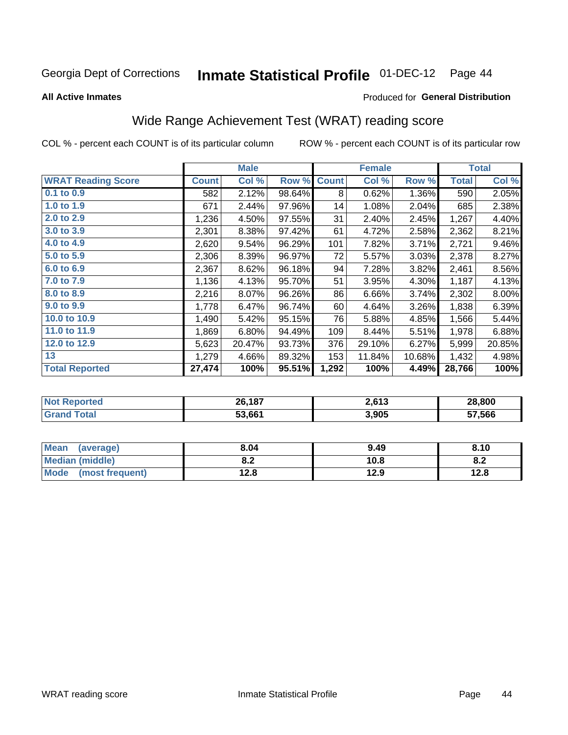Georgia Dept of Corrections **Inmate Statistical Profile** 01-DEC-12

**All Active Inmates**

Produced for **General Distribution**

## Wide Range Achievement Test (WRAT) reading score

COL % - percent each COUNT is of its particular column ROW % - percent each COUNT is of its particular row

| | Male | | | Female | | | Total | |
|---|---|---|---|---|---|---|---|---|
| **WRAT Reading Score** | **Count** | **Col %** | **Row %** | **Count** | **Col %** | **Row %** | **Total** | **Col %** |
| 0.1 to 0.9 | 582 | 2.12% | 98.64% | 8 | 0.62% | 1.36% | 590 | 2.05% |
| 1.0 to 1.9 | 671 | 2.44% | 97.96% | 14 | 1.08% | 2.04% | 685 | 2.38% |
| 2.0 to 2.9 | 1,236 | 4.50% | 97.55% | 31 | 2.40% | 2.45% | 1,267 | 4.40% |
| 3.0 to 3.9 | 2,301 | 8.38% | 97.42% | 61 | 4.72% | 2.58% | 2,362 | 8.21% |
| 4.0 to 4.9 | 2,620 | 9.54% | 96.29% | 101 | 7.82% | 3.71% | 2,721 | 9.46% |
| 5.0 to 5.9 | 2,306 | 8.39% | 96.97% | 72 | 5.57% | 3.03% | 2,378 | 8.27% |
| 6.0 to 6.9 | 2,367 | 8.62% | 96.18% | 94 | 7.28% | 3.82% | 2,461 | 8.56% |
| 7.0 to 7.9 | 1,136 | 4.13% | 95.70% | 51 | 3.95% | 4.30% | 1,187 | 4.13% |
| 8.0 to 8.9 | 2,216 | 8.07% | 96.26% | 86 | 6.66% | 3.74% | 2,302 | 8.00% |
| 9.0 to 9.9 | 1,778 | 6.47% | 96.74% | 60 | 4.64% | 3.26% | 1,838 | 6.39% |
| 10.0 to 10.9 | 1,490 | 5.42% | 95.15% | 76 | 5.88% | 4.85% | 1,566 | 5.44% |
| 11.0 to 11.9 | 1,869 | 6.80% | 94.49% | 109 | 8.44% | 5.51% | 1,978 | 6.88% |
| 12.0 to 12.9 | 5,623 | 20.47% | 93.73% | 376 | 29.10% | 6.27% | 5,999 | 20.85% |
| 13 | 1,279 | 4.66% | 89.32% | 153 | 11.84% | 10.68% | 1,432 | 4.98% |
| **Total Reported** | **27,474** | **100%** | **95.51%** | **1,292** | **100%** | **4.49%** | **28,766** | **100%** |

| | Male | Female | Total |
|---|---|---|---|
| Not Reported | 26,187 | 2,613 | 28,800 |
| Grand Total | 53,661 | 3,905 | 57,566 |

| | Male | Female | Total |
|---|---|---|---|
| Mean (average) | 8.04 | 9.49 | 8.10 |
| Median (middle) | 8.2 | 10.8 | 8.2 |
| Mode (most frequent) | 12.8 | 12.9 | 12.8 |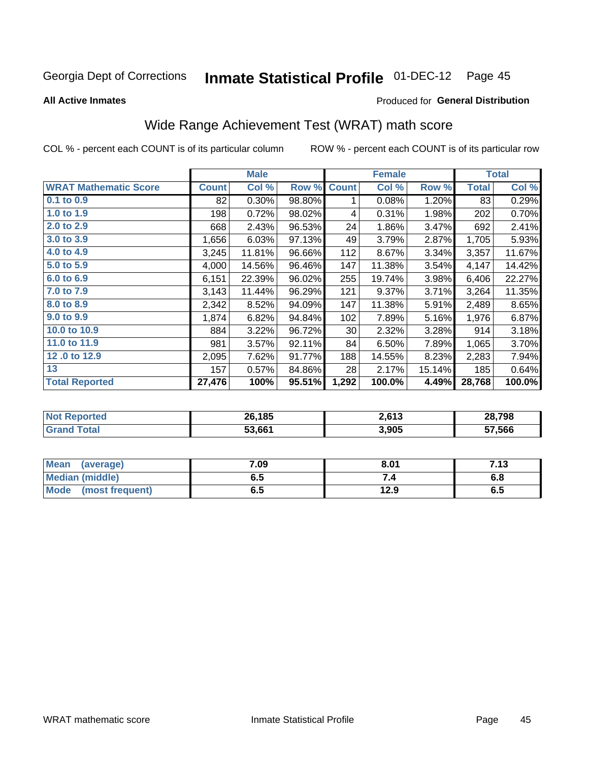Georgia Dept of Corrections **Inmate Statistical Profile** 01-DEC-12

**All Active Inmates**

Produced for **General Distribution**

## Wide Range Achievement Test (WRAT) math score

COL % - percent each COUNT is of its particular column

ROW % - percent each COUNT is of its particular row

| | Male | | | Female | | | Total | |
|---|---|---|---|---|---|---|---|---|
| **WRAT Mathematic Score** | **Count** | **Col %** | **Row %** | **Count** | **Col %** | **Row %** | **Total** | **Col %** |
| 0.1 to 0.9 | 82 | 0.30% | 98.80% | 1 | 0.08% | 1.20% | 83 | 0.29% |
| 1.0 to 1.9 | 198 | 0.72% | 98.02% | 4 | 0.31% | 1.98% | 202 | 0.70% |
| 2.0 to 2.9 | 668 | 2.43% | 96.53% | 24 | 1.86% | 3.47% | 692 | 2.41% |
| 3.0 to 3.9 | 1,656 | 6.03% | 97.13% | 49 | 3.79% | 2.87% | 1,705 | 5.93% |
| 4.0 to 4.9 | 3,245 | 11.81% | 96.66% | 112 | 8.67% | 3.34% | 3,357 | 11.67% |
| 5.0 to 5.9 | 4,000 | 14.56% | 96.46% | 147 | 11.38% | 3.54% | 4,147 | 14.42% |
| 6.0 to 6.9 | 6,151 | 22.39% | 96.02% | 255 | 19.74% | 3.98% | 6,406 | 22.27% |
| 7.0 to 7.9 | 3,143 | 11.44% | 96.29% | 121 | 9.37% | 3.71% | 3,264 | 11.35% |
| 8.0 to 8.9 | 2,342 | 8.52% | 94.09% | 147 | 11.38% | 5.91% | 2,489 | 8.65% |
| 9.0 to 9.9 | 1,874 | 6.82% | 94.84% | 102 | 7.89% | 5.16% | 1,976 | 6.87% |
| 10.0 to 10.9 | 884 | 3.22% | 96.72% | 30 | 2.32% | 3.28% | 914 | 3.18% |
| 11.0 to 11.9 | 981 | 3.57% | 92.11% | 84 | 6.50% | 7.89% | 1,065 | 3.70% |
| 12 .0 to 12.9 | 2,095 | 7.62% | 91.77% | 188 | 14.55% | 8.23% | 2,283 | 7.94% |
| 13 | 157 | 0.57% | 84.86% | 28 | 2.17% | 15.14% | 185 | 0.64% |
| **Total Reported** | **27,476** | **100%** | **95.51%** | **1,292** | **100.0%** | **4.49%** | **28,768** | **100.0%** |

| | Male | Female | Total |
|---|---|---|---|
| **Not Reported** | **26,185** | **2,613** | **28,798** |
| **Grand Total** | **53,661** | **3,905** | **57,566** |

| | Male | Female | Total |
|---|---|---|---|
| **Mean (average)** | **7.09** | **8.01** | **7.13** |
| **Median (middle)** | **6.5** | **7.4** | **6.8** |
| **Mode (most frequent)** | **6.5** | **12.9** | **6.5** |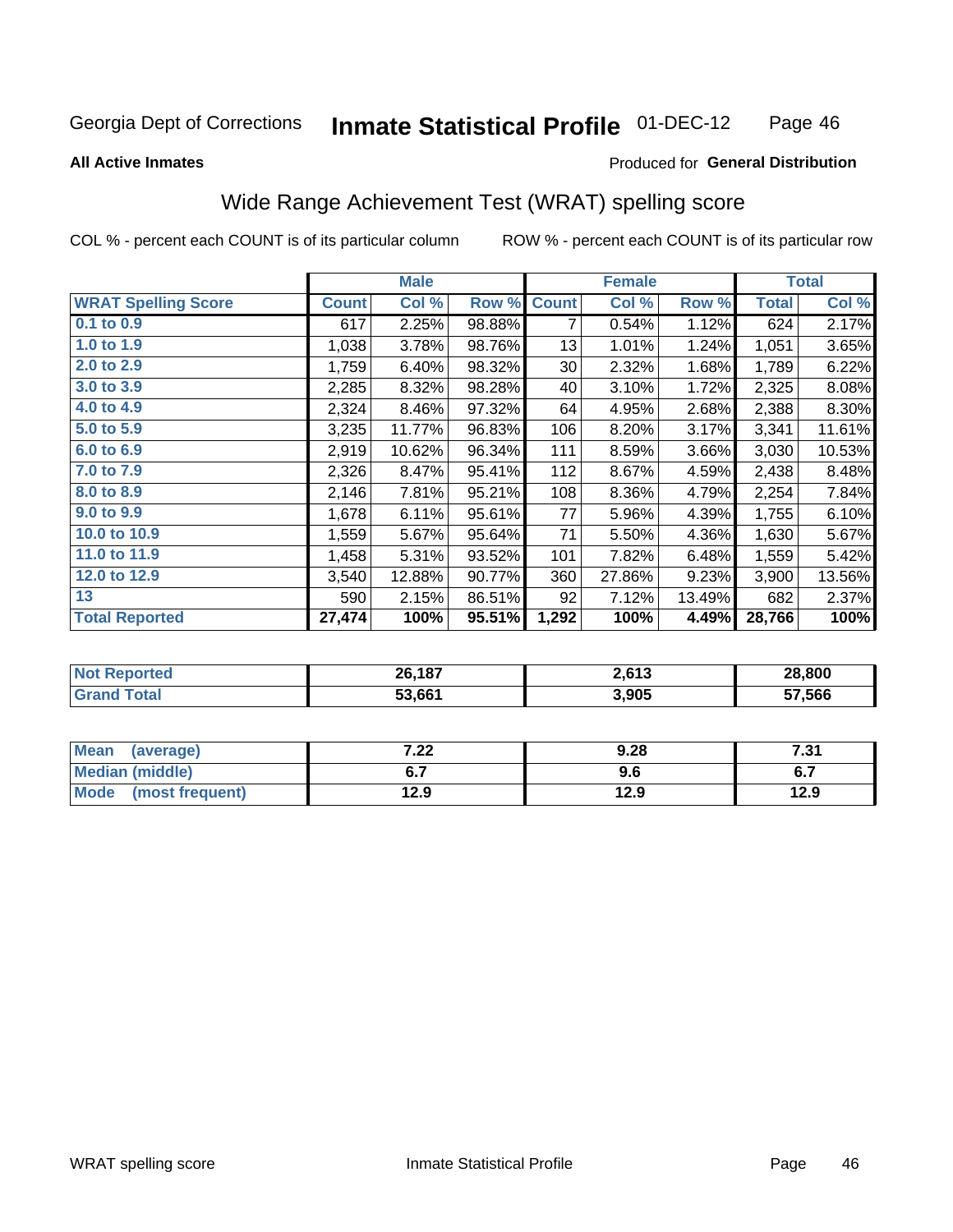Georgia Dept of Corrections **Inmate Statistical Profile** 01-DEC-12

**All Active Inmates**

Produced for **General Distribution**

## Wide Range Achievement Test (WRAT) spelling score

COL % - percent each COUNT is of its particular column ROW % - percent each COUNT is of its particular row

| | Male | | | Female | | | Total | |
|---|---|---|---|---|---|---|---|---|
| **WRAT Spelling Score** | **Count** | **Col %** | **Row %** | **Count** | **Col %** | **Row %** | **Total** | **Col %** |
| 0.1 to 0.9 | 617 | 2.25% | 98.88% | 7 | 0.54% | 1.12% | 624 | 2.17% |
| 1.0 to 1.9 | 1,038 | 3.78% | 98.76% | 13 | 1.01% | 1.24% | 1,051 | 3.65% |
| 2.0 to 2.9 | 1,759 | 6.40% | 98.32% | 30 | 2.32% | 1.68% | 1,789 | 6.22% |
| 3.0 to 3.9 | 2,285 | 8.32% | 98.28% | 40 | 3.10% | 1.72% | 2,325 | 8.08% |
| 4.0 to 4.9 | 2,324 | 8.46% | 97.32% | 64 | 4.95% | 2.68% | 2,388 | 8.30% |
| 5.0 to 5.9 | 3,235 | 11.77% | 96.83% | 106 | 8.20% | 3.17% | 3,341 | 11.61% |
| 6.0 to 6.9 | 2,919 | 10.62% | 96.34% | 111 | 8.59% | 3.66% | 3,030 | 10.53% |
| 7.0 to 7.9 | 2,326 | 8.47% | 95.41% | 112 | 8.67% | 4.59% | 2,438 | 8.48% |
| 8.0 to 8.9 | 2,146 | 7.81% | 95.21% | 108 | 8.36% | 4.79% | 2,254 | 7.84% |
| 9.0 to 9.9 | 1,678 | 6.11% | 95.61% | 77 | 5.96% | 4.39% | 1,755 | 6.10% |
| 10.0 to 10.9 | 1,559 | 5.67% | 95.64% | 71 | 5.50% | 4.36% | 1,630 | 5.67% |
| 11.0 to 11.9 | 1,458 | 5.31% | 93.52% | 101 | 7.82% | 6.48% | 1,559 | 5.42% |
| 12.0 to 12.9 | 3,540 | 12.88% | 90.77% | 360 | 27.86% | 9.23% | 3,900 | 13.56% |
| 13 | 590 | 2.15% | 86.51% | 92 | 7.12% | 13.49% | 682 | 2.37% |
| **Total Reported** | **27,474** | **100%** | **95.51%** | **1,292** | **100%** | **4.49%** | **28,766** | **100%** |

| | Male | Female | Total |
|---|---|---|---|
| **Not Reported** | **26,187** | **2,613** | **28,800** |
| **Grand Total** | **53,661** | **3,905** | **57,566** |

| | Male | Female | Total |
|---|---|---|---|
| **Mean (average)** | **7.22** | **9.28** | **7.31** |
| **Median (middle)** | **6.7** | **9.6** | **6.7** |
| **Mode (most frequent)** | **12.9** | **12.9** | **12.9** |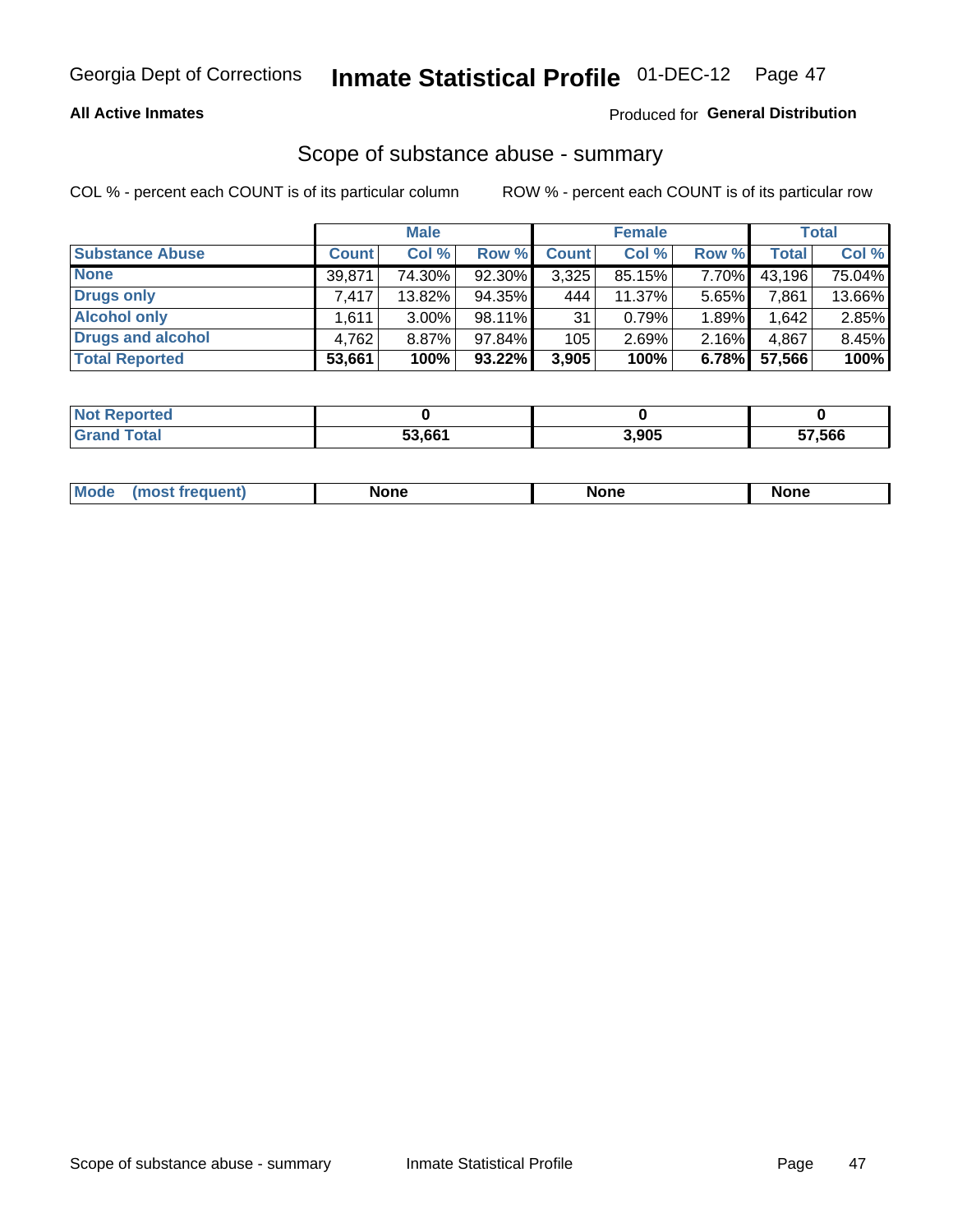Georgia Dept of Corrections **Inmate Statistical Profile** 01-DEC-12

**All Active Inmates**

Produced for **General Distribution**

## Scope of substance abuse - summary

COL % - percent each COUNT is of its particular column

ROW % - percent each COUNT is of its particular row

| | Male | | | Female | | | Total | |
|---|---|---|---|---|---|---|---|---|
| **Substance Abuse** | **Count** | **Col %** | **Row %** | **Count** | **Col %** | **Row %** | **Total** | **Col %** |
| **None** | 39,871 | 74.30% | 92.30% | 3,325 | 85.15% | 7.70% | 43,196 | 75.04% |
| **Drugs only** | 7,417 | 13.82% | 94.35% | 444 | 11.37% | 5.65% | 7,861 | 13.66% |
| **Alcohol only** | 1,611 | 3.00% | 98.11% | 31 | 0.79% | 1.89% | 1,642 | 2.85% |
| **Drugs and alcohol** | 4,762 | 8.87% | 97.84% | 105 | 2.69% | 2.16% | 4,867 | 8.45% |
| **Total Reported** | **53,661** | **100%** | **93.22%** | **3,905** | **100%** | **6.78%** | **57,566** | **100%** |

| | Male | Female | Total |
|---|---|---|---|
| **Not Reported** | **0** | **0** | **0** |
| **Grand Total** | **53,661** | **3,905** | **57,566** |

| | Male | Female | Total |
|---|---|---|---|
| **Mode (most frequent)** | **None** | **None** | **None** |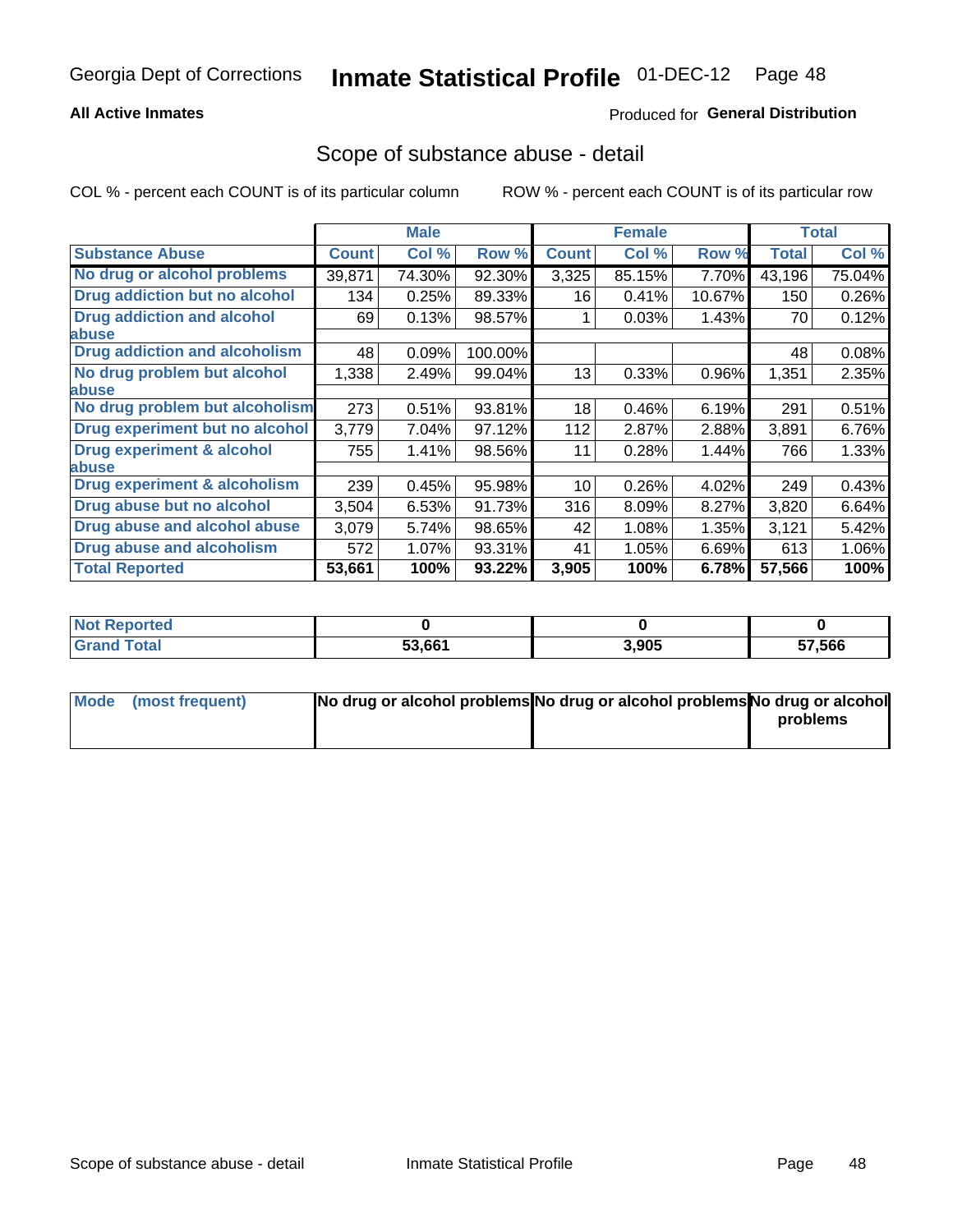# Georgia Dept of Corrections — Inmate Statistical Profile — 01-DEC-12

**All Active Inmates**

Produced for **General Distribution**

## Scope of substance abuse - detail

COL % - percent each COUNT is of its particular column        ROW % - percent each COUNT is of its particular row

| | Male | | | Female | | | Total | |
|---|---|---|---|---|---|---|---|---|
| **Substance Abuse** | **Count** | **Col %** | **Row %** | **Count** | **Col %** | **Row %** | **Total** | **Col %** |
| **No drug or alcohol problems** | 39,871 | 74.30% | 92.30% | 3,325 | 85.15% | 7.70% | 43,196 | 75.04% |
| **Drug addiction but no alcohol** | 134 | 0.25% | 89.33% | 16 | 0.41% | 10.67% | 150 | 0.26% |
| **Drug addiction and alcohol abuse** | 69 | 0.13% | 98.57% | 1 | 0.03% | 1.43% | 70 | 0.12% |
| **Drug addiction and alcoholism** | 48 | 0.09% | 100.00% | | | | 48 | 0.08% |
| **No drug problem but alcohol abuse** | 1,338 | 2.49% | 99.04% | 13 | 0.33% | 0.96% | 1,351 | 2.35% |
| **No drug problem but alcoholism** | 273 | 0.51% | 93.81% | 18 | 0.46% | 6.19% | 291 | 0.51% |
| **Drug experiment but no alcohol** | 3,779 | 7.04% | 97.12% | 112 | 2.87% | 2.88% | 3,891 | 6.76% |
| **Drug experiment & alcohol abuse** | 755 | 1.41% | 98.56% | 11 | 0.28% | 1.44% | 766 | 1.33% |
| **Drug experiment & alcoholism** | 239 | 0.45% | 95.98% | 10 | 0.26% | 4.02% | 249 | 0.43% |
| **Drug abuse but no alcohol** | 3,504 | 6.53% | 91.73% | 316 | 8.09% | 8.27% | 3,820 | 6.64% |
| **Drug abuse and alcohol abuse** | 3,079 | 5.74% | 98.65% | 42 | 1.08% | 1.35% | 3,121 | 5.42% |
| **Drug abuse and alcoholism** | 572 | 1.07% | 93.31% | 41 | 1.05% | 6.69% | 613 | 1.06% |
| **Total Reported** | **53,661** | **100%** | **93.22%** | **3,905** | **100%** | **6.78%** | **57,566** | **100%** |

| | Male | Female | Total |
|---|---|---|---|
| **Not Reported** | **0** | **0** | **0** |
| **Grand Total** | **53,661** | **3,905** | **57,566** |

| | Male | Female | Total |
|---|---|---|---|
| **Mode (most frequent)** | **No drug or alcohol problems** | **No drug or alcohol problems** | **No drug or alcohol problems** |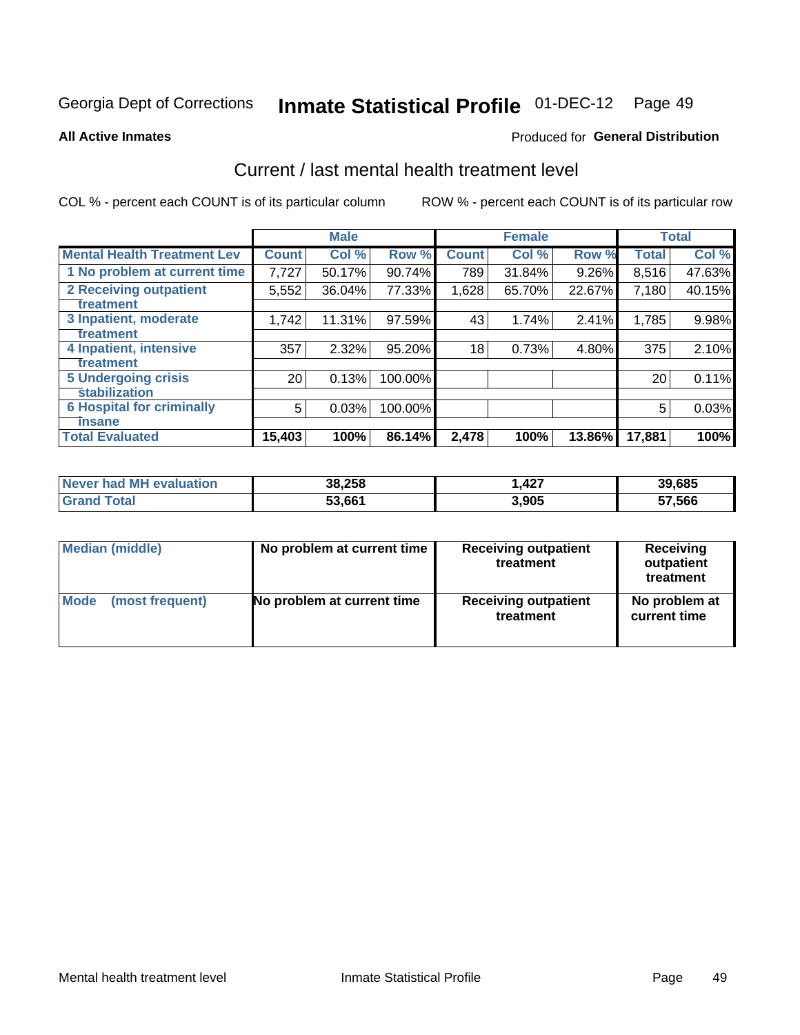Georgia Dept of Corrections **Inmate Statistical Profile** 01-DEC-12 Page 49

**All Active Inmates**

Produced for **General Distribution**

## Current / last mental health treatment level

COL % - percent each COUNT is of its particular column

ROW % - percent each COUNT is of its particular row

| | Male | | | Female | | | Total | |
|---|---|---|---|---|---|---|---|---|
| Mental Health Treatment Lev | Count | Col % | Row % | Count | Col % | Row % | Total | Col % |
| 1 No problem at current time | 7,727 | 50.17% | 90.74% | 789 | 31.84% | 9.26% | 8,516 | 47.63% |
| 2 Receiving outpatient treatment | 5,552 | 36.04% | 77.33% | 1,628 | 65.70% | 22.67% | 7,180 | 40.15% |
| 3 Inpatient, moderate treatment | 1,742 | 11.31% | 97.59% | 43 | 1.74% | 2.41% | 1,785 | 9.98% |
| 4 Inpatient, intensive treatment | 357 | 2.32% | 95.20% | 18 | 0.73% | 4.80% | 375 | 2.10% |
| 5 Undergoing crisis stabilization | 20 | 0.13% | 100.00% | | | | 20 | 0.11% |
| 6 Hospital for criminally insane | 5 | 0.03% | 100.00% | | | | 5 | 0.03% |
| Total Evaluated | 15,403 | 100% | 86.14% | 2,478 | 100% | 13.86% | 17,881 | 100% |

| | Male | Female | Total |
|---|---|---|---|
| Never had MH evaluation | 38,258 | 1,427 | 39,685 |
| Grand Total | 53,661 | 3,905 | 57,566 |

| | Male | Female | Total |
|---|---|---|---|
| Median (middle) | No problem at current time | Receiving outpatient treatment | Receiving outpatient treatment |
| Mode (most frequent) | No problem at current time | Receiving outpatient treatment | No problem at current time |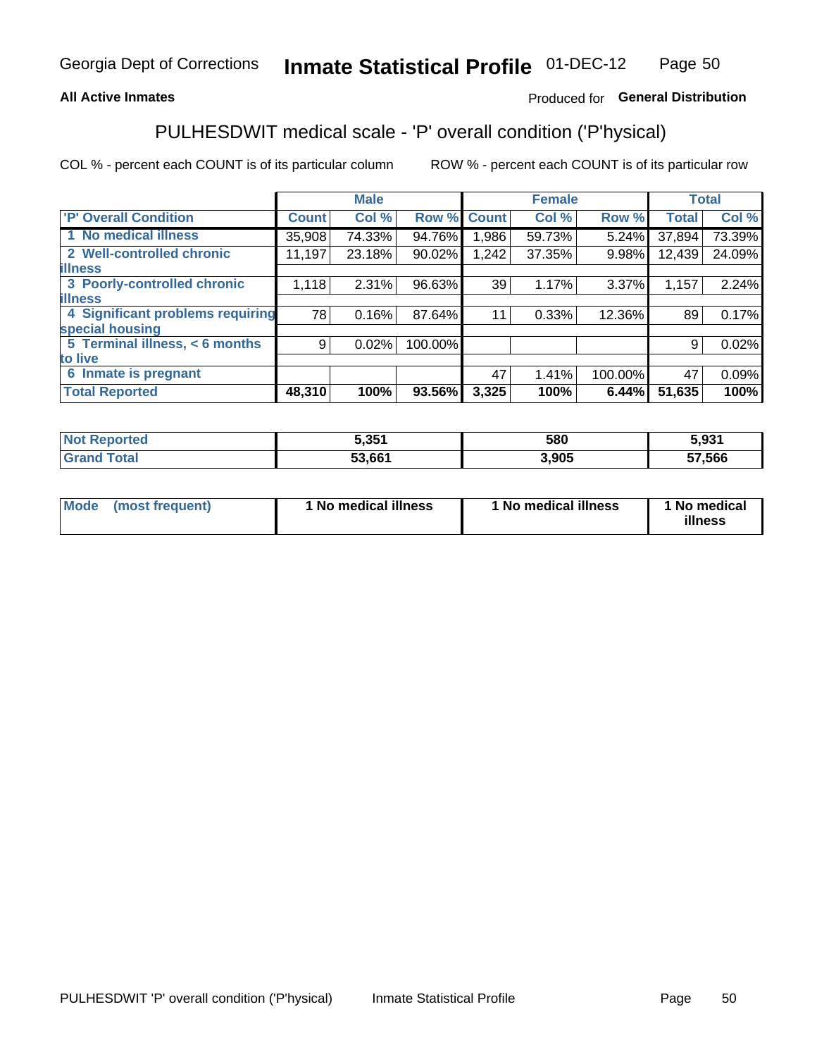Georgia Dept of Corrections **Inmate Statistical Profile** 01-DEC-12

**All Active Inmates**

Produced for **General Distribution**

## PULHESDWIT medical scale - 'P' overall condition ('P'hysical)

COL % - percent each COUNT is of its particular column

ROW % - percent each COUNT is of its particular row

| | Male | | | Female | | | Total | |
|---|---|---|---|---|---|---|---|---|
| 'P' Overall Condition | Count | Col % | Row % | Count | Col % | Row % | Total | Col % |
| 1 No medical illness | 35,908 | 74.33% | 94.76% | 1,986 | 59.73% | 5.24% | 37,894 | 73.39% |
| 2 Well-controlled chronic illness | 11,197 | 23.18% | 90.02% | 1,242 | 37.35% | 9.98% | 12,439 | 24.09% |
| 3 Poorly-controlled chronic illness | 1,118 | 2.31% | 96.63% | 39 | 1.17% | 3.37% | 1,157 | 2.24% |
| 4 Significant problems requiring special housing | 78 | 0.16% | 87.64% | 11 | 0.33% | 12.36% | 89 | 0.17% |
| 5 Terminal illness, < 6 months to live | 9 | 0.02% | 100.00% | | | | 9 | 0.02% |
| 6 Inmate is pregnant | | | | 47 | 1.41% | 100.00% | 47 | 0.09% |
| **Total Reported** | **48,310** | **100%** | **93.56%** | **3,325** | **100%** | **6.44%** | **51,635** | **100%** |

| | Male | Female | Total |
|---|---|---|---|
| Not Reported | 5,351 | 580 | 5,931 |
| Grand Total | 53,661 | 3,905 | 57,566 |

| | Male | Female | Total |
|---|---|---|---|
| Mode (most frequent) | 1 No medical illness | 1 No medical illness | 1 No medical illness |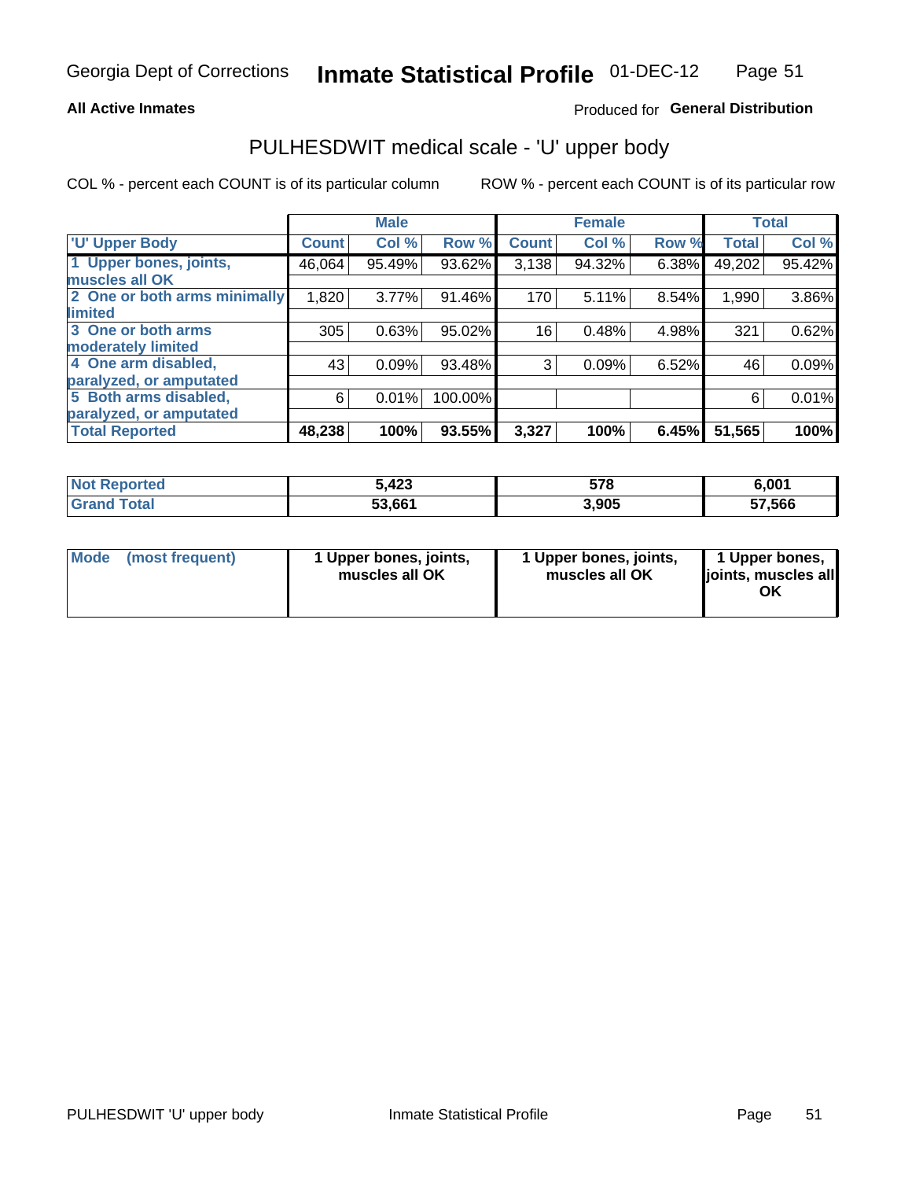Georgia Dept of Corrections **Inmate Statistical Profile** 01-DEC-12

**All Active Inmates**

Produced for **General Distribution**

## PULHESDWIT medical scale - 'U' upper body

COL % - percent each COUNT is of its particular column

ROW % - percent each COUNT is of its particular row

| | Male | | | Female | | | Total | |
|---|---|---|---|---|---|---|---|---|
| 'U' Upper Body | Count | Col % | Row % | Count | Col % | Row % | Total | Col % |
| 1 Upper bones, joints, muscles all OK | 46,064 | 95.49% | 93.62% | 3,138 | 94.32% | 6.38% | 49,202 | 95.42% |
| 2 One or both arms minimally limited | 1,820 | 3.77% | 91.46% | 170 | 5.11% | 8.54% | 1,990 | 3.86% |
| 3 One or both arms moderately limited | 305 | 0.63% | 95.02% | 16 | 0.48% | 4.98% | 321 | 0.62% |
| 4 One arm disabled, paralyzed, or amputated | 43 | 0.09% | 93.48% | 3 | 0.09% | 6.52% | 46 | 0.09% |
| 5 Both arms disabled, paralyzed, or amputated | 6 | 0.01% | 100.00% | | | | 6 | 0.01% |
| **Total Reported** | **48,238** | **100%** | **93.55%** | **3,327** | **100%** | **6.45%** | **51,565** | **100%** |

| | Male | Female | Total |
|---|---|---|---|
| Not Reported | 5,423 | 578 | 6,001 |
| Grand Total | 53,661 | 3,905 | 57,566 |

| | Male | Female | Total |
|---|---|---|---|
| Mode (most frequent) | 1 Upper bones, joints, muscles all OK | 1 Upper bones, joints, muscles all OK | 1 Upper bones, joints, muscles all OK |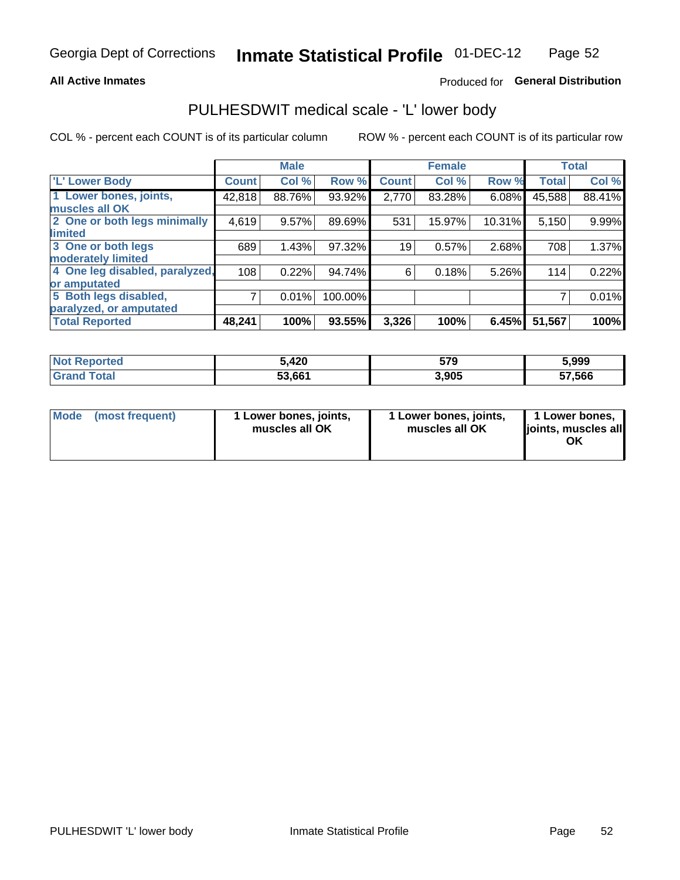Georgia Dept of Corrections **Inmate Statistical Profile** 01-DEC-12

**All Active Inmates**

Produced for **General Distribution**

## PULHESDWIT medical scale - 'L' lower body

COL % - percent each COUNT is of its particular column

ROW % - percent each COUNT is of its particular row

| | Male | | | Female | | | Total | |
|---|---|---|---|---|---|---|---|---|
| **'L' Lower Body** | **Count** | **Col %** | **Row %** | **Count** | **Col %** | **Row %** | **Total** | **Col %** |
| **1 Lower bones, joints, muscles all OK** | 42,818 | 88.76% | 93.92% | 2,770 | 83.28% | 6.08% | 45,588 | 88.41% |
| **2 One or both legs minimally limited** | 4,619 | 9.57% | 89.69% | 531 | 15.97% | 10.31% | 5,150 | 9.99% |
| **3 One or both legs moderately limited** | 689 | 1.43% | 97.32% | 19 | 0.57% | 2.68% | 708 | 1.37% |
| **4 One leg disabled, paralyzed, or amputated** | 108 | 0.22% | 94.74% | 6 | 0.18% | 5.26% | 114 | 0.22% |
| **5 Both legs disabled, paralyzed, or amputated** | 7 | 0.01% | 100.00% | | | | 7 | 0.01% |
| **Total Reported** | **48,241** | **100%** | **93.55%** | **3,326** | **100%** | **6.45%** | **51,567** | **100%** |

| | Male | Female | Total |
|---|---|---|---|
| **Not Reported** | **5,420** | **579** | **5,999** |
| **Grand Total** | **53,661** | **3,905** | **57,566** |

| | Male | Female | Total |
|---|---|---|---|
| **Mode (most frequent)** | **1 Lower bones, joints, muscles all OK** | **1 Lower bones, joints, muscles all OK** | **1 Lower bones, joints, muscles all OK** |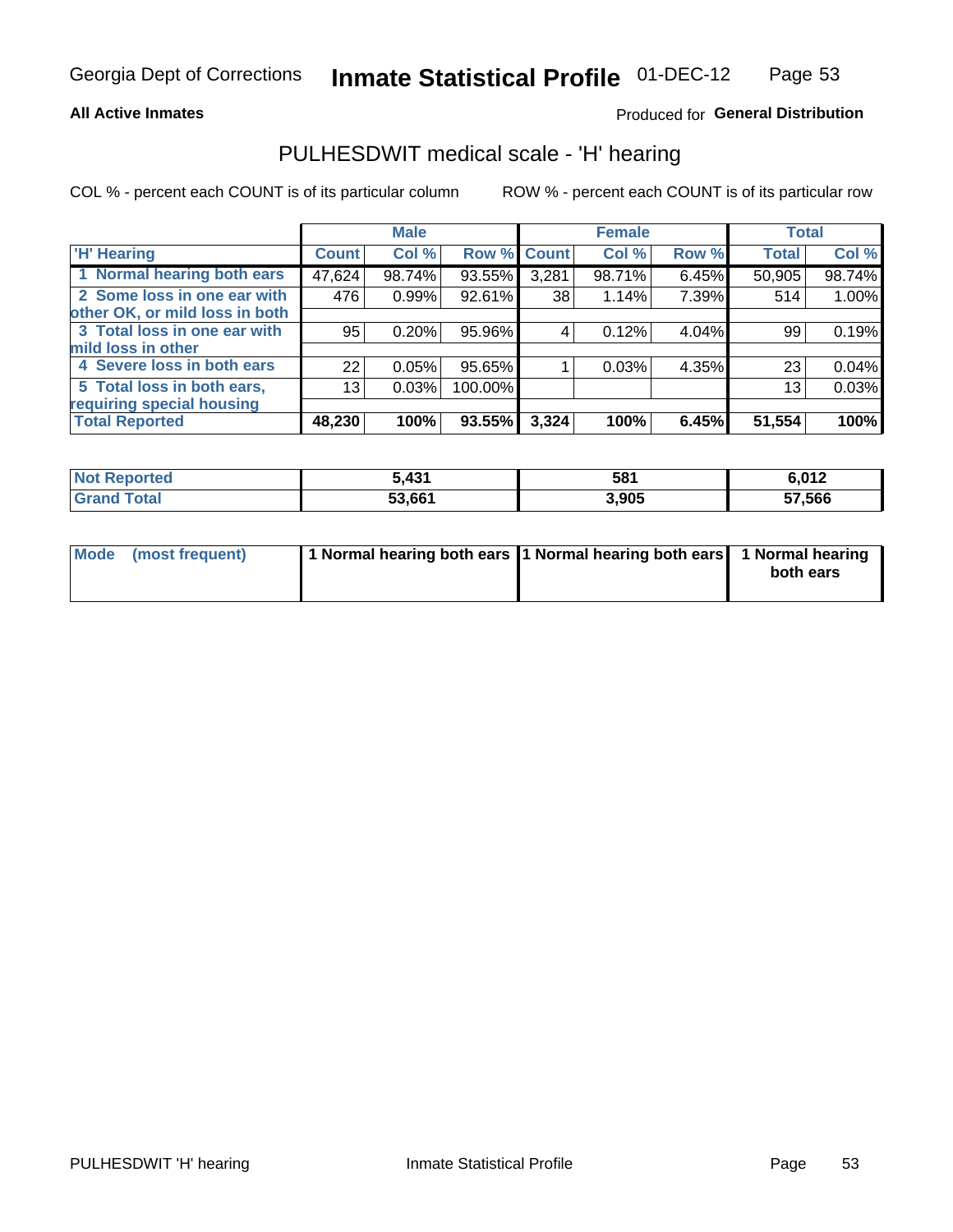Georgia Dept of Corrections **Inmate Statistical Profile** 01-DEC-12

**All Active Inmates**

Produced for **General Distribution**

## PULHESDWIT medical scale - 'H' hearing

COL % - percent each COUNT is of its particular column ROW % - percent each COUNT is of its particular row

| | Male | | | Female | | | Total | |
|---|---|---|---|---|---|---|---|---|
| 'H' Hearing | Count | Col % | Row % | Count | Col % | Row % | Total | Col % |
| 1 Normal hearing both ears | 47,624 | 98.74% | 93.55% | 3,281 | 98.71% | 6.45% | 50,905 | 98.74% |
| 2 Some loss in one ear with other OK, or mild loss in both | 476 | 0.99% | 92.61% | 38 | 1.14% | 7.39% | 514 | 1.00% |
| 3 Total loss in one ear with mild loss in other | 95 | 0.20% | 95.96% | 4 | 0.12% | 4.04% | 99 | 0.19% |
| 4 Severe loss in both ears | 22 | 0.05% | 95.65% | 1 | 0.03% | 4.35% | 23 | 0.04% |
| 5 Total loss in both ears, requiring special housing | 13 | 0.03% | 100.00% | | | | 13 | 0.03% |
| **Total Reported** | **48,230** | **100%** | **93.55%** | **3,324** | **100%** | **6.45%** | **51,554** | **100%** |

| | Male | Female | Total |
|---|---|---|---|
| **Not Reported** | **5,431** | **581** | **6,012** |
| **Grand Total** | **53,661** | **3,905** | **57,566** |

| | Male | Female | Total |
|---|---|---|---|
| **Mode (most frequent)** | **1 Normal hearing both ears** | **1 Normal hearing both ears** | **1 Normal hearing both ears** |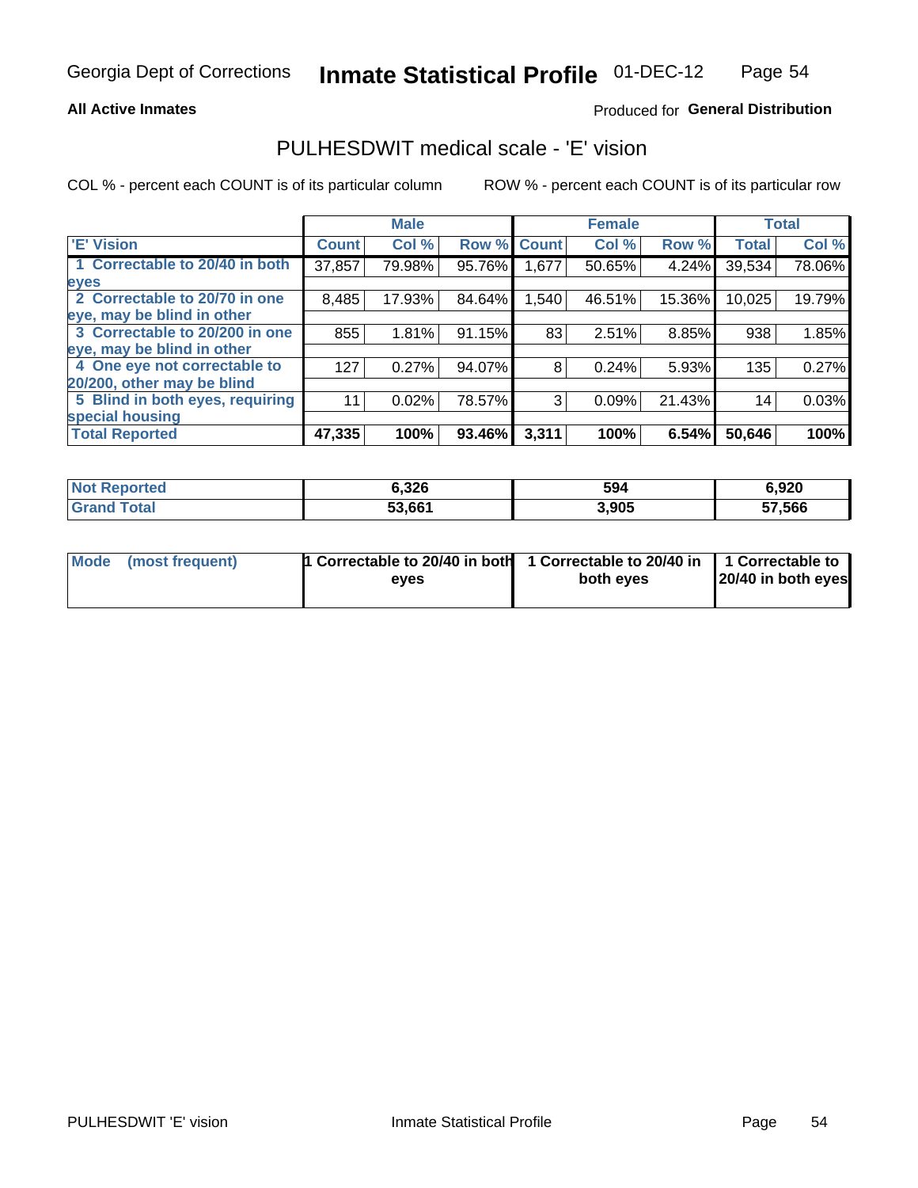Georgia Dept of Corrections **Inmate Statistical Profile** 01-DEC-12

**All Active Inmates**

Produced for **General Distribution**

## PULHESDWIT medical scale - 'E' vision

COL % - percent each COUNT is of its particular column

ROW % - percent each COUNT is of its particular row

| | Male | | | Female | | | Total | |
|---|---|---|---|---|---|---|---|---|
| 'E' Vision | Count | Col % | Row % | Count | Col % | Row % | Total | Col % |
| 1 Correctable to 20/40 in both eyes | 37,857 | 79.98% | 95.76% | 1,677 | 50.65% | 4.24% | 39,534 | 78.06% |
| 2 Correctable to 20/70 in one eye, may be blind in other | 8,485 | 17.93% | 84.64% | 1,540 | 46.51% | 15.36% | 10,025 | 19.79% |
| 3 Correctable to 20/200 in one eye, may be blind in other | 855 | 1.81% | 91.15% | 83 | 2.51% | 8.85% | 938 | 1.85% |
| 4 One eye not correctable to 20/200, other may be blind | 127 | 0.27% | 94.07% | 8 | 0.24% | 5.93% | 135 | 0.27% |
| 5 Blind in both eyes, requiring special housing | 11 | 0.02% | 78.57% | 3 | 0.09% | 21.43% | 14 | 0.03% |
| **Total Reported** | **47,335** | **100%** | **93.46%** | **3,311** | **100%** | **6.54%** | **50,646** | **100%** |

| | Male | Female | Total |
|---|---|---|---|
| **Not Reported** | **6,326** | **594** | **6,920** |
| **Grand Total** | **53,661** | **3,905** | **57,566** |

| | Male | Female | Total |
|---|---|---|---|
| **Mode (most frequent)** | **1 Correctable to 20/40 in both eyes** | **1 Correctable to 20/40 in both eyes** | **1 Correctable to 20/40 in both eyes** |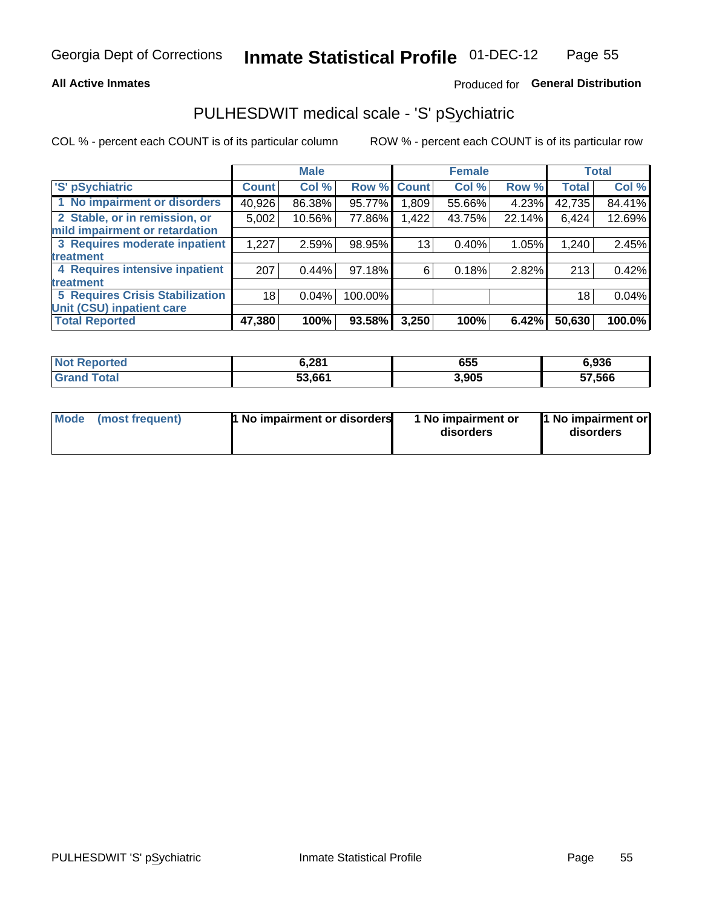Georgia Dept of Corrections **Inmate Statistical Profile** 01-DEC-12

**All Active Inmates**

Produced for **General Distribution**

## PULHESDWIT medical scale - 'S' pSychiatric

COL % - percent each COUNT is of its particular column

ROW % - percent each COUNT is of its particular row

| | Male | | | Female | | | Total | |
|---|---|---|---|---|---|---|---|---|
| **'S' pSychiatric** | **Count** | **Col %** | **Row %** | **Count** | **Col %** | **Row %** | **Total** | **Col %** |
| **1 No impairment or disorders** | 40,926 | 86.38% | 95.77% | 1,809 | 55.66% | 4.23% | 42,735 | 84.41% |
| **2 Stable, or in remission, or mild impairment or retardation** | 5,002 | 10.56% | 77.86% | 1,422 | 43.75% | 22.14% | 6,424 | 12.69% |
| **3 Requires moderate inpatient treatment** | 1,227 | 2.59% | 98.95% | 13 | 0.40% | 1.05% | 1,240 | 2.45% |
| **4 Requires intensive inpatient treatment** | 207 | 0.44% | 97.18% | 6 | 0.18% | 2.82% | 213 | 0.42% |
| **5 Requires Crisis Stabilization Unit (CSU) inpatient care** | 18 | 0.04% | 100.00% | | | | 18 | 0.04% |
| **Total Reported** | **47,380** | **100%** | **93.58%** | **3,250** | **100%** | **6.42%** | **50,630** | **100.0%** |

| | Male | Female | Total |
|---|---|---|---|
| **Not Reported** | **6,281** | **655** | **6,936** |
| **Grand Total** | **53,661** | **3,905** | **57,566** |

| | Male | Female | Total |
|---|---|---|---|
| **Mode (most frequent)** | **1 No impairment or disorders** | **1 No impairment or disorders** | **1 No impairment or disorders** |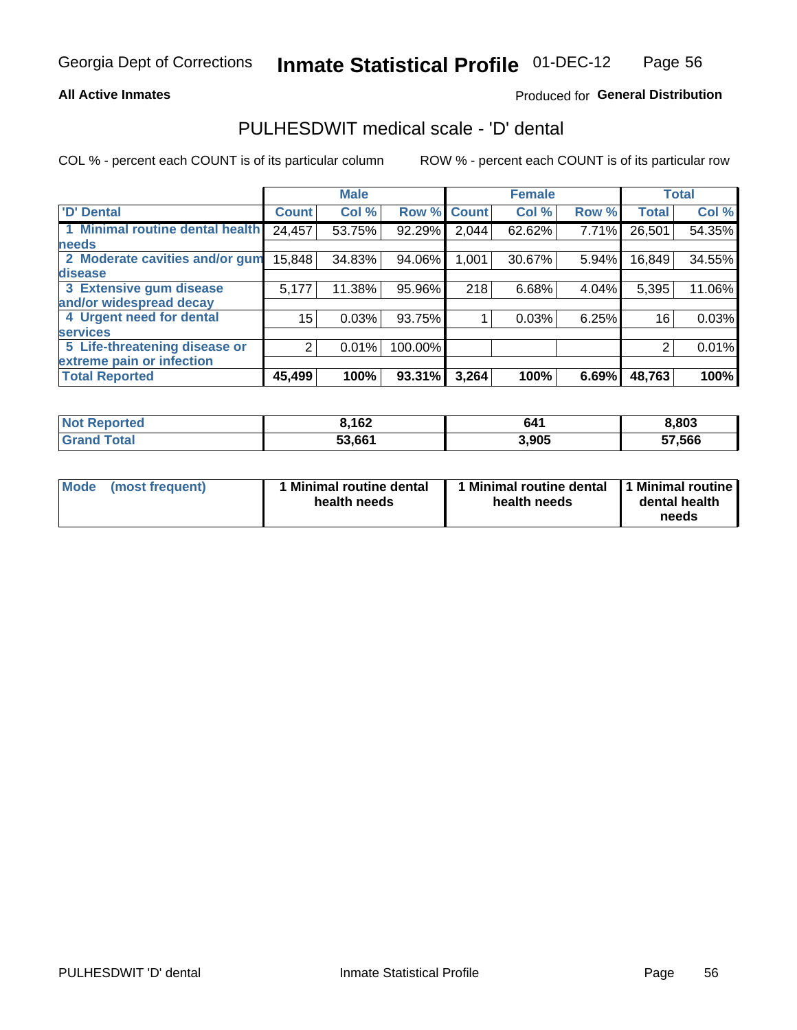Georgia Dept of Corrections **Inmate Statistical Profile** 01-DEC-12

**All Active Inmates**

Produced for **General Distribution**

## PULHESDWIT medical scale - 'D' dental

COL % - percent each COUNT is of its particular column

ROW % - percent each COUNT is of its particular row

| | Male | | | Female | | | Total | |
|---|---|---|---|---|---|---|---|---|
| 'D' Dental | Count | Col % | Row % | Count | Col % | Row % | Total | Col % |
| 1 Minimal routine dental health needs | 24,457 | 53.75% | 92.29% | 2,044 | 62.62% | 7.71% | 26,501 | 54.35% |
| 2 Moderate cavities and/or gum disease | 15,848 | 34.83% | 94.06% | 1,001 | 30.67% | 5.94% | 16,849 | 34.55% |
| 3 Extensive gum disease and/or widespread decay | 5,177 | 11.38% | 95.96% | 218 | 6.68% | 4.04% | 5,395 | 11.06% |
| 4 Urgent need for dental services | 15 | 0.03% | 93.75% | 1 | 0.03% | 6.25% | 16 | 0.03% |
| 5 Life-threatening disease or extreme pain or infection | 2 | 0.01% | 100.00% | | | | 2 | 0.01% |
| **Total Reported** | **45,499** | **100%** | **93.31%** | **3,264** | **100%** | **6.69%** | **48,763** | **100%** |

| | Male | Female | Total |
|---|---|---|---|
| **Not Reported** | **8,162** | **641** | **8,803** |
| **Grand Total** | **53,661** | **3,905** | **57,566** |

| | Male | Female | Total |
|---|---|---|---|
| **Mode (most frequent)** | **1 Minimal routine dental health needs** | **1 Minimal routine dental health needs** | **1 Minimal routine dental health needs** |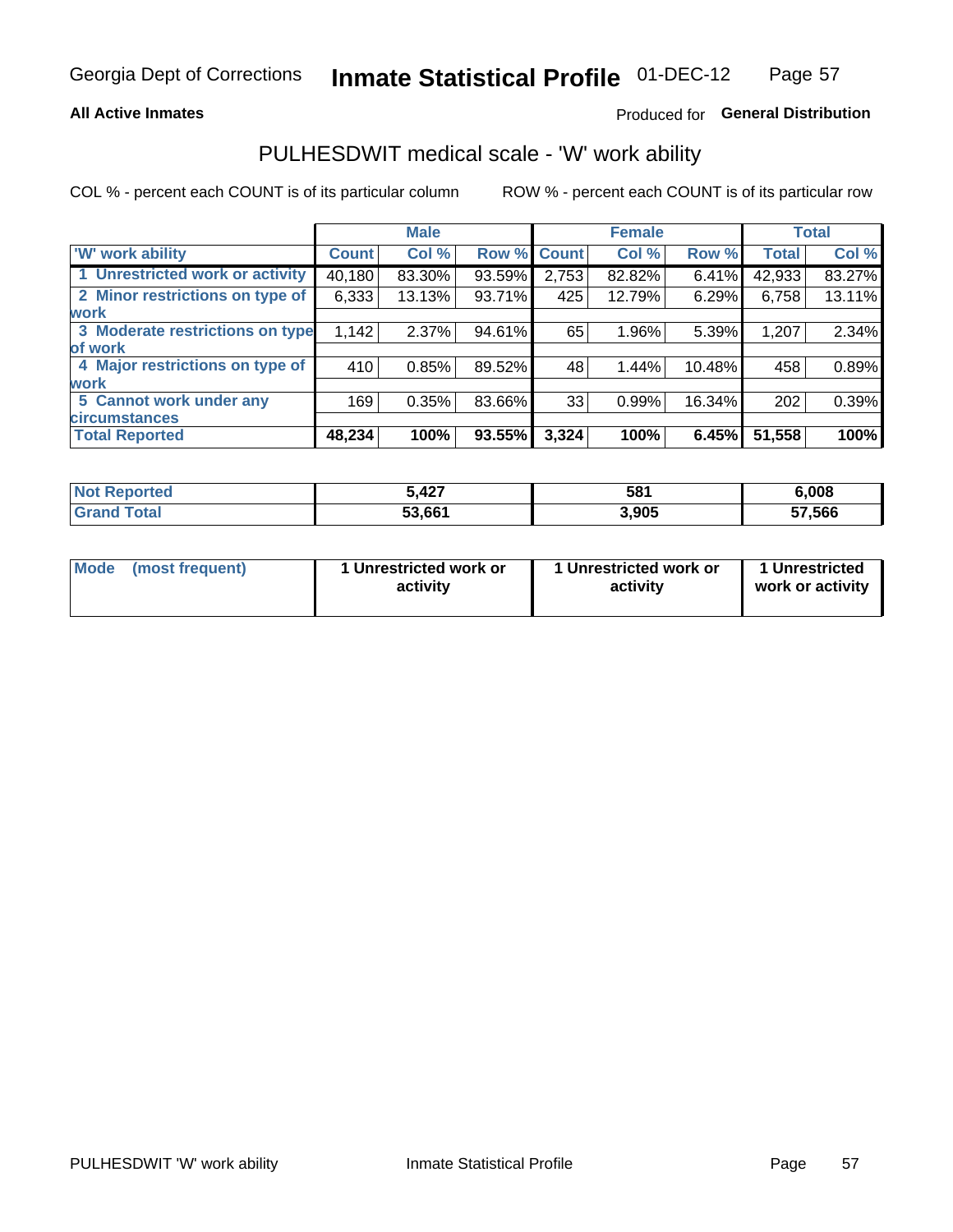Georgia Dept of Corrections **Inmate Statistical Profile** 01-DEC-12

**All Active Inmates**

Produced for **General Distribution**

## PULHESDWIT medical scale - 'W' work ability

COL % - percent each COUNT is of its particular column

ROW % - percent each COUNT is of its particular row

| | Male | | | Female | | | Total | |
|---|---|---|---|---|---|---|---|---|
| 'W' work ability | Count | Col % | Row % | Count | Col % | Row % | Total | Col % |
| 1 Unrestricted work or activity | 40,180 | 83.30% | 93.59% | 2,753 | 82.82% | 6.41% | 42,933 | 83.27% |
| 2 Minor restrictions on type of work | 6,333 | 13.13% | 93.71% | 425 | 12.79% | 6.29% | 6,758 | 13.11% |
| 3 Moderate restrictions on type of work | 1,142 | 2.37% | 94.61% | 65 | 1.96% | 5.39% | 1,207 | 2.34% |
| 4 Major restrictions on type of work | 410 | 0.85% | 89.52% | 48 | 1.44% | 10.48% | 458 | 0.89% |
| 5 Cannot work under any circumstances | 169 | 0.35% | 83.66% | 33 | 0.99% | 16.34% | 202 | 0.39% |
| **Total Reported** | **48,234** | **100%** | **93.55%** | **3,324** | **100%** | **6.45%** | **51,558** | **100%** |

| | Male | Female | Total |
|---|---|---|---|
| Not Reported | 5,427 | 581 | 6,008 |
| Grand Total | 53,661 | 3,905 | 57,566 |

| | Male | Female | Total |
|---|---|---|---|
| Mode (most frequent) | 1 Unrestricted work or activity | 1 Unrestricted work or activity | 1 Unrestricted work or activity |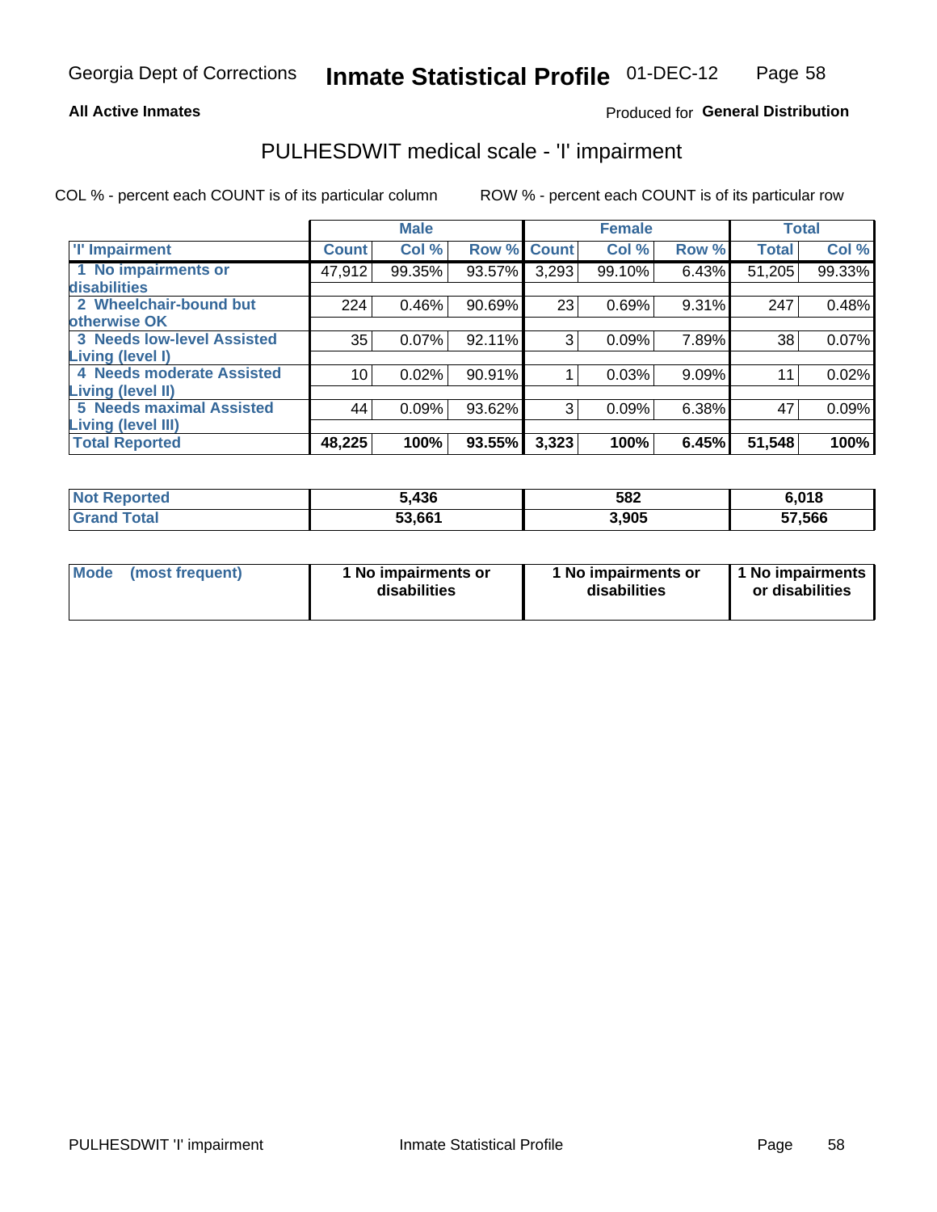Georgia Dept of Corrections **Inmate Statistical Profile** 01-DEC-12

**All Active Inmates**

Produced for **General Distribution**

## PULHESDWIT medical scale - 'I' impairment

COL % - percent each COUNT is of its particular column ROW % - percent each COUNT is of its particular row

| | Male | | | Female | | | Total | |
|---|---|---|---|---|---|---|---|---|
| 'I' Impairment | Count | Col % | Row % | Count | Col % | Row % | Total | Col % |
| 1 No impairments or disabilities | 47,912 | 99.35% | 93.57% | 3,293 | 99.10% | 6.43% | 51,205 | 99.33% |
| 2 Wheelchair-bound but otherwise OK | 224 | 0.46% | 90.69% | 23 | 0.69% | 9.31% | 247 | 0.48% |
| 3 Needs low-level Assisted Living (level I) | 35 | 0.07% | 92.11% | 3 | 0.09% | 7.89% | 38 | 0.07% |
| 4 Needs moderate Assisted Living (level II) | 10 | 0.02% | 90.91% | 1 | 0.03% | 9.09% | 11 | 0.02% |
| 5 Needs maximal Assisted Living (level III) | 44 | 0.09% | 93.62% | 3 | 0.09% | 6.38% | 47 | 0.09% |
| **Total Reported** | **48,225** | **100%** | **93.55%** | **3,323** | **100%** | **6.45%** | **51,548** | **100%** |

| | Male | Female | Total |
|---|---|---|---|
| Not Reported | 5,436 | 582 | 6,018 |
| Grand Total | 53,661 | 3,905 | 57,566 |

| | Male | Female | Total |
|---|---|---|---|
| Mode (most frequent) | 1 No impairments or disabilities | 1 No impairments or disabilities | 1 No impairments or disabilities |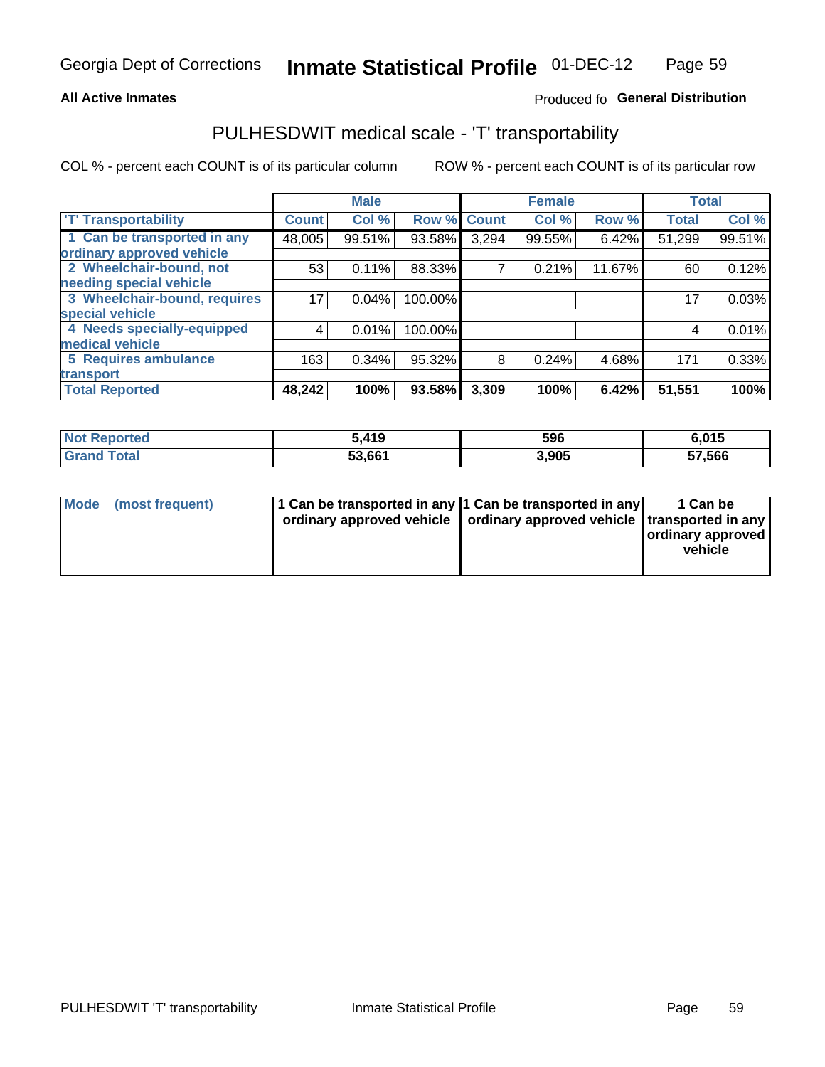Georgia Dept of Corrections **Inmate Statistical Profile** 01-DEC-12

**All Active Inmates**

Produced fo **General Distribution**

## PULHESDWIT medical scale - 'T' transportability

COL % - percent each COUNT is of its particular column

ROW % - percent each COUNT is of its particular row

| | Male | | | Female | | | Total | |
|---|---|---|---|---|---|---|---|---|
| 'T' Transportability | Count | Col % | Row % | Count | Col % | Row % | Total | Col % |
| 1 Can be transported in any ordinary approved vehicle | 48,005 | 99.51% | 93.58% | 3,294 | 99.55% | 6.42% | 51,299 | 99.51% |
| 2 Wheelchair-bound, not needing special vehicle | 53 | 0.11% | 88.33% | 7 | 0.21% | 11.67% | 60 | 0.12% |
| 3 Wheelchair-bound, requires special vehicle | 17 | 0.04% | 100.00% | | | | 17 | 0.03% |
| 4 Needs specially-equipped medical vehicle | 4 | 0.01% | 100.00% | | | | 4 | 0.01% |
| 5 Requires ambulance transport | 163 | 0.34% | 95.32% | 8 | 0.24% | 4.68% | 171 | 0.33% |
| **Total Reported** | **48,242** | **100%** | **93.58%** | **3,309** | **100%** | **6.42%** | **51,551** | **100%** |

| | Male | Female | Total |
|---|---|---|---|
| **Not Reported** | **5,419** | **596** | **6,015** |
| **Grand Total** | **53,661** | **3,905** | **57,566** |

| | Male | Female | Total |
|---|---|---|---|
| **Mode (most frequent)** | **1 Can be transported in any ordinary approved vehicle** | **1 Can be transported in any ordinary approved vehicle** | **1 Can be transported in any ordinary approved vehicle** |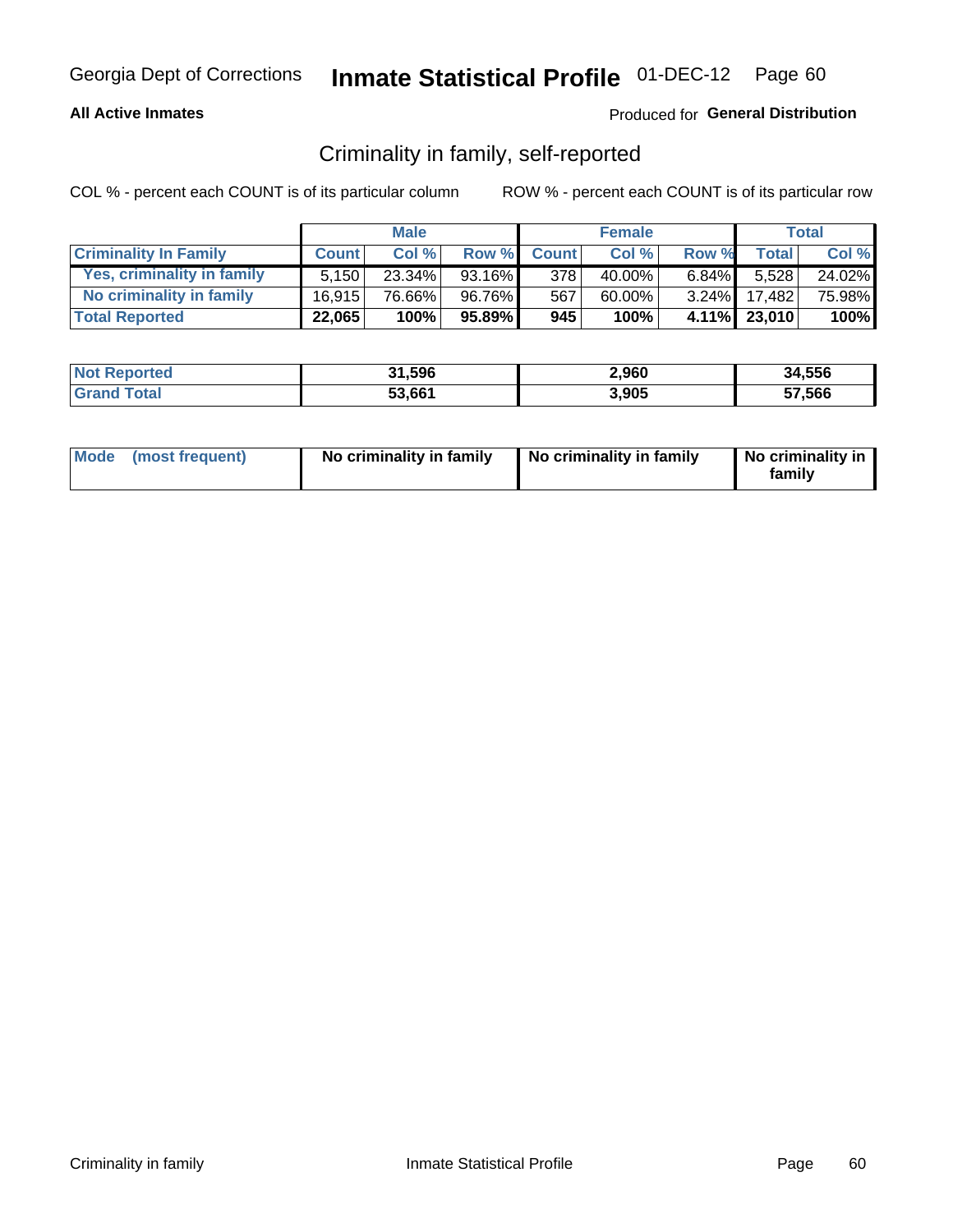Georgia Dept of Corrections **Inmate Statistical Profile** 01-DEC-12

**All Active Inmates**

Produced for **General Distribution**

## Criminality in family, self-reported

COL % - percent each COUNT is of its particular column

ROW % - percent each COUNT is of its particular row

| | Male | | | Female | | | Total | |
|---|---|---|---|---|---|---|---|---|
| **Criminality In Family** | **Count** | **Col %** | **Row %** | **Count** | **Col %** | **Row %** | **Total** | **Col %** |
| **Yes, criminality in family** | 5,150 | 23.34% | 93.16% | 378 | 40.00% | 6.84% | 5,528 | 24.02% |
| **No criminality in family** | 16,915 | 76.66% | 96.76% | 567 | 60.00% | 3.24% | 17,482 | 75.98% |
| **Total Reported** | **22,065** | **100%** | **95.89%** | **945** | **100%** | **4.11%** | **23,010** | **100%** |

| | Male | Female | Total |
|---|---|---|---|
| **Not Reported** | **31,596** | **2,960** | **34,556** |
| **Grand Total** | **53,661** | **3,905** | **57,566** |

| | Male | Female | Total |
|---|---|---|---|
| **Mode (most frequent)** | **No criminality in family** | **No criminality in family** | **No criminality in family** |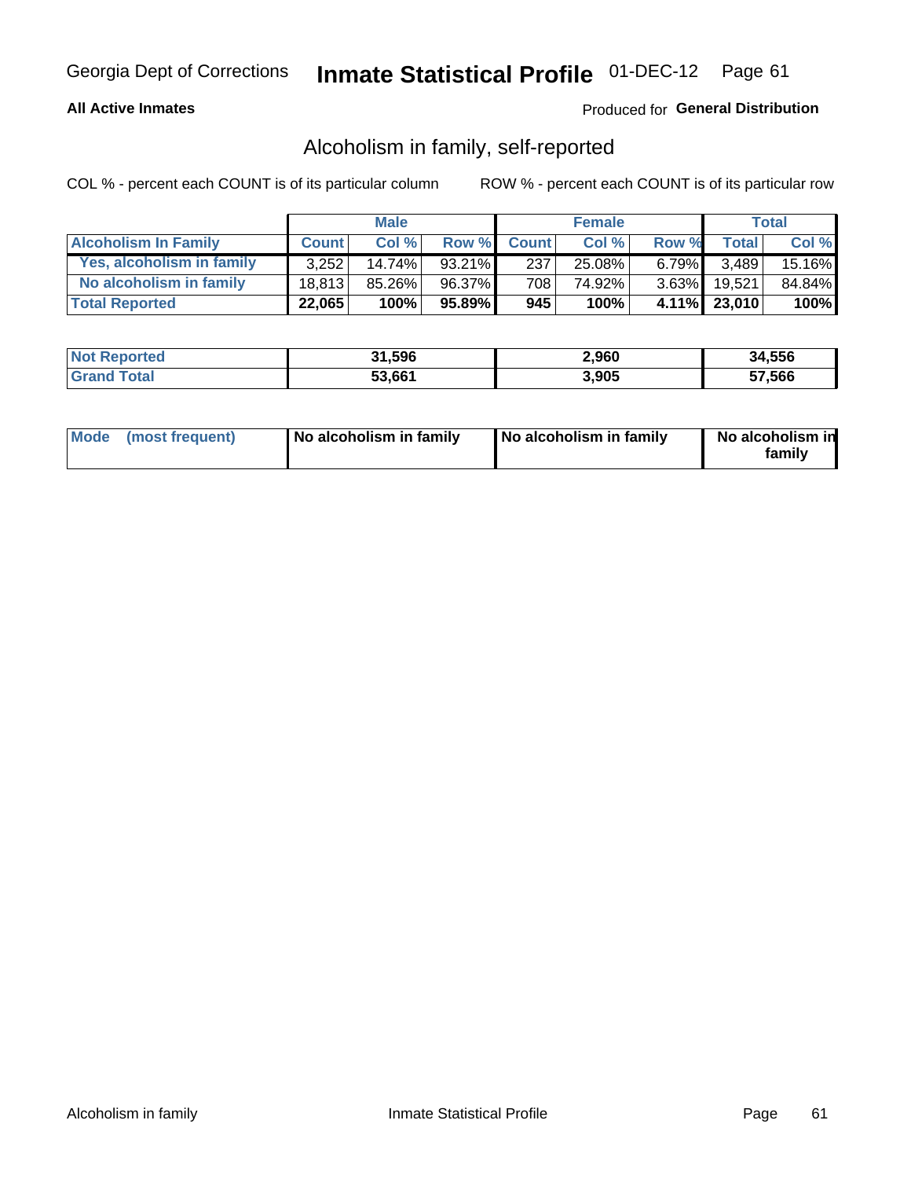Georgia Dept of Corrections **Inmate Statistical Profile** 01-DEC-12

**All Active Inmates**

Produced for **General Distribution**

## Alcoholism in family, self-reported

COL % - percent each COUNT is of its particular column

ROW % - percent each COUNT is of its particular row

| | Male | | | Female | | | Total | |
|---|---|---|---|---|---|---|---|---|
| **Alcoholism In Family** | **Count** | **Col %** | **Row %** | **Count** | **Col %** | **Row %** | **Total** | **Col %** |
| **Yes, alcoholism in family** | 3,252 | 14.74% | 93.21% | 237 | 25.08% | 6.79% | 3,489 | 15.16% |
| **No alcoholism in family** | 18,813 | 85.26% | 96.37% | 708 | 74.92% | 3.63% | 19,521 | 84.84% |
| **Total Reported** | **22,065** | **100%** | **95.89%** | **945** | **100%** | **4.11%** | **23,010** | **100%** |

| | Male | Female | Total |
|---|---|---|---|
| **Not Reported** | **31,596** | **2,960** | **34,556** |
| **Grand Total** | **53,661** | **3,905** | **57,566** |

| | Male | Female | Total |
|---|---|---|---|
| **Mode (most frequent)** | **No alcoholism in family** | **No alcoholism in family** | **No alcoholism in family** |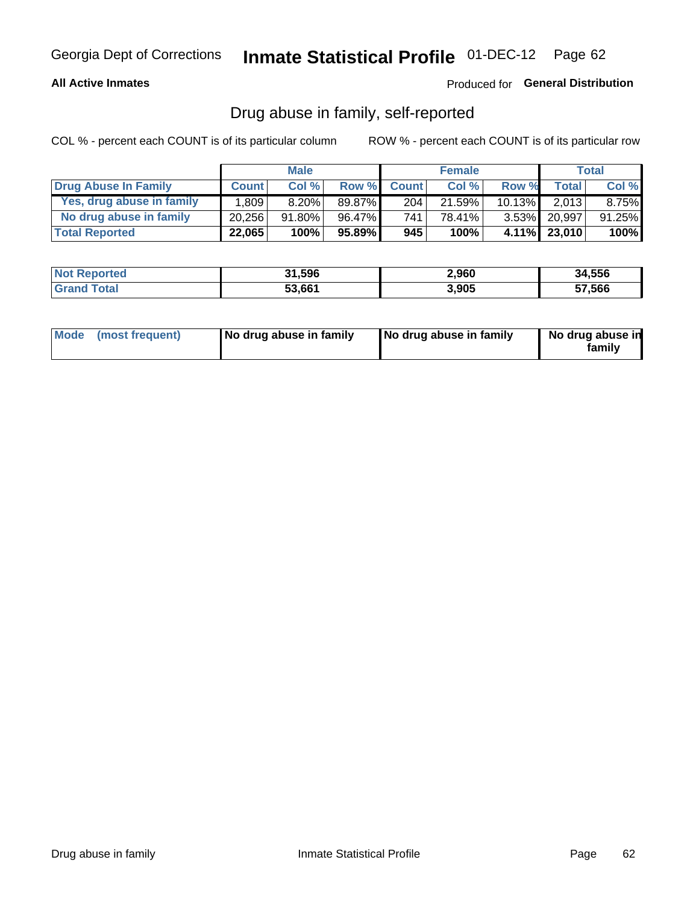Georgia Dept of Corrections **Inmate Statistical Profile** 01-DEC-12

**All Active Inmates**

Produced for **General Distribution**

## Drug abuse in family, self-reported

COL % - percent each COUNT is of its particular column    ROW % - percent each COUNT is of its particular row

| | Male | | | Female | | | Total | |
|---|---|---|---|---|---|---|---|---|
| **Drug Abuse In Family** | **Count** | **Col %** | **Row %** | **Count** | **Col %** | **Row %** | **Total** | **Col %** |
| Yes, drug abuse in family | 1,809 | 8.20% | 89.87% | 204 | 21.59% | 10.13% | 2,013 | 8.75% |
| No drug abuse in family | 20,256 | 91.80% | 96.47% | 741 | 78.41% | 3.53% | 20,997 | 91.25% |
| **Total Reported** | **22,065** | **100%** | **95.89%** | **945** | **100%** | **4.11%** | **23,010** | **100%** |

| | Male | Female | Total |
|---|---|---|---|
| **Not Reported** | **31,596** | **2,960** | **34,556** |
| **Grand Total** | **53,661** | **3,905** | **57,566** |

| | Male | Female | Total |
|---|---|---|---|
| **Mode (most frequent)** | **No drug abuse in family** | **No drug abuse in family** | **No drug abuse in family** |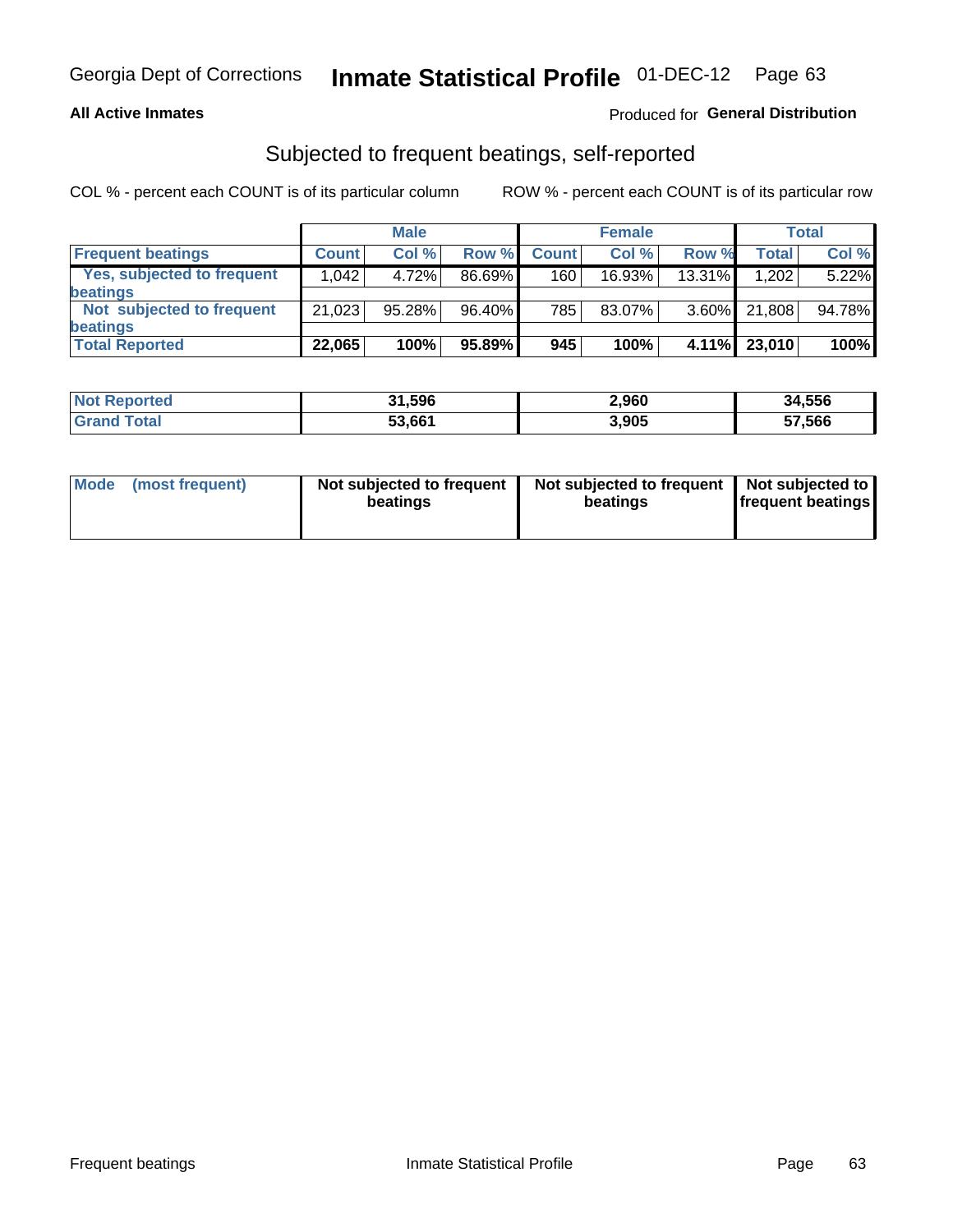Georgia Dept of Corrections **Inmate Statistical Profile** 01-DEC-12

**All Active Inmates**

Produced for **General Distribution**

## Subjected to frequent beatings, self-reported

COL % - percent each COUNT is of its particular column

ROW % - percent each COUNT is of its particular row

| | Male | | | Female | | | Total | |
|---|---|---|---|---|---|---|---|---|
| **Frequent beatings** | **Count** | **Col %** | **Row %** | **Count** | **Col %** | **Row %** | **Total** | **Col %** |
| **Yes, subjected to frequent beatings** | 1,042 | 4.72% | 86.69% | 160 | 16.93% | 13.31% | 1,202 | 5.22% |
| **Not subjected to frequent beatings** | 21,023 | 95.28% | 96.40% | 785 | 83.07% | 3.60% | 21,808 | 94.78% |
| **Total Reported** | **22,065** | **100%** | **95.89%** | **945** | **100%** | **4.11%** | **23,010** | **100%** |

| | Male | Female | Total |
|---|---|---|---|
| **Not Reported** | **31,596** | **2,960** | **34,556** |
| **Grand Total** | **53,661** | **3,905** | **57,566** |

| | Male | Female | Total |
|---|---|---|---|
| **Mode (most frequent)** | **Not subjected to frequent beatings** | **Not subjected to frequent beatings** | **Not subjected to frequent beatings** |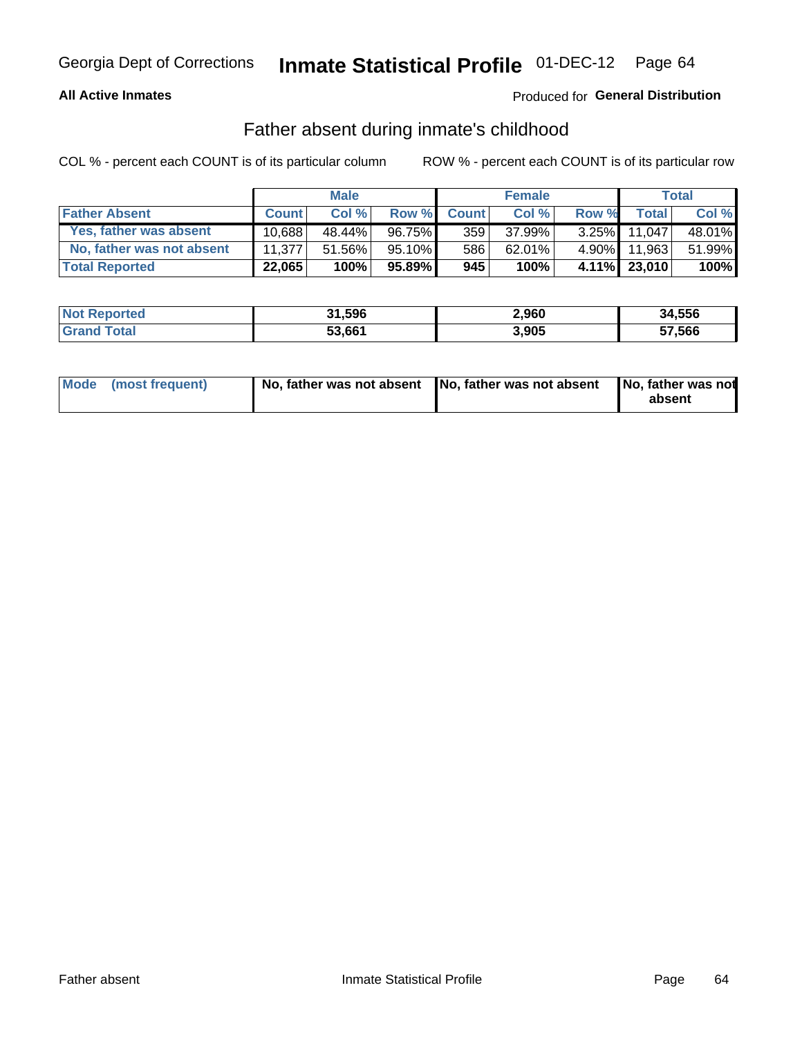Georgia Dept of Corrections **Inmate Statistical Profile** 01-DEC-12

**All Active Inmates**

Produced for **General Distribution**

## Father absent during inmate's childhood

COL % - percent each COUNT is of its particular column

ROW % - percent each COUNT is of its particular row

| | Male | | | Female | | | Total | |
|---|---|---|---|---|---|---|---|---|
| **Father Absent** | **Count** | **Col %** | **Row %** | **Count** | **Col %** | **Row %** | **Total** | **Col %** |
| Yes, father was absent | 10,688 | 48.44% | 96.75% | 359 | 37.99% | 3.25% | 11,047 | 48.01% |
| No, father was not absent | 11,377 | 51.56% | 95.10% | 586 | 62.01% | 4.90% | 11,963 | 51.99% |
| **Total Reported** | **22,065** | **100%** | **95.89%** | **945** | **100%** | **4.11%** | **23,010** | **100%** |

| | Male | Female | Total |
|---|---|---|---|
| **Not Reported** | **31,596** | **2,960** | **34,556** |
| **Grand Total** | **53,661** | **3,905** | **57,566** |

| | Male | Female | Total |
|---|---|---|---|
| **Mode (most frequent)** | **No, father was not absent** | **No, father was not absent** | **No, father was not absent** |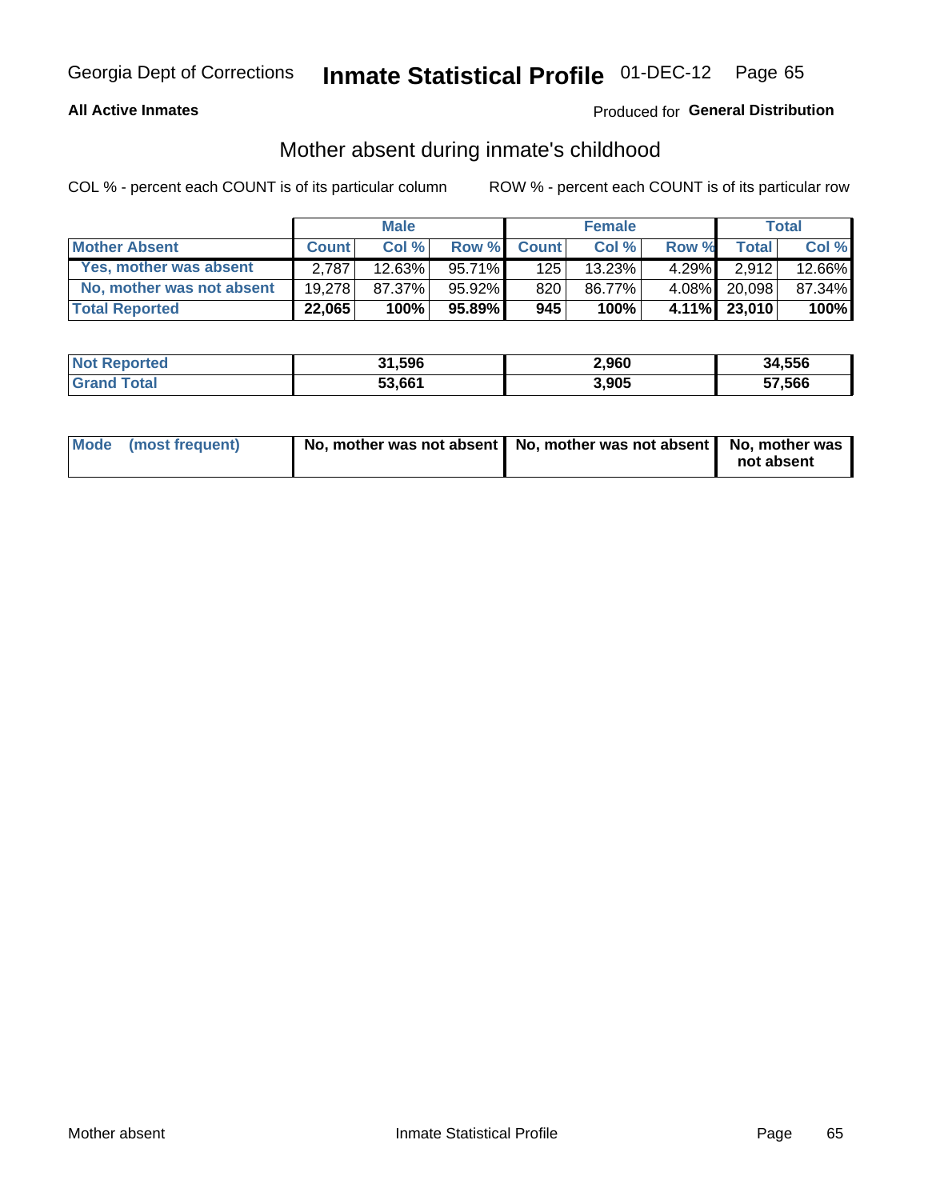Georgia Dept of Corrections **Inmate Statistical Profile** 01-DEC-12 Page 65

**All Active Inmates**

Produced for **General Distribution**

## Mother absent during inmate's childhood

COL % - percent each COUNT is of its particular column

ROW % - percent each COUNT is of its particular row

| | Male | | | Female | | | Total | |
|---|---|---|---|---|---|---|---|---|
| **Mother Absent** | **Count** | **Col %** | **Row %** | **Count** | **Col %** | **Row %** | **Total** | **Col %** |
| **Yes, mother was absent** | 2,787 | 12.63% | 95.71% | 125 | 13.23% | 4.29% | 2,912 | 12.66% |
| **No, mother was not absent** | 19,278 | 87.37% | 95.92% | 820 | 86.77% | 4.08% | 20,098 | 87.34% |
| **Total Reported** | **22,065** | **100%** | **95.89%** | **945** | **100%** | **4.11%** | **23,010** | **100%** |

| | Male | Female | Total |
|---|---|---|---|
| **Not Reported** | **31,596** | **2,960** | **34,556** |
| **Grand Total** | **53,661** | **3,905** | **57,566** |

| | Male | Female | Total |
|---|---|---|---|
| **Mode (most frequent)** | **No, mother was not absent** | **No, mother was not absent** | **No, mother was not absent** |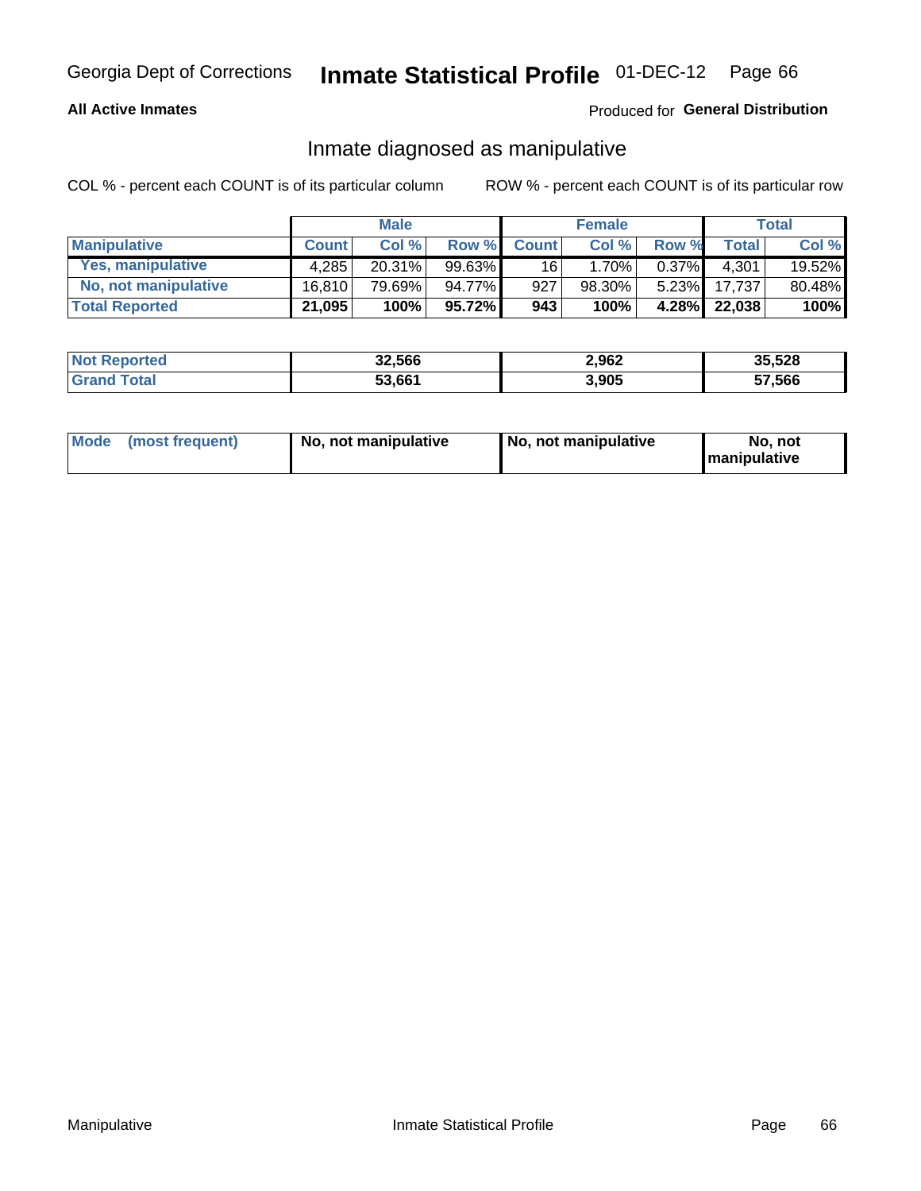Georgia Dept of Corrections **Inmate Statistical Profile** 01-DEC-12 Page 66

**All Active Inmates**

Produced for **General Distribution**

## Inmate diagnosed as manipulative

COL % - percent each COUNT is of its particular column

ROW % - percent each COUNT is of its particular row

| | Male | | | Female | | | Total | |
|---|---|---|---|---|---|---|---|---|
| **Manipulative** | **Count** | **Col %** | **Row %** | **Count** | **Col %** | **Row %** | **Total** | **Col %** |
| **Yes, manipulative** | 4,285 | 20.31% | 99.63% | 16 | 1.70% | 0.37% | 4,301 | 19.52% |
| **No, not manipulative** | 16,810 | 79.69% | 94.77% | 927 | 98.30% | 5.23% | 17,737 | 80.48% |
| **Total Reported** | **21,095** | **100%** | **95.72%** | **943** | **100%** | **4.28%** | **22,038** | **100%** |

| | Male | Female | Total |
|---|---|---|---|
| **Not Reported** | **32,566** | **2,962** | **35,528** |
| **Grand Total** | **53,661** | **3,905** | **57,566** |

| | Male | Female | Total |
|---|---|---|---|
| **Mode (most frequent)** | **No, not manipulative** | **No, not manipulative** | **No, not manipulative** |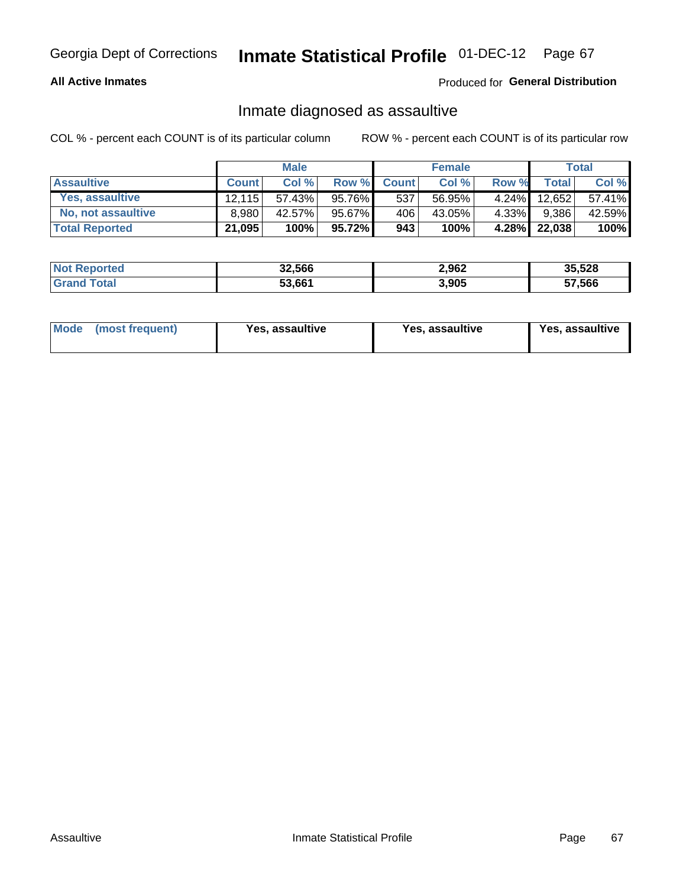Georgia Dept of Corrections **Inmate Statistical Profile** 01-DEC-12

**All Active Inmates**

Produced for **General Distribution**

## Inmate diagnosed as assaultive

COL % - percent each COUNT is of its particular column

ROW % - percent each COUNT is of its particular row

| | Male | | | Female | | | Total | |
|---|---|---|---|---|---|---|---|---|
| **Assaultive** | **Count** | **Col %** | **Row %** | **Count** | **Col %** | **Row %** | **Total** | **Col %** |
| Yes, assaultive | 12,115 | 57.43% | 95.76% | 537 | 56.95% | 4.24% | 12,652 | 57.41% |
| No, not assaultive | 8,980 | 42.57% | 95.67% | 406 | 43.05% | 4.33% | 9,386 | 42.59% |
| **Total Reported** | **21,095** | **100%** | **95.72%** | **943** | **100%** | **4.28%** | **22,038** | **100%** |

| | Male | Female | Total |
|---|---|---|---|
| Not Reported | 32,566 | 2,962 | 35,528 |
| Grand Total | 53,661 | 3,905 | 57,566 |

| Mode (most frequent) | Yes, assaultive | Yes, assaultive | Yes, assaultive |
|---|---|---|---|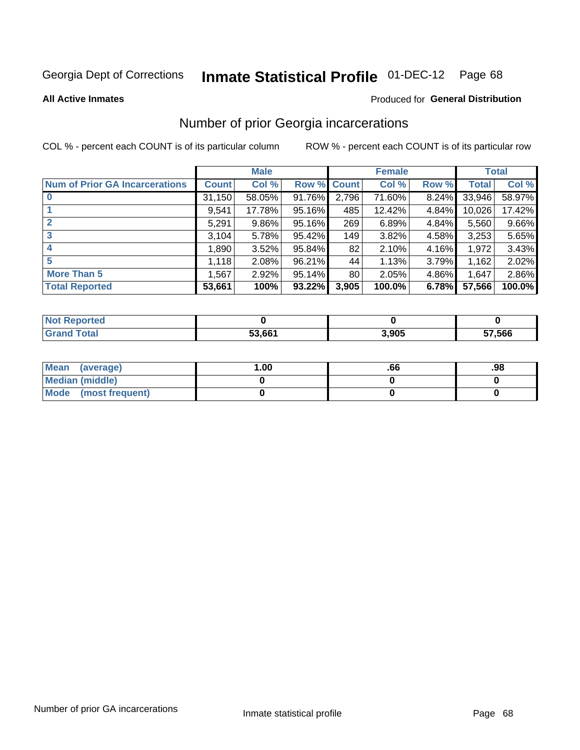Georgia Dept of Corrections **Inmate Statistical Profile** 01-DEC-12

**All Active Inmates**

Produced for **General Distribution**

## Number of prior Georgia incarcerations

COL % - percent each COUNT is of its particular column

ROW % - percent each COUNT is of its particular row

| | Male | | | Female | | | Total | |
|---|---|---|---|---|---|---|---|---|
| **Num of Prior GA Incarcerations** | **Count** | **Col %** | **Row %** | **Count** | **Col %** | **Row %** | **Total** | **Col %** |
| **0** | 31,150 | 58.05% | 91.76% | 2,796 | 71.60% | 8.24% | 33,946 | 58.97% |
| **1** | 9,541 | 17.78% | 95.16% | 485 | 12.42% | 4.84% | 10,026 | 17.42% |
| **2** | 5,291 | 9.86% | 95.16% | 269 | 6.89% | 4.84% | 5,560 | 9.66% |
| **3** | 3,104 | 5.78% | 95.42% | 149 | 3.82% | 4.58% | 3,253 | 5.65% |
| **4** | 1,890 | 3.52% | 95.84% | 82 | 2.10% | 4.16% | 1,972 | 3.43% |
| **5** | 1,118 | 2.08% | 96.21% | 44 | 1.13% | 3.79% | 1,162 | 2.02% |
| **More Than 5** | 1,567 | 2.92% | 95.14% | 80 | 2.05% | 4.86% | 1,647 | 2.86% |
| **Total Reported** | **53,661** | **100%** | **93.22%** | **3,905** | **100.0%** | **6.78%** | **57,566** | **100.0%** |

| | Male | Female | Total |
|---|---|---|---|
| **Not Reported** | **0** | **0** | **0** |
| **Grand Total** | **53,661** | **3,905** | **57,566** |

| | Male | Female | Total |
|---|---|---|---|
| **Mean (average)** | **1.00** | **.66** | **.98** |
| **Median (middle)** | **0** | **0** | **0** |
| **Mode (most frequent)** | **0** | **0** | **0** |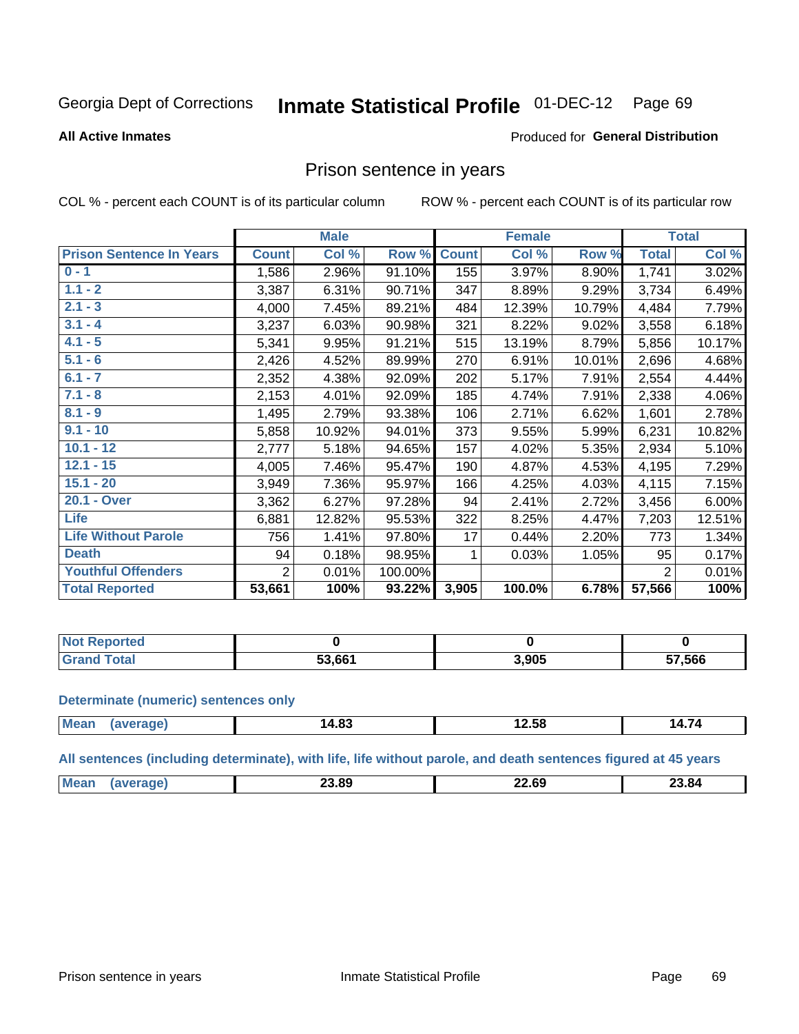Georgia Dept of Corrections **Inmate Statistical Profile** 01-DEC-12

**All Active Inmates**

Produced for **General Distribution**

## Prison sentence in years

COL % - percent each COUNT is of its particular column

ROW % - percent each COUNT is of its particular row

| | Male | | | Female | | | Total | |
|---|---|---|---|---|---|---|---|---|
| **Prison Sentence In Years** | **Count** | **Col %** | **Row %** | **Count** | **Col %** | **Row %** | **Total** | **Col %** |
| **0 - 1** | 1,586 | 2.96% | 91.10% | 155 | 3.97% | 8.90% | 1,741 | 3.02% |
| **1.1 - 2** | 3,387 | 6.31% | 90.71% | 347 | 8.89% | 9.29% | 3,734 | 6.49% |
| **2.1 - 3** | 4,000 | 7.45% | 89.21% | 484 | 12.39% | 10.79% | 4,484 | 7.79% |
| **3.1 - 4** | 3,237 | 6.03% | 90.98% | 321 | 8.22% | 9.02% | 3,558 | 6.18% |
| **4.1 - 5** | 5,341 | 9.95% | 91.21% | 515 | 13.19% | 8.79% | 5,856 | 10.17% |
| **5.1 - 6** | 2,426 | 4.52% | 89.99% | 270 | 6.91% | 10.01% | 2,696 | 4.68% |
| **6.1 - 7** | 2,352 | 4.38% | 92.09% | 202 | 5.17% | 7.91% | 2,554 | 4.44% |
| **7.1 - 8** | 2,153 | 4.01% | 92.09% | 185 | 4.74% | 7.91% | 2,338 | 4.06% |
| **8.1 - 9** | 1,495 | 2.79% | 93.38% | 106 | 2.71% | 6.62% | 1,601 | 2.78% |
| **9.1 - 10** | 5,858 | 10.92% | 94.01% | 373 | 9.55% | 5.99% | 6,231 | 10.82% |
| **10.1 - 12** | 2,777 | 5.18% | 94.65% | 157 | 4.02% | 5.35% | 2,934 | 5.10% |
| **12.1 - 15** | 4,005 | 7.46% | 95.47% | 190 | 4.87% | 4.53% | 4,195 | 7.29% |
| **15.1 - 20** | 3,949 | 7.36% | 95.97% | 166 | 4.25% | 4.03% | 4,115 | 7.15% |
| **20.1 - Over** | 3,362 | 6.27% | 97.28% | 94 | 2.41% | 2.72% | 3,456 | 6.00% |
| **Life** | 6,881 | 12.82% | 95.53% | 322 | 8.25% | 4.47% | 7,203 | 12.51% |
| **Life Without Parole** | 756 | 1.41% | 97.80% | 17 | 0.44% | 2.20% | 773 | 1.34% |
| **Death** | 94 | 0.18% | 98.95% | 1 | 0.03% | 1.05% | 95 | 0.17% |
| **Youthful Offenders** | 2 | 0.01% | 100.00% | | | | 2 | 0.01% |
| **Total Reported** | **53,661** | **100%** | **93.22%** | **3,905** | **100.0%** | **6.78%** | **57,566** | **100%** |

| | Male | Female | Total |
|---|---|---|---|
| **Not Reported** | **0** | **0** | **0** |
| **Grand Total** | **53,661** | **3,905** | **57,566** |

### Determinate (numeric) sentences only

| | Male | Female | Total |
|---|---|---|---|
| **Mean (average)** | **14.83** | **12.58** | **14.74** |

### All sentences (including determinate), with life, life without parole, and death sentences figured at 45 years

| | Male | Female | Total |
|---|---|---|---|
| **Mean (average)** | **23.89** | **22.69** | **23.84** |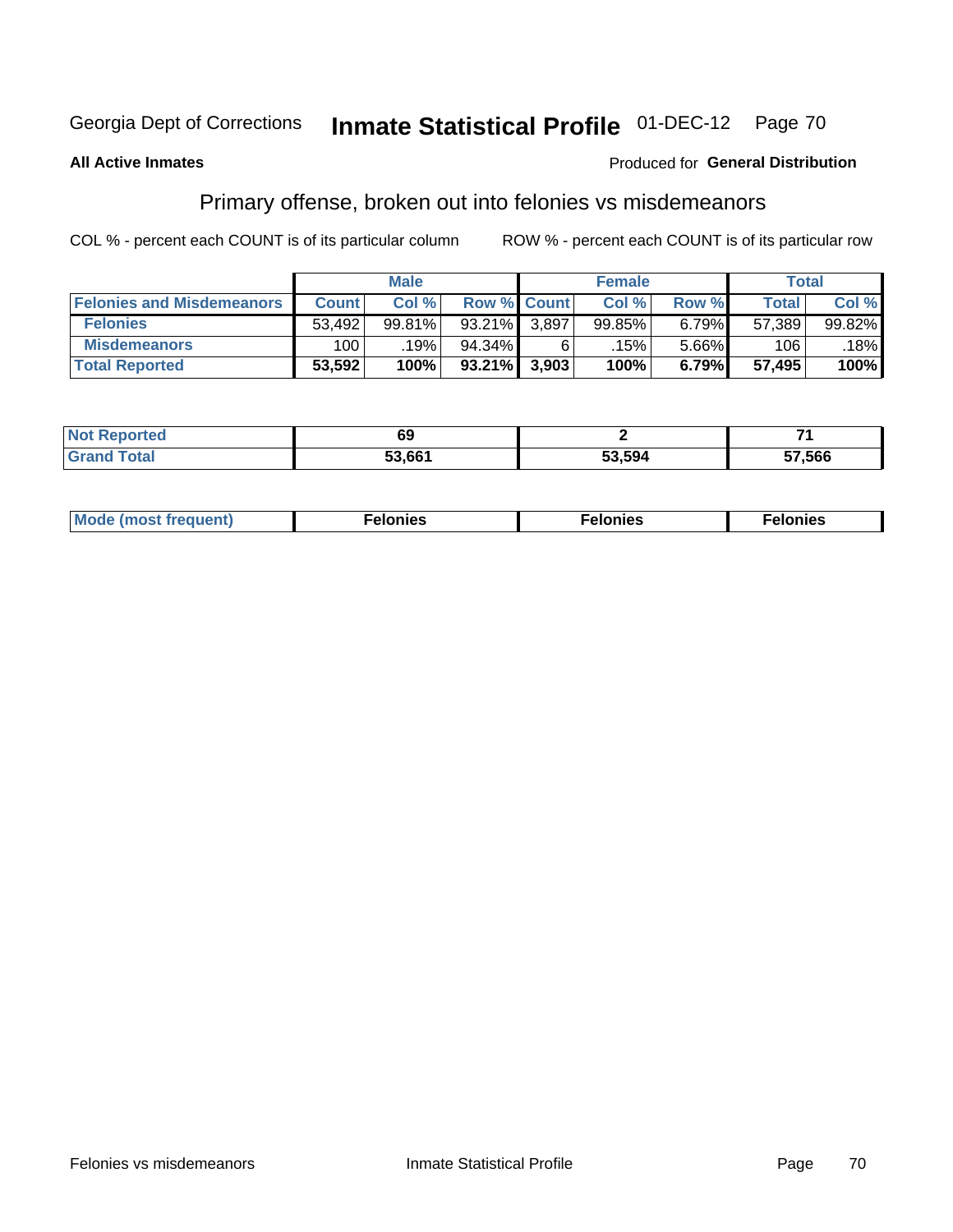Georgia Dept of Corrections **Inmate Statistical Profile** 01-DEC-12 Page 70

**All Active Inmates**

Produced for **General Distribution**

## Primary offense, broken out into felonies vs misdemeanors

COL % - percent each COUNT is of its particular column

ROW % - percent each COUNT is of its particular row

| | Male | | | Female | | | Total | |
|---|---|---|---|---|---|---|---|---|
| **Felonies and Misdemeanors** | **Count** | **Col %** | **Row %** | **Count** | **Col %** | **Row %** | **Total** | **Col %** |
| **Felonies** | 53,492 | 99.81% | 93.21% | 3,897 | 99.85% | 6.79% | 57,389 | 99.82% |
| **Misdemeanors** | 100 | .19% | 94.34% | 6 | .15% | 5.66% | 106 | .18% |
| **Total Reported** | **53,592** | **100%** | **93.21%** | **3,903** | **100%** | **6.79%** | **57,495** | **100%** |

| | Male | Female | Total |
|---|---|---|---|
| **Not Reported** | **69** | **2** | **71** |
| **Grand Total** | **53,661** | **53,594** | **57,566** |

| | Male | Female | Total |
|---|---|---|---|
| **Mode (most frequent)** | **Felonies** | **Felonies** | **Felonies** |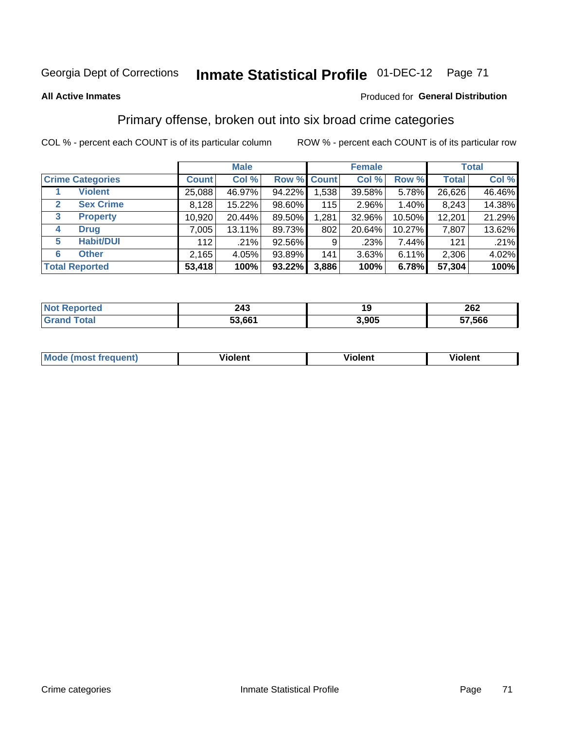Georgia Dept of Corrections **Inmate Statistical Profile** 01-DEC-12 Page 71

**All Active Inmates**

Produced for **General Distribution**

## Primary offense, broken out into six broad crime categories

COL % - percent each COUNT is of its particular column

ROW % - percent each COUNT is of its particular row

| | | Male | | | Female | | | Total | |
|---|---|---|---|---|---|---|---|---|---|
| **Crime Categories** | | **Count** | **Col %** | **Row %** | **Count** | **Col %** | **Row %** | **Total** | **Col %** |
| 1 | **Violent** | 25,088 | 46.97% | 94.22% | 1,538 | 39.58% | 5.78% | 26,626 | 46.46% |
| 2 | **Sex Crime** | 8,128 | 15.22% | 98.60% | 115 | 2.96% | 1.40% | 8,243 | 14.38% |
| 3 | **Property** | 10,920 | 20.44% | 89.50% | 1,281 | 32.96% | 10.50% | 12,201 | 21.29% |
| 4 | **Drug** | 7,005 | 13.11% | 89.73% | 802 | 20.64% | 10.27% | 7,807 | 13.62% |
| 5 | **Habit/DUI** | 112 | .21% | 92.56% | 9 | .23% | 7.44% | 121 | .21% |
| 6 | **Other** | 2,165 | 4.05% | 93.89% | 141 | 3.63% | 6.11% | 2,306 | 4.02% |
| **Total Reported** | | **53,418** | **100%** | **93.22%** | **3,886** | **100%** | **6.78%** | **57,304** | **100%** |

| | Male | Female | Total |
|---|---|---|---|
| **Not Reported** | **243** | **19** | **262** |
| **Grand Total** | **53,661** | **3,905** | **57,566** |

| | Male | Female | Total |
|---|---|---|---|
| **Mode (most frequent)** | **Violent** | **Violent** | **Violent** |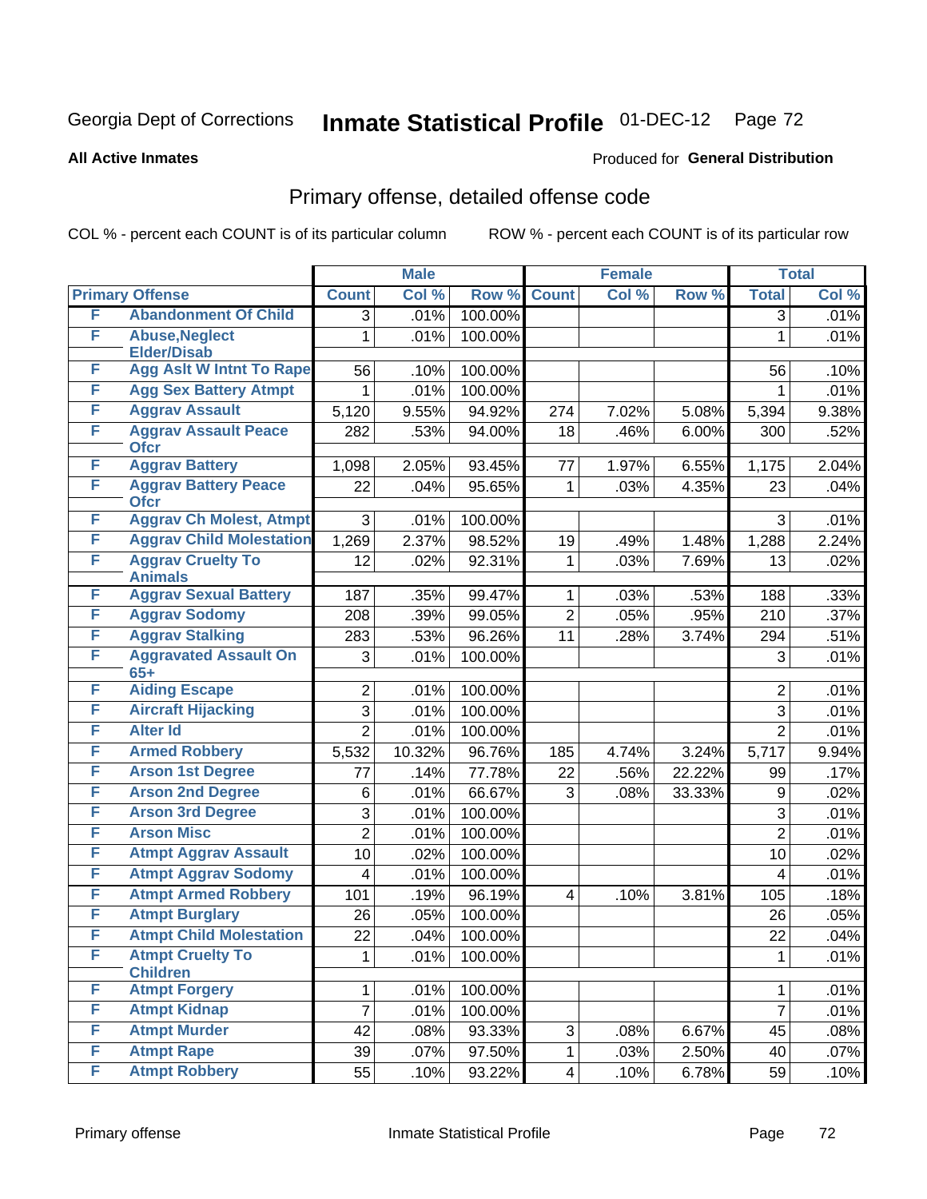Georgia Dept of Corrections **Inmate Statistical Profile** 01-DEC-12 Page 72

**All Active Inmates**

Produced for **General Distribution**

## Primary offense, detailed offense code

COL % - percent each COUNT is of its particular column

ROW % - percent each COUNT is of its particular row

| Primary Offense | | Male | | | Female | | | Total | |
|---|---|---|---|---|---|---|---|---|---|
| | | Count | Col % | Row % | Count | Col % | Row % | Total | Col % |
| F | Abandonment Of Child | 3 | .01% | 100.00% | | | | 3 | .01% |
| F | Abuse,Neglect Elder/Disab | 1 | .01% | 100.00% | | | | 1 | .01% |
| F | Agg Aslt W Intnt To Rape | 56 | .10% | 100.00% | | | | 56 | .10% |
| F | Agg Sex Battery Atmpt | 1 | .01% | 100.00% | | | | 1 | .01% |
| F | Aggrav Assault | 5,120 | 9.55% | 94.92% | 274 | 7.02% | 5.08% | 5,394 | 9.38% |
| F | Aggrav Assault Peace Ofcr | 282 | .53% | 94.00% | 18 | .46% | 6.00% | 300 | .52% |
| F | Aggrav Battery | 1,098 | 2.05% | 93.45% | 77 | 1.97% | 6.55% | 1,175 | 2.04% |
| F | Aggrav Battery Peace Ofcr | 22 | .04% | 95.65% | 1 | .03% | 4.35% | 23 | .04% |
| F | Aggrav Ch Molest, Atmpt | 3 | .01% | 100.00% | | | | 3 | .01% |
| F | Aggrav Child Molestation | 1,269 | 2.37% | 98.52% | 19 | .49% | 1.48% | 1,288 | 2.24% |
| F | Aggrav Cruelty To Animals | 12 | .02% | 92.31% | 1 | .03% | 7.69% | 13 | .02% |
| F | Aggrav Sexual Battery | 187 | .35% | 99.47% | 1 | .03% | .53% | 188 | .33% |
| F | Aggrav Sodomy | 208 | .39% | 99.05% | 2 | .05% | .95% | 210 | .37% |
| F | Aggrav Stalking | 283 | .53% | 96.26% | 11 | .28% | 3.74% | 294 | .51% |
| F | Aggravated Assault On 65+ | 3 | .01% | 100.00% | | | | 3 | .01% |
| F | Aiding Escape | 2 | .01% | 100.00% | | | | 2 | .01% |
| F | Aircraft Hijacking | 3 | .01% | 100.00% | | | | 3 | .01% |
| F | Alter Id | 2 | .01% | 100.00% | | | | 2 | .01% |
| F | Armed Robbery | 5,532 | 10.32% | 96.76% | 185 | 4.74% | 3.24% | 5,717 | 9.94% |
| F | Arson 1st Degree | 77 | .14% | 77.78% | 22 | .56% | 22.22% | 99 | .17% |
| F | Arson 2nd Degree | 6 | .01% | 66.67% | 3 | .08% | 33.33% | 9 | .02% |
| F | Arson 3rd Degree | 3 | .01% | 100.00% | | | | 3 | .01% |
| F | Arson Misc | 2 | .01% | 100.00% | | | | 2 | .01% |
| F | Atmpt Aggrav Assault | 10 | .02% | 100.00% | | | | 10 | .02% |
| F | Atmpt Aggrav Sodomy | 4 | .01% | 100.00% | | | | 4 | .01% |
| F | Atmpt Armed Robbery | 101 | .19% | 96.19% | 4 | .10% | 3.81% | 105 | .18% |
| F | Atmpt Burglary | 26 | .05% | 100.00% | | | | 26 | .05% |
| F | Atmpt Child Molestation | 22 | .04% | 100.00% | | | | 22 | .04% |
| F | Atmpt Cruelty To Children | 1 | .01% | 100.00% | | | | 1 | .01% |
| F | Atmpt Forgery | 1 | .01% | 100.00% | | | | 1 | .01% |
| F | Atmpt Kidnap | 7 | .01% | 100.00% | | | | 7 | .01% |
| F | Atmpt Murder | 42 | .08% | 93.33% | 3 | .08% | 6.67% | 45 | .08% |
| F | Atmpt Rape | 39 | .07% | 97.50% | 1 | .03% | 2.50% | 40 | .07% |
| F | Atmpt Robbery | 55 | .10% | 93.22% | 4 | .10% | 6.78% | 59 | .10% |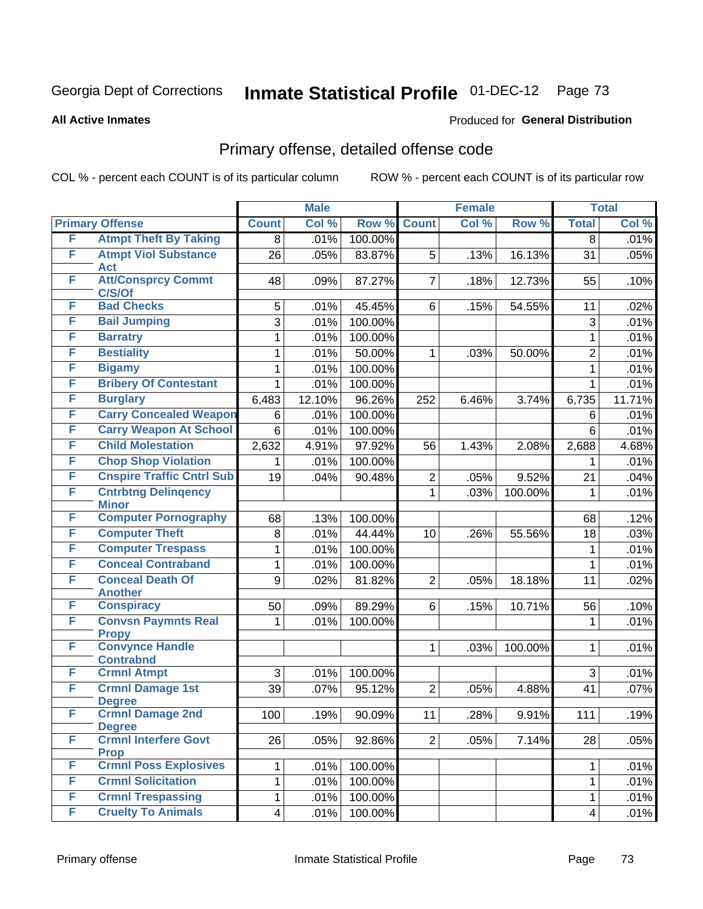Georgia Dept of Corrections **Inmate Statistical Profile** 01-DEC-12

**All Active Inmates**

Produced for **General Distribution**

## Primary offense, detailed offense code

COL % - percent each COUNT is of its particular column ROW % - percent each COUNT is of its particular row

| Primary Offense | | Male | | | Female | | | Total | |
|---|---|---|---|---|---|---|---|---|---|
| | | Count | Col % | Row % | Count | Col % | Row % | Total | Col % |
| F | Atmpt Theft By Taking | 8 | .01% | 100.00% | | | | 8 | .01% |
| F | Atmpt Viol Substance Act | 26 | .05% | 83.87% | 5 | .13% | 16.13% | 31 | .05% |
| F | Att/Consprcy Commt C/S/Of | 48 | .09% | 87.27% | 7 | .18% | 12.73% | 55 | .10% |
| F | Bad Checks | 5 | .01% | 45.45% | 6 | .15% | 54.55% | 11 | .02% |
| F | Bail Jumping | 3 | .01% | 100.00% | | | | 3 | .01% |
| F | Barratry | 1 | .01% | 100.00% | | | | 1 | .01% |
| F | Bestiality | 1 | .01% | 50.00% | 1 | .03% | 50.00% | 2 | .01% |
| F | Bigamy | 1 | .01% | 100.00% | | | | 1 | .01% |
| F | Bribery Of Contestant | 1 | .01% | 100.00% | | | | 1 | .01% |
| F | Burglary | 6,483 | 12.10% | 96.26% | 252 | 6.46% | 3.74% | 6,735 | 11.71% |
| F | Carry Concealed Weapon | 6 | .01% | 100.00% | | | | 6 | .01% |
| F | Carry Weapon At School | 6 | .01% | 100.00% | | | | 6 | .01% |
| F | Child Molestation | 2,632 | 4.91% | 97.92% | 56 | 1.43% | 2.08% | 2,688 | 4.68% |
| F | Chop Shop Violation | 1 | .01% | 100.00% | | | | 1 | .01% |
| F | Cnspire Traffic Cntrl Sub | 19 | .04% | 90.48% | 2 | .05% | 9.52% | 21 | .04% |
| F | Cntrbtng Delinqency Minor | | | | 1 | .03% | 100.00% | 1 | .01% |
| F | Computer Pornography | 68 | .13% | 100.00% | | | | 68 | .12% |
| F | Computer Theft | 8 | .01% | 44.44% | 10 | .26% | 55.56% | 18 | .03% |
| F | Computer Trespass | 1 | .01% | 100.00% | | | | 1 | .01% |
| F | Conceal Contraband | 1 | .01% | 100.00% | | | | 1 | .01% |
| F | Conceal Death Of Another | 9 | .02% | 81.82% | 2 | .05% | 18.18% | 11 | .02% |
| F | Conspiracy | 50 | .09% | 89.29% | 6 | .15% | 10.71% | 56 | .10% |
| F | Convsn Paymnts Real Propy | 1 | .01% | 100.00% | | | | 1 | .01% |
| F | Convynce Handle Contrabnd | | | | 1 | .03% | 100.00% | 1 | .01% |
| F | Crmnl Atmpt | 3 | .01% | 100.00% | | | | 3 | .01% |
| F | Crmnl Damage 1st Degree | 39 | .07% | 95.12% | 2 | .05% | 4.88% | 41 | .07% |
| F | Crmnl Damage 2nd Degree | 100 | .19% | 90.09% | 11 | .28% | 9.91% | 111 | .19% |
| F | Crmnl Interfere Govt Prop | 26 | .05% | 92.86% | 2 | .05% | 7.14% | 28 | .05% |
| F | Crmnl Poss Explosives | 1 | .01% | 100.00% | | | | 1 | .01% |
| F | Crmnl Solicitation | 1 | .01% | 100.00% | | | | 1 | .01% |
| F | Crmnl Trespassing | 1 | .01% | 100.00% | | | | 1 | .01% |
| F | Cruelty To Animals | 4 | .01% | 100.00% | | | | 4 | .01% |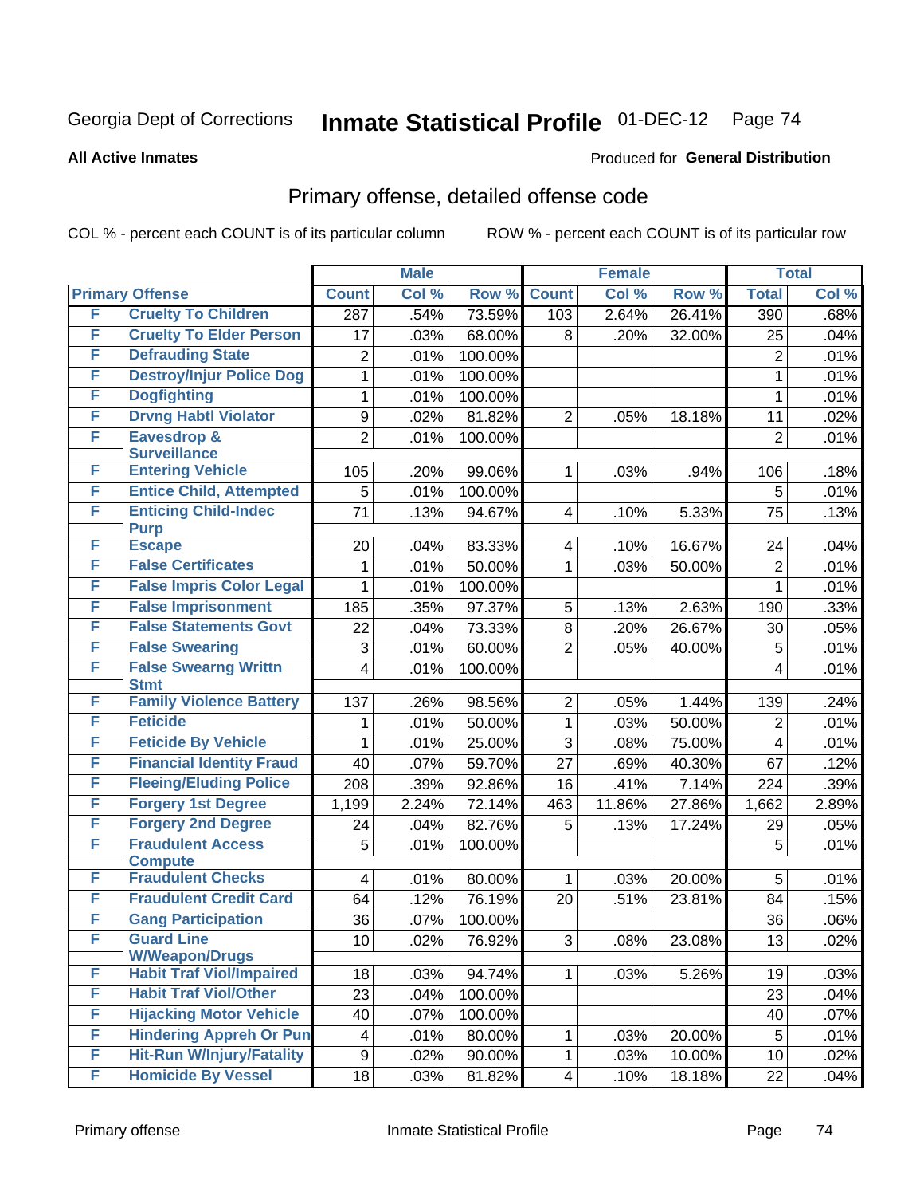Georgia Dept of Corrections **Inmate Statistical Profile** 01-DEC-12

**All Active Inmates**

Produced for **General Distribution**

## Primary offense, detailed offense code

COL % - percent each COUNT is of its particular column

ROW % - percent each COUNT is of its particular row

| Primary Offense | | Male | | | Female | | | Total | |
|---|---|---|---|---|---|---|---|---|---|
| | | Count | Col % | Row % | Count | Col % | Row % | Total | Col % |
| F | Cruelty To Children | 287 | .54% | 73.59% | 103 | 2.64% | 26.41% | 390 | .68% |
| F | Cruelty To Elder Person | 17 | .03% | 68.00% | 8 | .20% | 32.00% | 25 | .04% |
| F | Defrauding State | 2 | .01% | 100.00% | | | | 2 | .01% |
| F | Destroy/Injur Police Dog | 1 | .01% | 100.00% | | | | 1 | .01% |
| F | Dogfighting | 1 | .01% | 100.00% | | | | 1 | .01% |
| F | Drvng Habtl Violator | 9 | .02% | 81.82% | 2 | .05% | 18.18% | 11 | .02% |
| F | Eavesdrop & Surveillance | 2 | .01% | 100.00% | | | | 2 | .01% |
| F | Entering Vehicle | 105 | .20% | 99.06% | 1 | .03% | .94% | 106 | .18% |
| F | Entice Child, Attempted | 5 | .01% | 100.00% | | | | 5 | .01% |
| F | Enticing Child-Indec Purp | 71 | .13% | 94.67% | 4 | .10% | 5.33% | 75 | .13% |
| F | Escape | 20 | .04% | 83.33% | 4 | .10% | 16.67% | 24 | .04% |
| F | False Certificates | 1 | .01% | 50.00% | 1 | .03% | 50.00% | 2 | .01% |
| F | False Impris Color Legal | 1 | .01% | 100.00% | | | | 1 | .01% |
| F | False Imprisonment | 185 | .35% | 97.37% | 5 | .13% | 2.63% | 190 | .33% |
| F | False Statements Govt | 22 | .04% | 73.33% | 8 | .20% | 26.67% | 30 | .05% |
| F | False Swearing | 3 | .01% | 60.00% | 2 | .05% | 40.00% | 5 | .01% |
| F | False Swearng Writtn Stmt | 4 | .01% | 100.00% | | | | 4 | .01% |
| F | Family Violence Battery | 137 | .26% | 98.56% | 2 | .05% | 1.44% | 139 | .24% |
| F | Feticide | 1 | .01% | 50.00% | 1 | .03% | 50.00% | 2 | .01% |
| F | Feticide By Vehicle | 1 | .01% | 25.00% | 3 | .08% | 75.00% | 4 | .01% |
| F | Financial Identity Fraud | 40 | .07% | 59.70% | 27 | .69% | 40.30% | 67 | .12% |
| F | Fleeing/Eluding Police | 208 | .39% | 92.86% | 16 | .41% | 7.14% | 224 | .39% |
| F | Forgery 1st Degree | 1,199 | 2.24% | 72.14% | 463 | 11.86% | 27.86% | 1,662 | 2.89% |
| F | Forgery 2nd Degree | 24 | .04% | 82.76% | 5 | .13% | 17.24% | 29 | .05% |
| F | Fraudulent Access Compute | 5 | .01% | 100.00% | | | | 5 | .01% |
| F | Fraudulent Checks | 4 | .01% | 80.00% | 1 | .03% | 20.00% | 5 | .01% |
| F | Fraudulent Credit Card | 64 | .12% | 76.19% | 20 | .51% | 23.81% | 84 | .15% |
| F | Gang Participation | 36 | .07% | 100.00% | | | | 36 | .06% |
| F | Guard Line W/Weapon/Drugs | 10 | .02% | 76.92% | 3 | .08% | 23.08% | 13 | .02% |
| F | Habit Traf Viol/Impaired | 18 | .03% | 94.74% | 1 | .03% | 5.26% | 19 | .03% |
| F | Habit Traf Viol/Other | 23 | .04% | 100.00% | | | | 23 | .04% |
| F | Hijacking Motor Vehicle | 40 | .07% | 100.00% | | | | 40 | .07% |
| F | Hindering Appreh Or Pun | 4 | .01% | 80.00% | 1 | .03% | 20.00% | 5 | .01% |
| F | Hit-Run W/Injury/Fatality | 9 | .02% | 90.00% | 1 | .03% | 10.00% | 10 | .02% |
| F | Homicide By Vessel | 18 | .03% | 81.82% | 4 | .10% | 18.18% | 22 | .04% |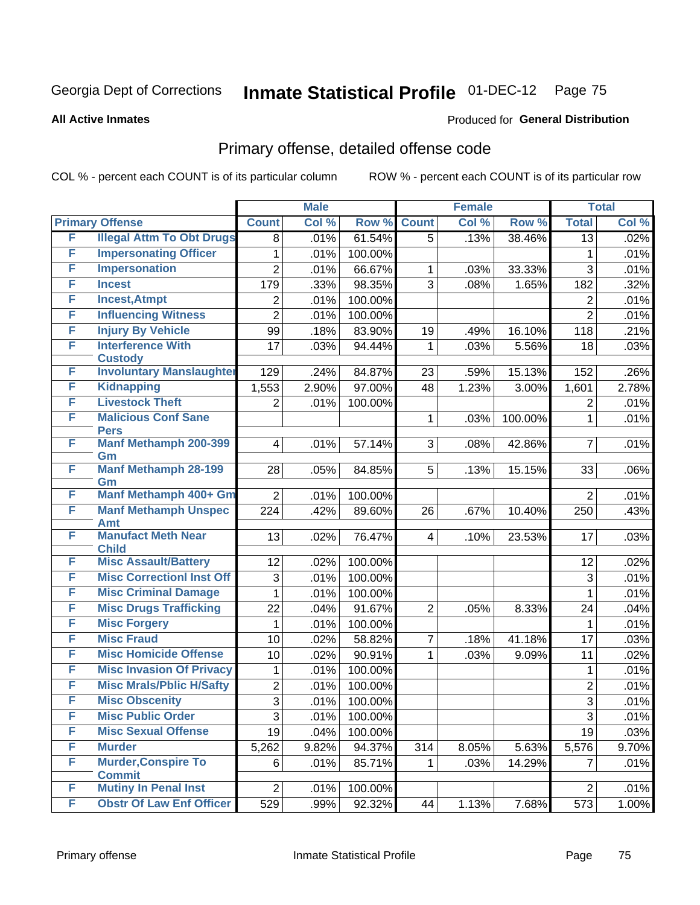Georgia Dept of Corrections **Inmate Statistical Profile** 01-DEC-12

**All Active Inmates**

Produced for **General Distribution**

## Primary offense, detailed offense code

COL % - percent each COUNT is of its particular column

ROW % - percent each COUNT is of its particular row

| Primary Offense | | Male | | | Female | | | Total | |
|---|---|---|---|---|---|---|---|---|---|
| | | Count | Col % | Row % | Count | Col % | Row % | Total | Col % |
| F | Illegal Attm To Obt Drugs | 8 | .01% | 61.54% | 5 | .13% | 38.46% | 13 | .02% |
| F | Impersonating Officer | 1 | .01% | 100.00% | | | | 1 | .01% |
| F | Impersonation | 2 | .01% | 66.67% | 1 | .03% | 33.33% | 3 | .01% |
| F | Incest | 179 | .33% | 98.35% | 3 | .08% | 1.65% | 182 | .32% |
| F | Incest,Atmpt | 2 | .01% | 100.00% | | | | 2 | .01% |
| F | Influencing Witness | 2 | .01% | 100.00% | | | | 2 | .01% |
| F | Injury By Vehicle | 99 | .18% | 83.90% | 19 | .49% | 16.10% | 118 | .21% |
| F | Interference With Custody | 17 | .03% | 94.44% | 1 | .03% | 5.56% | 18 | .03% |
| F | Involuntary Manslaughter | 129 | .24% | 84.87% | 23 | .59% | 15.13% | 152 | .26% |
| F | Kidnapping | 1,553 | 2.90% | 97.00% | 48 | 1.23% | 3.00% | 1,601 | 2.78% |
| F | Livestock Theft | 2 | .01% | 100.00% | | | | 2 | .01% |
| F | Malicious Conf Sane Pers | | | | 1 | .03% | 100.00% | 1 | .01% |
| F | Manf Methamph 200-399 Gm | 4 | .01% | 57.14% | 3 | .08% | 42.86% | 7 | .01% |
| F | Manf Methamph 28-199 Gm | 28 | .05% | 84.85% | 5 | .13% | 15.15% | 33 | .06% |
| F | Manf Methamph 400+ Gm | 2 | .01% | 100.00% | | | | 2 | .01% |
| F | Manf Methamph Unspec Amt | 224 | .42% | 89.60% | 26 | .67% | 10.40% | 250 | .43% |
| F | Manufact Meth Near Child | 13 | .02% | 76.47% | 4 | .10% | 23.53% | 17 | .03% |
| F | Misc Assault/Battery | 12 | .02% | 100.00% | | | | 12 | .02% |
| F | Misc Correctionl Inst Off | 3 | .01% | 100.00% | | | | 3 | .01% |
| F | Misc Criminal Damage | 1 | .01% | 100.00% | | | | 1 | .01% |
| F | Misc Drugs Trafficking | 22 | .04% | 91.67% | 2 | .05% | 8.33% | 24 | .04% |
| F | Misc Forgery | 1 | .01% | 100.00% | | | | 1 | .01% |
| F | Misc Fraud | 10 | .02% | 58.82% | 7 | .18% | 41.18% | 17 | .03% |
| F | Misc Homicide Offense | 10 | .02% | 90.91% | 1 | .03% | 9.09% | 11 | .02% |
| F | Misc Invasion Of Privacy | 1 | .01% | 100.00% | | | | 1 | .01% |
| F | Misc Mrals/Pblic H/Safty | 2 | .01% | 100.00% | | | | 2 | .01% |
| F | Misc Obscenity | 3 | .01% | 100.00% | | | | 3 | .01% |
| F | Misc Public Order | 3 | .01% | 100.00% | | | | 3 | .01% |
| F | Misc Sexual Offense | 19 | .04% | 100.00% | | | | 19 | .03% |
| F | Murder | 5,262 | 9.82% | 94.37% | 314 | 8.05% | 5.63% | 5,576 | 9.70% |
| F | Murder,Conspire To Commit | 6 | .01% | 85.71% | 1 | .03% | 14.29% | 7 | .01% |
| F | Mutiny In Penal Inst | 2 | .01% | 100.00% | | | | 2 | .01% |
| F | Obstr Of Law Enf Officer | 529 | .99% | 92.32% | 44 | 1.13% | 7.68% | 573 | 1.00% |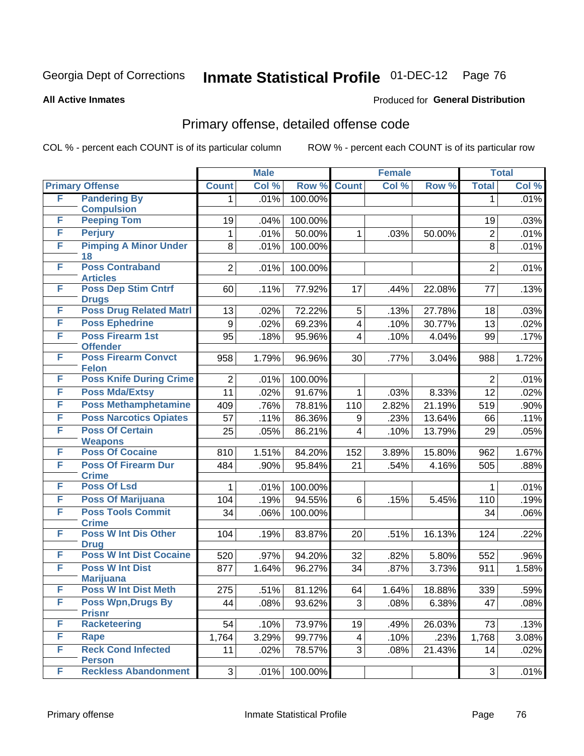Georgia Dept of Corrections **Inmate Statistical Profile** 01-DEC-12

**All Active Inmates**

Produced for **General Distribution**

## Primary offense, detailed offense code

COL % - percent each COUNT is of its particular column

ROW % - percent each COUNT is of its particular row

| Primary Offense | | Male | | | Female | | | Total | |
|---|---|---|---|---|---|---|---|---|---|
| | | Count | Col % | Row % | Count | Col % | Row % | Total | Col % |
| F | Pandering By Compulsion | 1 | .01% | 100.00% | | | | 1 | .01% |
| F | Peeping Tom | 19 | .04% | 100.00% | | | | 19 | .03% |
| F | Perjury | 1 | .01% | 50.00% | 1 | .03% | 50.00% | 2 | .01% |
| F | Pimping A Minor Under 18 | 8 | .01% | 100.00% | | | | 8 | .01% |
| F | Poss Contraband Articles | 2 | .01% | 100.00% | | | | 2 | .01% |
| F | Poss Dep Stim Cntrf Drugs | 60 | .11% | 77.92% | 17 | .44% | 22.08% | 77 | .13% |
| F | Poss Drug Related Matrl | 13 | .02% | 72.22% | 5 | .13% | 27.78% | 18 | .03% |
| F | Poss Ephedrine | 9 | .02% | 69.23% | 4 | .10% | 30.77% | 13 | .02% |
| F | Poss Firearm 1st Offender | 95 | .18% | 95.96% | 4 | .10% | 4.04% | 99 | .17% |
| F | Poss Firearm Convct Felon | 958 | 1.79% | 96.96% | 30 | .77% | 3.04% | 988 | 1.72% |
| F | Poss Knife During Crime | 2 | .01% | 100.00% | | | | 2 | .01% |
| F | Poss Mda/Extsy | 11 | .02% | 91.67% | 1 | .03% | 8.33% | 12 | .02% |
| F | Poss Methamphetamine | 409 | .76% | 78.81% | 110 | 2.82% | 21.19% | 519 | .90% |
| F | Poss Narcotics Opiates | 57 | .11% | 86.36% | 9 | .23% | 13.64% | 66 | .11% |
| F | Poss Of Certain Weapons | 25 | .05% | 86.21% | 4 | .10% | 13.79% | 29 | .05% |
| F | Poss Of Cocaine | 810 | 1.51% | 84.20% | 152 | 3.89% | 15.80% | 962 | 1.67% |
| F | Poss Of Firearm Dur Crime | 484 | .90% | 95.84% | 21 | .54% | 4.16% | 505 | .88% |
| F | Poss Of Lsd | 1 | .01% | 100.00% | | | | 1 | .01% |
| F | Poss Of Marijuana | 104 | .19% | 94.55% | 6 | .15% | 5.45% | 110 | .19% |
| F | Poss Tools Commit Crime | 34 | .06% | 100.00% | | | | 34 | .06% |
| F | Poss W Int Dis Other Drug | 104 | .19% | 83.87% | 20 | .51% | 16.13% | 124 | .22% |
| F | Poss W Int Dist Cocaine | 520 | .97% | 94.20% | 32 | .82% | 5.80% | 552 | .96% |
| F | Poss W Int Dist Marijuana | 877 | 1.64% | 96.27% | 34 | .87% | 3.73% | 911 | 1.58% |
| F | Poss W Int Dist Meth | 275 | .51% | 81.12% | 64 | 1.64% | 18.88% | 339 | .59% |
| F | Poss Wpn,Drugs By Prisnr | 44 | .08% | 93.62% | 3 | .08% | 6.38% | 47 | .08% |
| F | Racketeering | 54 | .10% | 73.97% | 19 | .49% | 26.03% | 73 | .13% |
| F | Rape | 1,764 | 3.29% | 99.77% | 4 | .10% | .23% | 1,768 | 3.08% |
| F | Reck Cond Infected Person | 11 | .02% | 78.57% | 3 | .08% | 21.43% | 14 | .02% |
| F | Reckless Abandonment | 3 | .01% | 100.00% | | | | 3 | .01% |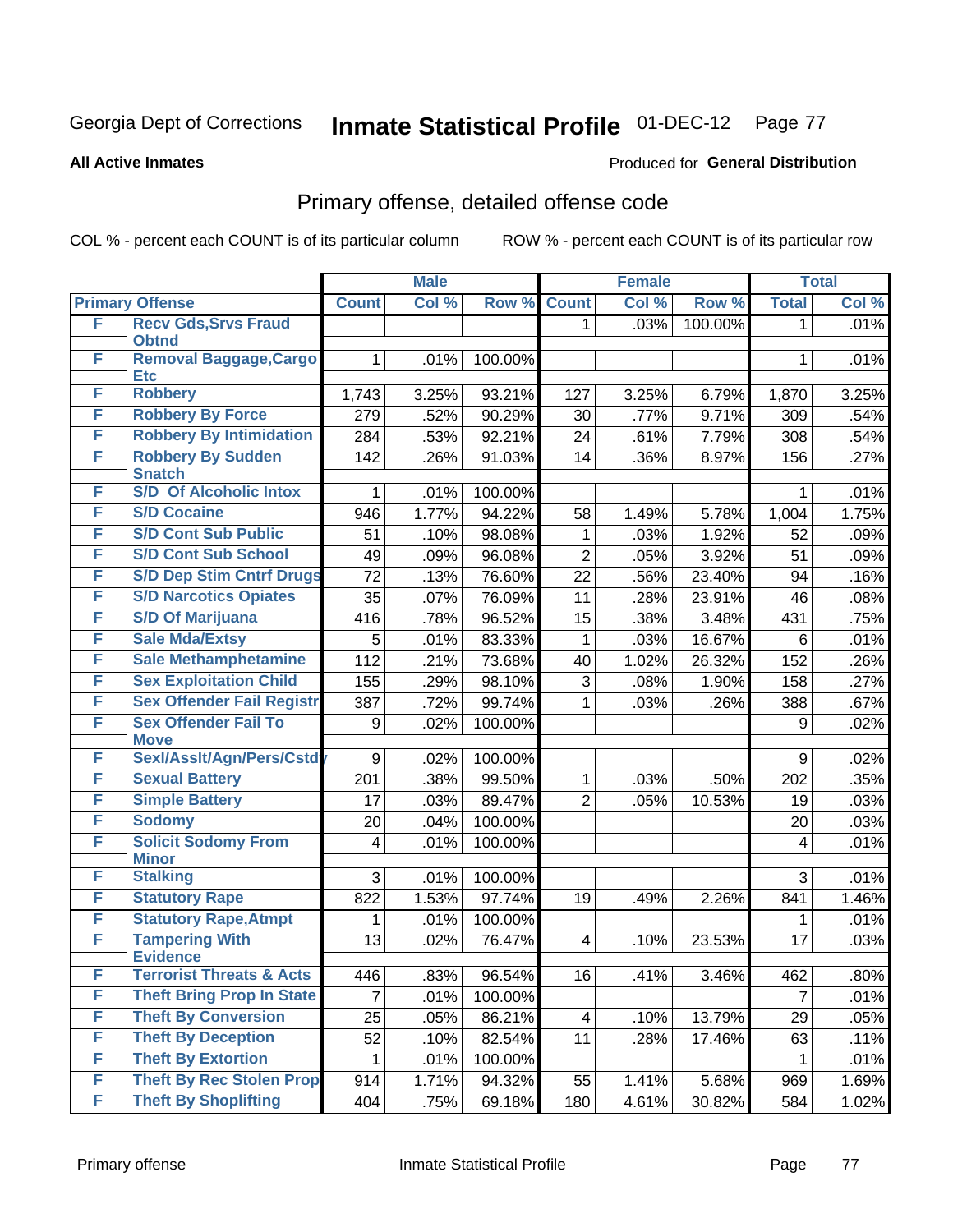Georgia Dept of Corrections **Inmate Statistical Profile** 01-DEC-12

**All Active Inmates**

Produced for **General Distribution**

## Primary offense, detailed offense code

COL % - percent each COUNT is of its particular column

ROW % - percent each COUNT is of its particular row

| Primary Offense | | Male | | | Female | | | Total | |
|---|---|---|---|---|---|---|---|---|---|
| | | Count | Col % | Row % | Count | Col % | Row % | Total | Col % |
| F | Recv Gds,Srvs Fraud Obtnd | | | | 1 | .03% | 100.00% | 1 | .01% |
| F | Removal Baggage,Cargo Etc | 1 | .01% | 100.00% | | | | 1 | .01% |
| F | Robbery | 1,743 | 3.25% | 93.21% | 127 | 3.25% | 6.79% | 1,870 | 3.25% |
| F | Robbery By Force | 279 | .52% | 90.29% | 30 | .77% | 9.71% | 309 | .54% |
| F | Robbery By Intimidation | 284 | .53% | 92.21% | 24 | .61% | 7.79% | 308 | .54% |
| F | Robbery By Sudden Snatch | 142 | .26% | 91.03% | 14 | .36% | 8.97% | 156 | .27% |
| F | S/D Of Alcoholic Intox | 1 | .01% | 100.00% | | | | 1 | .01% |
| F | S/D Cocaine | 946 | 1.77% | 94.22% | 58 | 1.49% | 5.78% | 1,004 | 1.75% |
| F | S/D Cont Sub Public | 51 | .10% | 98.08% | 1 | .03% | 1.92% | 52 | .09% |
| F | S/D Cont Sub School | 49 | .09% | 96.08% | 2 | .05% | 3.92% | 51 | .09% |
| F | S/D Dep Stim Cntrf Drugs | 72 | .13% | 76.60% | 22 | .56% | 23.40% | 94 | .16% |
| F | S/D Narcotics Opiates | 35 | .07% | 76.09% | 11 | .28% | 23.91% | 46 | .08% |
| F | S/D Of Marijuana | 416 | .78% | 96.52% | 15 | .38% | 3.48% | 431 | .75% |
| F | Sale Mda/Extsy | 5 | .01% | 83.33% | 1 | .03% | 16.67% | 6 | .01% |
| F | Sale Methamphetamine | 112 | .21% | 73.68% | 40 | 1.02% | 26.32% | 152 | .26% |
| F | Sex Exploitation Child | 155 | .29% | 98.10% | 3 | .08% | 1.90% | 158 | .27% |
| F | Sex Offender Fail Registr | 387 | .72% | 99.74% | 1 | .03% | .26% | 388 | .67% |
| F | Sex Offender Fail To Move | 9 | .02% | 100.00% | | | | 9 | .02% |
| F | Sexl/Asslt/Agn/Pers/Cstdy | 9 | .02% | 100.00% | | | | 9 | .02% |
| F | Sexual Battery | 201 | .38% | 99.50% | 1 | .03% | .50% | 202 | .35% |
| F | Simple Battery | 17 | .03% | 89.47% | 2 | .05% | 10.53% | 19 | .03% |
| F | Sodomy | 20 | .04% | 100.00% | | | | 20 | .03% |
| F | Solicit Sodomy From Minor | 4 | .01% | 100.00% | | | | 4 | .01% |
| F | Stalking | 3 | .01% | 100.00% | | | | 3 | .01% |
| F | Statutory Rape | 822 | 1.53% | 97.74% | 19 | .49% | 2.26% | 841 | 1.46% |
| F | Statutory Rape,Atmpt | 1 | .01% | 100.00% | | | | 1 | .01% |
| F | Tampering With Evidence | 13 | .02% | 76.47% | 4 | .10% | 23.53% | 17 | .03% |
| F | Terrorist Threats & Acts | 446 | .83% | 96.54% | 16 | .41% | 3.46% | 462 | .80% |
| F | Theft Bring Prop In State | 7 | .01% | 100.00% | | | | 7 | .01% |
| F | Theft By Conversion | 25 | .05% | 86.21% | 4 | .10% | 13.79% | 29 | .05% |
| F | Theft By Deception | 52 | .10% | 82.54% | 11 | .28% | 17.46% | 63 | .11% |
| F | Theft By Extortion | 1 | .01% | 100.00% | | | | 1 | .01% |
| F | Theft By Rec Stolen Prop | 914 | 1.71% | 94.32% | 55 | 1.41% | 5.68% | 969 | 1.69% |
| F | Theft By Shoplifting | 404 | .75% | 69.18% | 180 | 4.61% | 30.82% | 584 | 1.02% |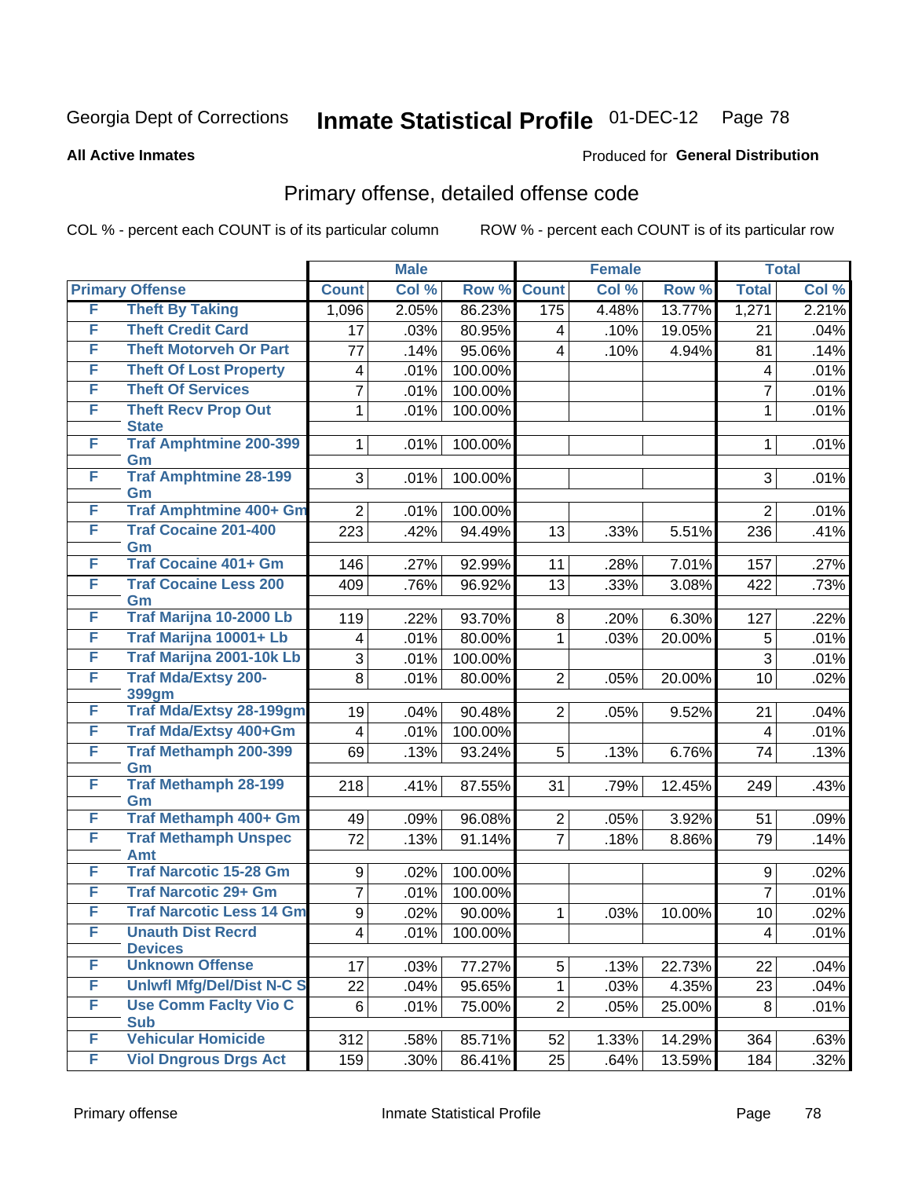Georgia Dept of Corrections

# Inmate Statistical Profile

01-DEC-12

**All Active Inmates**

Produced for **General Distribution**

## Primary offense, detailed offense code

COL % - percent each COUNT is of its particular column

ROW % - percent each COUNT is of its particular row

| Primary Offense | | Male | | | Female | | | Total | |
|---|---|---|---|---|---|---|---|---|---|
| | | Count | Col % | Row % | Count | Col % | Row % | Total | Col % |
| F | Theft By Taking | 1,096 | 2.05% | 86.23% | 175 | 4.48% | 13.77% | 1,271 | 2.21% |
| F | Theft Credit Card | 17 | .03% | 80.95% | 4 | .10% | 19.05% | 21 | .04% |
| F | Theft Motorveh Or Part | 77 | .14% | 95.06% | 4 | .10% | 4.94% | 81 | .14% |
| F | Theft Of Lost Property | 4 | .01% | 100.00% | | | | 4 | .01% |
| F | Theft Of Services | 7 | .01% | 100.00% | | | | 7 | .01% |
| F | Theft Recv Prop Out State | 1 | .01% | 100.00% | | | | 1 | .01% |
| F | Traf Amphtmine 200-399 Gm | 1 | .01% | 100.00% | | | | 1 | .01% |
| F | Traf Amphtmine 28-199 Gm | 3 | .01% | 100.00% | | | | 3 | .01% |
| F | Traf Amphtmine 400+ Gm | 2 | .01% | 100.00% | | | | 2 | .01% |
| F | Traf Cocaine 201-400 Gm | 223 | .42% | 94.49% | 13 | .33% | 5.51% | 236 | .41% |
| F | Traf Cocaine 401+ Gm | 146 | .27% | 92.99% | 11 | .28% | 7.01% | 157 | .27% |
| F | Traf Cocaine Less 200 Gm | 409 | .76% | 96.92% | 13 | .33% | 3.08% | 422 | .73% |
| F | Traf Marijna 10-2000 Lb | 119 | .22% | 93.70% | 8 | .20% | 6.30% | 127 | .22% |
| F | Traf Marijna 10001+ Lb | 4 | .01% | 80.00% | 1 | .03% | 20.00% | 5 | .01% |
| F | Traf Marijna 2001-10k Lb | 3 | .01% | 100.00% | | | | 3 | .01% |
| F | Traf Mda/Extsy 200-399gm | 8 | .01% | 80.00% | 2 | .05% | 20.00% | 10 | .02% |
| F | Traf Mda/Extsy 28-199gm | 19 | .04% | 90.48% | 2 | .05% | 9.52% | 21 | .04% |
| F | Traf Mda/Extsy 400+Gm | 4 | .01% | 100.00% | | | | 4 | .01% |
| F | Traf Methamph 200-399 Gm | 69 | .13% | 93.24% | 5 | .13% | 6.76% | 74 | .13% |
| F | Traf Methamph 28-199 Gm | 218 | .41% | 87.55% | 31 | .79% | 12.45% | 249 | .43% |
| F | Traf Methamph 400+ Gm | 49 | .09% | 96.08% | 2 | .05% | 3.92% | 51 | .09% |
| F | Traf Methamph Unspec Amt | 72 | .13% | 91.14% | 7 | .18% | 8.86% | 79 | .14% |
| F | Traf Narcotic 15-28 Gm | 9 | .02% | 100.00% | | | | 9 | .02% |
| F | Traf Narcotic 29+ Gm | 7 | .01% | 100.00% | | | | 7 | .01% |
| F | Traf Narcotic Less 14 Gm | 9 | .02% | 90.00% | 1 | .03% | 10.00% | 10 | .02% |
| F | Unauth Dist Recrd Devices | 4 | .01% | 100.00% | | | | 4 | .01% |
| F | Unknown Offense | 17 | .03% | 77.27% | 5 | .13% | 22.73% | 22 | .04% |
| F | Unlwfl Mfg/Del/Dist N-C S | 22 | .04% | 95.65% | 1 | .03% | 4.35% | 23 | .04% |
| F | Use Comm Faclty Vio C Sub | 6 | .01% | 75.00% | 2 | .05% | 25.00% | 8 | .01% |
| F | Vehicular Homicide | 312 | .58% | 85.71% | 52 | 1.33% | 14.29% | 364 | .63% |
| F | Viol Dngrous Drgs Act | 159 | .30% | 86.41% | 25 | .64% | 13.59% | 184 | .32% |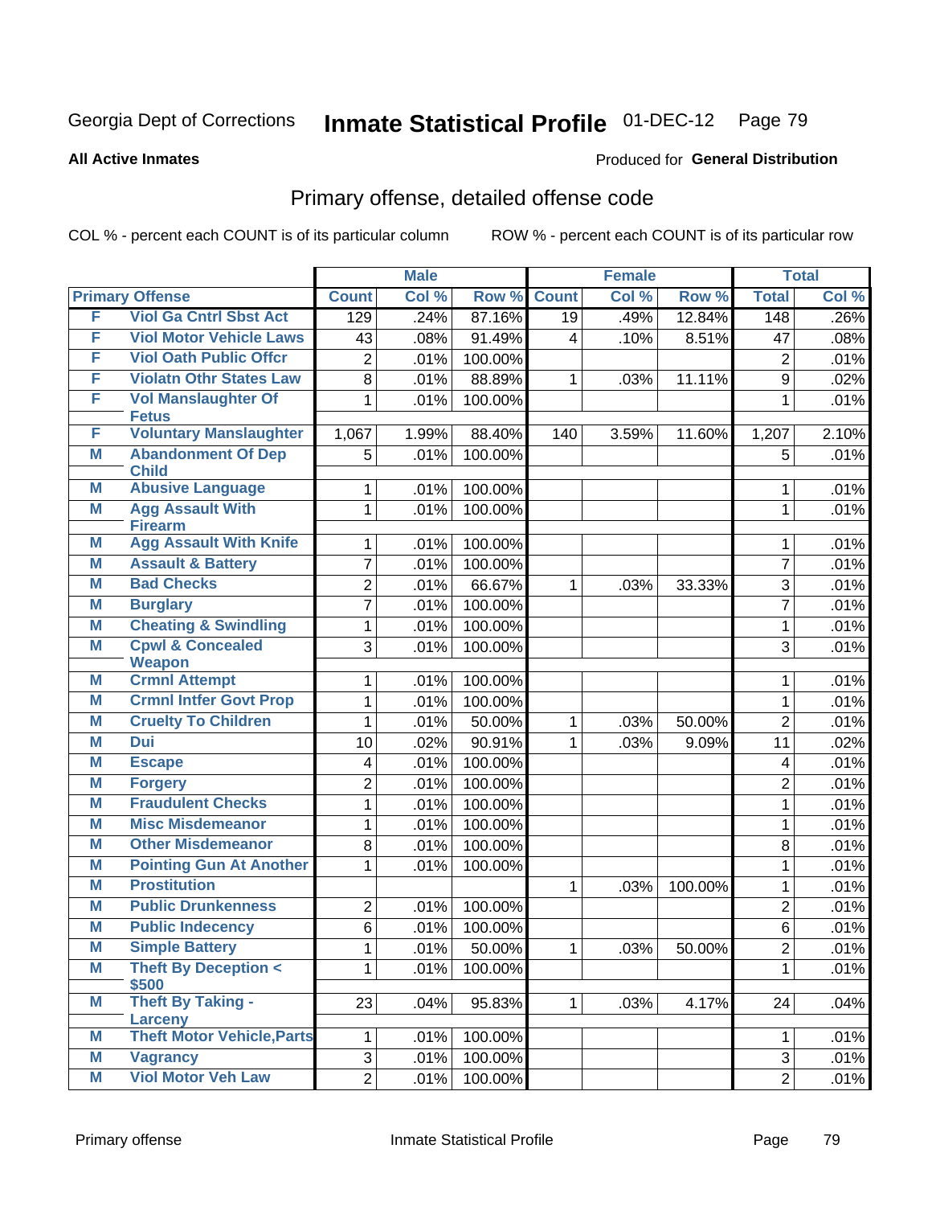Georgia Dept of Corrections **Inmate Statistical Profile** 01-DEC-12 Page 79

**All Active Inmates**

Produced for **General Distribution**

## Primary offense, detailed offense code

COL % - percent each COUNT is of its particular column ROW % - percent each COUNT is of its particular row

| Primary Offense | | Male | | | Female | | | Total | |
|---|---|---|---|---|---|---|---|---|---|
| | | Count | Col % | Row % | Count | Col % | Row % | Total | Col % |
| F | Viol Ga Cntrl Sbst Act | 129 | .24% | 87.16% | 19 | .49% | 12.84% | 148 | .26% |
| F | Viol Motor Vehicle Laws | 43 | .08% | 91.49% | 4 | .10% | 8.51% | 47 | .08% |
| F | Viol Oath Public Offcr | 2 | .01% | 100.00% | | | | 2 | .01% |
| F | Violatn Othr States Law | 8 | .01% | 88.89% | 1 | .03% | 11.11% | 9 | .02% |
| F | Vol Manslaughter Of Fetus | 1 | .01% | 100.00% | | | | 1 | .01% |
| F | Voluntary Manslaughter | 1,067 | 1.99% | 88.40% | 140 | 3.59% | 11.60% | 1,207 | 2.10% |
| M | Abandonment Of Dep Child | 5 | .01% | 100.00% | | | | 5 | .01% |
| M | Abusive Language | 1 | .01% | 100.00% | | | | 1 | .01% |
| M | Agg Assault With Firearm | 1 | .01% | 100.00% | | | | 1 | .01% |
| M | Agg Assault With Knife | 1 | .01% | 100.00% | | | | 1 | .01% |
| M | Assault & Battery | 7 | .01% | 100.00% | | | | 7 | .01% |
| M | Bad Checks | 2 | .01% | 66.67% | 1 | .03% | 33.33% | 3 | .01% |
| M | Burglary | 7 | .01% | 100.00% | | | | 7 | .01% |
| M | Cheating & Swindling | 1 | .01% | 100.00% | | | | 1 | .01% |
| M | Cpwl & Concealed Weapon | 3 | .01% | 100.00% | | | | 3 | .01% |
| M | Crmnl Attempt | 1 | .01% | 100.00% | | | | 1 | .01% |
| M | Crmnl Intfer Govt Prop | 1 | .01% | 100.00% | | | | 1 | .01% |
| M | Cruelty To Children | 1 | .01% | 50.00% | 1 | .03% | 50.00% | 2 | .01% |
| M | Dui | 10 | .02% | 90.91% | 1 | .03% | 9.09% | 11 | .02% |
| M | Escape | 4 | .01% | 100.00% | | | | 4 | .01% |
| M | Forgery | 2 | .01% | 100.00% | | | | 2 | .01% |
| M | Fraudulent Checks | 1 | .01% | 100.00% | | | | 1 | .01% |
| M | Misc Misdemeanor | 1 | .01% | 100.00% | | | | 1 | .01% |
| M | Other Misdemeanor | 8 | .01% | 100.00% | | | | 8 | .01% |
| M | Pointing Gun At Another | 1 | .01% | 100.00% | | | | 1 | .01% |
| M | Prostitution | | | | 1 | .03% | 100.00% | 1 | .01% |
| M | Public Drunkenness | 2 | .01% | 100.00% | | | | 2 | .01% |
| M | Public Indecency | 6 | .01% | 100.00% | | | | 6 | .01% |
| M | Simple Battery | 1 | .01% | 50.00% | 1 | .03% | 50.00% | 2 | .01% |
| M | Theft By Deception < $500 | 1 | .01% | 100.00% | | | | 1 | .01% |
| M | Theft By Taking - Larceny | 23 | .04% | 95.83% | 1 | .03% | 4.17% | 24 | .04% |
| M | Theft Motor Vehicle,Parts | 1 | .01% | 100.00% | | | | 1 | .01% |
| M | Vagrancy | 3 | .01% | 100.00% | | | | 3 | .01% |
| M | Viol Motor Veh Law | 2 | .01% | 100.00% | | | | 2 | .01% |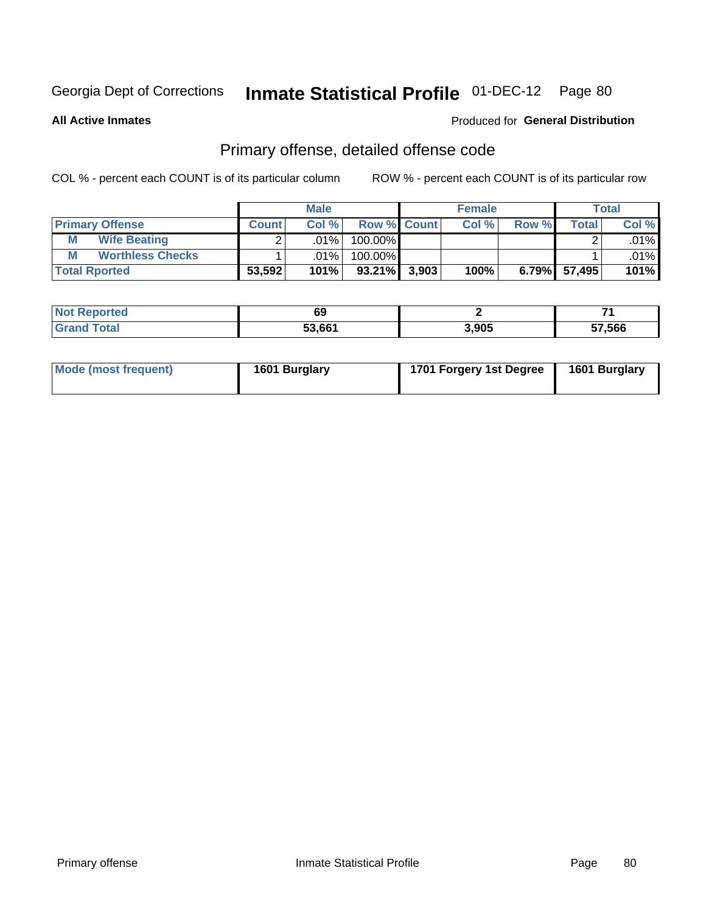Georgia Dept of Corrections **Inmate Statistical Profile** 01-DEC-12

**All Active Inmates**

Produced for **General Distribution**

## Primary offense, detailed offense code

COL % - percent each COUNT is of its particular column ROW % - percent each COUNT is of its particular row

| | | Male | | | Female | | | Total | |
|---|---|---|---|---|---|---|---|---|---|
| Primary Offense | | Count | Col % | Row % | Count | Col % | Row % | Total | Col % |
| M | Wife Beating | 2 | .01% | 100.00% | | | | 2 | .01% |
| M | Worthless Checks | 1 | .01% | 100.00% | | | | 1 | .01% |
| **Total Rported** | | **53,592** | **101%** | **93.21%** | **3,903** | **100%** | **6.79%** | **57,495** | **101%** |

| | Male | Female | Total |
|---|---|---|---|
| Not Reported | 69 | 2 | 71 |
| Grand Total | 53,661 | 3,905 | 57,566 |

| | Male | Female | Total |
|---|---|---|---|
| Mode (most frequent) | 1601 Burglary | 1701 Forgery 1st Degree | 1601 Burglary |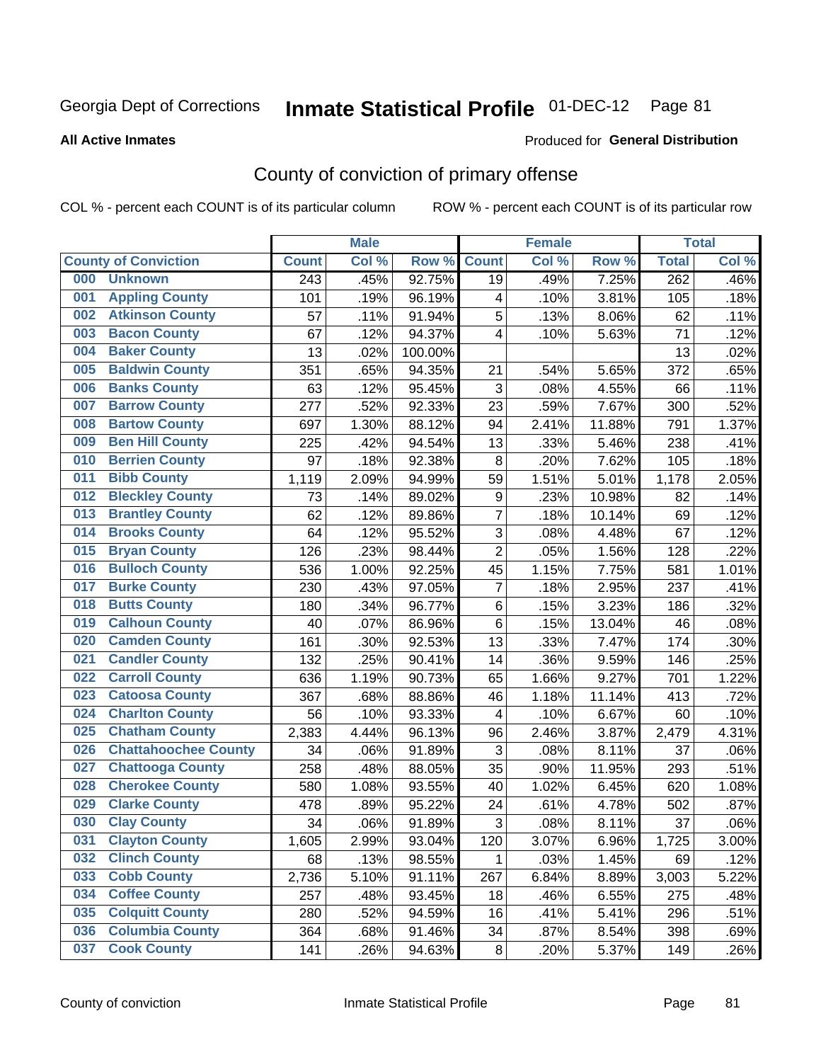Georgia Dept of Corrections **Inmate Statistical Profile** 01-DEC-12 Page 81

**All Active Inmates**

Produced for **General Distribution**

## County of conviction of primary offense

COL % - percent each COUNT is of its particular column ROW % - percent each COUNT is of its particular row

| County of Conviction | Male | | | Female | | | Total | |
|---|---|---|---|---|---|---|---|---|
| | Count | Col % | Row % | Count | Col % | Row % | Total | Col % |
| 000 Unknown | 243 | .45% | 92.75% | 19 | .49% | 7.25% | 262 | .46% |
| 001 Appling County | 101 | .19% | 96.19% | 4 | .10% | 3.81% | 105 | .18% |
| 002 Atkinson County | 57 | .11% | 91.94% | 5 | .13% | 8.06% | 62 | .11% |
| 003 Bacon County | 67 | .12% | 94.37% | 4 | .10% | 5.63% | 71 | .12% |
| 004 Baker County | 13 | .02% | 100.00% | | | | 13 | .02% |
| 005 Baldwin County | 351 | .65% | 94.35% | 21 | .54% | 5.65% | 372 | .65% |
| 006 Banks County | 63 | .12% | 95.45% | 3 | .08% | 4.55% | 66 | .11% |
| 007 Barrow County | 277 | .52% | 92.33% | 23 | .59% | 7.67% | 300 | .52% |
| 008 Bartow County | 697 | 1.30% | 88.12% | 94 | 2.41% | 11.88% | 791 | 1.37% |
| 009 Ben Hill County | 225 | .42% | 94.54% | 13 | .33% | 5.46% | 238 | .41% |
| 010 Berrien County | 97 | .18% | 92.38% | 8 | .20% | 7.62% | 105 | .18% |
| 011 Bibb County | 1,119 | 2.09% | 94.99% | 59 | 1.51% | 5.01% | 1,178 | 2.05% |
| 012 Bleckley County | 73 | .14% | 89.02% | 9 | .23% | 10.98% | 82 | .14% |
| 013 Brantley County | 62 | .12% | 89.86% | 7 | .18% | 10.14% | 69 | .12% |
| 014 Brooks County | 64 | .12% | 95.52% | 3 | .08% | 4.48% | 67 | .12% |
| 015 Bryan County | 126 | .23% | 98.44% | 2 | .05% | 1.56% | 128 | .22% |
| 016 Bulloch County | 536 | 1.00% | 92.25% | 45 | 1.15% | 7.75% | 581 | 1.01% |
| 017 Burke County | 230 | .43% | 97.05% | 7 | .18% | 2.95% | 237 | .41% |
| 018 Butts County | 180 | .34% | 96.77% | 6 | .15% | 3.23% | 186 | .32% |
| 019 Calhoun County | 40 | .07% | 86.96% | 6 | .15% | 13.04% | 46 | .08% |
| 020 Camden County | 161 | .30% | 92.53% | 13 | .33% | 7.47% | 174 | .30% |
| 021 Candler County | 132 | .25% | 90.41% | 14 | .36% | 9.59% | 146 | .25% |
| 022 Carroll County | 636 | 1.19% | 90.73% | 65 | 1.66% | 9.27% | 701 | 1.22% |
| 023 Catoosa County | 367 | .68% | 88.86% | 46 | 1.18% | 11.14% | 413 | .72% |
| 024 Charlton County | 56 | .10% | 93.33% | 4 | .10% | 6.67% | 60 | .10% |
| 025 Chatham County | 2,383 | 4.44% | 96.13% | 96 | 2.46% | 3.87% | 2,479 | 4.31% |
| 026 Chattahoochee County | 34 | .06% | 91.89% | 3 | .08% | 8.11% | 37 | .06% |
| 027 Chattooga County | 258 | .48% | 88.05% | 35 | .90% | 11.95% | 293 | .51% |
| 028 Cherokee County | 580 | 1.08% | 93.55% | 40 | 1.02% | 6.45% | 620 | 1.08% |
| 029 Clarke County | 478 | .89% | 95.22% | 24 | .61% | 4.78% | 502 | .87% |
| 030 Clay County | 34 | .06% | 91.89% | 3 | .08% | 8.11% | 37 | .06% |
| 031 Clayton County | 1,605 | 2.99% | 93.04% | 120 | 3.07% | 6.96% | 1,725 | 3.00% |
| 032 Clinch County | 68 | .13% | 98.55% | 1 | .03% | 1.45% | 69 | .12% |
| 033 Cobb County | 2,736 | 5.10% | 91.11% | 267 | 6.84% | 8.89% | 3,003 | 5.22% |
| 034 Coffee County | 257 | .48% | 93.45% | 18 | .46% | 6.55% | 275 | .48% |
| 035 Colquitt County | 280 | .52% | 94.59% | 16 | .41% | 5.41% | 296 | .51% |
| 036 Columbia County | 364 | .68% | 91.46% | 34 | .87% | 8.54% | 398 | .69% |
| 037 Cook County | 141 | .26% | 94.63% | 8 | .20% | 5.37% | 149 | .26% |

County of conviction Inmate Statistical Profile Page 81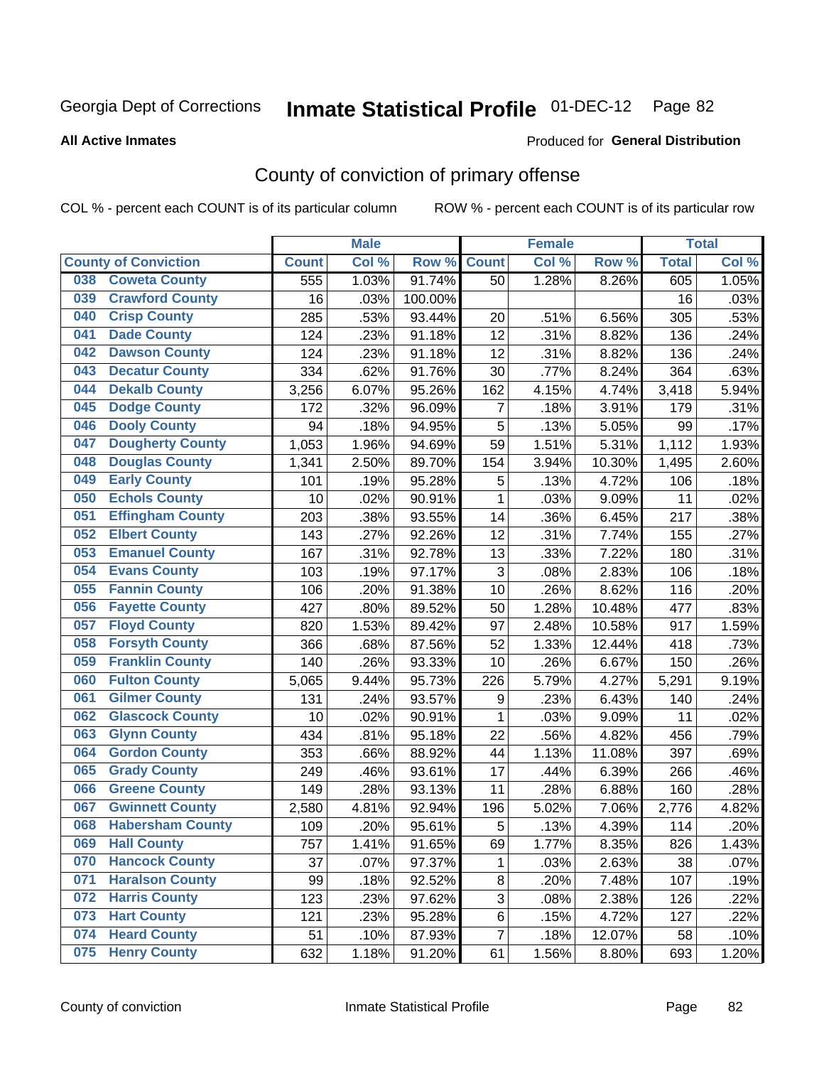Georgia Dept of Corrections **Inmate Statistical Profile** 01-DEC-12 Page 82

**All Active Inmates**

Produced for **General Distribution**

## County of conviction of primary offense

COL % - percent each COUNT is of its particular column ROW % - percent each COUNT is of its particular row

| County of Conviction | Male | | | Female | | | Total | |
|---|---|---|---|---|---|---|---|---|
| | Count | Col % | Row % | Count | Col % | Row % | Total | Col % |
| 038 Coweta County | 555 | 1.03% | 91.74% | 50 | 1.28% | 8.26% | 605 | 1.05% |
| 039 Crawford County | 16 | .03% | 100.00% | | | | 16 | .03% |
| 040 Crisp County | 285 | .53% | 93.44% | 20 | .51% | 6.56% | 305 | .53% |
| 041 Dade County | 124 | .23% | 91.18% | 12 | .31% | 8.82% | 136 | .24% |
| 042 Dawson County | 124 | .23% | 91.18% | 12 | .31% | 8.82% | 136 | .24% |
| 043 Decatur County | 334 | .62% | 91.76% | 30 | .77% | 8.24% | 364 | .63% |
| 044 Dekalb County | 3,256 | 6.07% | 95.26% | 162 | 4.15% | 4.74% | 3,418 | 5.94% |
| 045 Dodge County | 172 | .32% | 96.09% | 7 | .18% | 3.91% | 179 | .31% |
| 046 Dooly County | 94 | .18% | 94.95% | 5 | .13% | 5.05% | 99 | .17% |
| 047 Dougherty County | 1,053 | 1.96% | 94.69% | 59 | 1.51% | 5.31% | 1,112 | 1.93% |
| 048 Douglas County | 1,341 | 2.50% | 89.70% | 154 | 3.94% | 10.30% | 1,495 | 2.60% |
| 049 Early County | 101 | .19% | 95.28% | 5 | .13% | 4.72% | 106 | .18% |
| 050 Echols County | 10 | .02% | 90.91% | 1 | .03% | 9.09% | 11 | .02% |
| 051 Effingham County | 203 | .38% | 93.55% | 14 | .36% | 6.45% | 217 | .38% |
| 052 Elbert County | 143 | .27% | 92.26% | 12 | .31% | 7.74% | 155 | .27% |
| 053 Emanuel County | 167 | .31% | 92.78% | 13 | .33% | 7.22% | 180 | .31% |
| 054 Evans County | 103 | .19% | 97.17% | 3 | .08% | 2.83% | 106 | .18% |
| 055 Fannin County | 106 | .20% | 91.38% | 10 | .26% | 8.62% | 116 | .20% |
| 056 Fayette County | 427 | .80% | 89.52% | 50 | 1.28% | 10.48% | 477 | .83% |
| 057 Floyd County | 820 | 1.53% | 89.42% | 97 | 2.48% | 10.58% | 917 | 1.59% |
| 058 Forsyth County | 366 | .68% | 87.56% | 52 | 1.33% | 12.44% | 418 | .73% |
| 059 Franklin County | 140 | .26% | 93.33% | 10 | .26% | 6.67% | 150 | .26% |
| 060 Fulton County | 5,065 | 9.44% | 95.73% | 226 | 5.79% | 4.27% | 5,291 | 9.19% |
| 061 Gilmer County | 131 | .24% | 93.57% | 9 | .23% | 6.43% | 140 | .24% |
| 062 Glascock County | 10 | .02% | 90.91% | 1 | .03% | 9.09% | 11 | .02% |
| 063 Glynn County | 434 | .81% | 95.18% | 22 | .56% | 4.82% | 456 | .79% |
| 064 Gordon County | 353 | .66% | 88.92% | 44 | 1.13% | 11.08% | 397 | .69% |
| 065 Grady County | 249 | .46% | 93.61% | 17 | .44% | 6.39% | 266 | .46% |
| 066 Greene County | 149 | .28% | 93.13% | 11 | .28% | 6.88% | 160 | .28% |
| 067 Gwinnett County | 2,580 | 4.81% | 92.94% | 196 | 5.02% | 7.06% | 2,776 | 4.82% |
| 068 Habersham County | 109 | .20% | 95.61% | 5 | .13% | 4.39% | 114 | .20% |
| 069 Hall County | 757 | 1.41% | 91.65% | 69 | 1.77% | 8.35% | 826 | 1.43% |
| 070 Hancock County | 37 | .07% | 97.37% | 1 | .03% | 2.63% | 38 | .07% |
| 071 Haralson County | 99 | .18% | 92.52% | 8 | .20% | 7.48% | 107 | .19% |
| 072 Harris County | 123 | .23% | 97.62% | 3 | .08% | 2.38% | 126 | .22% |
| 073 Hart County | 121 | .23% | 95.28% | 6 | .15% | 4.72% | 127 | .22% |
| 074 Heard County | 51 | .10% | 87.93% | 7 | .18% | 12.07% | 58 | .10% |
| 075 Henry County | 632 | 1.18% | 91.20% | 61 | 1.56% | 8.80% | 693 | 1.20% |

County of conviction Inmate Statistical Profile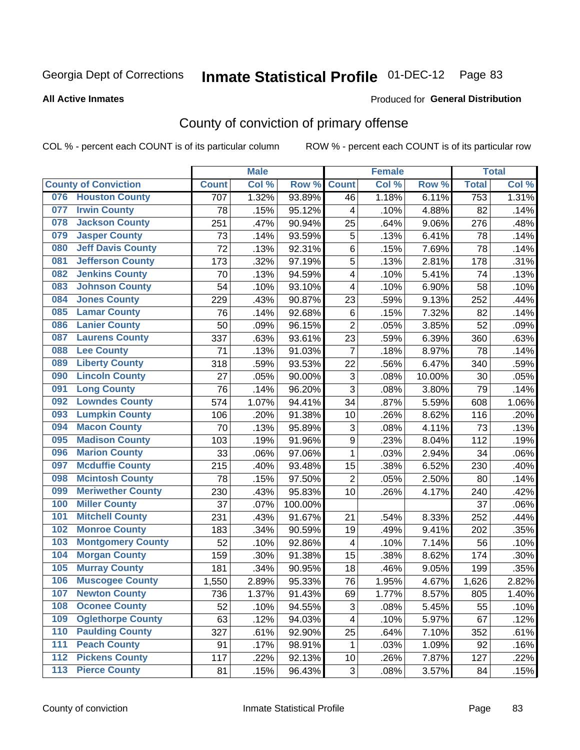Georgia Dept of Corrections **Inmate Statistical Profile** 01-DEC-12

**All Active Inmates**

Produced for **General Distribution**

## County of conviction of primary offense

COL % - percent each COUNT is of its particular column ROW % - percent each COUNT is of its particular row

| County of Conviction | Male | | | Female | | | Total | |
|---|---|---|---|---|---|---|---|---|
| | Count | Col % | Row % | Count | Col % | Row % | Total | Col % |
| 076 Houston County | 707 | 1.32% | 93.89% | 46 | 1.18% | 6.11% | 753 | 1.31% |
| 077 Irwin County | 78 | .15% | 95.12% | 4 | .10% | 4.88% | 82 | .14% |
| 078 Jackson County | 251 | .47% | 90.94% | 25 | .64% | 9.06% | 276 | .48% |
| 079 Jasper County | 73 | .14% | 93.59% | 5 | .13% | 6.41% | 78 | .14% |
| 080 Jeff Davis County | 72 | .13% | 92.31% | 6 | .15% | 7.69% | 78 | .14% |
| 081 Jefferson County | 173 | .32% | 97.19% | 5 | .13% | 2.81% | 178 | .31% |
| 082 Jenkins County | 70 | .13% | 94.59% | 4 | .10% | 5.41% | 74 | .13% |
| 083 Johnson County | 54 | .10% | 93.10% | 4 | .10% | 6.90% | 58 | .10% |
| 084 Jones County | 229 | .43% | 90.87% | 23 | .59% | 9.13% | 252 | .44% |
| 085 Lamar County | 76 | .14% | 92.68% | 6 | .15% | 7.32% | 82 | .14% |
| 086 Lanier County | 50 | .09% | 96.15% | 2 | .05% | 3.85% | 52 | .09% |
| 087 Laurens County | 337 | .63% | 93.61% | 23 | .59% | 6.39% | 360 | .63% |
| 088 Lee County | 71 | .13% | 91.03% | 7 | .18% | 8.97% | 78 | .14% |
| 089 Liberty County | 318 | .59% | 93.53% | 22 | .56% | 6.47% | 340 | .59% |
| 090 Lincoln County | 27 | .05% | 90.00% | 3 | .08% | 10.00% | 30 | .05% |
| 091 Long County | 76 | .14% | 96.20% | 3 | .08% | 3.80% | 79 | .14% |
| 092 Lowndes County | 574 | 1.07% | 94.41% | 34 | .87% | 5.59% | 608 | 1.06% |
| 093 Lumpkin County | 106 | .20% | 91.38% | 10 | .26% | 8.62% | 116 | .20% |
| 094 Macon County | 70 | .13% | 95.89% | 3 | .08% | 4.11% | 73 | .13% |
| 095 Madison County | 103 | .19% | 91.96% | 9 | .23% | 8.04% | 112 | .19% |
| 096 Marion County | 33 | .06% | 97.06% | 1 | .03% | 2.94% | 34 | .06% |
| 097 Mcduffie County | 215 | .40% | 93.48% | 15 | .38% | 6.52% | 230 | .40% |
| 098 Mcintosh County | 78 | .15% | 97.50% | 2 | .05% | 2.50% | 80 | .14% |
| 099 Meriwether County | 230 | .43% | 95.83% | 10 | .26% | 4.17% | 240 | .42% |
| 100 Miller County | 37 | .07% | 100.00% | | | | 37 | .06% |
| 101 Mitchell County | 231 | .43% | 91.67% | 21 | .54% | 8.33% | 252 | .44% |
| 102 Monroe County | 183 | .34% | 90.59% | 19 | .49% | 9.41% | 202 | .35% |
| 103 Montgomery County | 52 | .10% | 92.86% | 4 | .10% | 7.14% | 56 | .10% |
| 104 Morgan County | 159 | .30% | 91.38% | 15 | .38% | 8.62% | 174 | .30% |
| 105 Murray County | 181 | .34% | 90.95% | 18 | .46% | 9.05% | 199 | .35% |
| 106 Muscogee County | 1,550 | 2.89% | 95.33% | 76 | 1.95% | 4.67% | 1,626 | 2.82% |
| 107 Newton County | 736 | 1.37% | 91.43% | 69 | 1.77% | 8.57% | 805 | 1.40% |
| 108 Oconee County | 52 | .10% | 94.55% | 3 | .08% | 5.45% | 55 | .10% |
| 109 Oglethorpe County | 63 | .12% | 94.03% | 4 | .10% | 5.97% | 67 | .12% |
| 110 Paulding County | 327 | .61% | 92.90% | 25 | .64% | 7.10% | 352 | .61% |
| 111 Peach County | 91 | .17% | 98.91% | 1 | .03% | 1.09% | 92 | .16% |
| 112 Pickens County | 117 | .22% | 92.13% | 10 | .26% | 7.87% | 127 | .22% |
| 113 Pierce County | 81 | .15% | 96.43% | 3 | .08% | 3.57% | 84 | .15% |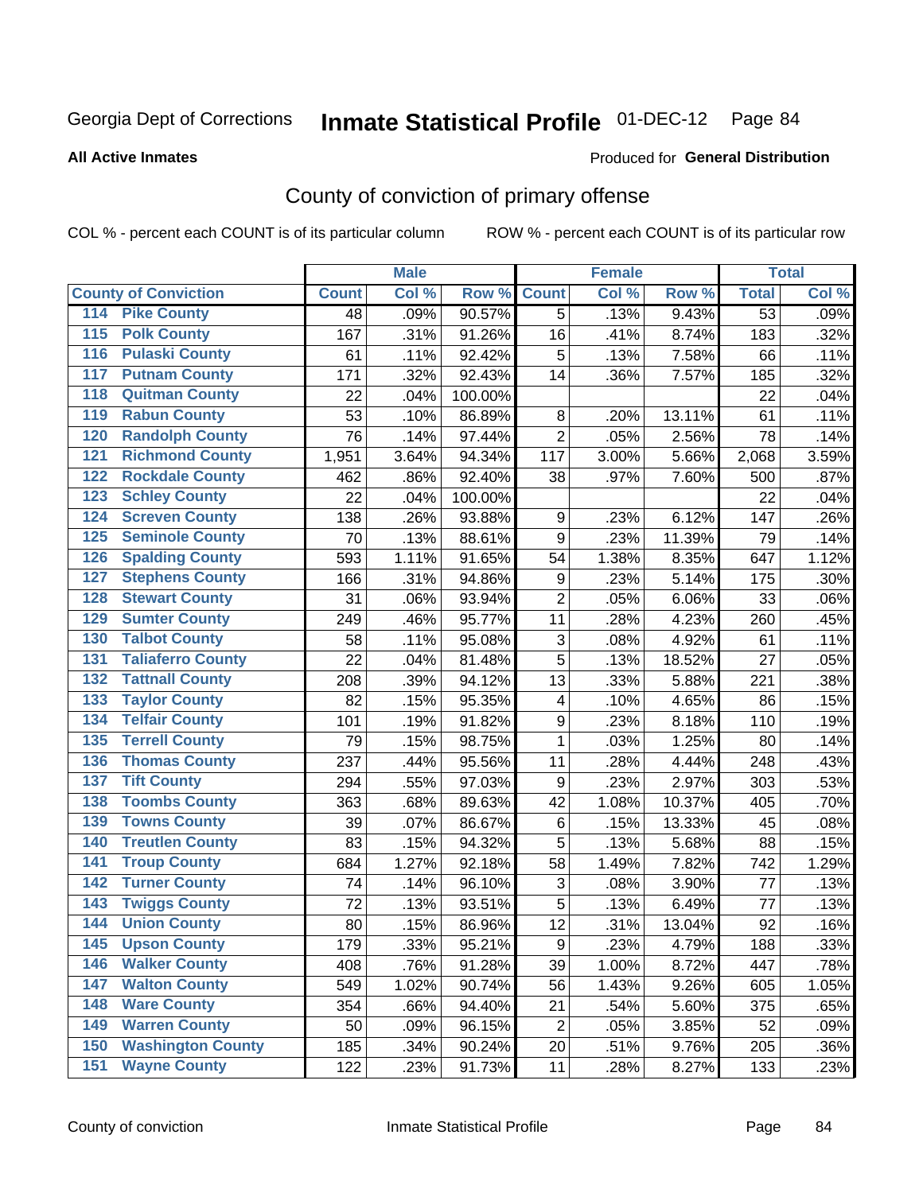Georgia Dept of Corrections **Inmate Statistical Profile** 01-DEC-12

**All Active Inmates**

Produced for **General Distribution**

## County of conviction of primary offense

COL % - percent each COUNT is of its particular column

ROW % - percent each COUNT is of its particular row

| County of Conviction | | Male | | | Female | | | Total | |
|---|---|---|---|---|---|---|---|---|---|
| | | Count | Col % | Row % | Count | Col % | Row % | Total | Col % |
| 114 | Pike County | 48 | .09% | 90.57% | 5 | .13% | 9.43% | 53 | .09% |
| 115 | Polk County | 167 | .31% | 91.26% | 16 | .41% | 8.74% | 183 | .32% |
| 116 | Pulaski County | 61 | .11% | 92.42% | 5 | .13% | 7.58% | 66 | .11% |
| 117 | Putnam County | 171 | .32% | 92.43% | 14 | .36% | 7.57% | 185 | .32% |
| 118 | Quitman County | 22 | .04% | 100.00% | | | | 22 | .04% |
| 119 | Rabun County | 53 | .10% | 86.89% | 8 | .20% | 13.11% | 61 | .11% |
| 120 | Randolph County | 76 | .14% | 97.44% | 2 | .05% | 2.56% | 78 | .14% |
| 121 | Richmond County | 1,951 | 3.64% | 94.34% | 117 | 3.00% | 5.66% | 2,068 | 3.59% |
| 122 | Rockdale County | 462 | .86% | 92.40% | 38 | .97% | 7.60% | 500 | .87% |
| 123 | Schley County | 22 | .04% | 100.00% | | | | 22 | .04% |
| 124 | Screven County | 138 | .26% | 93.88% | 9 | .23% | 6.12% | 147 | .26% |
| 125 | Seminole County | 70 | .13% | 88.61% | 9 | .23% | 11.39% | 79 | .14% |
| 126 | Spalding County | 593 | 1.11% | 91.65% | 54 | 1.38% | 8.35% | 647 | 1.12% |
| 127 | Stephens County | 166 | .31% | 94.86% | 9 | .23% | 5.14% | 175 | .30% |
| 128 | Stewart County | 31 | .06% | 93.94% | 2 | .05% | 6.06% | 33 | .06% |
| 129 | Sumter County | 249 | .46% | 95.77% | 11 | .28% | 4.23% | 260 | .45% |
| 130 | Talbot County | 58 | .11% | 95.08% | 3 | .08% | 4.92% | 61 | .11% |
| 131 | Taliaferro County | 22 | .04% | 81.48% | 5 | .13% | 18.52% | 27 | .05% |
| 132 | Tattnall County | 208 | .39% | 94.12% | 13 | .33% | 5.88% | 221 | .38% |
| 133 | Taylor County | 82 | .15% | 95.35% | 4 | .10% | 4.65% | 86 | .15% |
| 134 | Telfair County | 101 | .19% | 91.82% | 9 | .23% | 8.18% | 110 | .19% |
| 135 | Terrell County | 79 | .15% | 98.75% | 1 | .03% | 1.25% | 80 | .14% |
| 136 | Thomas County | 237 | .44% | 95.56% | 11 | .28% | 4.44% | 248 | .43% |
| 137 | Tift County | 294 | .55% | 97.03% | 9 | .23% | 2.97% | 303 | .53% |
| 138 | Toombs County | 363 | .68% | 89.63% | 42 | 1.08% | 10.37% | 405 | .70% |
| 139 | Towns County | 39 | .07% | 86.67% | 6 | .15% | 13.33% | 45 | .08% |
| 140 | Treutlen County | 83 | .15% | 94.32% | 5 | .13% | 5.68% | 88 | .15% |
| 141 | Troup County | 684 | 1.27% | 92.18% | 58 | 1.49% | 7.82% | 742 | 1.29% |
| 142 | Turner County | 74 | .14% | 96.10% | 3 | .08% | 3.90% | 77 | .13% |
| 143 | Twiggs County | 72 | .13% | 93.51% | 5 | .13% | 6.49% | 77 | .13% |
| 144 | Union County | 80 | .15% | 86.96% | 12 | .31% | 13.04% | 92 | .16% |
| 145 | Upson County | 179 | .33% | 95.21% | 9 | .23% | 4.79% | 188 | .33% |
| 146 | Walker County | 408 | .76% | 91.28% | 39 | 1.00% | 8.72% | 447 | .78% |
| 147 | Walton County | 549 | 1.02% | 90.74% | 56 | 1.43% | 9.26% | 605 | 1.05% |
| 148 | Ware County | 354 | .66% | 94.40% | 21 | .54% | 5.60% | 375 | .65% |
| 149 | Warren County | 50 | .09% | 96.15% | 2 | .05% | 3.85% | 52 | .09% |
| 150 | Washington County | 185 | .34% | 90.24% | 20 | .51% | 9.76% | 205 | .36% |
| 151 | Wayne County | 122 | .23% | 91.73% | 11 | .28% | 8.27% | 133 | .23% |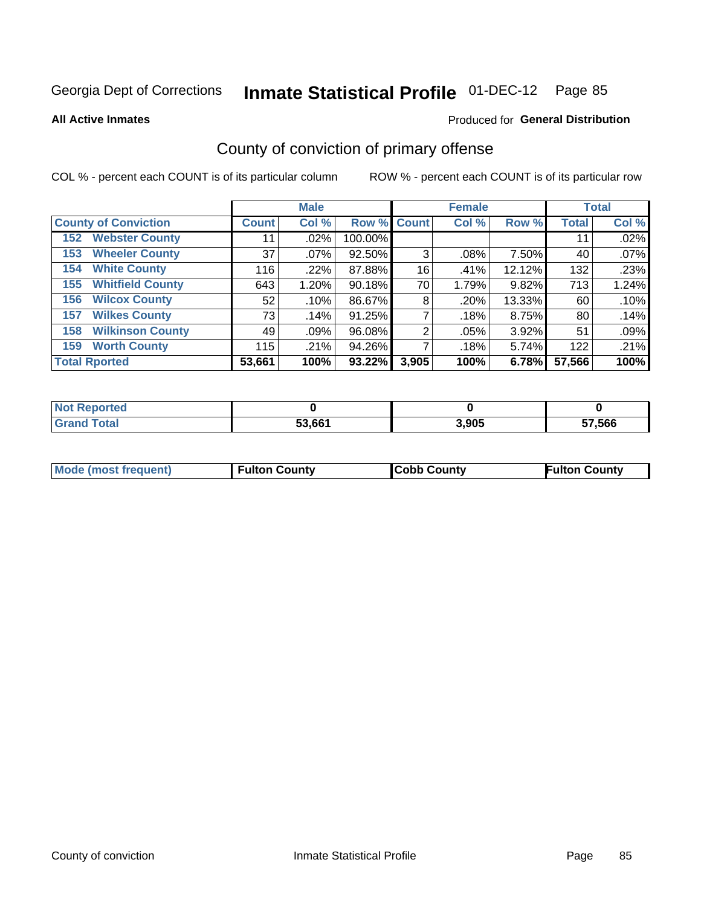Georgia Dept of Corrections **Inmate Statistical Profile** 01-DEC-12

**All Active Inmates**

Produced for **General Distribution**

## County of conviction of primary offense

COL % - percent each COUNT is of its particular column

ROW % - percent each COUNT is of its particular row

| | Male | | | Female | | | Total | |
|---|---|---|---|---|---|---|---|---|
| County of Conviction | Count | Col % | Row % | Count | Col % | Row % | Total | Col % |
| 152 Webster County | 11 | .02% | 100.00% | | | | 11 | .02% |
| 153 Wheeler County | 37 | .07% | 92.50% | 3 | .08% | 7.50% | 40 | .07% |
| 154 White County | 116 | .22% | 87.88% | 16 | .41% | 12.12% | 132 | .23% |
| 155 Whitfield County | 643 | 1.20% | 90.18% | 70 | 1.79% | 9.82% | 713 | 1.24% |
| 156 Wilcox County | 52 | .10% | 86.67% | 8 | .20% | 13.33% | 60 | .10% |
| 157 Wilkes County | 73 | .14% | 91.25% | 7 | .18% | 8.75% | 80 | .14% |
| 158 Wilkinson County | 49 | .09% | 96.08% | 2 | .05% | 3.92% | 51 | .09% |
| 159 Worth County | 115 | .21% | 94.26% | 7 | .18% | 5.74% | 122 | .21% |
| **Total Rported** | **53,661** | **100%** | **93.22%** | **3,905** | **100%** | **6.78%** | **57,566** | **100%** |

| | Male | Female | Total |
|---|---|---|---|
| Not Reported | 0 | 0 | 0 |
| Grand Total | 53,661 | 3,905 | 57,566 |

| | Male | Female | Total |
|---|---|---|---|
| Mode (most frequent) | Fulton County | Cobb County | Fulton County |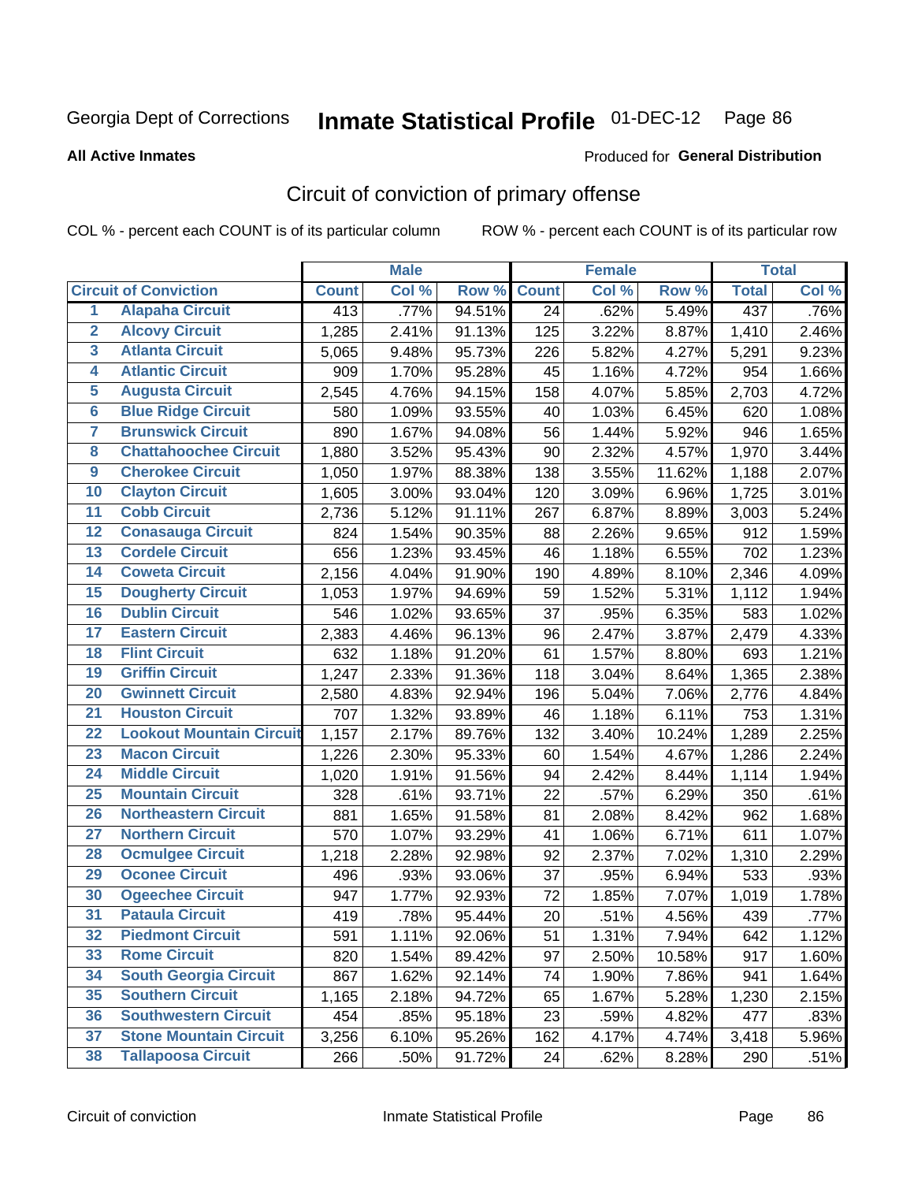Georgia Dept of Corrections **Inmate Statistical Profile** 01-DEC-12

**All Active Inmates**

Produced for **General Distribution**

## Circuit of conviction of primary offense

COL % - percent each COUNT is of its particular column ROW % - percent each COUNT is of its particular row

| | | Male | | | Female | | | Total | |
|---|---|---|---|---|---|---|---|---|---|
| **Circuit of Conviction** | | **Count** | **Col %** | **Row %** | **Count** | **Col %** | **Row %** | **Total** | **Col %** |
| 1 | Alapaha Circuit | 413 | .77% | 94.51% | 24 | .62% | 5.49% | 437 | .76% |
| 2 | Alcovy Circuit | 1,285 | 2.41% | 91.13% | 125 | 3.22% | 8.87% | 1,410 | 2.46% |
| 3 | Atlanta Circuit | 5,065 | 9.48% | 95.73% | 226 | 5.82% | 4.27% | 5,291 | 9.23% |
| 4 | Atlantic Circuit | 909 | 1.70% | 95.28% | 45 | 1.16% | 4.72% | 954 | 1.66% |
| 5 | Augusta Circuit | 2,545 | 4.76% | 94.15% | 158 | 4.07% | 5.85% | 2,703 | 4.72% |
| 6 | Blue Ridge Circuit | 580 | 1.09% | 93.55% | 40 | 1.03% | 6.45% | 620 | 1.08% |
| 7 | Brunswick Circuit | 890 | 1.67% | 94.08% | 56 | 1.44% | 5.92% | 946 | 1.65% |
| 8 | Chattahoochee Circuit | 1,880 | 3.52% | 95.43% | 90 | 2.32% | 4.57% | 1,970 | 3.44% |
| 9 | Cherokee Circuit | 1,050 | 1.97% | 88.38% | 138 | 3.55% | 11.62% | 1,188 | 2.07% |
| 10 | Clayton Circuit | 1,605 | 3.00% | 93.04% | 120 | 3.09% | 6.96% | 1,725 | 3.01% |
| 11 | Cobb Circuit | 2,736 | 5.12% | 91.11% | 267 | 6.87% | 8.89% | 3,003 | 5.24% |
| 12 | Conasauga Circuit | 824 | 1.54% | 90.35% | 88 | 2.26% | 9.65% | 912 | 1.59% |
| 13 | Cordele Circuit | 656 | 1.23% | 93.45% | 46 | 1.18% | 6.55% | 702 | 1.23% |
| 14 | Coweta Circuit | 2,156 | 4.04% | 91.90% | 190 | 4.89% | 8.10% | 2,346 | 4.09% |
| 15 | Dougherty Circuit | 1,053 | 1.97% | 94.69% | 59 | 1.52% | 5.31% | 1,112 | 1.94% |
| 16 | Dublin Circuit | 546 | 1.02% | 93.65% | 37 | .95% | 6.35% | 583 | 1.02% |
| 17 | Eastern Circuit | 2,383 | 4.46% | 96.13% | 96 | 2.47% | 3.87% | 2,479 | 4.33% |
| 18 | Flint Circuit | 632 | 1.18% | 91.20% | 61 | 1.57% | 8.80% | 693 | 1.21% |
| 19 | Griffin Circuit | 1,247 | 2.33% | 91.36% | 118 | 3.04% | 8.64% | 1,365 | 2.38% |
| 20 | Gwinnett Circuit | 2,580 | 4.83% | 92.94% | 196 | 5.04% | 7.06% | 2,776 | 4.84% |
| 21 | Houston Circuit | 707 | 1.32% | 93.89% | 46 | 1.18% | 6.11% | 753 | 1.31% |
| 22 | Lookout Mountain Circuit | 1,157 | 2.17% | 89.76% | 132 | 3.40% | 10.24% | 1,289 | 2.25% |
| 23 | Macon Circuit | 1,226 | 2.30% | 95.33% | 60 | 1.54% | 4.67% | 1,286 | 2.24% |
| 24 | Middle Circuit | 1,020 | 1.91% | 91.56% | 94 | 2.42% | 8.44% | 1,114 | 1.94% |
| 25 | Mountain Circuit | 328 | .61% | 93.71% | 22 | .57% | 6.29% | 350 | .61% |
| 26 | Northeastern Circuit | 881 | 1.65% | 91.58% | 81 | 2.08% | 8.42% | 962 | 1.68% |
| 27 | Northern Circuit | 570 | 1.07% | 93.29% | 41 | 1.06% | 6.71% | 611 | 1.07% |
| 28 | Ocmulgee Circuit | 1,218 | 2.28% | 92.98% | 92 | 2.37% | 7.02% | 1,310 | 2.29% |
| 29 | Oconee Circuit | 496 | .93% | 93.06% | 37 | .95% | 6.94% | 533 | .93% |
| 30 | Ogeechee Circuit | 947 | 1.77% | 92.93% | 72 | 1.85% | 7.07% | 1,019 | 1.78% |
| 31 | Pataula Circuit | 419 | .78% | 95.44% | 20 | .51% | 4.56% | 439 | .77% |
| 32 | Piedmont Circuit | 591 | 1.11% | 92.06% | 51 | 1.31% | 7.94% | 642 | 1.12% |
| 33 | Rome Circuit | 820 | 1.54% | 89.42% | 97 | 2.50% | 10.58% | 917 | 1.60% |
| 34 | South Georgia Circuit | 867 | 1.62% | 92.14% | 74 | 1.90% | 7.86% | 941 | 1.64% |
| 35 | Southern Circuit | 1,165 | 2.18% | 94.72% | 65 | 1.67% | 5.28% | 1,230 | 2.15% |
| 36 | Southwestern Circuit | 454 | .85% | 95.18% | 23 | .59% | 4.82% | 477 | .83% |
| 37 | Stone Mountain Circuit | 3,256 | 6.10% | 95.26% | 162 | 4.17% | 4.74% | 3,418 | 5.96% |
| 38 | Tallapoosa Circuit | 266 | .50% | 91.72% | 24 | .62% | 8.28% | 290 | .51% |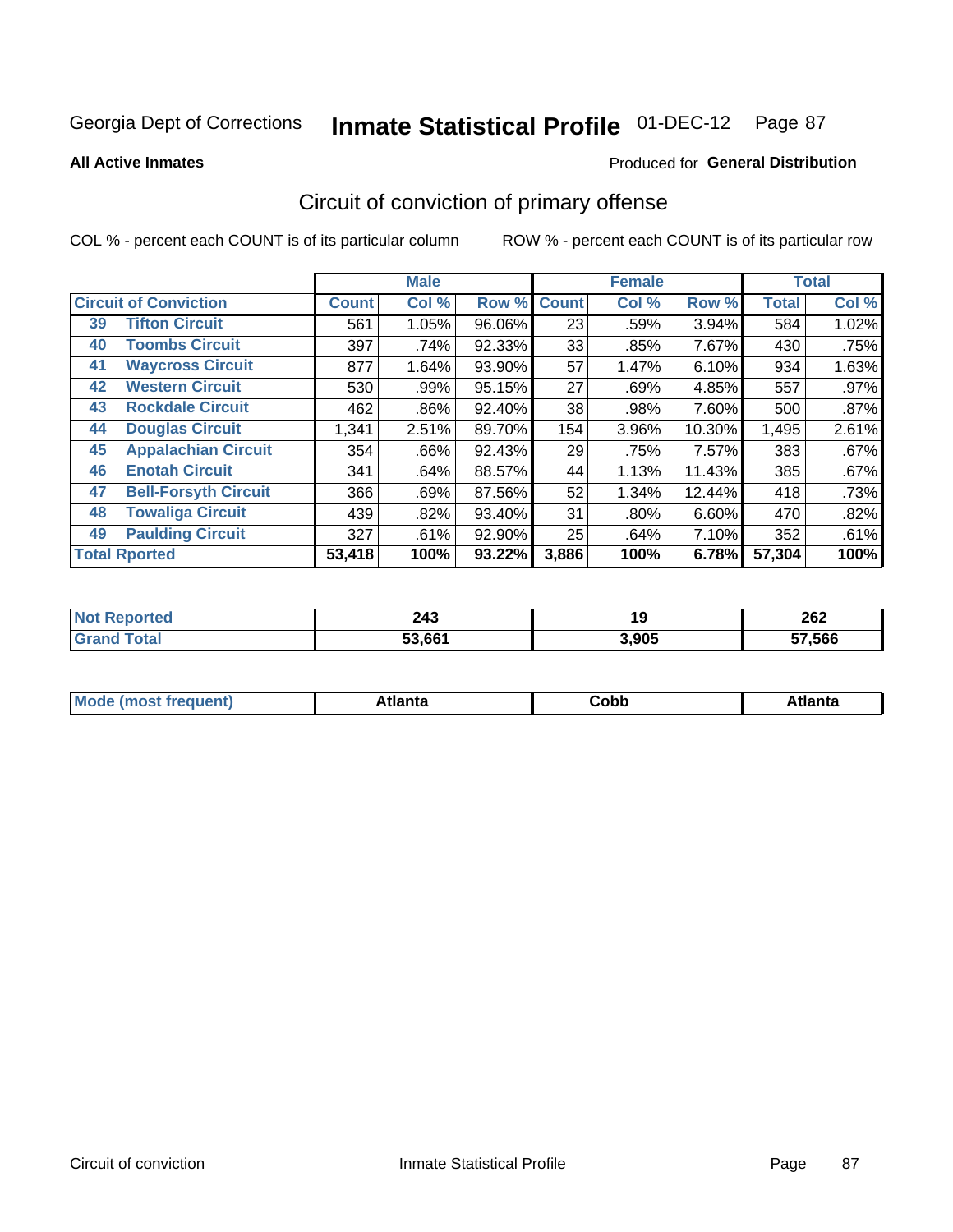Georgia Dept of Corrections **Inmate Statistical Profile** 01-DEC-12

**All Active Inmates**

Produced for **General Distribution**

## Circuit of conviction of primary offense

COL % - percent each COUNT is of its particular column

ROW % - percent each COUNT is of its particular row

| Circuit of Conviction | | Male | | | Female | | | Total | |
|---|---|---|---|---|---|---|---|---|---|
| | | Count | Col % | Row % | Count | Col % | Row % | Total | Col % |
| 39 | Tifton Circuit | 561 | 1.05% | 96.06% | 23 | .59% | 3.94% | 584 | 1.02% |
| 40 | Toombs Circuit | 397 | .74% | 92.33% | 33 | .85% | 7.67% | 430 | .75% |
| 41 | Waycross Circuit | 877 | 1.64% | 93.90% | 57 | 1.47% | 6.10% | 934 | 1.63% |
| 42 | Western Circuit | 530 | .99% | 95.15% | 27 | .69% | 4.85% | 557 | .97% |
| 43 | Rockdale Circuit | 462 | .86% | 92.40% | 38 | .98% | 7.60% | 500 | .87% |
| 44 | Douglas Circuit | 1,341 | 2.51% | 89.70% | 154 | 3.96% | 10.30% | 1,495 | 2.61% |
| 45 | Appalachian Circuit | 354 | .66% | 92.43% | 29 | .75% | 7.57% | 383 | .67% |
| 46 | Enotah Circuit | 341 | .64% | 88.57% | 44 | 1.13% | 11.43% | 385 | .67% |
| 47 | Bell-Forsyth Circuit | 366 | .69% | 87.56% | 52 | 1.34% | 12.44% | 418 | .73% |
| 48 | Towaliga Circuit | 439 | .82% | 93.40% | 31 | .80% | 6.60% | 470 | .82% |
| 49 | Paulding Circuit | 327 | .61% | 92.90% | 25 | .64% | 7.10% | 352 | .61% |
| **Total Rported** | | **53,418** | **100%** | **93.22%** | **3,886** | **100%** | **6.78%** | **57,304** | **100%** |

| | Male | Female | Total |
|---|---|---|---|
| Not Reported | 243 | 19 | 262 |
| Grand Total | 53,661 | 3,905 | 57,566 |

| | Male | Female | Total |
|---|---|---|---|
| Mode (most frequent) | Atlanta | Cobb | Atlanta |

Circuit of conviction Inmate Statistical Profile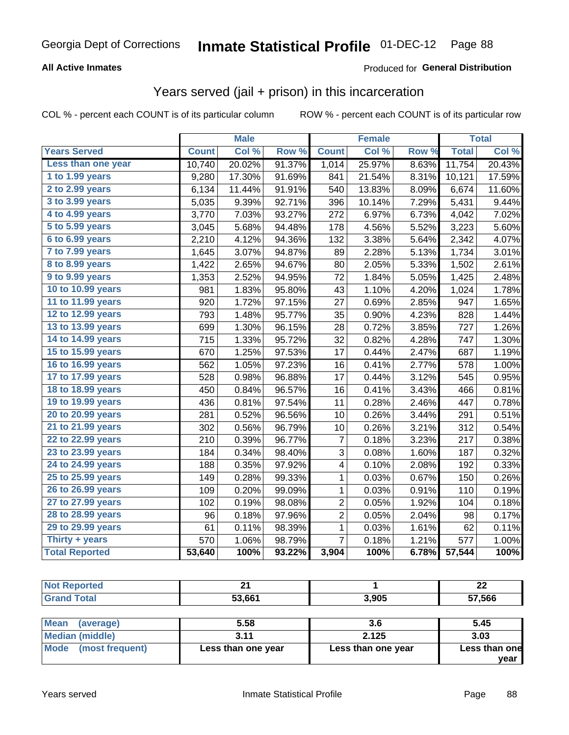Georgia Dept of Corrections **Inmate Statistical Profile** 01-DEC-12

**All Active Inmates**

Produced for **General Distribution**

## Years served (jail + prison) in this incarceration

COL % - percent each COUNT is of its particular column ROW % - percent each COUNT is of its particular row

| | Male | | | Female | | | Total | |
|---|---|---|---|---|---|---|---|---|
| **Years Served** | **Count** | **Col %** | **Row %** | **Count** | **Col %** | **Row %** | **Total** | **Col %** |
| Less than one year | 10,740 | 20.02% | 91.37% | 1,014 | 25.97% | 8.63% | 11,754 | 20.43% |
| 1 to 1.99 years | 9,280 | 17.30% | 91.69% | 841 | 21.54% | 8.31% | 10,121 | 17.59% |
| 2 to 2.99 years | 6,134 | 11.44% | 91.91% | 540 | 13.83% | 8.09% | 6,674 | 11.60% |
| 3 to 3.99 years | 5,035 | 9.39% | 92.71% | 396 | 10.14% | 7.29% | 5,431 | 9.44% |
| 4 to 4.99 years | 3,770 | 7.03% | 93.27% | 272 | 6.97% | 6.73% | 4,042 | 7.02% |
| 5 to 5.99 years | 3,045 | 5.68% | 94.48% | 178 | 4.56% | 5.52% | 3,223 | 5.60% |
| 6 to 6.99 years | 2,210 | 4.12% | 94.36% | 132 | 3.38% | 5.64% | 2,342 | 4.07% |
| 7 to 7.99 years | 1,645 | 3.07% | 94.87% | 89 | 2.28% | 5.13% | 1,734 | 3.01% |
| 8 to 8.99 years | 1,422 | 2.65% | 94.67% | 80 | 2.05% | 5.33% | 1,502 | 2.61% |
| 9 to 9.99 years | 1,353 | 2.52% | 94.95% | 72 | 1.84% | 5.05% | 1,425 | 2.48% |
| 10 to 10.99 years | 981 | 1.83% | 95.80% | 43 | 1.10% | 4.20% | 1,024 | 1.78% |
| 11 to 11.99 years | 920 | 1.72% | 97.15% | 27 | 0.69% | 2.85% | 947 | 1.65% |
| 12 to 12.99 years | 793 | 1.48% | 95.77% | 35 | 0.90% | 4.23% | 828 | 1.44% |
| 13 to 13.99 years | 699 | 1.30% | 96.15% | 28 | 0.72% | 3.85% | 727 | 1.26% |
| 14 to 14.99 years | 715 | 1.33% | 95.72% | 32 | 0.82% | 4.28% | 747 | 1.30% |
| 15 to 15.99 years | 670 | 1.25% | 97.53% | 17 | 0.44% | 2.47% | 687 | 1.19% |
| 16 to 16.99 years | 562 | 1.05% | 97.23% | 16 | 0.41% | 2.77% | 578 | 1.00% |
| 17 to 17.99 years | 528 | 0.98% | 96.88% | 17 | 0.44% | 3.12% | 545 | 0.95% |
| 18 to 18.99 years | 450 | 0.84% | 96.57% | 16 | 0.41% | 3.43% | 466 | 0.81% |
| 19 to 19.99 years | 436 | 0.81% | 97.54% | 11 | 0.28% | 2.46% | 447 | 0.78% |
| 20 to 20.99 years | 281 | 0.52% | 96.56% | 10 | 0.26% | 3.44% | 291 | 0.51% |
| 21 to 21.99 years | 302 | 0.56% | 96.79% | 10 | 0.26% | 3.21% | 312 | 0.54% |
| 22 to 22.99 years | 210 | 0.39% | 96.77% | 7 | 0.18% | 3.23% | 217 | 0.38% |
| 23 to 23.99 years | 184 | 0.34% | 98.40% | 3 | 0.08% | 1.60% | 187 | 0.32% |
| 24 to 24.99 years | 188 | 0.35% | 97.92% | 4 | 0.10% | 2.08% | 192 | 0.33% |
| 25 to 25.99 years | 149 | 0.28% | 99.33% | 1 | 0.03% | 0.67% | 150 | 0.26% |
| 26 to 26.99 years | 109 | 0.20% | 99.09% | 1 | 0.03% | 0.91% | 110 | 0.19% |
| 27 to 27.99 years | 102 | 0.19% | 98.08% | 2 | 0.05% | 1.92% | 104 | 0.18% |
| 28 to 28.99 years | 96 | 0.18% | 97.96% | 2 | 0.05% | 2.04% | 98 | 0.17% |
| 29 to 29.99 years | 61 | 0.11% | 98.39% | 1 | 0.03% | 1.61% | 62 | 0.11% |
| Thirty + years | 570 | 1.06% | 98.79% | 7 | 0.18% | 1.21% | 577 | 1.00% |
| **Total Reported** | **53,640** | **100%** | **93.22%** | **3,904** | **100%** | **6.78%** | **57,544** | **100%** |

| | Male | Female | Total |
|---|---|---|---|
| Not Reported | 21 | 1 | 22 |
| Grand Total | 53,661 | 3,905 | 57,566 |

| | Male | Female | Total |
|---|---|---|---|
| Mean (average) | 5.58 | 3.6 | 5.45 |
| Median (middle) | 3.11 | 2.125 | 3.03 |
| Mode (most frequent) | Less than one year | Less than one year | Less than one year |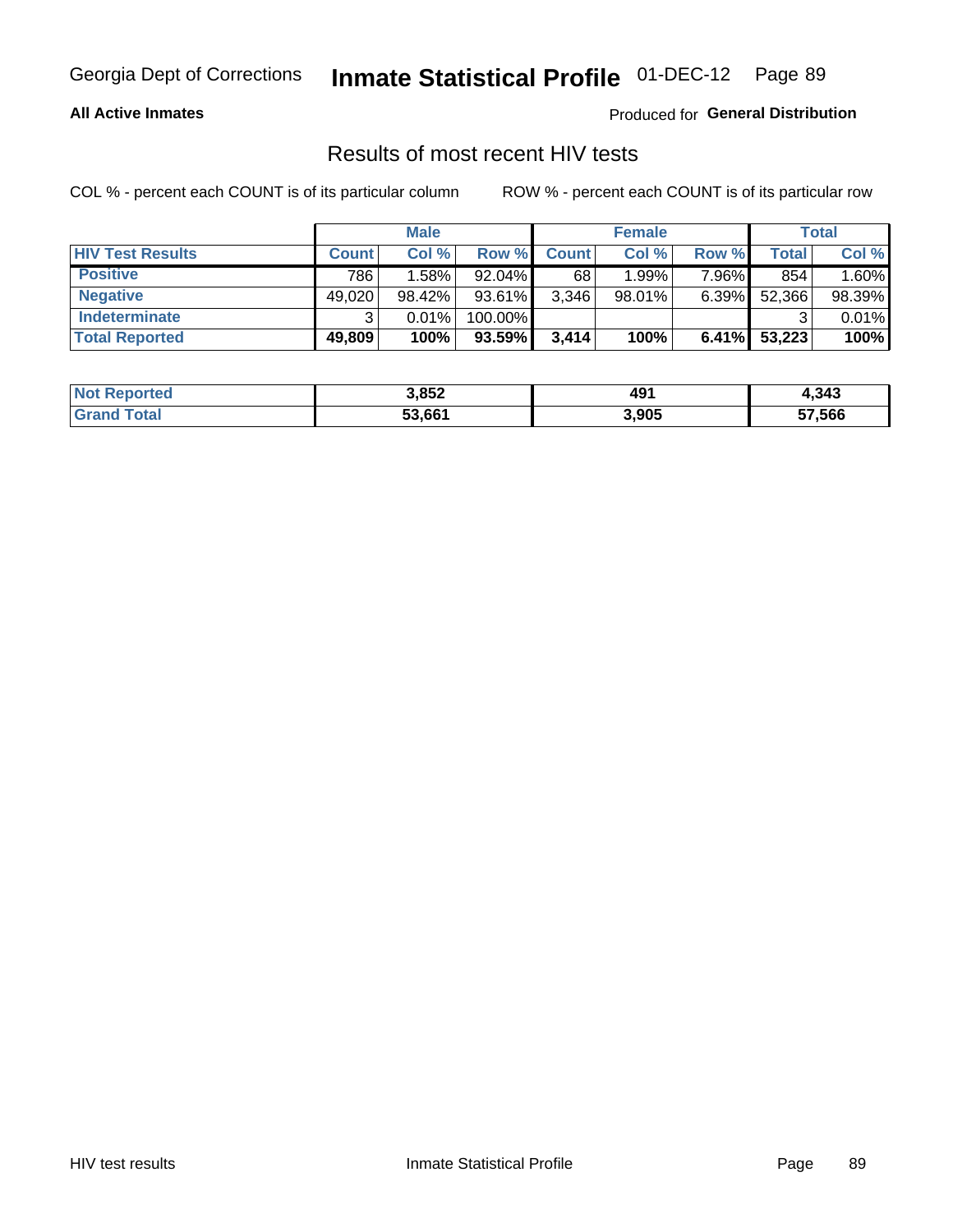Georgia Dept of Corrections **Inmate Statistical Profile** 01-DEC-12

**All Active Inmates**

Produced for **General Distribution**

## Results of most recent HIV tests

COL % - percent each COUNT is of its particular column

ROW % - percent each COUNT is of its particular row

| | Male | | | Female | | | Total | |
|---|---|---|---|---|---|---|---|---|
| **HIV Test Results** | **Count** | **Col %** | **Row %** | **Count** | **Col %** | **Row %** | **Total** | **Col %** |
| **Positive** | 786 | 1.58% | 92.04% | 68 | 1.99% | 7.96% | 854 | 1.60% |
| **Negative** | 49,020 | 98.42% | 93.61% | 3,346 | 98.01% | 6.39% | 52,366 | 98.39% |
| **Indeterminate** | 3 | 0.01% | 100.00% | | | | 3 | 0.01% |
| **Total Reported** | **49,809** | **100%** | **93.59%** | **3,414** | **100%** | **6.41%** | **53,223** | **100%** |

| | Male | Female | Total |
|---|---|---|---|
| **Not Reported** | **3,852** | **491** | **4,343** |
| **Grand Total** | **53,661** | **3,905** | **57,566** |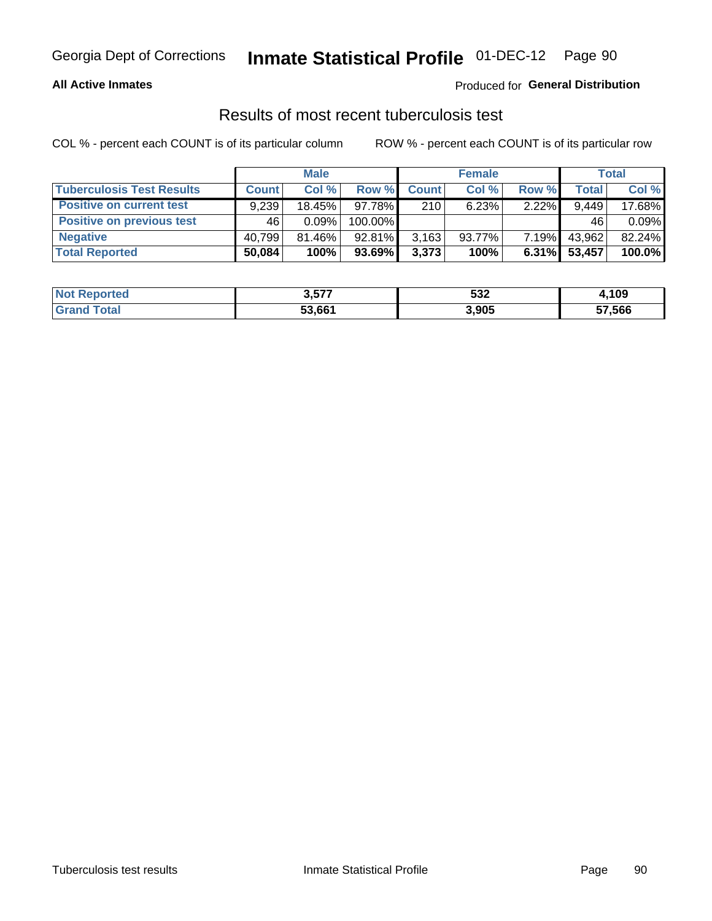Georgia Dept of Corrections **Inmate Statistical Profile** 01-DEC-12

**All Active Inmates**

Produced for **General Distribution**

## Results of most recent tuberculosis test

COL % - percent each COUNT is of its particular column

ROW % - percent each COUNT is of its particular row

| | Male | | | Female | | | Total | |
|---|---|---|---|---|---|---|---|---|
| **Tuberculosis Test Results** | **Count** | **Col %** | **Row %** | **Count** | **Col %** | **Row %** | **Total** | **Col %** |
| **Positive on current test** | 9,239 | 18.45% | 97.78% | 210 | 6.23% | 2.22% | 9,449 | 17.68% |
| **Positive on previous test** | 46 | 0.09% | 100.00% | | | | 46 | 0.09% |
| **Negative** | 40,799 | 81.46% | 92.81% | 3,163 | 93.77% | 7.19% | 43,962 | 82.24% |
| **Total Reported** | **50,084** | **100%** | **93.69%** | **3,373** | **100%** | **6.31%** | **53,457** | **100.0%** |

| | Male | Female | Total |
|---|---|---|---|
| **Not Reported** | **3,577** | **532** | **4,109** |
| **Grand Total** | **53,661** | **3,905** | **57,566** |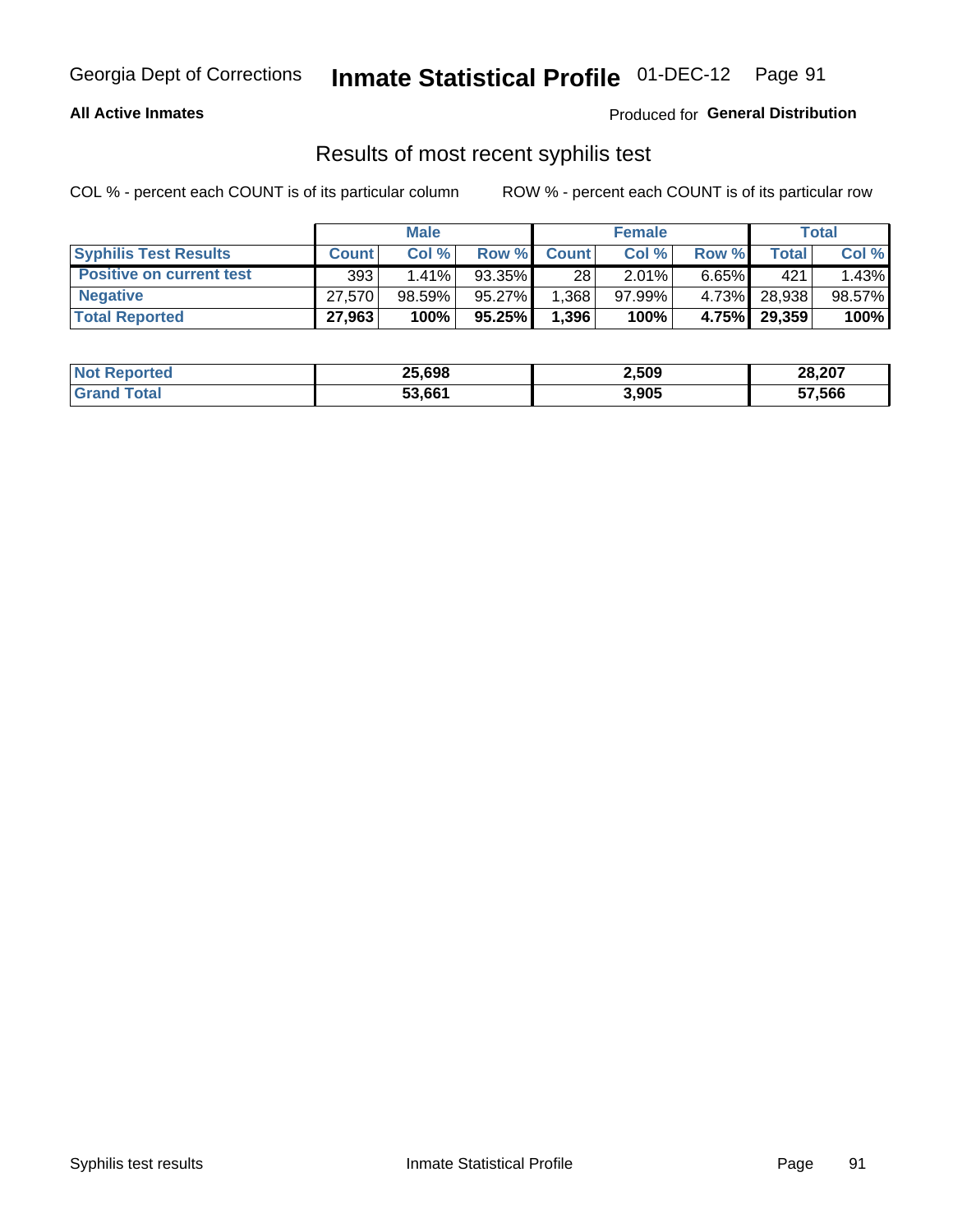Georgia Dept of Corrections **Inmate Statistical Profile** 01-DEC-12

**All Active Inmates**

Produced for **General Distribution**

## Results of most recent syphilis test

COL % - percent each COUNT is of its particular column ROW % - percent each COUNT is of its particular row

| | Male | | | Female | | | Total | |
|---|---|---|---|---|---|---|---|---|
| **Syphilis Test Results** | **Count** | **Col %** | **Row %** | **Count** | **Col %** | **Row %** | **Total** | **Col %** |
| **Positive on current test** | 393 | 1.41% | 93.35% | 28 | 2.01% | 6.65% | 421 | 1.43% |
| **Negative** | 27,570 | 98.59% | 95.27% | 1,368 | 97.99% | 4.73% | 28,938 | 98.57% |
| **Total Reported** | **27,963** | **100%** | **95.25%** | **1,396** | **100%** | **4.75%** | **29,359** | **100%** |

| | Male | Female | Total |
|---|---|---|---|
| **Not Reported** | **25,698** | **2,509** | **28,207** |
| **Grand Total** | **53,661** | **3,905** | **57,566** |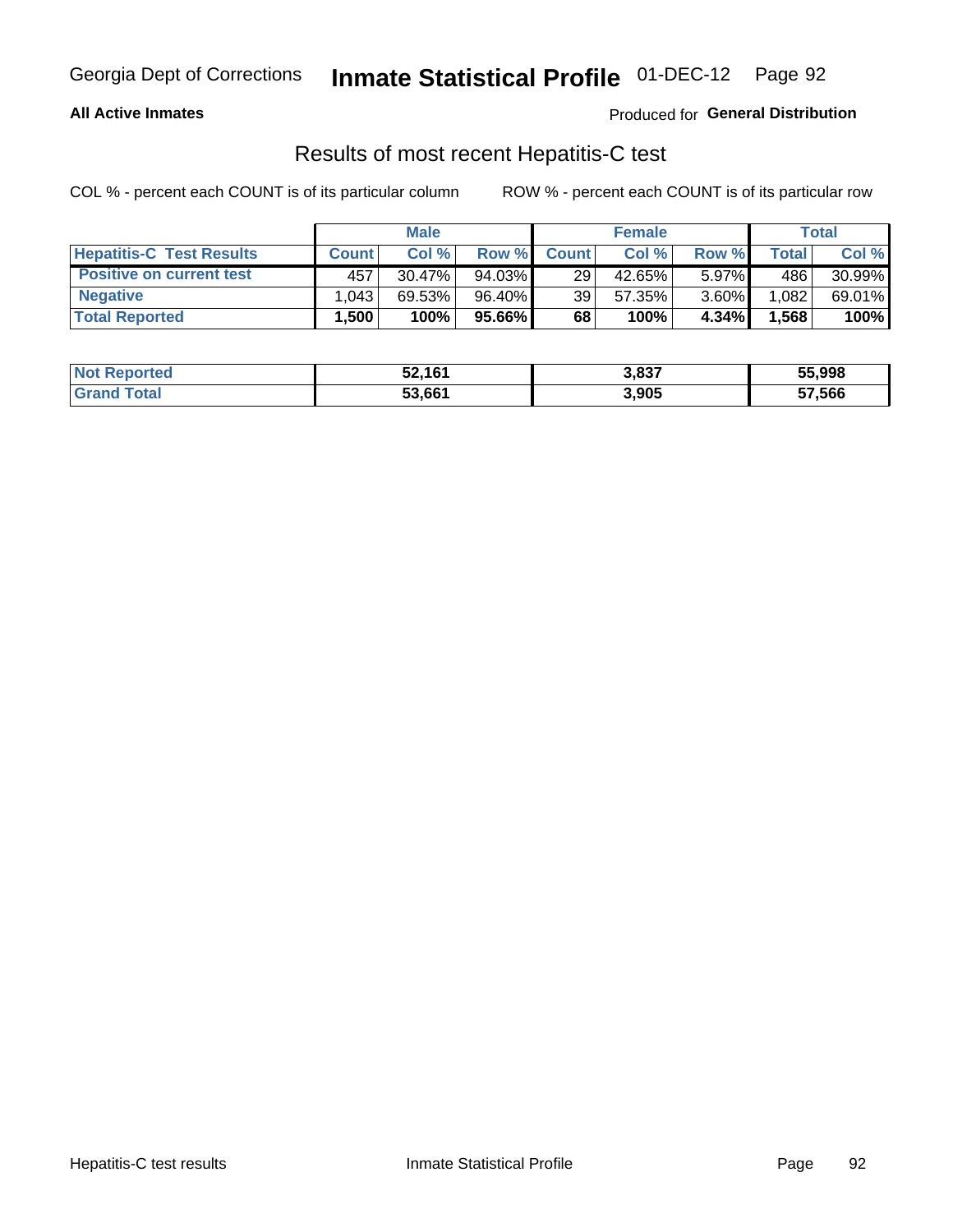Georgia Dept of Corrections **Inmate Statistical Profile** 01-DEC-12

**All Active Inmates**

Produced for **General Distribution**

## Results of most recent Hepatitis-C test

COL % - percent each COUNT is of its particular column

ROW % - percent each COUNT is of its particular row

| | Male | | | Female | | | Total | |
|---|---|---|---|---|---|---|---|---|
| **Hepatitis-C Test Results** | **Count** | **Col %** | **Row %** | **Count** | **Col %** | **Row %** | **Total** | **Col %** |
| **Positive on current test** | 457 | 30.47% | 94.03% | 29 | 42.65% | 5.97% | 486 | 30.99% |
| **Negative** | 1,043 | 69.53% | 96.40% | 39 | 57.35% | 3.60% | 1,082 | 69.01% |
| **Total Reported** | **1,500** | **100%** | **95.66%** | **68** | **100%** | **4.34%** | **1,568** | **100%** |

| | Male | Female | Total |
|---|---|---|---|
| **Not Reported** | **52,161** | **3,837** | **55,998** |
| **Grand Total** | **53,661** | **3,905** | **57,566** |

Hepatitis-C test results